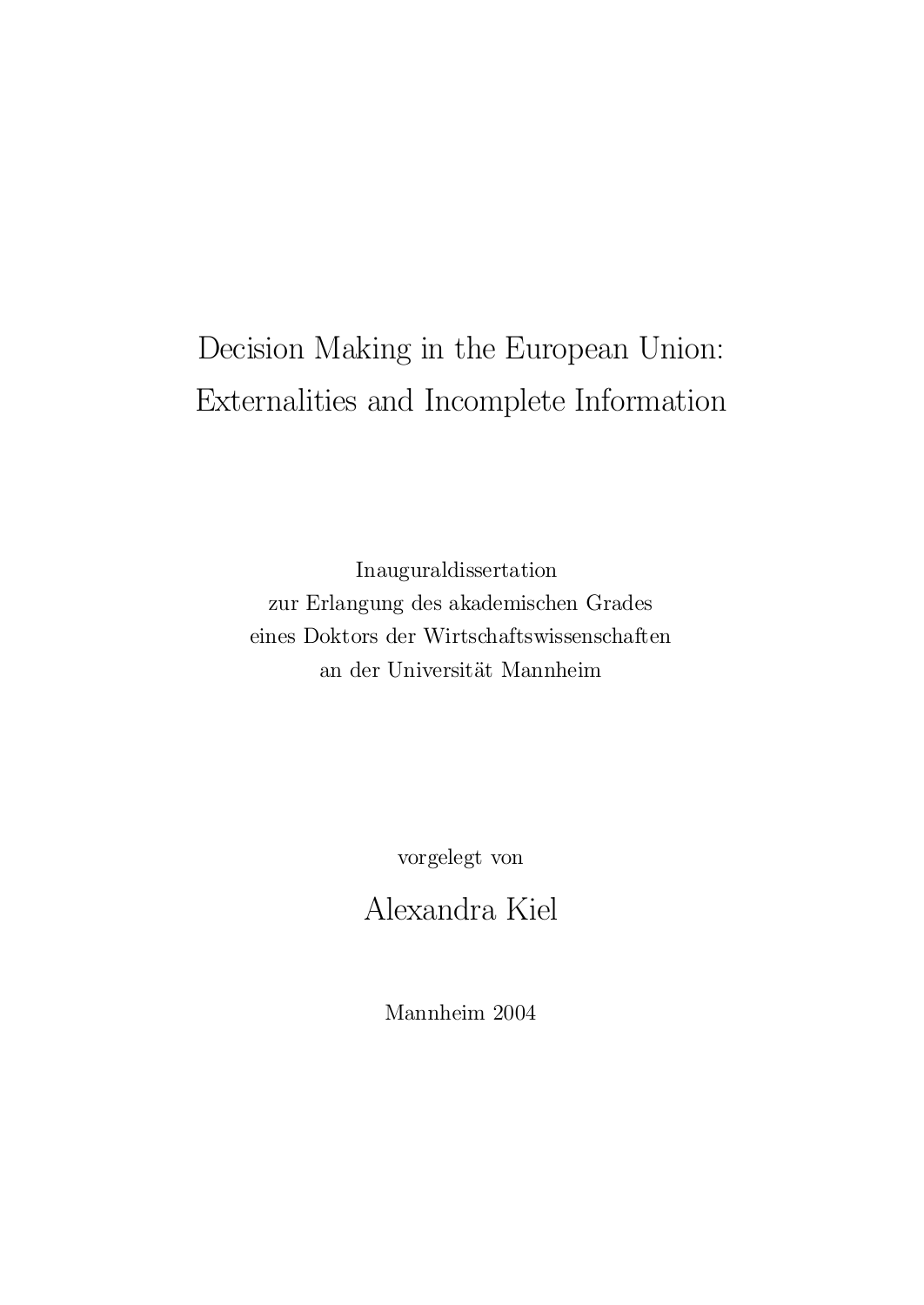# Decision Making in the European Union: Externalities and Incomplete Information

Inauguraldissertation
zur Erlangung des akademischen Grades
eines Doktors der Wirtschaftswissenschaften
an der Universität Mannheim

vorgelegt von

## Alexandra Kiel

Mannheim 2004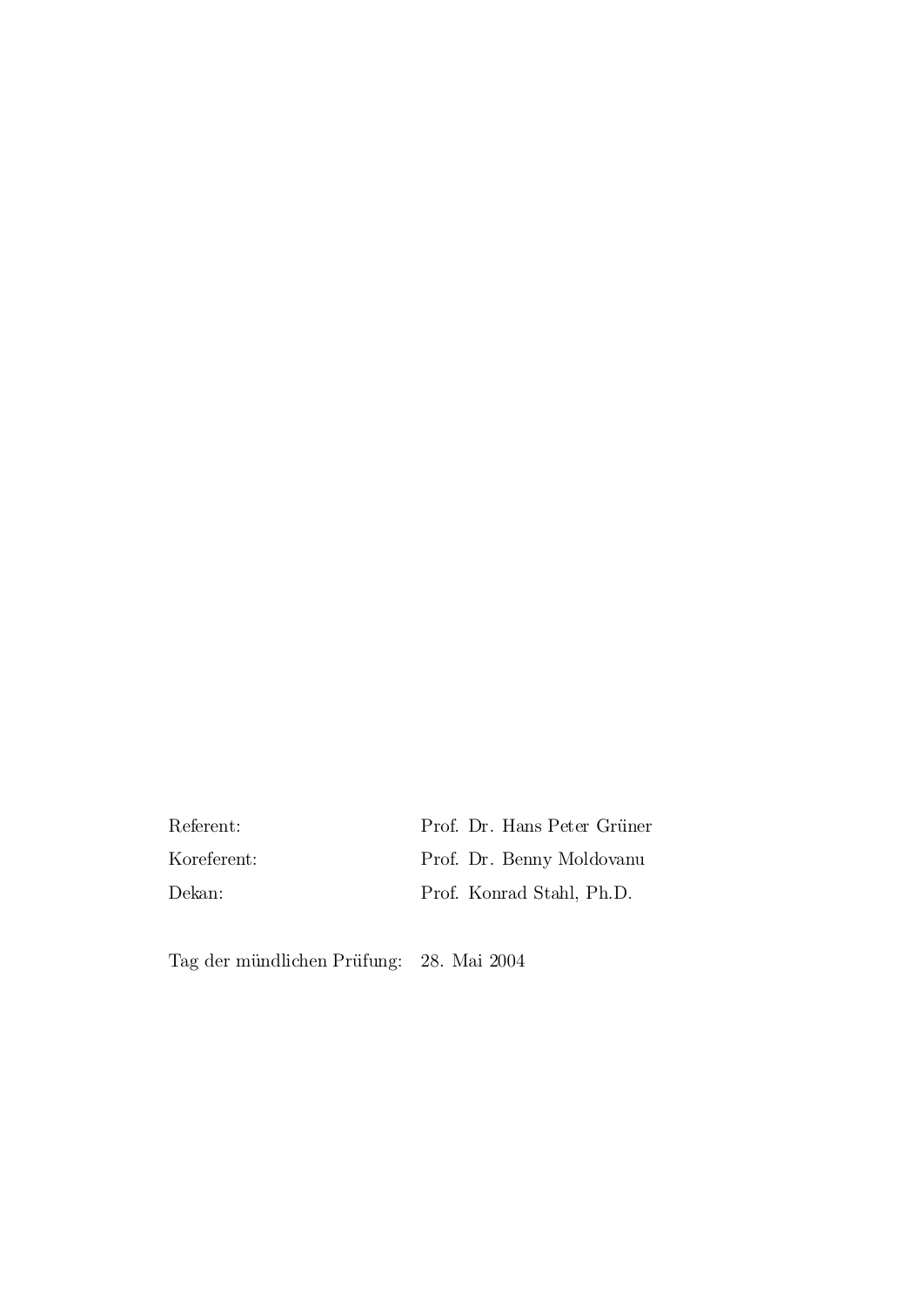| | |
|---|---|
| Referent: | Prof. Dr. Hans Peter Grüner |
| Koreferent: | Prof. Dr. Benny Moldovanu |
| Dekan: | Prof. Konrad Stahl, Ph.D. |

Tag der mündlichen Prüfung: 28. Mai 2004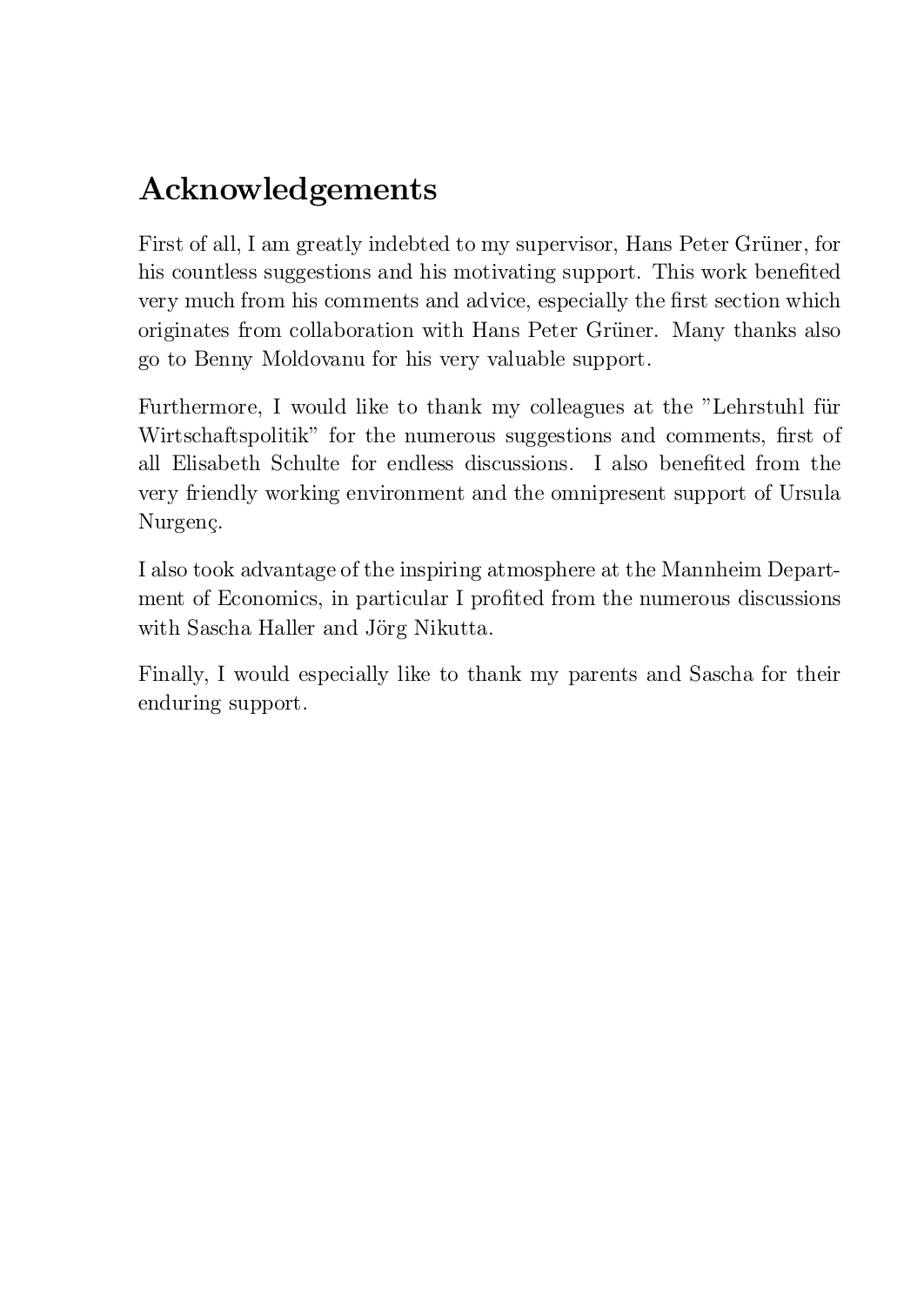# Acknowledgements

First of all, I am greatly indebted to my supervisor, Hans Peter Grüner, for his countless suggestions and his motivating support. This work benefited very much from his comments and advice, especially the first section which originates from collaboration with Hans Peter Grüner. Many thanks also go to Benny Moldovanu for his very valuable support.

Furthermore, I would like to thank my colleagues at the "Lehrstuhl für Wirtschaftspolitik" for the numerous suggestions and comments, first of all Elisabeth Schulte for endless discussions. I also benefited from the very friendly working environment and the omnipresent support of Ursula Nurgenç.

I also took advantage of the inspiring atmosphere at the Mannheim Department of Economics, in particular I profited from the numerous discussions with Sascha Haller and Jörg Nikutta.

Finally, I would especially like to thank my parents and Sascha for their enduring support.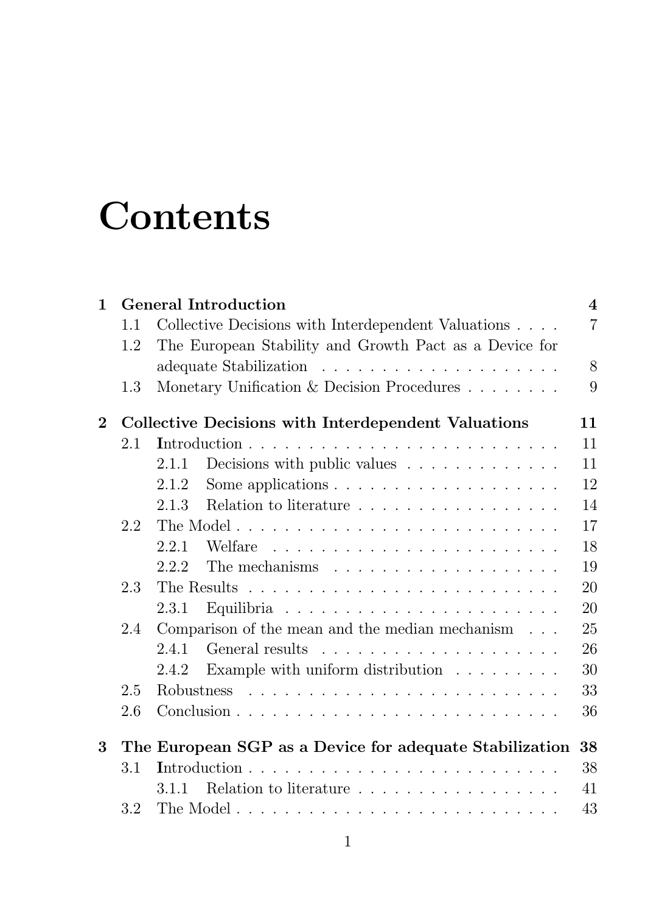# Contents

| | | |
|---|---|---|
| **1** | **General Introduction** | **4** |
| 1.1 | Collective Decisions with Interdependent Valuations | 7 |
| 1.2 | The European Stability and Growth Pact as a Device for adequate Stabilization | 8 |
| 1.3 | Monetary Unification & Decision Procedures | 9 |
| **2** | **Collective Decisions with Interdependent Valuations** | **11** |
| 2.1 | Introduction | 11 |
| 2.1.1 | Decisions with public values | 11 |
| 2.1.2 | Some applications | 12 |
| 2.1.3 | Relation to literature | 14 |
| 2.2 | The Model | 17 |
| 2.2.1 | Welfare | 18 |
| 2.2.2 | The mechanisms | 19 |
| 2.3 | The Results | 20 |
| 2.3.1 | Equilibria | 20 |
| 2.4 | Comparison of the mean and the median mechanism | 25 |
| 2.4.1 | General results | 26 |
| 2.4.2 | Example with uniform distribution | 30 |
| 2.5 | Robustness | 33 |
| 2.6 | Conclusion | 36 |
| **3** | **The European SGP as a Device for adequate Stabilization** | **38** |
| 3.1 | Introduction | 38 |
| 3.1.1 | Relation to literature | 41 |
| 3.2 | The Model | 43 |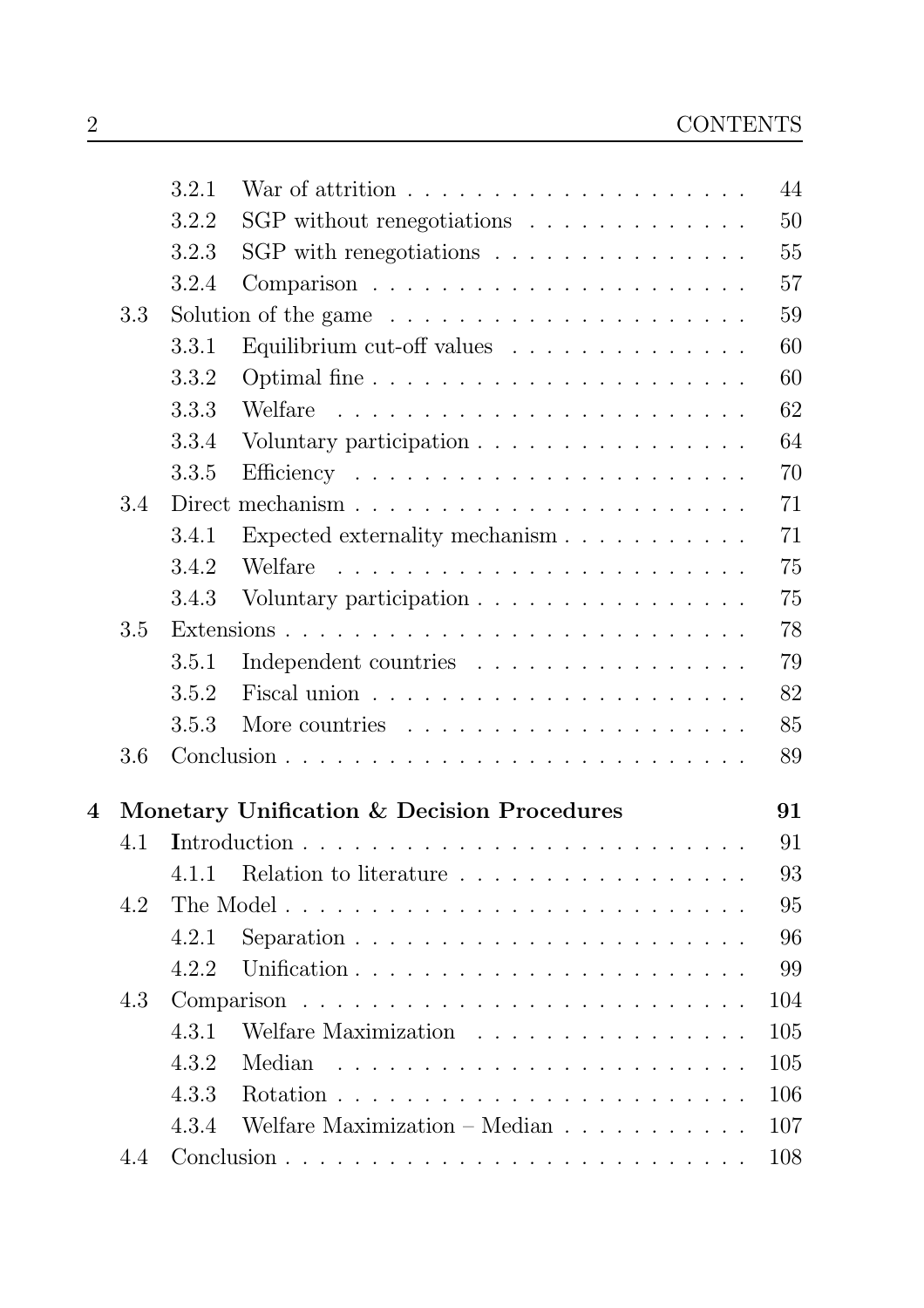- 3.2.1 War of attrition . . . . . . . . . . . . . . . . . . . . 44
- 3.2.2 SGP without renegotiations . . . . . . . . . . . . . 50
- 3.2.3 SGP with renegotiations . . . . . . . . . . . . . . . 55
- 3.2.4 Comparison . . . . . . . . . . . . . . . . . . . . . . 57

3.3 Solution of the game . . . . . . . . . . . . . . . . . . . . . . 59

- 3.3.1 Equilibrium cut-off values . . . . . . . . . . . . . . 60
- 3.3.2 Optimal fine . . . . . . . . . . . . . . . . . . . . . . 60
- 3.3.3 Welfare . . . . . . . . . . . . . . . . . . . . . . . . 62
- 3.3.4 Voluntary participation . . . . . . . . . . . . . . . . 64
- 3.3.5 Efficiency . . . . . . . . . . . . . . . . . . . . . . . 70

3.4 Direct mechanism . . . . . . . . . . . . . . . . . . . . . . . . 71

- 3.4.1 Expected externality mechanism . . . . . . . . . . . 71
- 3.4.2 Welfare . . . . . . . . . . . . . . . . . . . . . . . . 75
- 3.4.3 Voluntary participation . . . . . . . . . . . . . . . . 75

3.5 Extensions . . . . . . . . . . . . . . . . . . . . . . . . . . . 78

- 3.5.1 Independent countries . . . . . . . . . . . . . . . . 79
- 3.5.2 Fiscal union . . . . . . . . . . . . . . . . . . . . . . 82
- 3.5.3 More countries . . . . . . . . . . . . . . . . . . . . 85

3.6 Conclusion . . . . . . . . . . . . . . . . . . . . . . . . . . . 89

**4 Monetary Unification & Decision Procedures 91**

4.1 Introduction . . . . . . . . . . . . . . . . . . . . . . . . . . 91

- 4.1.1 Relation to literature . . . . . . . . . . . . . . . . . 93

4.2 The Model . . . . . . . . . . . . . . . . . . . . . . . . . . . 95

- 4.2.1 Separation . . . . . . . . . . . . . . . . . . . . . . . 96
- 4.2.2 Unification . . . . . . . . . . . . . . . . . . . . . . . 99

4.3 Comparison . . . . . . . . . . . . . . . . . . . . . . . . . . . 104

- 4.3.1 Welfare Maximization . . . . . . . . . . . . . . . . 105
- 4.3.2 Median . . . . . . . . . . . . . . . . . . . . . . . . 105
- 4.3.3 Rotation . . . . . . . . . . . . . . . . . . . . . . . . 106
- 4.3.4 Welfare Maximization – Median . . . . . . . . . . . 107

4.4 Conclusion . . . . . . . . . . . . . . . . . . . . . . . . . . . 108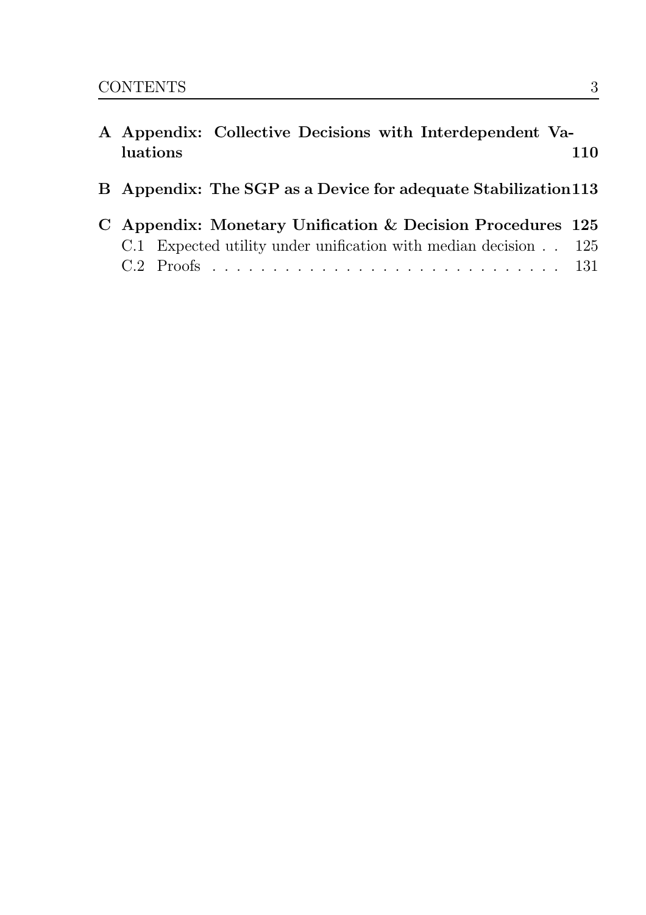**A Appendix: Collective Decisions with Interdependent Valuations** 110

**B Appendix: The SGP as a Device for adequate Stabilization** 113

**C Appendix: Monetary Unification & Decision Procedures** 125

- C.1 Expected utility under unification with median decision . . 125
- C.2 Proofs . . . . . . . . . . . . . . . . . . . . . . . . . . . . 131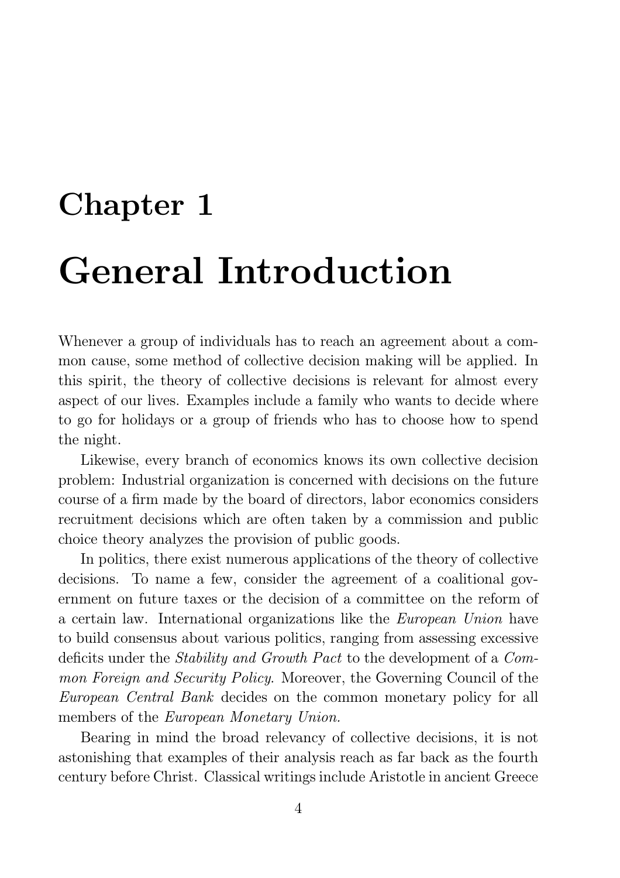# Chapter 1

# General Introduction

Whenever a group of individuals has to reach an agreement about a common cause, some method of collective decision making will be applied. In this spirit, the theory of collective decisions is relevant for almost every aspect of our lives. Examples include a family who wants to decide where to go for holidays or a group of friends who has to choose how to spend the night.

Likewise, every branch of economics knows its own collective decision problem: Industrial organization is concerned with decisions on the future course of a firm made by the board of directors, labor economics considers recruitment decisions which are often taken by a commission and public choice theory analyzes the provision of public goods.

In politics, there exist numerous applications of the theory of collective decisions. To name a few, consider the agreement of a coalitional government on future taxes or the decision of a committee on the reform of a certain law. International organizations like the *European Union* have to build consensus about various politics, ranging from assessing excessive deficits under the *Stability and Growth Pact* to the development of a *Common Foreign and Security Policy.* Moreover, the Governing Council of the *European Central Bank* decides on the common monetary policy for all members of the *European Monetary Union.*

Bearing in mind the broad relevancy of collective decisions, it is not astonishing that examples of their analysis reach as far back as the fourth century before Christ. Classical writings include Aristotle in ancient Greece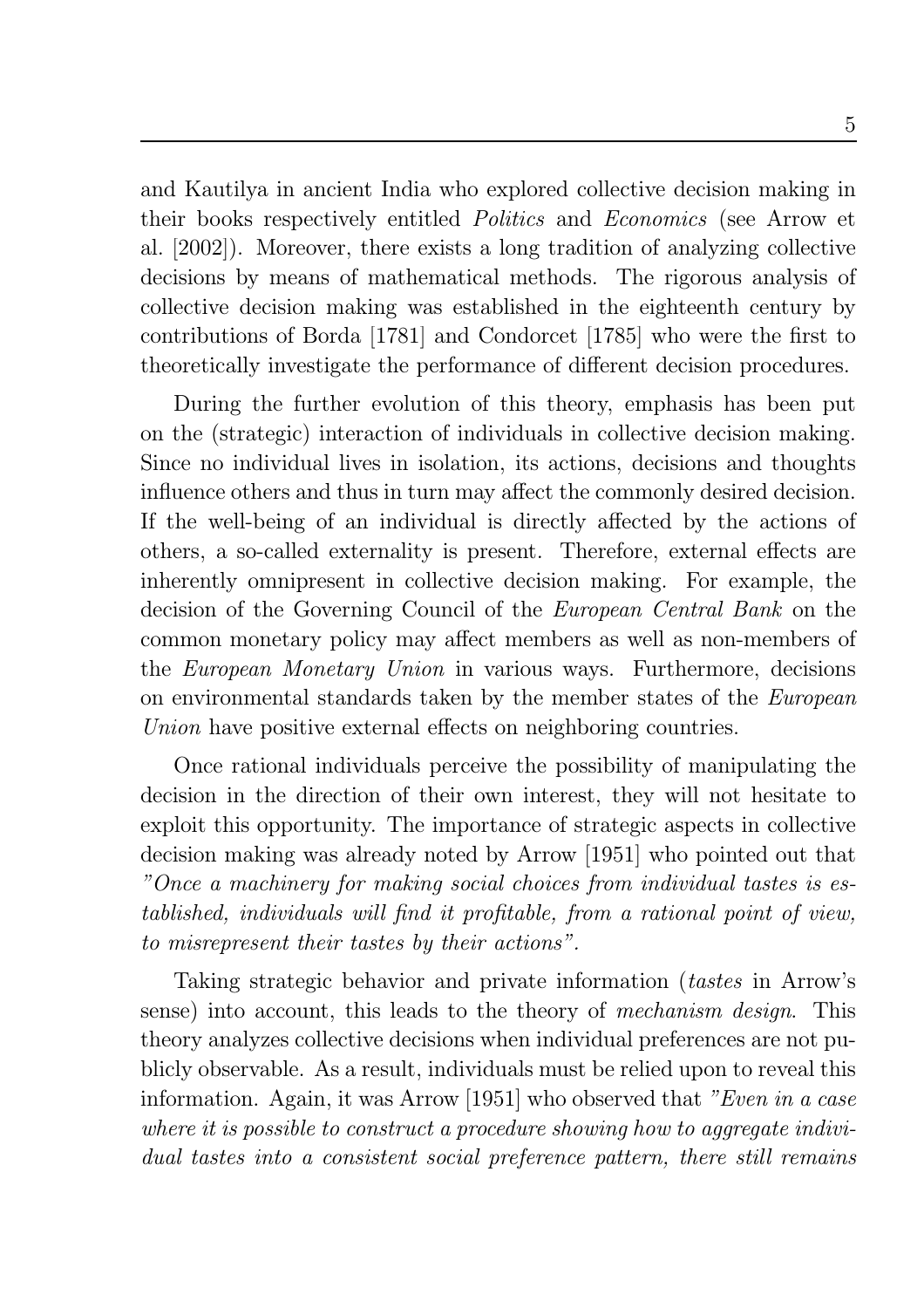and Kautilya in ancient India who explored collective decision making in their books respectively entitled *Politics* and *Economics* (see Arrow et al. [2002]). Moreover, there exists a long tradition of analyzing collective decisions by means of mathematical methods. The rigorous analysis of collective decision making was established in the eighteenth century by contributions of Borda [1781] and Condorcet [1785] who were the first to theoretically investigate the performance of different decision procedures.

During the further evolution of this theory, emphasis has been put on the (strategic) interaction of individuals in collective decision making. Since no individual lives in isolation, its actions, decisions and thoughts influence others and thus in turn may affect the commonly desired decision. If the well-being of an individual is directly affected by the actions of others, a so-called externality is present. Therefore, external effects are inherently omnipresent in collective decision making. For example, the decision of the Governing Council of the *European Central Bank* on the common monetary policy may affect members as well as non-members of the *European Monetary Union* in various ways. Furthermore, decisions on environmental standards taken by the member states of the *European Union* have positive external effects on neighboring countries.

Once rational individuals perceive the possibility of manipulating the decision in the direction of their own interest, they will not hesitate to exploit this opportunity. The importance of strategic aspects in collective decision making was already noted by Arrow [1951] who pointed out that *"Once a machinery for making social choices from individual tastes is established, individuals will find it profitable, from a rational point of view, to misrepresent their tastes by their actions".*

Taking strategic behavior and private information (*tastes* in Arrow's sense) into account, this leads to the theory of *mechanism design*. This theory analyzes collective decisions when individual preferences are not publicly observable. As a result, individuals must be relied upon to reveal this information. Again, it was Arrow [1951] who observed that *"Even in a case where it is possible to construct a procedure showing how to aggregate individual tastes into a consistent social preference pattern, there still remains*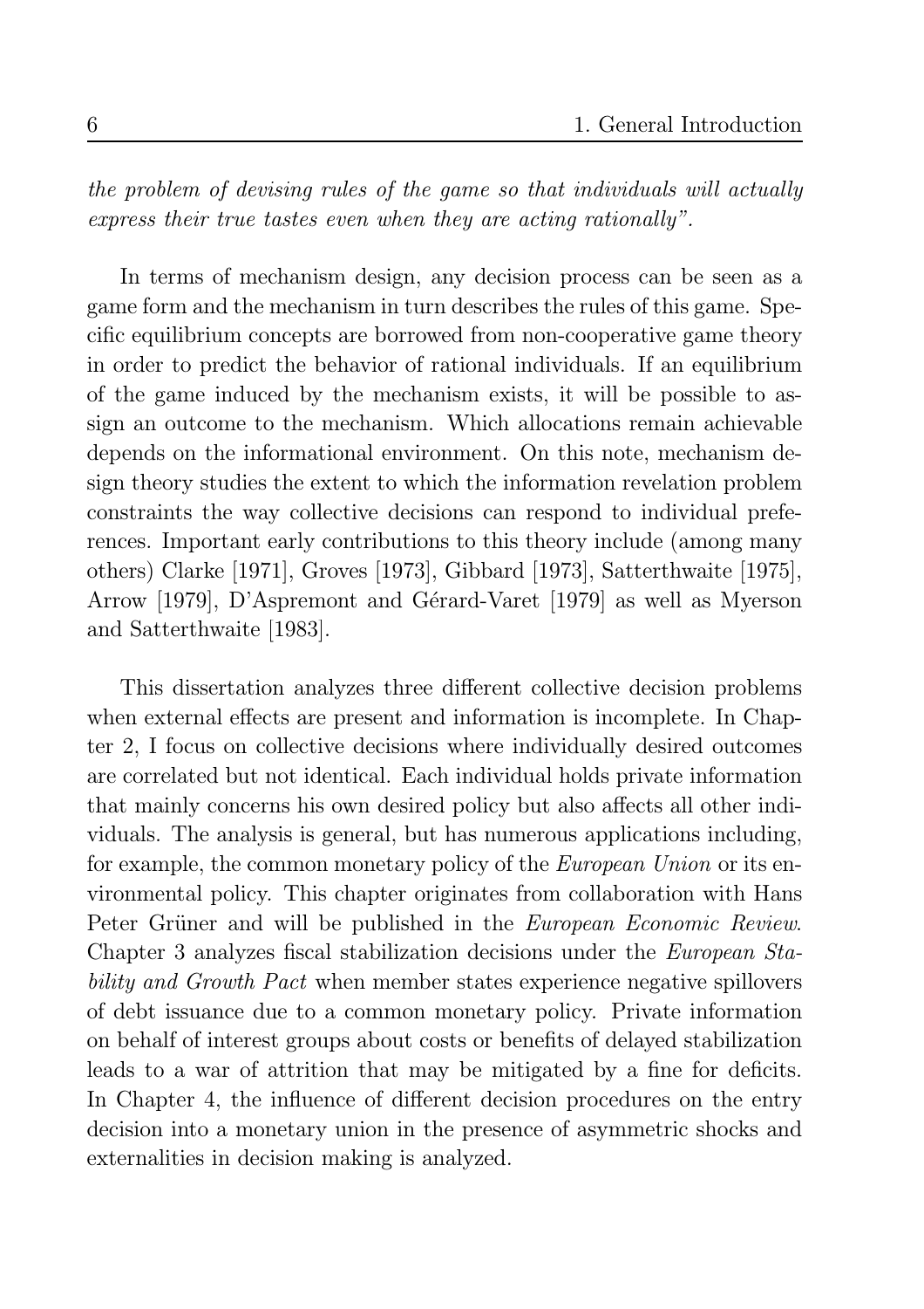*the problem of devising rules of the game so that individuals will actually express their true tastes even when they are acting rationally".*

In terms of mechanism design, any decision process can be seen as a game form and the mechanism in turn describes the rules of this game. Specific equilibrium concepts are borrowed from non-cooperative game theory in order to predict the behavior of rational individuals. If an equilibrium of the game induced by the mechanism exists, it will be possible to assign an outcome to the mechanism. Which allocations remain achievable depends on the informational environment. On this note, mechanism design theory studies the extent to which the information revelation problem constraints the way collective decisions can respond to individual preferences. Important early contributions to this theory include (among many others) Clarke [1971], Groves [1973], Gibbard [1973], Satterthwaite [1975], Arrow [1979], D'Aspremont and Gérard-Varet [1979] as well as Myerson and Satterthwaite [1983].

This dissertation analyzes three different collective decision problems when external effects are present and information is incomplete. In Chapter 2, I focus on collective decisions where individually desired outcomes are correlated but not identical. Each individual holds private information that mainly concerns his own desired policy but also affects all other individuals. The analysis is general, but has numerous applications including, for example, the common monetary policy of the *European Union* or its environmental policy. This chapter originates from collaboration with Hans Peter Grüner and will be published in the *European Economic Review*. Chapter 3 analyzes fiscal stabilization decisions under the *European Stability and Growth Pact* when member states experience negative spillovers of debt issuance due to a common monetary policy. Private information on behalf of interest groups about costs or benefits of delayed stabilization leads to a war of attrition that may be mitigated by a fine for deficits. In Chapter 4, the influence of different decision procedures on the entry decision into a monetary union in the presence of asymmetric shocks and externalities in decision making is analyzed.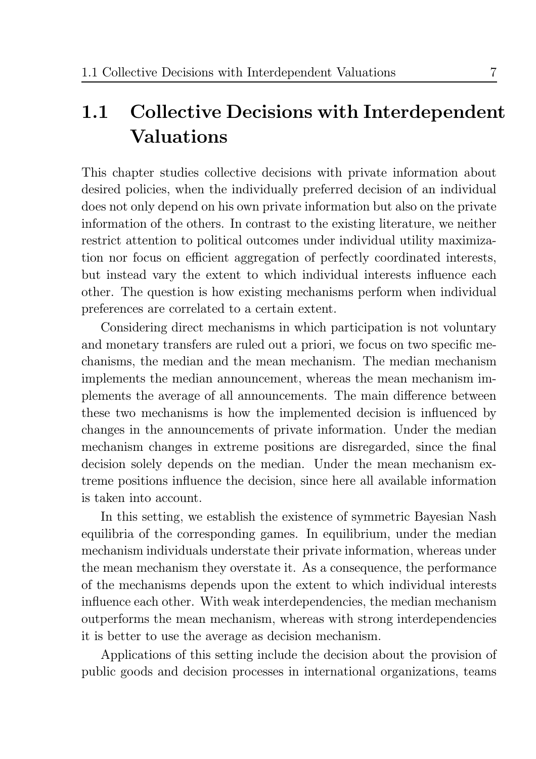## 1.1 Collective Decisions with Interdependent Valuations

This chapter studies collective decisions with private information about desired policies, when the individually preferred decision of an individual does not only depend on his own private information but also on the private information of the others. In contrast to the existing literature, we neither restrict attention to political outcomes under individual utility maximization nor focus on efficient aggregation of perfectly coordinated interests, but instead vary the extent to which individual interests influence each other. The question is how existing mechanisms perform when individual preferences are correlated to a certain extent.

Considering direct mechanisms in which participation is not voluntary and monetary transfers are ruled out a priori, we focus on two specific mechanisms, the median and the mean mechanism. The median mechanism implements the median announcement, whereas the mean mechanism implements the average of all announcements. The main difference between these two mechanisms is how the implemented decision is influenced by changes in the announcements of private information. Under the median mechanism changes in extreme positions are disregarded, since the final decision solely depends on the median. Under the mean mechanism extreme positions influence the decision, since here all available information is taken into account.

In this setting, we establish the existence of symmetric Bayesian Nash equilibria of the corresponding games. In equilibrium, under the median mechanism individuals understate their private information, whereas under the mean mechanism they overstate it. As a consequence, the performance of the mechanisms depends upon the extent to which individual interests influence each other. With weak interdependencies, the median mechanism outperforms the mean mechanism, whereas with strong interdependencies it is better to use the average as decision mechanism.

Applications of this setting include the decision about the provision of public goods and decision processes in international organizations, teams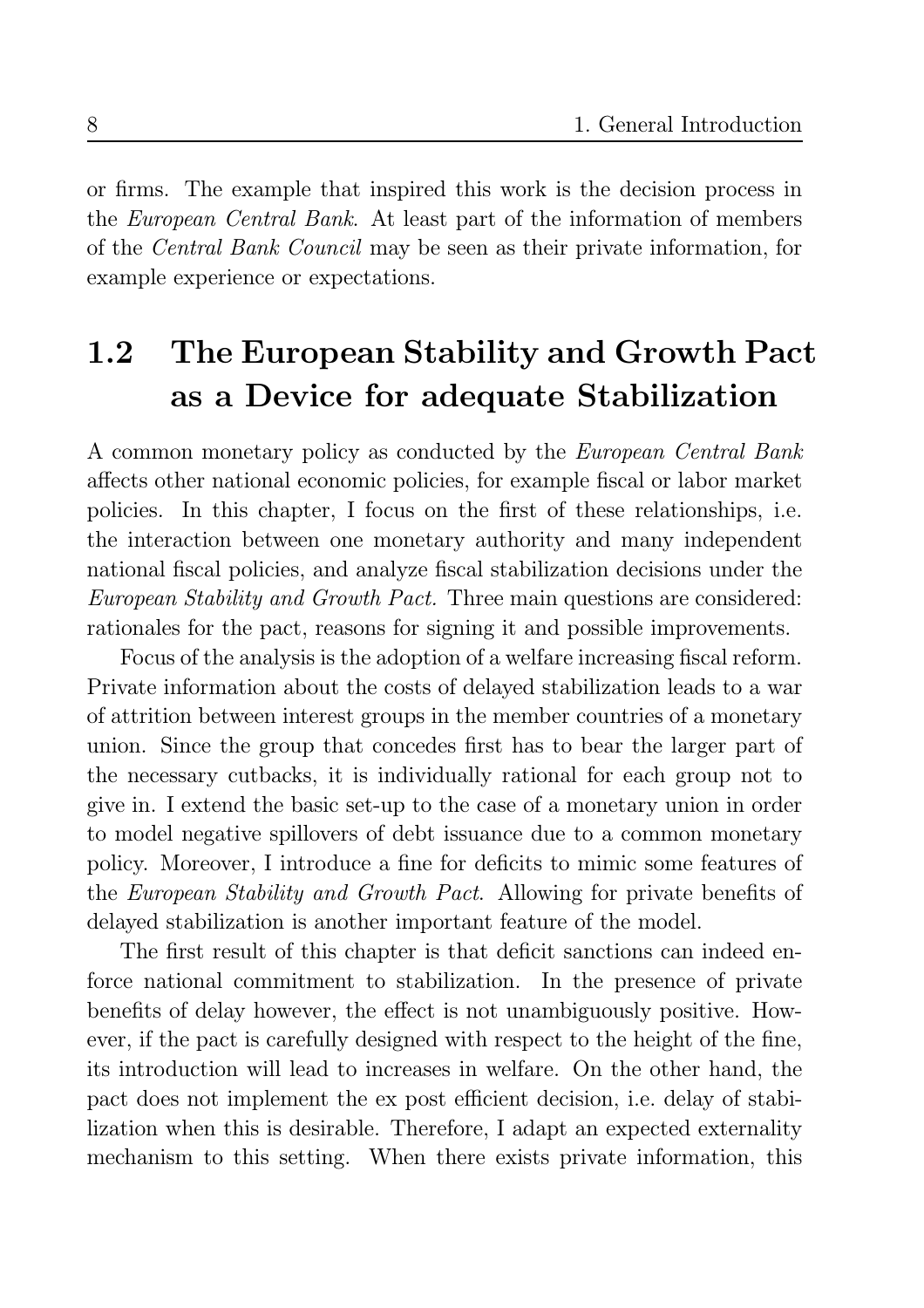or firms. The example that inspired this work is the decision process in the *European Central Bank*. At least part of the information of members of the *Central Bank Council* may be seen as their private information, for example experience or expectations.

## 1.2 The European Stability and Growth Pact as a Device for adequate Stabilization

A common monetary policy as conducted by the *European Central Bank* affects other national economic policies, for example fiscal or labor market policies. In this chapter, I focus on the first of these relationships, i.e. the interaction between one monetary authority and many independent national fiscal policies, and analyze fiscal stabilization decisions under the *European Stability and Growth Pact.* Three main questions are considered: rationales for the pact, reasons for signing it and possible improvements.

Focus of the analysis is the adoption of a welfare increasing fiscal reform. Private information about the costs of delayed stabilization leads to a war of attrition between interest groups in the member countries of a monetary union. Since the group that concedes first has to bear the larger part of the necessary cutbacks, it is individually rational for each group not to give in. I extend the basic set-up to the case of a monetary union in order to model negative spillovers of debt issuance due to a common monetary policy. Moreover, I introduce a fine for deficits to mimic some features of the *European Stability and Growth Pact*. Allowing for private benefits of delayed stabilization is another important feature of the model.

The first result of this chapter is that deficit sanctions can indeed enforce national commitment to stabilization. In the presence of private benefits of delay however, the effect is not unambiguously positive. However, if the pact is carefully designed with respect to the height of the fine, its introduction will lead to increases in welfare. On the other hand, the pact does not implement the ex post efficient decision, i.e. delay of stabilization when this is desirable. Therefore, I adapt an expected externality mechanism to this setting. When there exists private information, this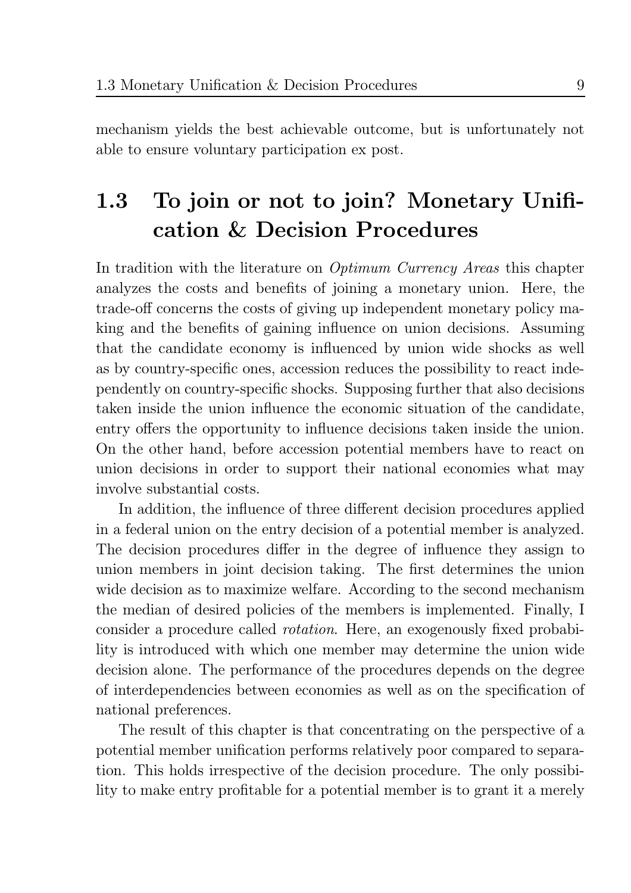mechanism yields the best achievable outcome, but is unfortunately not able to ensure voluntary participation ex post.

## 1.3 To join or not to join? Monetary Unification & Decision Procedures

In tradition with the literature on *Optimum Currency Areas* this chapter analyzes the costs and benefits of joining a monetary union. Here, the trade-off concerns the costs of giving up independent monetary policy making and the benefits of gaining influence on union decisions. Assuming that the candidate economy is influenced by union wide shocks as well as by country-specific ones, accession reduces the possibility to react independently on country-specific shocks. Supposing further that also decisions taken inside the union influence the economic situation of the candidate, entry offers the opportunity to influence decisions taken inside the union. On the other hand, before accession potential members have to react on union decisions in order to support their national economies what may involve substantial costs.

In addition, the influence of three different decision procedures applied in a federal union on the entry decision of a potential member is analyzed. The decision procedures differ in the degree of influence they assign to union members in joint decision taking. The first determines the union wide decision as to maximize welfare. According to the second mechanism the median of desired policies of the members is implemented. Finally, I consider a procedure called *rotation*. Here, an exogenously fixed probability is introduced with which one member may determine the union wide decision alone. The performance of the procedures depends on the degree of interdependencies between economies as well as on the specification of national preferences.

The result of this chapter is that concentrating on the perspective of a potential member unification performs relatively poor compared to separation. This holds irrespective of the decision procedure. The only possibility to make entry profitable for a potential member is to grant it a merely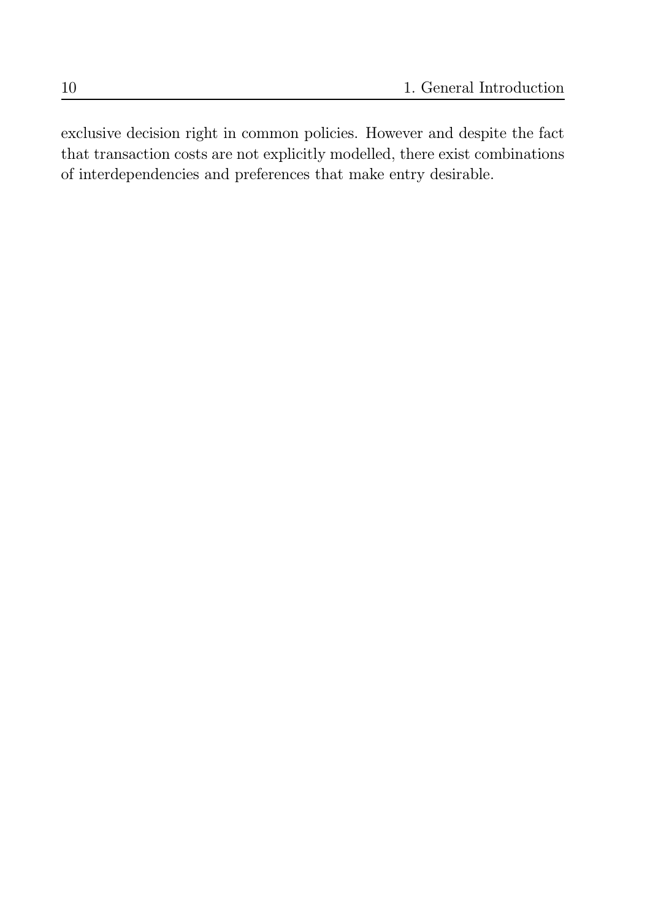exclusive decision right in common policies. However and despite the fact that transaction costs are not explicitly modelled, there exist combinations of interdependencies and preferences that make entry desirable.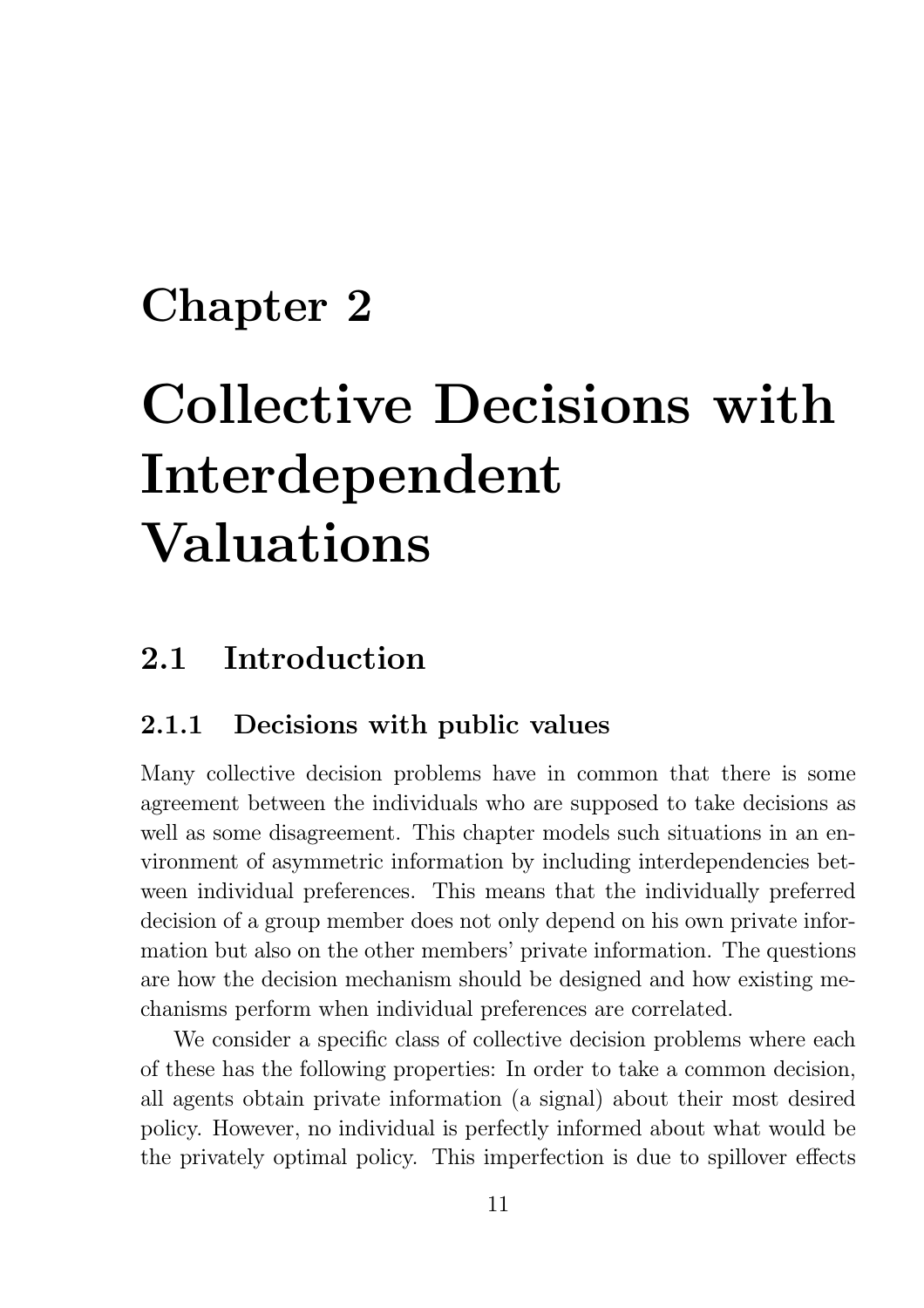# Chapter 2

# Collective Decisions with Interdependent Valuations

## 2.1 Introduction

### 2.1.1 Decisions with public values

Many collective decision problems have in common that there is some agreement between the individuals who are supposed to take decisions as well as some disagreement. This chapter models such situations in an environment of asymmetric information by including interdependencies between individual preferences. This means that the individually preferred decision of a group member does not only depend on his own private information but also on the other members' private information. The questions are how the decision mechanism should be designed and how existing mechanisms perform when individual preferences are correlated.

We consider a specific class of collective decision problems where each of these has the following properties: In order to take a common decision, all agents obtain private information (a signal) about their most desired policy. However, no individual is perfectly informed about what would be the privately optimal policy. This imperfection is due to spillover effects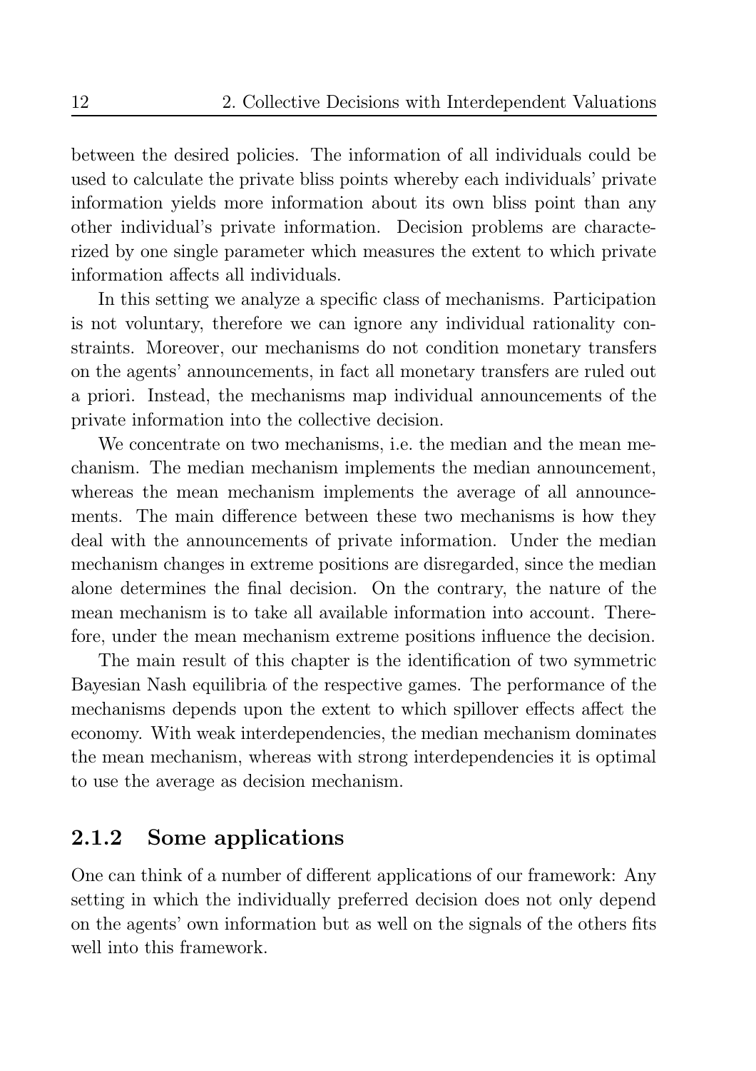between the desired policies. The information of all individuals could be used to calculate the private bliss points whereby each individuals' private information yields more information about its own bliss point than any other individual's private information. Decision problems are characterized by one single parameter which measures the extent to which private information affects all individuals.

In this setting we analyze a specific class of mechanisms. Participation is not voluntary, therefore we can ignore any individual rationality constraints. Moreover, our mechanisms do not condition monetary transfers on the agents' announcements, in fact all monetary transfers are ruled out a priori. Instead, the mechanisms map individual announcements of the private information into the collective decision.

We concentrate on two mechanisms, i.e. the median and the mean mechanism. The median mechanism implements the median announcement, whereas the mean mechanism implements the average of all announcements. The main difference between these two mechanisms is how they deal with the announcements of private information. Under the median mechanism changes in extreme positions are disregarded, since the median alone determines the final decision. On the contrary, the nature of the mean mechanism is to take all available information into account. Therefore, under the mean mechanism extreme positions influence the decision.

The main result of this chapter is the identification of two symmetric Bayesian Nash equilibria of the respective games. The performance of the mechanisms depends upon the extent to which spillover effects affect the economy. With weak interdependencies, the median mechanism dominates the mean mechanism, whereas with strong interdependencies it is optimal to use the average as decision mechanism.

### 2.1.2 Some applications

One can think of a number of different applications of our framework: Any setting in which the individually preferred decision does not only depend on the agents' own information but as well on the signals of the others fits well into this framework.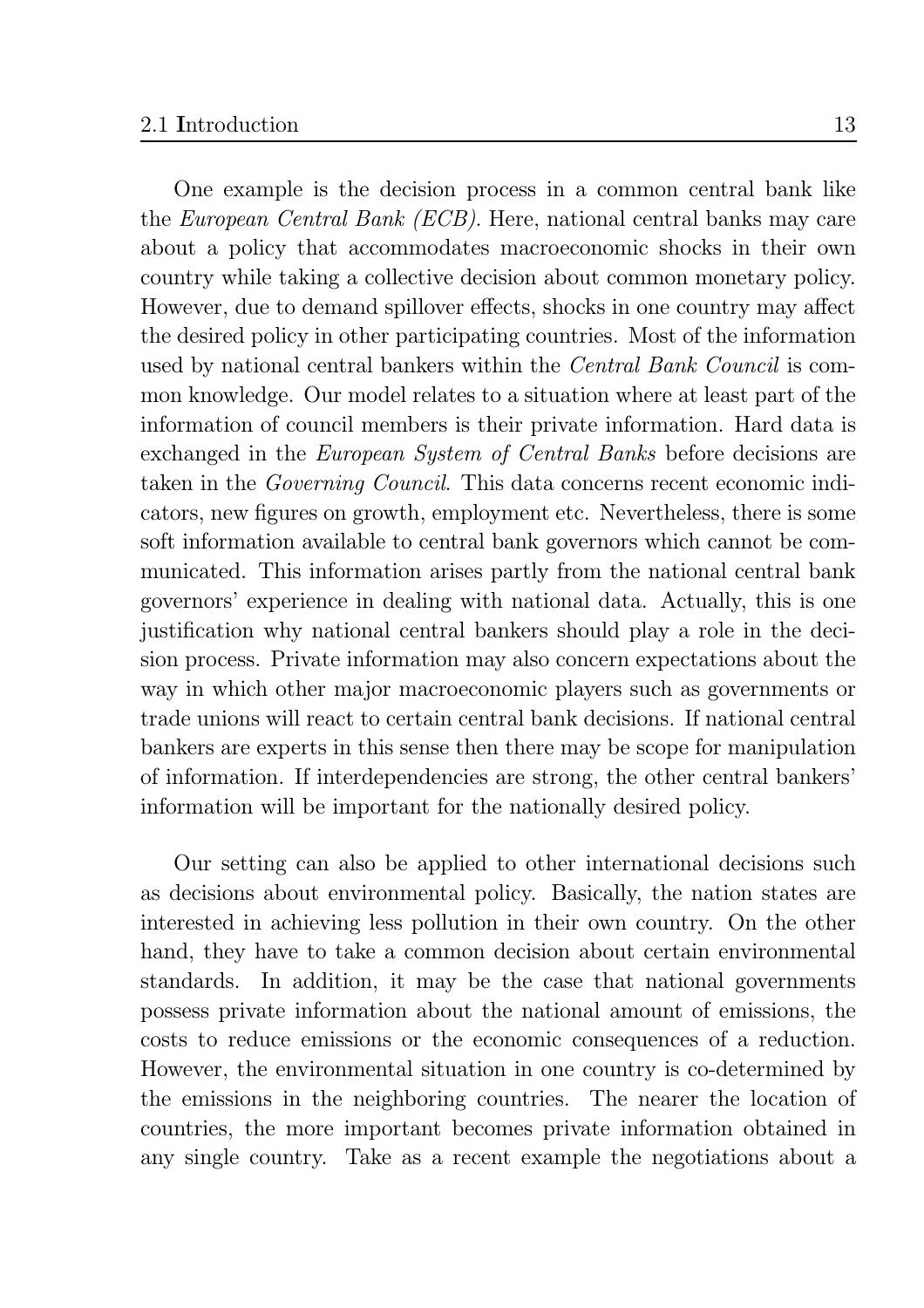One example is the decision process in a common central bank like the *European Central Bank (ECB)*. Here, national central banks may care about a policy that accommodates macroeconomic shocks in their own country while taking a collective decision about common monetary policy. However, due to demand spillover effects, shocks in one country may affect the desired policy in other participating countries. Most of the information used by national central bankers within the *Central Bank Council* is common knowledge. Our model relates to a situation where at least part of the information of council members is their private information. Hard data is exchanged in the *European System of Central Banks* before decisions are taken in the *Governing Council*. This data concerns recent economic indicators, new figures on growth, employment etc. Nevertheless, there is some soft information available to central bank governors which cannot be communicated. This information arises partly from the national central bank governors' experience in dealing with national data. Actually, this is one justification why national central bankers should play a role in the decision process. Private information may also concern expectations about the way in which other major macroeconomic players such as governments or trade unions will react to certain central bank decisions. If national central bankers are experts in this sense then there may be scope for manipulation of information. If interdependencies are strong, the other central bankers' information will be important for the nationally desired policy.

Our setting can also be applied to other international decisions such as decisions about environmental policy. Basically, the nation states are interested in achieving less pollution in their own country. On the other hand, they have to take a common decision about certain environmental standards. In addition, it may be the case that national governments possess private information about the national amount of emissions, the costs to reduce emissions or the economic consequences of a reduction. However, the environmental situation in one country is co-determined by the emissions in the neighboring countries. The nearer the location of countries, the more important becomes private information obtained in any single country. Take as a recent example the negotiations about a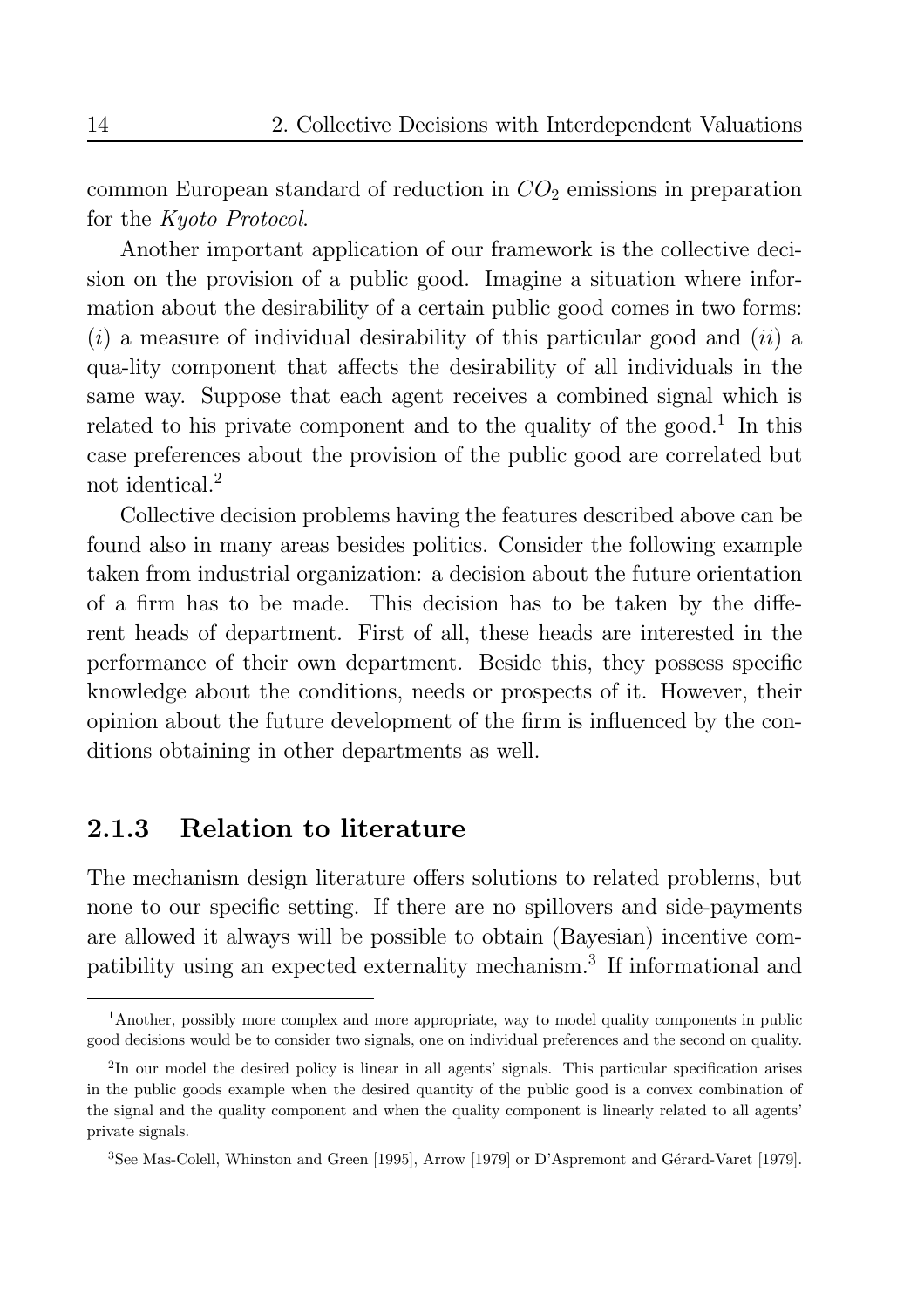common European standard of reduction in $CO_2$ emissions in preparation for the *Kyoto Protocol*.

Another important application of our framework is the collective decision on the provision of a public good. Imagine a situation where information about the desirability of a certain public good comes in two forms: ($i$) a measure of individual desirability of this particular good and ($ii$) a qua-lity component that affects the desirability of all individuals in the same way. Suppose that each agent receives a combined signal which is related to his private component and to the quality of the good.[1] In this case preferences about the provision of the public good are correlated but not identical.[2]

Collective decision problems having the features described above can be found also in many areas besides politics. Consider the following example taken from industrial organization: a decision about the future orientation of a firm has to be made. This decision has to be taken by the different heads of department. First of all, these heads are interested in the performance of their own department. Beside this, they possess specific knowledge about the conditions, needs or prospects of it. However, their opinion about the future development of the firm is influenced by the conditions obtaining in other departments as well.

### 2.1.3 Relation to literature

The mechanism design literature offers solutions to related problems, but none to our specific setting. If there are no spillovers and side-payments are allowed it always will be possible to obtain (Bayesian) incentive compatibility using an expected externality mechanism.[3] If informational and

[1] Another, possibly more complex and more appropriate, way to model quality components in public good decisions would be to consider two signals, one on individual preferences and the second on quality.

[2] In our model the desired policy is linear in all agents' signals. This particular specification arises in the public goods example when the desired quantity of the public good is a convex combination of the signal and the quality component and when the quality component is linearly related to all agents' private signals.

[3] See Mas-Colell, Whinston and Green [1995], Arrow [1979] or D'Aspremont and Gérard-Varet [1979].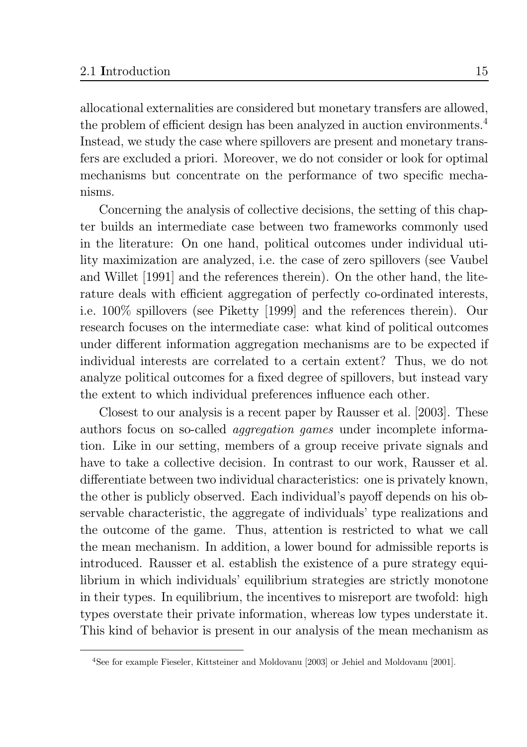allocational externalities are considered but monetary transfers are allowed, the problem of efficient design has been analyzed in auction environments.[4] Instead, we study the case where spillovers are present and monetary transfers are excluded a priori. Moreover, we do not consider or look for optimal mechanisms but concentrate on the performance of two specific mechanisms.

Concerning the analysis of collective decisions, the setting of this chapter builds an intermediate case between two frameworks commonly used in the literature: On one hand, political outcomes under individual utility maximization are analyzed, i.e. the case of zero spillovers (see Vaubel and Willet [1991] and the references therein). On the other hand, the literature deals with efficient aggregation of perfectly co-ordinated interests, i.e. 100% spillovers (see Piketty [1999] and the references therein). Our research focuses on the intermediate case: what kind of political outcomes under different information aggregation mechanisms are to be expected if individual interests are correlated to a certain extent? Thus, we do not analyze political outcomes for a fixed degree of spillovers, but instead vary the extent to which individual preferences influence each other.

Closest to our analysis is a recent paper by Rausser et al. [2003]. These authors focus on so-called *aggregation games* under incomplete information. Like in our setting, members of a group receive private signals and have to take a collective decision. In contrast to our work, Rausser et al. differentiate between two individual characteristics: one is privately known, the other is publicly observed. Each individual's payoff depends on his observable characteristic, the aggregate of individuals' type realizations and the outcome of the game. Thus, attention is restricted to what we call the mean mechanism. In addition, a lower bound for admissible reports is introduced. Rausser et al. establish the existence of a pure strategy equilibrium in which individuals' equilibrium strategies are strictly monotone in their types. In equilibrium, the incentives to misreport are twofold: high types overstate their private information, whereas low types understate it. This kind of behavior is present in our analysis of the mean mechanism as

[4] See for example Fieseler, Kittsteiner and Moldovanu [2003] or Jehiel and Moldovanu [2001].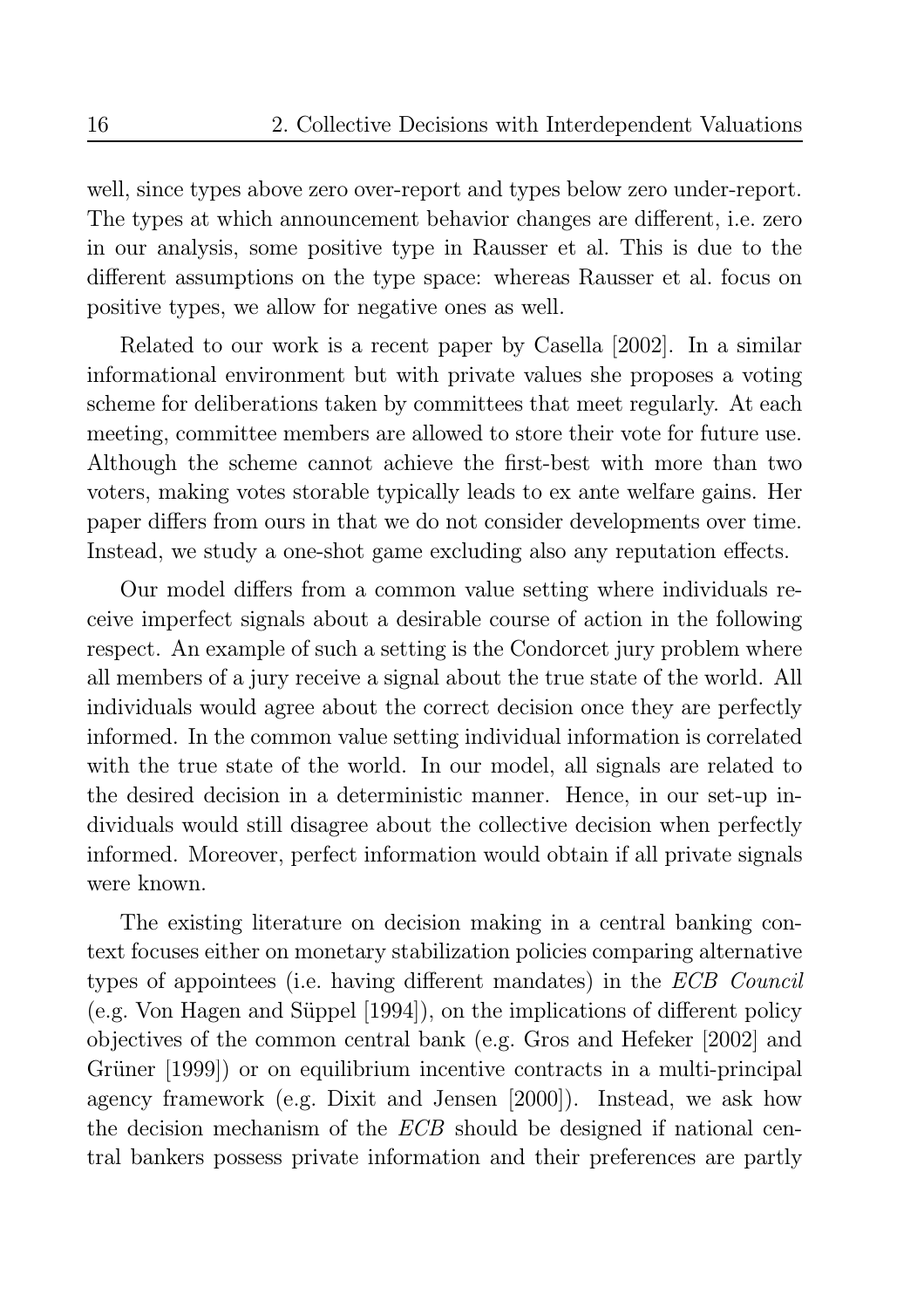well, since types above zero over-report and types below zero under-report. The types at which announcement behavior changes are different, i.e. zero in our analysis, some positive type in Rausser et al. This is due to the different assumptions on the type space: whereas Rausser et al. focus on positive types, we allow for negative ones as well.

Related to our work is a recent paper by Casella [2002]. In a similar informational environment but with private values she proposes a voting scheme for deliberations taken by committees that meet regularly. At each meeting, committee members are allowed to store their vote for future use. Although the scheme cannot achieve the first-best with more than two voters, making votes storable typically leads to ex ante welfare gains. Her paper differs from ours in that we do not consider developments over time. Instead, we study a one-shot game excluding also any reputation effects.

Our model differs from a common value setting where individuals receive imperfect signals about a desirable course of action in the following respect. An example of such a setting is the Condorcet jury problem where all members of a jury receive a signal about the true state of the world. All individuals would agree about the correct decision once they are perfectly informed. In the common value setting individual information is correlated with the true state of the world. In our model, all signals are related to the desired decision in a deterministic manner. Hence, in our set-up individuals would still disagree about the collective decision when perfectly informed. Moreover, perfect information would obtain if all private signals were known.

The existing literature on decision making in a central banking context focuses either on monetary stabilization policies comparing alternative types of appointees (i.e. having different mandates) in the *ECB Council* (e.g. Von Hagen and Süppel [1994]), on the implications of different policy objectives of the common central bank (e.g. Gros and Hefeker [2002] and Grüner [1999]) or on equilibrium incentive contracts in a multi-principal agency framework (e.g. Dixit and Jensen [2000]). Instead, we ask how the decision mechanism of the *ECB* should be designed if national central bankers possess private information and their preferences are partly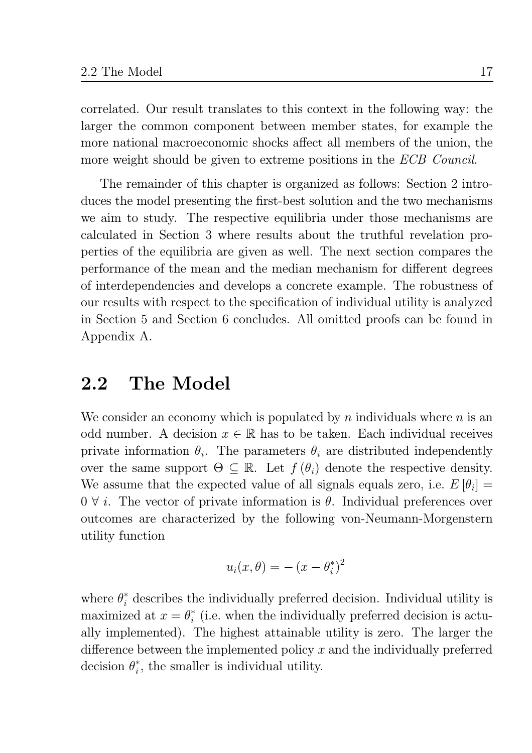correlated. Our result translates to this context in the following way: the larger the common component between member states, for example the more national macroeconomic shocks affect all members of the union, the more weight should be given to extreme positions in the *ECB Council*.

The remainder of this chapter is organized as follows: Section 2 introduces the model presenting the first-best solution and the two mechanisms we aim to study. The respective equilibria under those mechanisms are calculated in Section 3 where results about the truthful revelation properties of the equilibria are given as well. The next section compares the performance of the mean and the median mechanism for different degrees of interdependencies and develops a concrete example. The robustness of our results with respect to the specification of individual utility is analyzed in Section 5 and Section 6 concludes. All omitted proofs can be found in Appendix A.

## 2.2 The Model

We consider an economy which is populated by $n$ individuals where $n$ is an odd number. A decision $x \in \mathbb{R}$ has to be taken. Each individual receives private information $\theta_i$. The parameters $\theta_i$ are distributed independently over the same support $\Theta \subseteq \mathbb{R}$. Let $f(\theta_i)$ denote the respective density. We assume that the expected value of all signals equals zero, i.e. $E[\theta_i] = 0 \; \forall \; i$. The vector of private information is $\theta$. Individual preferences over outcomes are characterized by the following von-Neumann-Morgenstern utility function

$$u_i(x, \theta) = -(x - \theta_i^*)^2$$

where $\theta_i^*$ describes the individually preferred decision. Individual utility is maximized at $x = \theta_i^*$ (i.e. when the individually preferred decision is actually implemented). The highest attainable utility is zero. The larger the difference between the implemented policy $x$ and the individually preferred decision $\theta_i^*$, the smaller is individual utility.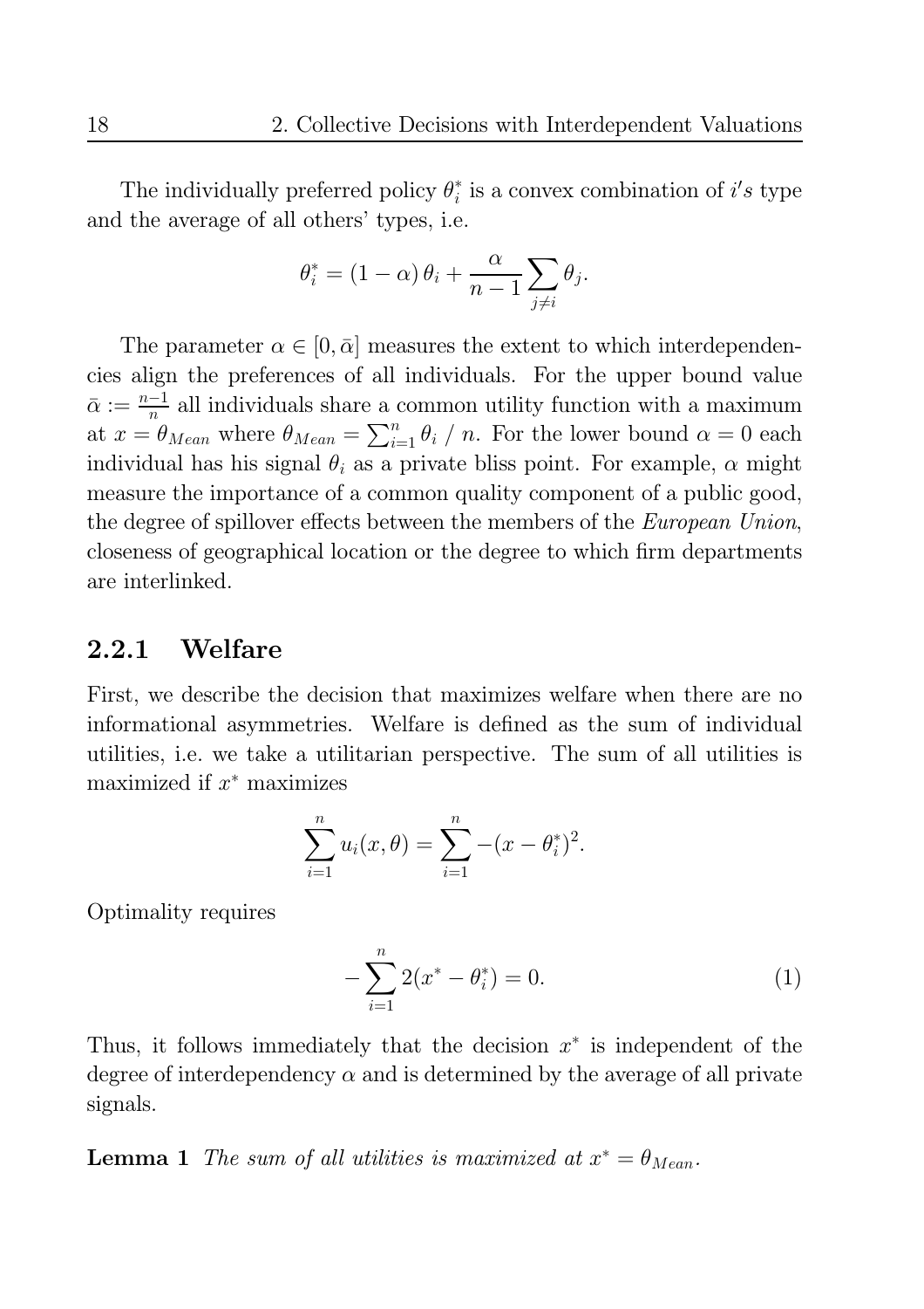The individually preferred policy $\theta_i^*$ is a convex combination of $i's$ type and the average of all others' types, i.e.

$$\theta_i^* = (1-\alpha)\,\theta_i + \frac{\alpha}{n-1}\sum_{j\neq i}\theta_j.$$

The parameter $\alpha \in [0, \bar{\alpha}]$ measures the extent to which interdependencies align the preferences of all individuals. For the upper bound value $\bar{\alpha} := \frac{n-1}{n}$ all individuals share a common utility function with a maximum at $x = \theta_{Mean}$ where $\theta_{Mean} = \sum_{i=1}^{n}\theta_i \;/\; n$. For the lower bound $\alpha = 0$ each individual has his signal $\theta_i$ as a private bliss point. For example, $\alpha$ might measure the importance of a common quality component of a public good, the degree of spillover effects between the members of the *European Union*, closeness of geographical location or the degree to which firm departments are interlinked.

### 2.2.1 Welfare

First, we describe the decision that maximizes welfare when there are no informational asymmetries. Welfare is defined as the sum of individual utilities, i.e. we take a utilitarian perspective. The sum of all utilities is maximized if $x^*$ maximizes

$$\sum_{i=1}^{n} u_i(x,\theta) = \sum_{i=1}^{n} -(x-\theta_i^*)^2.$$

Optimality requires

$$-\sum_{i=1}^{n} 2(x^* - \theta_i^*) = 0. \tag{1}$$

Thus, it follows immediately that the decision $x^*$ is independent of the degree of interdependency $\alpha$ and is determined by the average of all private signals.

**Lemma 1** *The sum of all utilities is maximized at $x^* = \theta_{Mean}$.*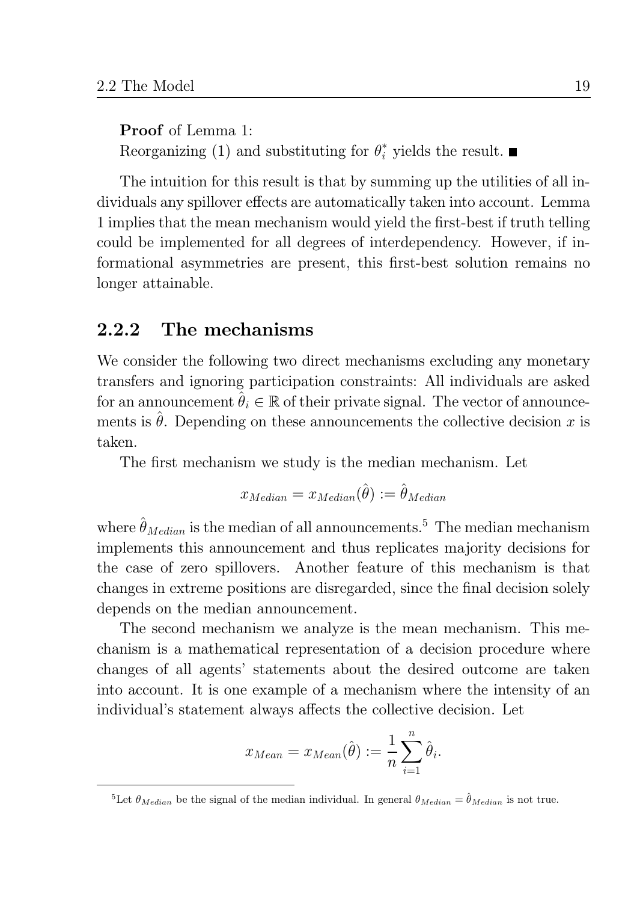**Proof** of Lemma 1:
Reorganizing (1) and substituting for $\theta_i^*$ yields the result. ■

The intuition for this result is that by summing up the utilities of all individuals any spillover effects are automatically taken into account. Lemma 1 implies that the mean mechanism would yield the first-best if truth telling could be implemented for all degrees of interdependency. However, if informational asymmetries are present, this first-best solution remains no longer attainable.

### 2.2.2 The mechanisms

We consider the following two direct mechanisms excluding any monetary transfers and ignoring participation constraints: All individuals are asked for an announcement $\hat{\theta}_i \in \mathbb{R}$ of their private signal. The vector of announcements is $\hat{\theta}$. Depending on these announcements the collective decision $x$ is taken.

The first mechanism we study is the median mechanism. Let

$$x_{Median} = x_{Median}(\hat{\theta}) := \hat{\theta}_{Median}$$

where $\hat{\theta}_{Median}$ is the median of all announcements.[5] The median mechanism implements this announcement and thus replicates majority decisions for the case of zero spillovers. Another feature of this mechanism is that changes in extreme positions are disregarded, since the final decision solely depends on the median announcement.

The second mechanism we analyze is the mean mechanism. This mechanism is a mathematical representation of a decision procedure where changes of all agents' statements about the desired outcome are taken into account. It is one example of a mechanism where the intensity of an individual's statement always affects the collective decision. Let

$$x_{Mean} = x_{Mean}(\hat{\theta}) := \frac{1}{n} \sum_{i=1}^{n} \hat{\theta}_i.$$

[5] Let $\theta_{Median}$ be the signal of the median individual. In general $\theta_{Median} = \hat{\theta}_{Median}$ is not true.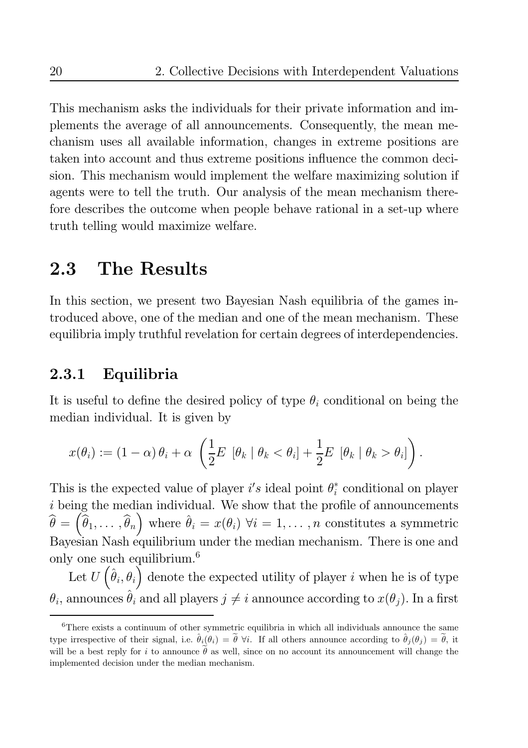This mechanism asks the individuals for their private information and implements the average of all announcements. Consequently, the mean mechanism uses all available information, changes in extreme positions are taken into account and thus extreme positions influence the common decision. This mechanism would implement the welfare maximizing solution if agents were to tell the truth. Our analysis of the mean mechanism therefore describes the outcome when people behave rational in a set-up where truth telling would maximize welfare.

## 2.3 The Results

In this section, we present two Bayesian Nash equilibria of the games introduced above, one of the median and one of the mean mechanism. These equilibria imply truthful revelation for certain degrees of interdependencies.

### 2.3.1 Equilibria

It is useful to define the desired policy of type $\theta_i$ conditional on being the median individual. It is given by

$$x(\theta_i) := (1-\alpha)\,\theta_i + \alpha \left( \frac{1}{2} E\,\left[\theta_k \mid \theta_k < \theta_i\right] + \frac{1}{2} E\,\left[\theta_k \mid \theta_k > \theta_i\right] \right).$$

This is the expected value of player $i's$ ideal point $\theta_i^*$ conditional on player $i$ being the median individual. We show that the profile of announcements $\widehat{\theta} = \left(\widehat{\theta}_1, \ldots, \widehat{\theta}_n\right)$ where $\hat{\theta}_i = x(\theta_i)\ \forall i = 1, \ldots, n$ constitutes a symmetric Bayesian Nash equilibrium under the median mechanism. There is one and only one such equilibrium.[6]

Let $U\left(\hat{\theta}_i, \theta_i\right)$ denote the expected utility of player $i$ when he is of type $\theta_i$, announces $\hat{\theta}_i$ and all players $j \neq i$ announce according to $x(\theta_j)$. In a first

[6] There exists a continuum of other symmetric equilibria in which all individuals announce the same type irrespective of their signal, i.e. $\hat{\theta}_i(\theta_i) = \widetilde{\theta}\ \forall i$. If all others announce according to $\hat{\theta}_j(\theta_j) = \widetilde{\theta}$, it will be a best reply for $i$ to announce $\widetilde{\theta}$ as well, since on no account its announcement will change the implemented decision under the median mechanism.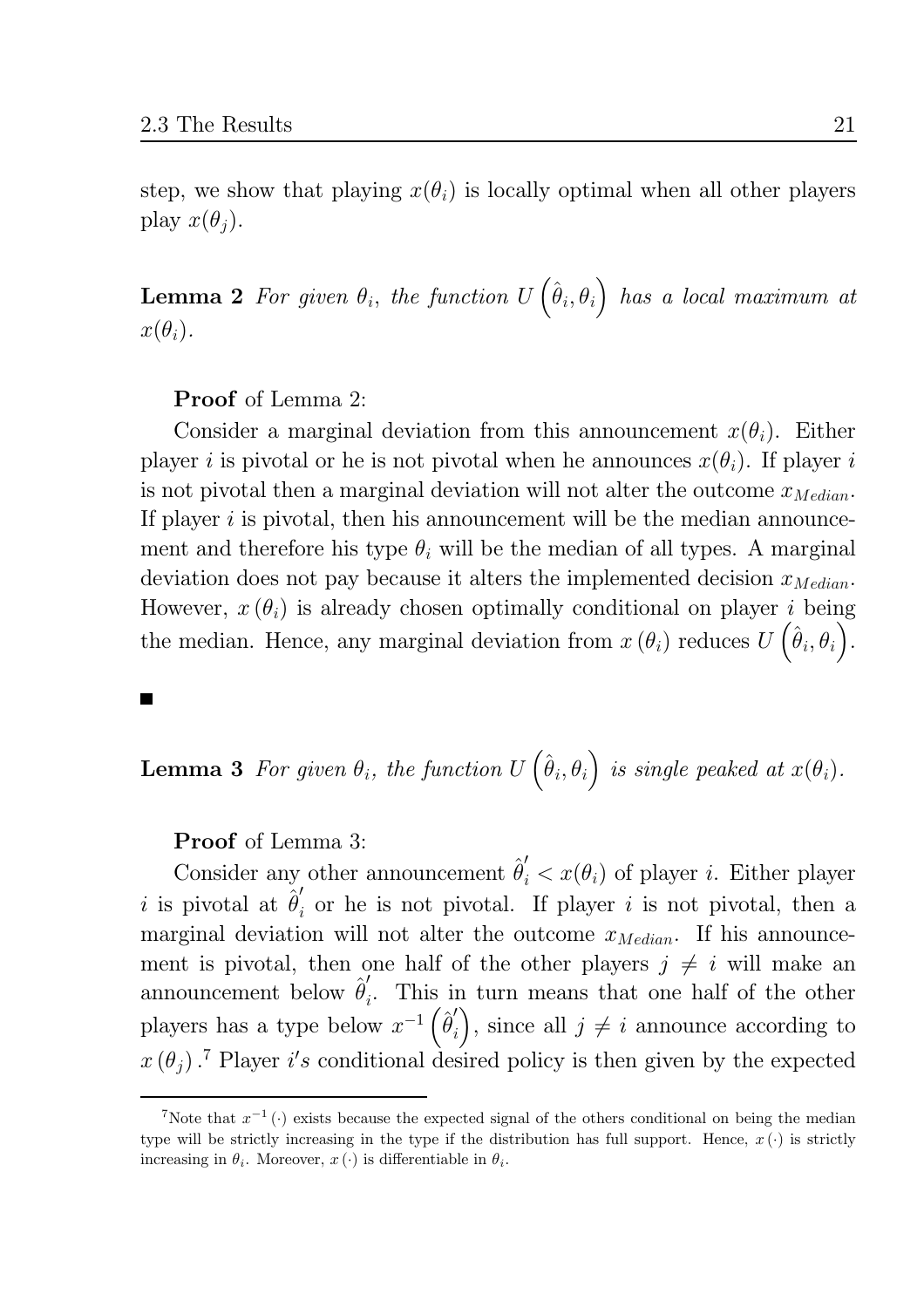step, we show that playing $x(\theta_i)$ is locally optimal when all other players play $x(\theta_j)$.

**Lemma 2** *For given $\theta_i$, the function $U\left(\hat{\theta}_i, \theta_i\right)$ has a local maximum at $x(\theta_i)$.*

**Proof** of Lemma 2:

Consider a marginal deviation from this announcement $x(\theta_i)$. Either player $i$ is pivotal or he is not pivotal when he announces $x(\theta_i)$. If player $i$ is not pivotal then a marginal deviation will not alter the outcome $x_{Median}$. If player $i$ is pivotal, then his announcement will be the median announcement and therefore his type $\theta_i$ will be the median of all types. A marginal deviation does not pay because it alters the implemented decision $x_{Median}$. However, $x(\theta_i)$ is already chosen optimally conditional on player $i$ being the median. Hence, any marginal deviation from $x(\theta_i)$ reduces $U\left(\hat{\theta}_i, \theta_i\right)$.

■

**Lemma 3** *For given $\theta_i$, the function $U\left(\hat{\theta}_i, \theta_i\right)$ is single peaked at $x(\theta_i)$.*

**Proof** of Lemma 3:

Consider any other announcement $\hat{\theta}_i^{'} < x(\theta_i)$ of player $i$. Either player $i$ is pivotal at $\hat{\theta}_i^{'}$ or he is not pivotal. If player $i$ is not pivotal, then a marginal deviation will not alter the outcome $x_{Median}$. If his announcement is pivotal, then one half of the other players $j \neq i$ will make an announcement below $\hat{\theta}_i^{'}$. This in turn means that one half of the other players has a type below $x^{-1}\left(\hat{\theta}_i^{'}\right)$, since all $j \neq i$ announce according to $x(\theta_j)$.[7] Player $i's$ conditional desired policy is then given by the expected

[7] Note that $x^{-1}(\cdot)$ exists because the expected signal of the others conditional on being the median type will be strictly increasing in the type if the distribution has full support. Hence, $x(\cdot)$ is strictly increasing in $\theta_i$. Moreover, $x(\cdot)$ is differentiable in $\theta_i$.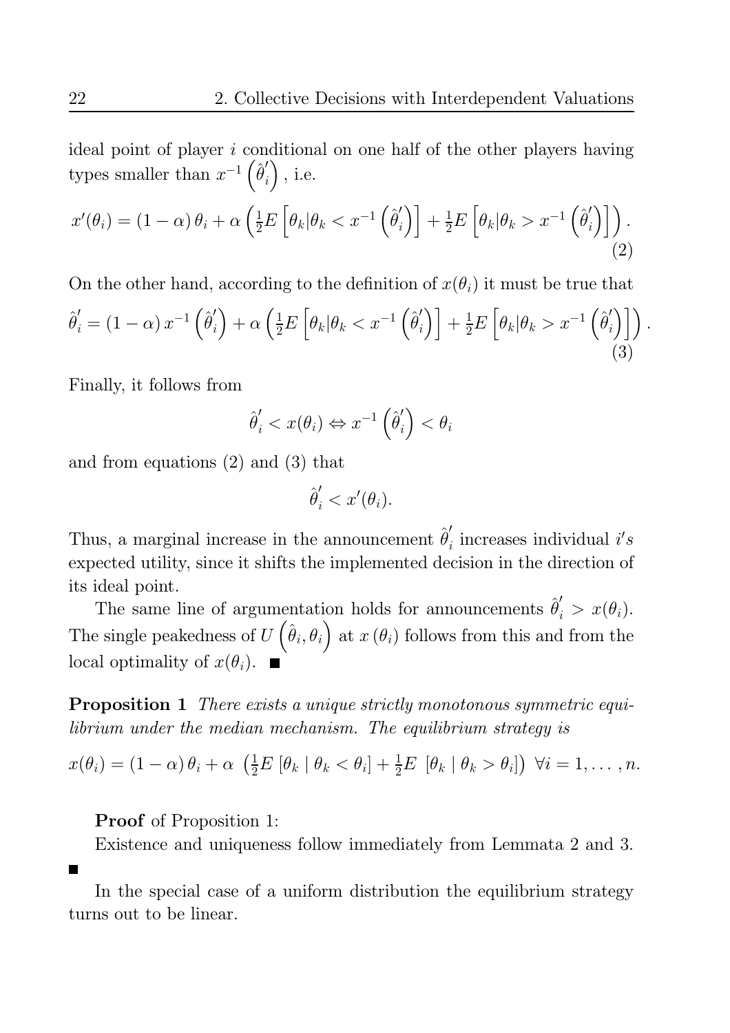ideal point of player $i$ conditional on one half of the other players having types smaller than $x^{-1}\left(\hat{\theta}_i^{'}\right)$, i.e.

$$x'(\theta_i) = (1-\alpha)\,\theta_i + \alpha\left(\tfrac{1}{2}E\left[\theta_k|\theta_k < x^{-1}\left(\hat{\theta}_i^{'}\right)\right] + \tfrac{1}{2}E\left[\theta_k|\theta_k > x^{-1}\left(\hat{\theta}_i^{'}\right)\right]\right). \tag{2}$$

On the other hand, according to the definition of $x(\theta_i)$ it must be true that

$$\hat{\theta}_i^{'} = (1-\alpha)\,x^{-1}\left(\hat{\theta}_i^{'}\right) + \alpha\left(\tfrac{1}{2}E\left[\theta_k|\theta_k < x^{-1}\left(\hat{\theta}_i^{'}\right)\right] + \tfrac{1}{2}E\left[\theta_k|\theta_k > x^{-1}\left(\hat{\theta}_i^{'}\right)\right]\right). \tag{3}$$

Finally, it follows from

$$\hat{\theta}_i^{'} < x(\theta_i) \Leftrightarrow x^{-1}\left(\hat{\theta}_i^{'}\right) < \theta_i$$

and from equations (2) and (3) that

$$\hat{\theta}_i^{'} < x'(\theta_i).$$

Thus, a marginal increase in the announcement $\hat{\theta}_i^{'}$ increases individual $i's$ expected utility, since it shifts the implemented decision in the direction of its ideal point.

The same line of argumentation holds for announcements $\hat{\theta}_i^{'} > x(\theta_i)$. The single peakedness of $U\left(\hat{\theta}_i, \theta_i\right)$ at $x\left(\theta_i\right)$ follows from this and from the local optimality of $x(\theta_i)$. ∎

**Proposition 1** *There exists a unique strictly monotonous symmetric equilibrium under the median mechanism. The equilibrium strategy is*

$$x(\theta_i) = (1-\alpha)\,\theta_i + \alpha\,\left(\tfrac{1}{2}E\left[\theta_k \mid \theta_k < \theta_i\right] + \tfrac{1}{2}E\,\left[\theta_k \mid \theta_k > \theta_i\right]\right)\ \forall i = 1,\ldots,n.$$

**Proof** of Proposition 1:

Existence and uniqueness follow immediately from Lemmata 2 and 3.

∎

In the special case of a uniform distribution the equilibrium strategy turns out to be linear.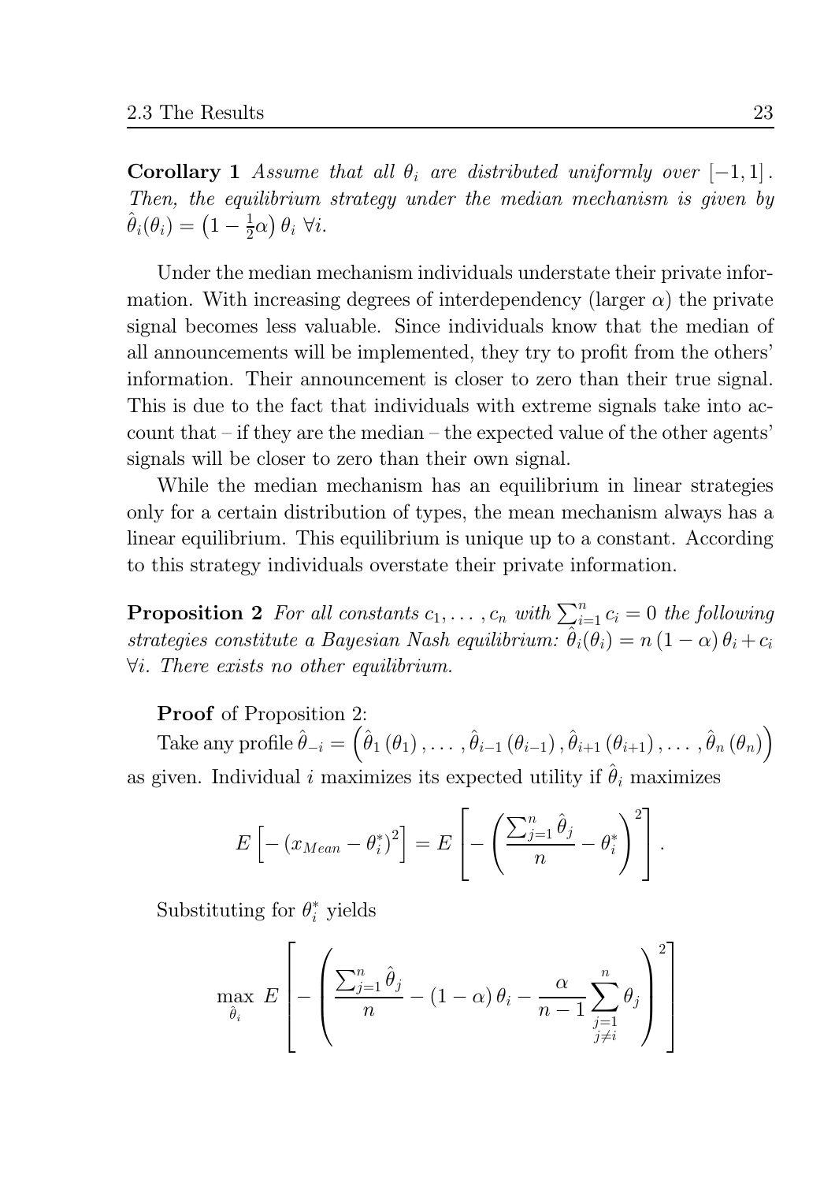**Corollary 1** *Assume that all $\theta_i$ are distributed uniformly over $[-1, 1]$. Then, the equilibrium strategy under the median mechanism is given by $\hat{\theta}_i(\theta_i) = \left(1 - \frac{1}{2}\alpha\right)\theta_i \ \forall i.$*

Under the median mechanism individuals understate their private information. With increasing degrees of interdependency (larger $\alpha$) the private signal becomes less valuable. Since individuals know that the median of all announcements will be implemented, they try to profit from the others' information. Their announcement is closer to zero than their true signal. This is due to the fact that individuals with extreme signals take into account that – if they are the median – the expected value of the other agents' signals will be closer to zero than their own signal.

While the median mechanism has an equilibrium in linear strategies only for a certain distribution of types, the mean mechanism always has a linear equilibrium. This equilibrium is unique up to a constant. According to this strategy individuals overstate their private information.

**Proposition 2** *For all constants $c_1, \ldots, c_n$ with $\sum_{i=1}^{n} c_i = 0$ the following strategies constitute a Bayesian Nash equilibrium: $\hat{\theta}_i(\theta_i) = n(1-\alpha)\theta_i + c_i$ $\forall i$. There exists no other equilibrium.*

**Proof** of Proposition 2:

Take any profile $\hat{\theta}_{-i} = \left(\hat{\theta}_1(\theta_1), \ldots, \hat{\theta}_{i-1}(\theta_{i-1}), \hat{\theta}_{i+1}(\theta_{i+1}), \ldots, \hat{\theta}_n(\theta_n)\right)$ as given. Individual $i$ maximizes its expected utility if $\hat{\theta}_i$ maximizes

$$E\left[-\left(x_{Mean} - \theta_i^*\right)^2\right] = E\left[-\left(\frac{\sum_{j=1}^{n}\hat{\theta}_j}{n} - \theta_i^*\right)^2\right].$$

Substituting for $\theta_i^*$ yields

$$\max_{\hat{\theta}_i} \ E\left[-\left(\frac{\sum_{j=1}^{n}\hat{\theta}_j}{n} - (1-\alpha)\theta_i - \frac{\alpha}{n-1}\sum_{\substack{j=1 \\ j\neq i}}^{n}\theta_j\right)^2\right]$$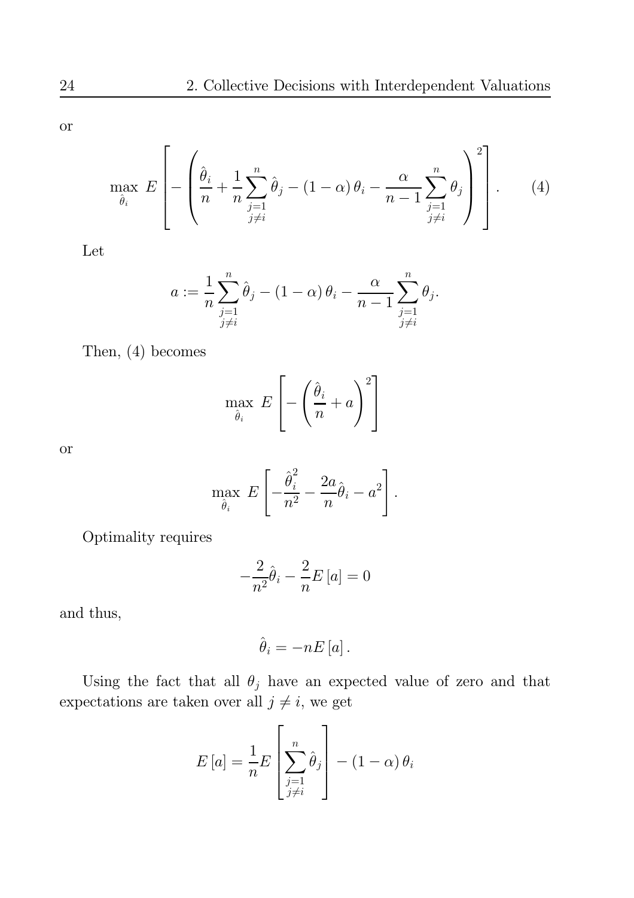or

$$\max_{\hat{\theta}_i} \; E\left[-\left(\frac{\hat{\theta}_i}{n}+\frac{1}{n}\sum_{\substack{j=1\\j\neq i}}^{n}\hat{\theta}_j-(1-\alpha)\,\theta_i-\frac{\alpha}{n-1}\sum_{\substack{j=1\\j\neq i}}^{n}\theta_j\right)^2\right]. \qquad (4)$$

Let

$$a := \frac{1}{n}\sum_{\substack{j=1\\j\neq i}}^{n}\hat{\theta}_j-(1-\alpha)\,\theta_i-\frac{\alpha}{n-1}\sum_{\substack{j=1\\j\neq i}}^{n}\theta_j.$$

Then, (4) becomes

$$\max_{\hat{\theta}_i} \; E\left[-\left(\frac{\hat{\theta}_i}{n}+a\right)^2\right]$$

or

$$\max_{\hat{\theta}_i} \; E\left[-\frac{\hat{\theta}_i^2}{n^2}-\frac{2a}{n}\hat{\theta}_i-a^2\right].$$

Optimality requires

$$-\frac{2}{n^2}\hat{\theta}_i-\frac{2}{n}E\,[a]=0$$

and thus,

$$\hat{\theta}_i=-nE\,[a]\,.$$

Using the fact that all $\theta_j$ have an expected value of zero and that expectations are taken over all $j \neq i$, we get

$$E\,[a]=\frac{1}{n}E\left[\sum_{\substack{j=1\\j\neq i}}^{n}\hat{\theta}_j\right]-(1-\alpha)\,\theta_i$$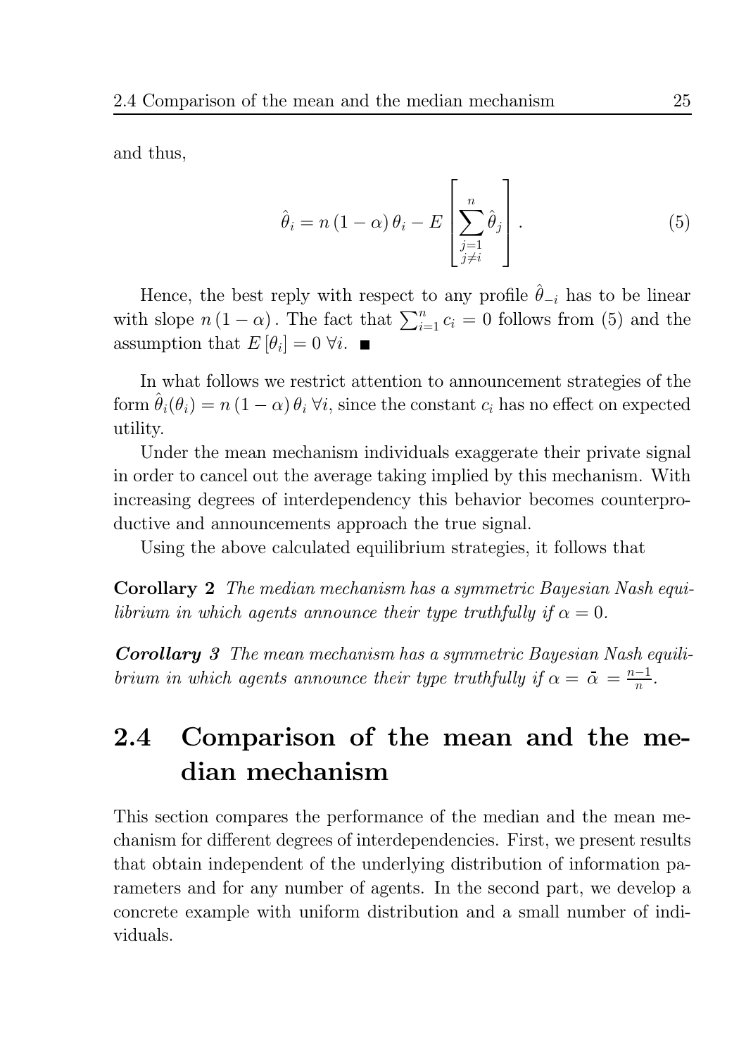and thus,

$$\hat{\theta}_i = n(1-\alpha)\theta_i - E\left[\sum_{\substack{j=1 \\ j\neq i}}^{n} \hat{\theta}_j\right]. \tag{5}$$

Hence, the best reply with respect to any profile $\hat{\theta}_{-i}$ has to be linear with slope $n(1-\alpha)$. The fact that $\sum_{i=1}^{n} c_i = 0$ follows from (5) and the assumption that $E[\theta_i] = 0 \; \forall i$. ∎

In what follows we restrict attention to announcement strategies of the form $\hat{\theta}_i(\theta_i) = n(1-\alpha)\theta_i \; \forall i$, since the constant $c_i$ has no effect on expected utility.

Under the mean mechanism individuals exaggerate their private signal in order to cancel out the average taking implied by this mechanism. With increasing degrees of interdependency this behavior becomes counterproductive and announcements approach the true signal.

Using the above calculated equilibrium strategies, it follows that

**Corollary 2** *The median mechanism has a symmetric Bayesian Nash equilibrium in which agents announce their type truthfully if* $\alpha = 0$.

***Corollary 3*** *The mean mechanism has a symmetric Bayesian Nash equilibrium in which agents announce their type truthfully if* $\alpha = \bar{\alpha} = \frac{n-1}{n}$.

## 2.4 Comparison of the mean and the median mechanism

This section compares the performance of the median and the mean mechanism for different degrees of interdependencies. First, we present results that obtain independent of the underlying distribution of information parameters and for any number of agents. In the second part, we develop a concrete example with uniform distribution and a small number of individuals.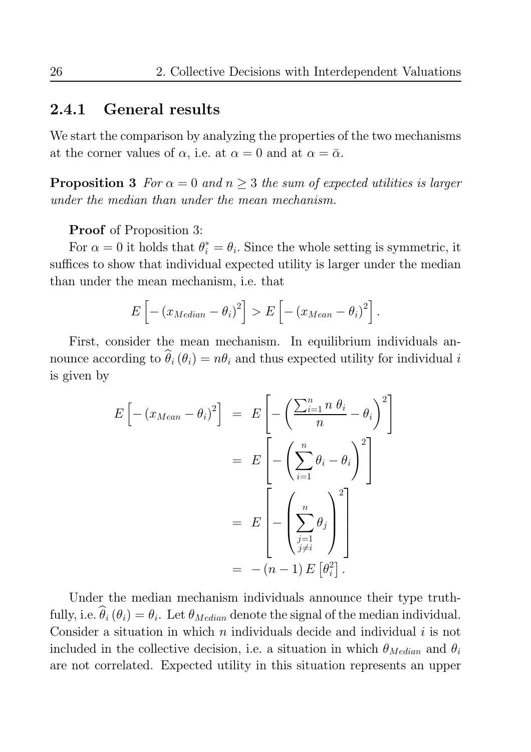### 2.4.1 General results

We start the comparison by analyzing the properties of the two mechanisms at the corner values of $\alpha$, i.e. at $\alpha = 0$ and at $\alpha = \bar{\alpha}$.

**Proposition 3** *For $\alpha = 0$ and $n \geq 3$ the sum of expected utilities is larger under the median than under the mean mechanism.*

**Proof** of Proposition 3:

For $\alpha = 0$ it holds that $\theta_i^* = \theta_i$. Since the whole setting is symmetric, it suffices to show that individual expected utility is larger under the median than under the mean mechanism, i.e. that

$$E\left[-\left(x_{Median} - \theta_i\right)^2\right] > E\left[-\left(x_{Mean} - \theta_i\right)^2\right].$$

First, consider the mean mechanism. In equilibrium individuals announce according to $\widehat{\theta}_i(\theta_i) = n\theta_i$ and thus expected utility for individual $i$ is given by

$$\begin{aligned}
E\left[-\left(x_{Mean} - \theta_i\right)^2\right] &= E\left[-\left(\frac{\sum_{i=1}^n n\ \theta_i}{n} - \theta_i\right)^2\right] \\
&= E\left[-\left(\sum_{i=1}^n \theta_i - \theta_i\right)^2\right] \\
&= E\left[-\left(\sum_{\substack{j=1 \\ j \neq i}}^n \theta_j\right)^2\right] \\
&= -\left(n-1\right) E\left[\theta_i^2\right].
\end{aligned}$$

Under the median mechanism individuals announce their type truthfully, i.e. $\widehat{\theta}_i(\theta_i) = \theta_i$. Let $\theta_{Median}$ denote the signal of the median individual. Consider a situation in which $n$ individuals decide and individual $i$ is not included in the collective decision, i.e. a situation in which $\theta_{Median}$ and $\theta_i$ are not correlated. Expected utility in this situation represents an upper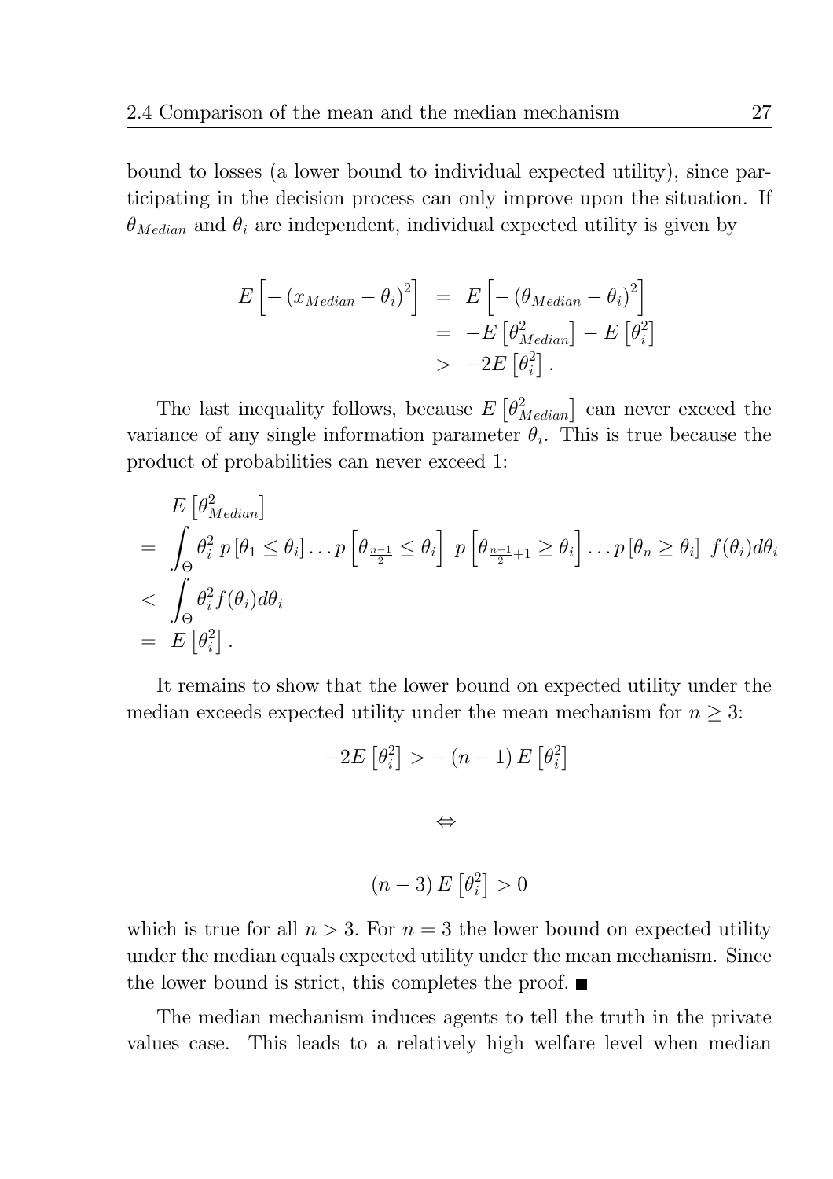bound to losses (a lower bound to individual expected utility), since participating in the decision process can only improve upon the situation. If $\theta_{Median}$ and $\theta_i$ are independent, individual expected utility is given by

$$
\begin{aligned}
E\left[-\left(x_{Median}-\theta_i\right)^2\right] &= E\left[-\left(\theta_{Median}-\theta_i\right)^2\right] \\
&= -E\left[\theta_{Median}^2\right]-E\left[\theta_i^2\right] \\
&> -2E\left[\theta_i^2\right].
\end{aligned}
$$

The last inequality follows, because $E\left[\theta_{Median}^2\right]$ can never exceed the variance of any single information parameter $\theta_i$. This is true because the product of probabilities can never exceed 1:

$$
\begin{aligned}
& E\left[\theta_{Median}^2\right] \\
=\ & \int_\Theta \theta_i^2\ p\left[\theta_1 \leq \theta_i\right]\ldots p\left[\theta_{\frac{n-1}{2}} \leq \theta_i\right]\ p\left[\theta_{\frac{n-1}{2}+1} \geq \theta_i\right]\ldots p\left[\theta_n \geq \theta_i\right]\ f(\theta_i)d\theta_i \\
<\ & \int_\Theta \theta_i^2 f(\theta_i)d\theta_i \\
=\ & E\left[\theta_i^2\right].
\end{aligned}
$$

It remains to show that the lower bound on expected utility under the median exceeds expected utility under the mean mechanism for $n \geq 3$:

$$-2E\left[\theta_i^2\right] > -\left(n-1\right)E\left[\theta_i^2\right]$$

$$\Leftrightarrow$$

$$\left(n-3\right)E\left[\theta_i^2\right] > 0$$

which is true for all $n > 3$. For $n = 3$ the lower bound on expected utility under the median equals expected utility under the mean mechanism. Since the lower bound is strict, this completes the proof. ■

The median mechanism induces agents to tell the truth in the private values case. This leads to a relatively high welfare level when median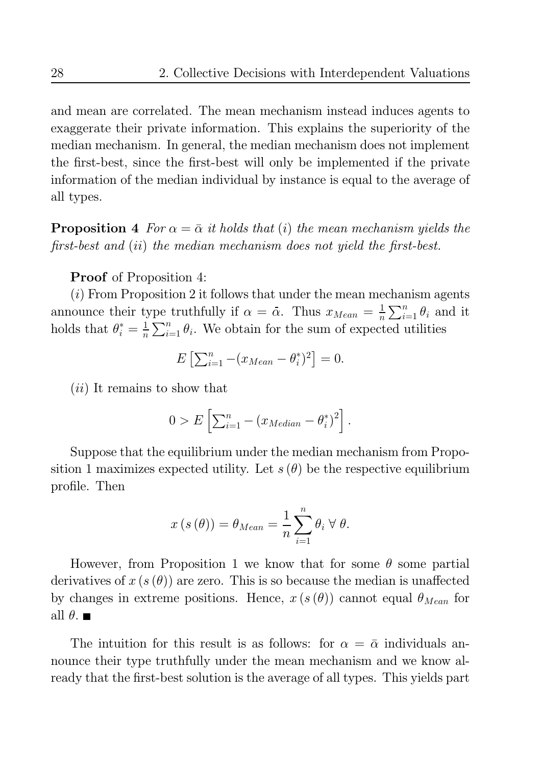and mean are correlated. The mean mechanism instead induces agents to exaggerate their private information. This explains the superiority of the median mechanism. In general, the median mechanism does not implement the first-best, since the first-best will only be implemented if the private information of the median individual by instance is equal to the average of all types.

**Proposition 4** *For $\alpha = \bar{\alpha}$ it holds that $(i)$ the mean mechanism yields the first-best and $(ii)$ the median mechanism does not yield the first-best.*

**Proof** of Proposition 4:

$(i)$ From Proposition 2 it follows that under the mean mechanism agents announce their type truthfully if $\alpha = \bar{\alpha}$. Thus $x_{Mean} = \frac{1}{n}\sum_{i=1}^{n}\theta_i$ and it holds that $\theta_i^* = \frac{1}{n}\sum_{i=1}^{n}\theta_i$. We obtain for the sum of expected utilities

$$E\left[\textstyle\sum_{i=1}^{n} -(x_{Mean} - \theta_i^*)^2\right] = 0.$$

$(ii)$ It remains to show that

$$0 > E\left[\textstyle\sum_{i=1}^{n} - \left(x_{Median} - \theta_i^*\right)^2\right].$$

Suppose that the equilibrium under the median mechanism from Proposition 1 maximizes expected utility. Let $s(\theta)$ be the respective equilibrium profile. Then

$$x\left(s\left(\theta\right)\right) = \theta_{Mean} = \frac{1}{n}\sum_{i=1}^{n}\theta_i \;\forall\; \theta.$$

However, from Proposition 1 we know that for some $\theta$ some partial derivatives of $x\left(s\left(\theta\right)\right)$ are zero. This is so because the median is unaffected by changes in extreme positions. Hence, $x\left(s\left(\theta\right)\right)$ cannot equal $\theta_{Mean}$ for all $\theta$. ■

The intuition for this result is as follows: for $\alpha = \bar{\alpha}$ individuals announce their type truthfully under the mean mechanism and we know already that the first-best solution is the average of all types. This yields part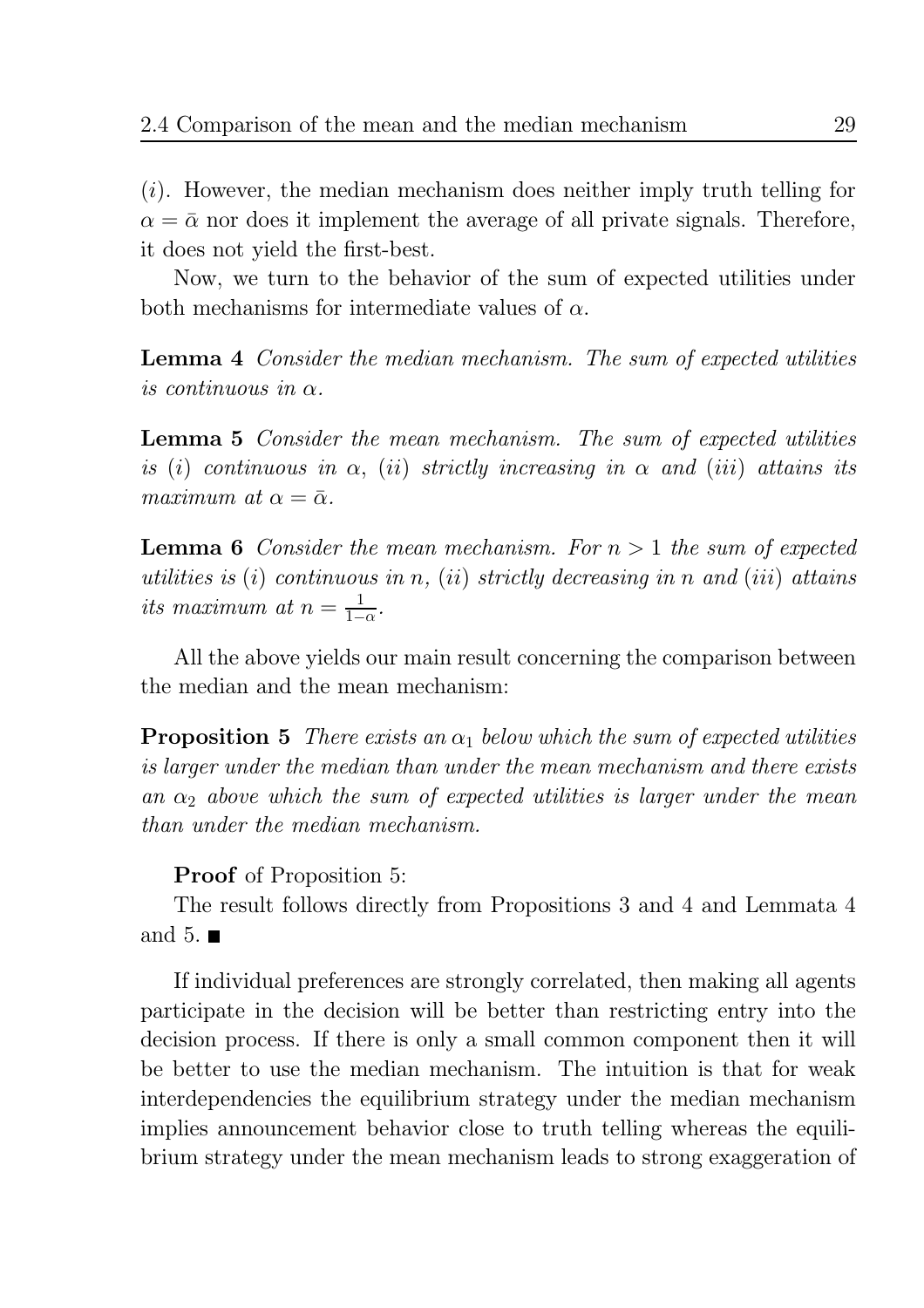$(i)$. However, the median mechanism does neither imply truth telling for $\alpha = \bar{\alpha}$ nor does it implement the average of all private signals. Therefore, it does not yield the first-best.

Now, we turn to the behavior of the sum of expected utilities under both mechanisms for intermediate values of $\alpha$.

**Lemma 4** *Consider the median mechanism. The sum of expected utilities is continuous in* $\alpha$.

**Lemma 5** *Consider the mean mechanism. The sum of expected utilities is* $(i)$ *continuous in* $\alpha$, $(ii)$ *strictly increasing in* $\alpha$ *and* $(iii)$ *attains its maximum at* $\alpha = \bar{\alpha}$.

**Lemma 6** *Consider the mean mechanism. For* $n > 1$ *the sum of expected utilities is* $(i)$ *continuous in* $n$, $(ii)$ *strictly decreasing in* $n$ *and* $(iii)$ *attains its maximum at* $n = \frac{1}{1-\alpha}$.

All the above yields our main result concerning the comparison between the median and the mean mechanism:

**Proposition 5** *There exists an* $\alpha_1$ *below which the sum of expected utilities is larger under the median than under the mean mechanism and there exists an* $\alpha_2$ *above which the sum of expected utilities is larger under the mean than under the median mechanism.*

**Proof** of Proposition 5:

The result follows directly from Propositions 3 and 4 and Lemmata 4 and 5. ■

If individual preferences are strongly correlated, then making all agents participate in the decision will be better than restricting entry into the decision process. If there is only a small common component then it will be better to use the median mechanism. The intuition is that for weak interdependencies the equilibrium strategy under the median mechanism implies announcement behavior close to truth telling whereas the equilibrium strategy under the mean mechanism leads to strong exaggeration of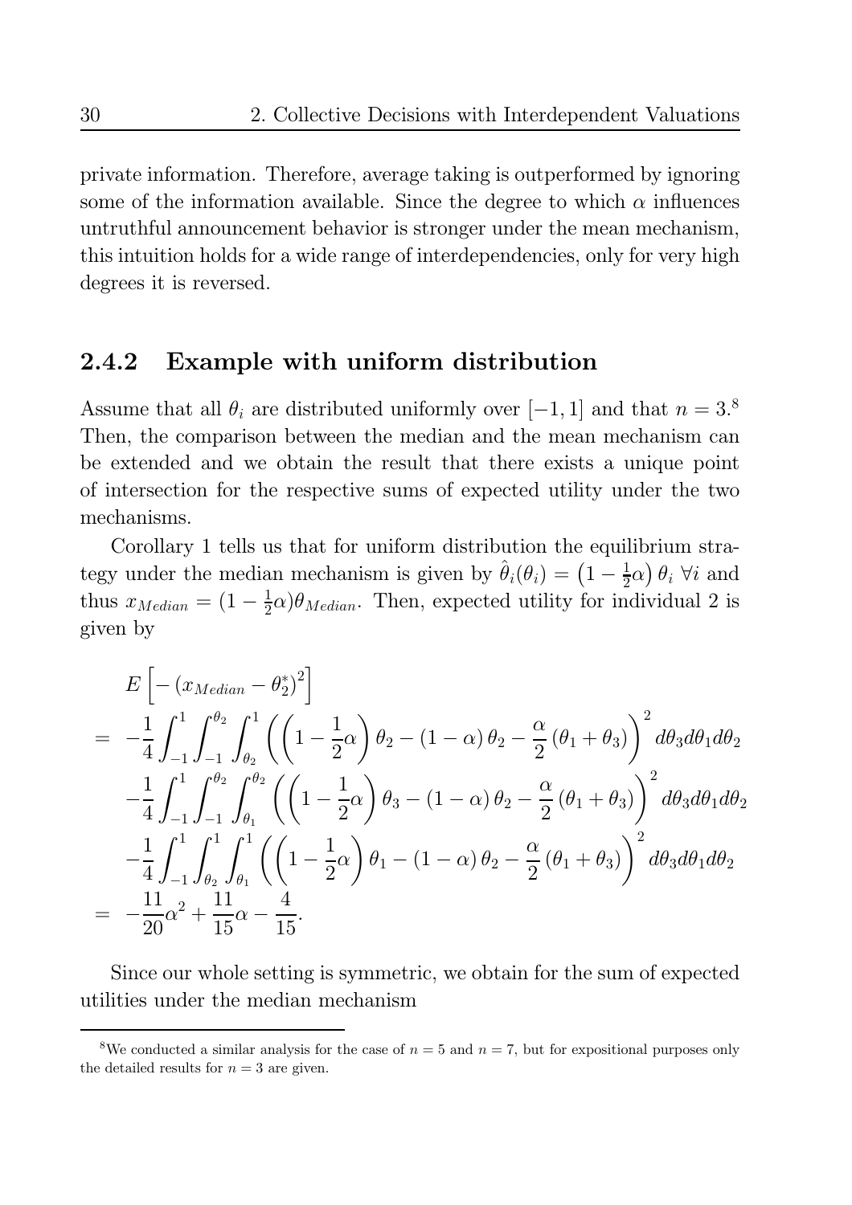private information. Therefore, average taking is outperformed by ignoring some of the information available. Since the degree to which $\alpha$ influences untruthful announcement behavior is stronger under the mean mechanism, this intuition holds for a wide range of interdependencies, only for very high degrees it is reversed.

### 2.4.2 Example with uniform distribution

Assume that all $\theta_i$ are distributed uniformly over $[-1, 1]$ and that $n = 3$.[8] Then, the comparison between the median and the mean mechanism can be extended and we obtain the result that there exists a unique point of intersection for the respective sums of expected utility under the two mechanisms.

Corollary 1 tells us that for uniform distribution the equilibrium strategy under the median mechanism is given by $\hat{\theta}_i(\theta_i) = \left(1 - \frac{1}{2}\alpha\right)\theta_i \ \forall i$ and thus $x_{Median} = (1 - \frac{1}{2}\alpha)\theta_{Median}$. Then, expected utility for individual 2 is given by

$$
\begin{aligned}
& E\left[-\left(x_{Median} - \theta_2^*\right)^2\right] \\
= & -\frac{1}{4}\int_{-1}^{1}\int_{-1}^{\theta_2}\int_{\theta_2}^{1}\left(\left(1-\frac{1}{2}\alpha\right)\theta_2 - (1-\alpha)\theta_2 - \frac{\alpha}{2}(\theta_1+\theta_3)\right)^2 d\theta_3 d\theta_1 d\theta_2 \\
& -\frac{1}{4}\int_{-1}^{1}\int_{-1}^{\theta_2}\int_{\theta_1}^{\theta_2}\left(\left(1-\frac{1}{2}\alpha\right)\theta_3 - (1-\alpha)\theta_2 - \frac{\alpha}{2}(\theta_1+\theta_3)\right)^2 d\theta_3 d\theta_1 d\theta_2 \\
& -\frac{1}{4}\int_{-1}^{1}\int_{\theta_2}^{1}\int_{\theta_1}^{1}\left(\left(1-\frac{1}{2}\alpha\right)\theta_1 - (1-\alpha)\theta_2 - \frac{\alpha}{2}(\theta_1+\theta_3)\right)^2 d\theta_3 d\theta_1 d\theta_2 \\
= & -\frac{11}{20}\alpha^2 + \frac{11}{15}\alpha - \frac{4}{15}.
\end{aligned}
$$

Since our whole setting is symmetric, we obtain for the sum of expected utilities under the median mechanism

[8] We conducted a similar analysis for the case of $n = 5$ and $n = 7$, but for expositional purposes only the detailed results for $n = 3$ are given.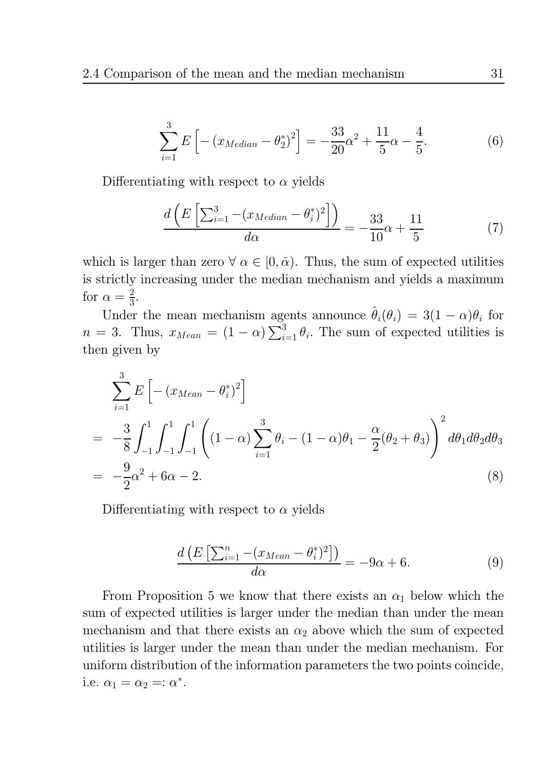$$\sum_{i=1}^{3} E\left[-\left(x_{Median}-\theta_2^*\right)^2\right] = -\frac{33}{20}\alpha^2 + \frac{11}{5}\alpha - \frac{4}{5}. \tag{6}$$

Differentiating with respect to $\alpha$ yields

$$\frac{d\left(E\left[\sum_{i=1}^{3} -(x_{Median}-\theta_i^*)^2\right]\right)}{d\alpha} = -\frac{33}{10}\alpha + \frac{11}{5} \tag{7}$$

which is larger than zero $\forall\ \alpha \in [0, \bar{\alpha})$. Thus, the sum of expected utilities is strictly increasing under the median mechanism and yields a maximum for $\alpha = \frac{2}{3}$.

Under the mean mechanism agents announce $\hat{\theta}_i(\theta_i) = 3(1-\alpha)\theta_i$ for $n = 3$. Thus, $x_{Mean} = (1-\alpha)\sum_{i=1}^{3}\theta_i$. The sum of expected utilities is then given by

$$\begin{aligned}
&\sum_{i=1}^{3} E\left[-\left(x_{Mean}-\theta_i^*\right)^2\right] \\
=\ & -\frac{3}{8}\int_{-1}^{1}\int_{-1}^{1}\int_{-1}^{1}\left((1-\alpha)\sum_{i=1}^{3}\theta_i - (1-\alpha)\theta_1 - \frac{\alpha}{2}(\theta_2+\theta_3)\right)^2 d\theta_1 d\theta_2 d\theta_3 \\
=\ & -\frac{9}{2}\alpha^2 + 6\alpha - 2.
\end{aligned} \tag{8}$$

Differentiating with respect to $\alpha$ yields

$$\frac{d\left(E\left[\sum_{i=1}^{n} -(x_{Mean}-\theta_i^*)^2\right]\right)}{d\alpha} = -9\alpha + 6. \tag{9}$$

From Proposition 5 we know that there exists an $\alpha_1$ below which the sum of expected utilities is larger under the median than under the mean mechanism and that there exists an $\alpha_2$ above which the sum of expected utilities is larger under the mean than under the median mechanism. For uniform distribution of the information parameters the two points coincide, i.e. $\alpha_1 = \alpha_2 =: \alpha^*$.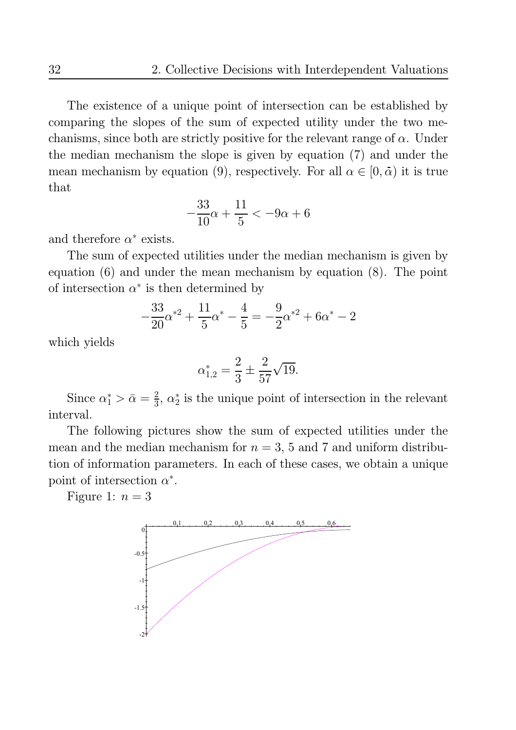The existence of a unique point of intersection can be established by comparing the slopes of the sum of expected utility under the two mechanisms, since both are strictly positive for the relevant range of $\alpha$. Under the median mechanism the slope is given by equation (7) and under the mean mechanism by equation (9), respectively. For all $\alpha \in [0, \bar{\alpha})$ it is true that

$$-\frac{33}{10}\alpha + \frac{11}{5} < -9\alpha + 6$$

and therefore $\alpha^*$ exists.

The sum of expected utilities under the median mechanism is given by equation (6) and under the mean mechanism by equation (8). The point of intersection $\alpha^*$ is then determined by

$$-\frac{33}{20}\alpha^{*2} + \frac{11}{5}\alpha^* - \frac{4}{5} = -\frac{9}{2}\alpha^{*2} + 6\alpha^* - 2$$

which yields

$$\alpha^*_{1,2} = \frac{2}{3} \pm \frac{2}{57}\sqrt{19}.$$

Since $\alpha^*_1 > \bar{\alpha} = \frac{2}{3}$, $\alpha^*_2$ is the unique point of intersection in the relevant interval.

The following pictures show the sum of expected utilities under the mean and the median mechanism for $n = 3$, 5 and 7 and uniform distribution of information parameters. In each of these cases, we obtain a unique point of intersection $\alpha^*$.

Figure 1: $n = 3$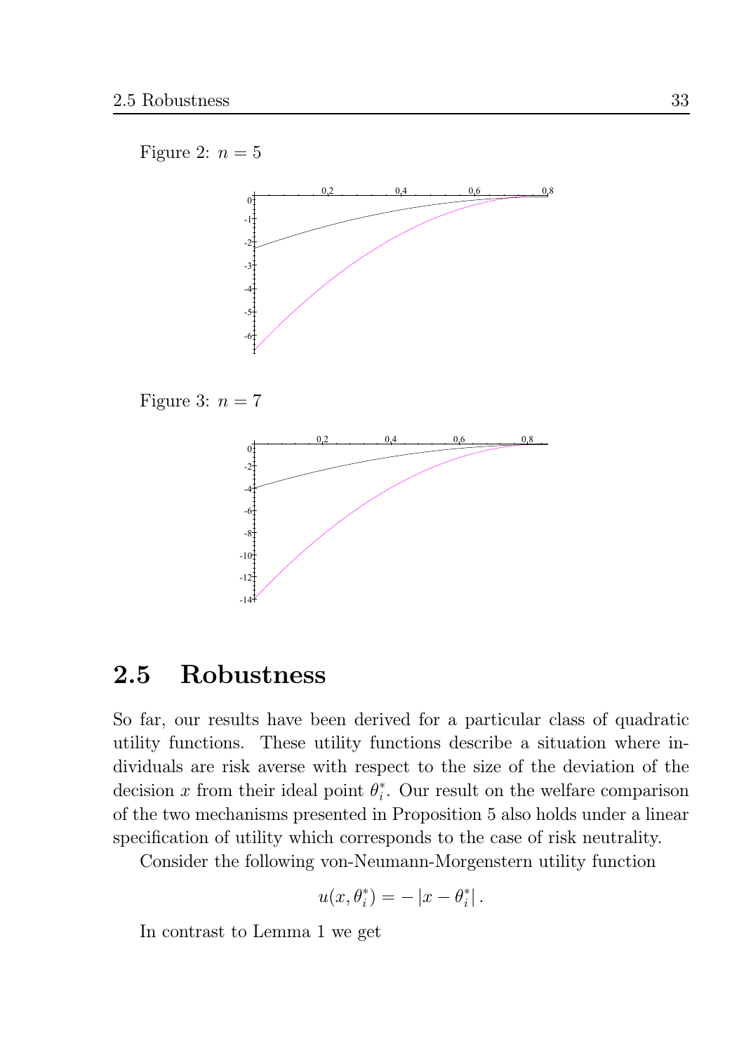Figure 2: $n = 5$

Figure 3: $n = 7$

## 2.5 Robustness

So far, our results have been derived for a particular class of quadratic utility functions. These utility functions describe a situation where individuals are risk averse with respect to the size of the deviation of the decision $x$ from their ideal point $\theta_i^*$. Our result on the welfare comparison of the two mechanisms presented in Proposition 5 also holds under a linear specification of utility which corresponds to the case of risk neutrality.

Consider the following von-Neumann-Morgenstern utility function

$$u(x, \theta_i^*) = -|x - \theta_i^*|\,.$$

In contrast to Lemma 1 we get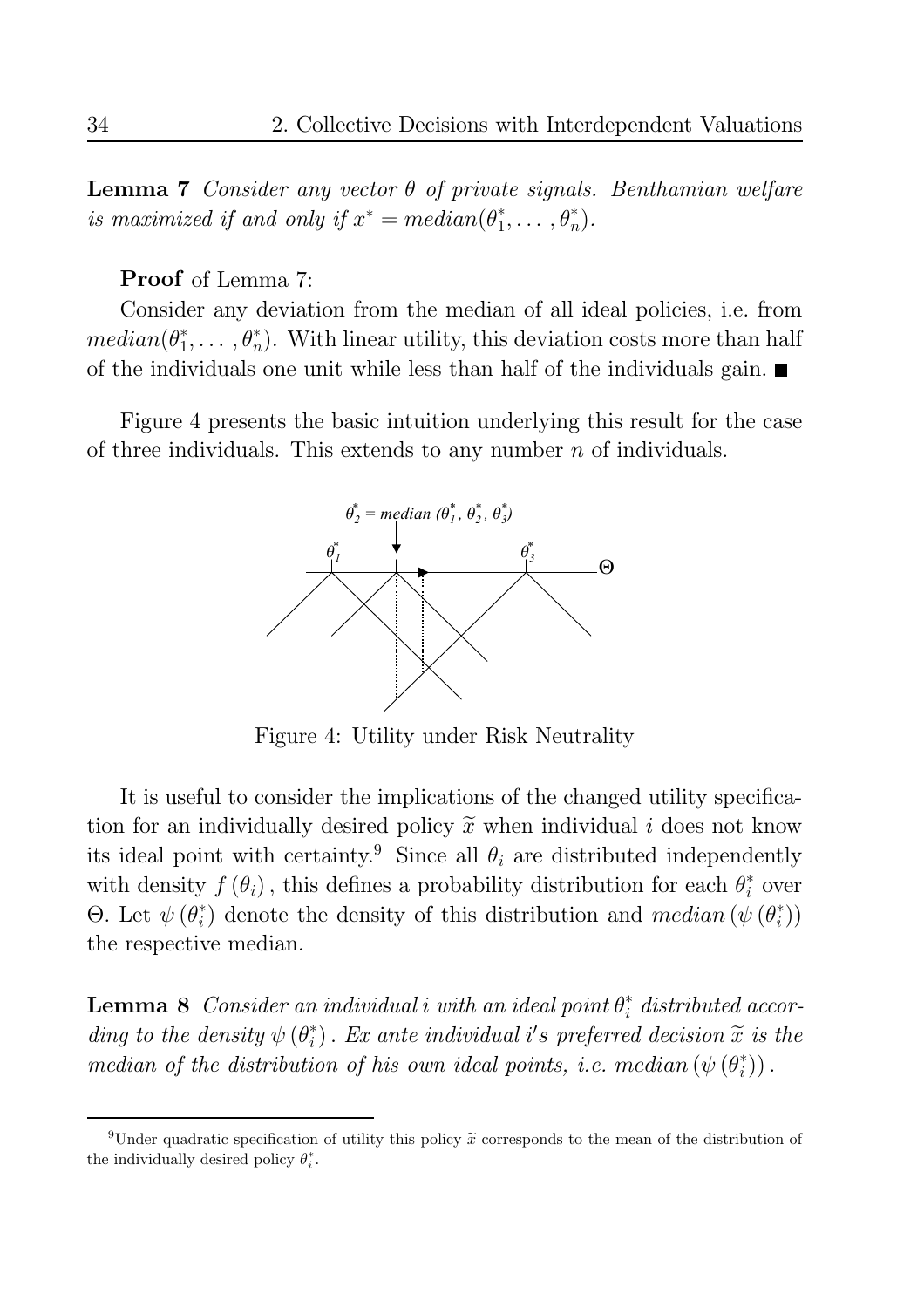**Lemma 7** *Consider any vector $\theta$ of private signals. Benthamian welfare is maximized if and only if $x^* = median(\theta_1^*, \ldots, \theta_n^*)$.*

**Proof** of Lemma 7:

Consider any deviation from the median of all ideal policies, i.e. from $median(\theta_1^*, \ldots, \theta_n^*)$. With linear utility, this deviation costs more than half of the individuals one unit while less than half of the individuals gain. ■

Figure 4 presents the basic intuition underlying this result for the case of three individuals. This extends to any number $n$ of individuals.

Figure 4: Utility under Risk Neutrality

It is useful to consider the implications of the changed utility specification for an individually desired policy $\widetilde{x}$ when individual $i$ does not know its ideal point with certainty.[9] Since all $\theta_i$ are distributed independently with density $f(\theta_i)$, this defines a probability distribution for each $\theta_i^*$ over $\Theta$. Let $\psi(\theta_i^*)$ denote the density of this distribution and $median(\psi(\theta_i^*))$ the respective median.

**Lemma 8** *Consider an individual $i$ with an ideal point $\theta_i^*$ distributed according to the density $\psi(\theta_i^*)$. Ex ante individual $i'$s preferred decision $\widetilde{x}$ is the median of the distribution of his own ideal points, i.e. $median(\psi(\theta_i^*))$.*

[9] Under quadratic specification of utility this policy $\widetilde{x}$ corresponds to the mean of the distribution of the individually desired policy $\theta_i^*$.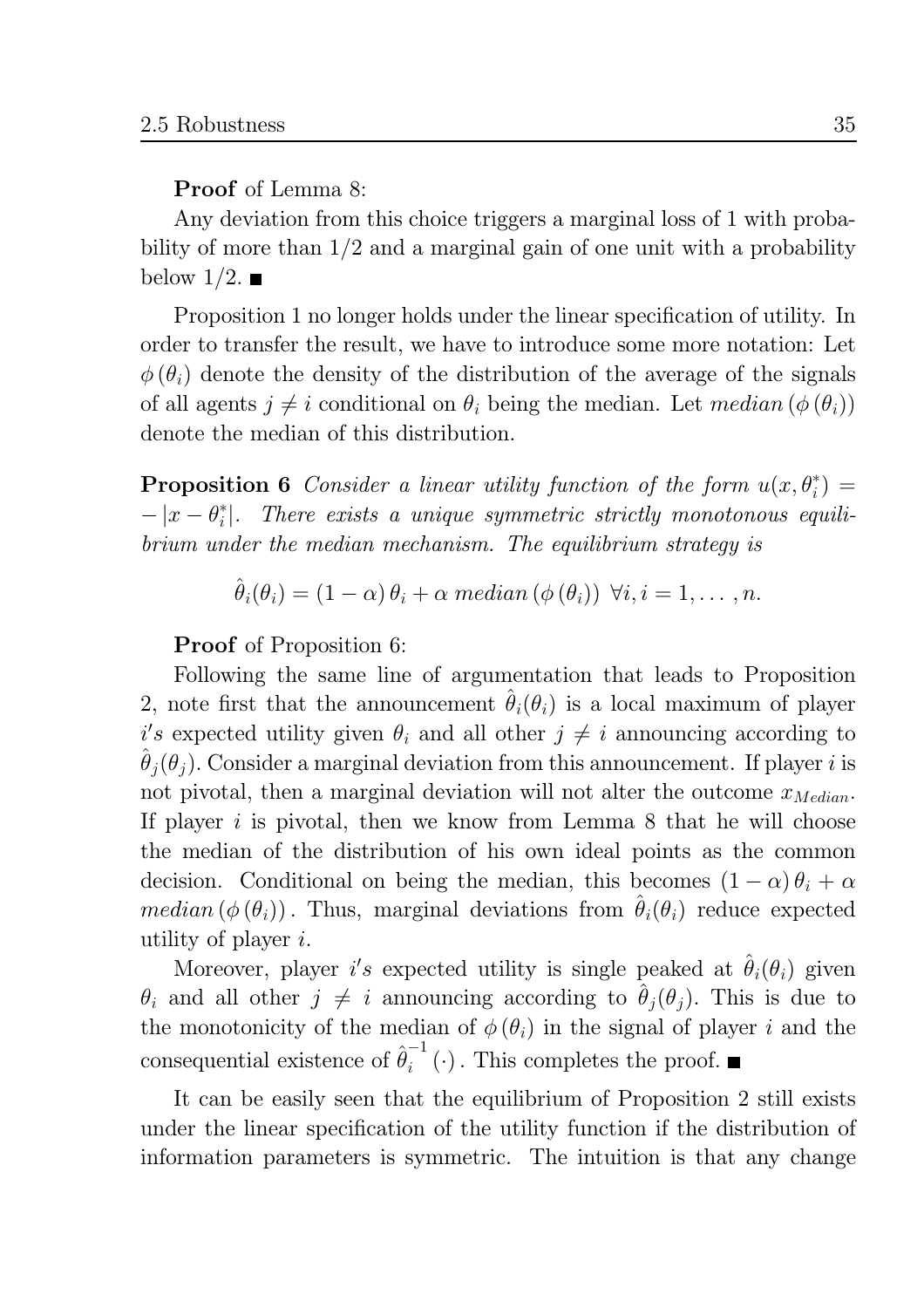**Proof** of Lemma 8:

Any deviation from this choice triggers a marginal loss of 1 with probability of more than $1/2$ and a marginal gain of one unit with a probability below $1/2$. ■

Proposition 1 no longer holds under the linear specification of utility. In order to transfer the result, we have to introduce some more notation: Let $\phi(\theta_i)$ denote the density of the distribution of the average of the signals of all agents $j \neq i$ conditional on $\theta_i$ being the median. Let $median(\phi(\theta_i))$ denote the median of this distribution.

**Proposition 6** *Consider a linear utility function of the form* $u(x, \theta_i^*) = -|x - \theta_i^*|$. *There exists a unique symmetric strictly monotonous equilibrium under the median mechanism. The equilibrium strategy is*

$$\hat{\theta}_i(\theta_i) = (1 - \alpha)\,\theta_i + \alpha\ median\,(\phi\,(\theta_i))\ \ \forall i, i = 1, \ldots, n.$$

**Proof** of Proposition 6:

Following the same line of argumentation that leads to Proposition 2, note first that the announcement $\hat{\theta}_i(\theta_i)$ is a local maximum of player $i's$ expected utility given $\theta_i$ and all other $j \neq i$ announcing according to $\hat{\theta}_j(\theta_j)$. Consider a marginal deviation from this announcement. If player $i$ is not pivotal, then a marginal deviation will not alter the outcome $x_{Median}$. If player $i$ is pivotal, then we know from Lemma 8 that he will choose the median of the distribution of his own ideal points as the common decision. Conditional on being the median, this becomes $(1 - \alpha)\,\theta_i + \alpha$ $median\,(\phi\,(\theta_i))$. Thus, marginal deviations from $\hat{\theta}_i(\theta_i)$ reduce expected utility of player $i$.

Moreover, player $i's$ expected utility is single peaked at $\hat{\theta}_i(\theta_i)$ given $\theta_i$ and all other $j \neq i$ announcing according to $\hat{\theta}_j(\theta_j)$. This is due to the monotonicity of the median of $\phi(\theta_i)$ in the signal of player $i$ and the consequential existence of $\hat{\theta}_i^{-1}(\cdot)$. This completes the proof. ■

It can be easily seen that the equilibrium of Proposition 2 still exists under the linear specification of the utility function if the distribution of information parameters is symmetric. The intuition is that any change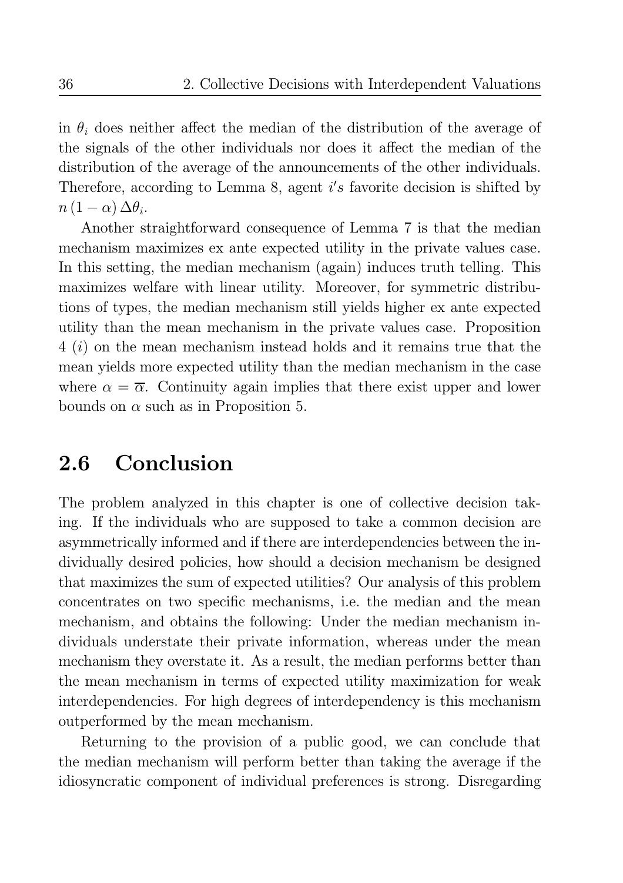in $\theta_i$ does neither affect the median of the distribution of the average of the signals of the other individuals nor does it affect the median of the distribution of the average of the announcements of the other individuals. Therefore, according to Lemma 8, agent $i's$ favorite decision is shifted by $n(1-\alpha)\Delta\theta_i$.

Another straightforward consequence of Lemma 7 is that the median mechanism maximizes ex ante expected utility in the private values case. In this setting, the median mechanism (again) induces truth telling. This maximizes welfare with linear utility. Moreover, for symmetric distributions of types, the median mechanism still yields higher ex ante expected utility than the mean mechanism in the private values case. Proposition 4 $(i)$ on the mean mechanism instead holds and it remains true that the mean yields more expected utility than the median mechanism in the case where $\alpha = \overline{\alpha}$. Continuity again implies that there exist upper and lower bounds on $\alpha$ such as in Proposition 5.

## 2.6 Conclusion

The problem analyzed in this chapter is one of collective decision taking. If the individuals who are supposed to take a common decision are asymmetrically informed and if there are interdependencies between the individually desired policies, how should a decision mechanism be designed that maximizes the sum of expected utilities? Our analysis of this problem concentrates on two specific mechanisms, i.e. the median and the mean mechanism, and obtains the following: Under the median mechanism individuals understate their private information, whereas under the mean mechanism they overstate it. As a result, the median performs better than the mean mechanism in terms of expected utility maximization for weak interdependencies. For high degrees of interdependency is this mechanism outperformed by the mean mechanism.

Returning to the provision of a public good, we can conclude that the median mechanism will perform better than taking the average if the idiosyncratic component of individual preferences is strong. Disregarding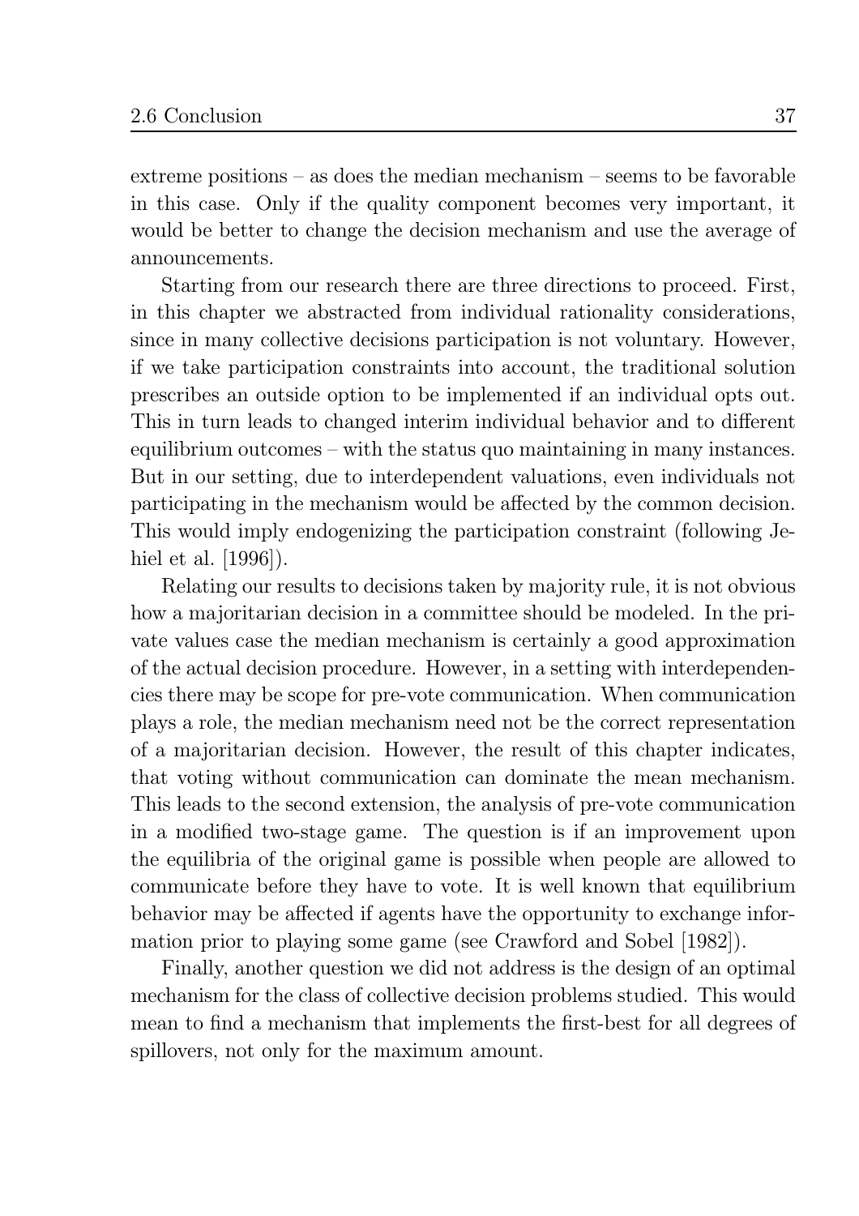extreme positions – as does the median mechanism – seems to be favorable in this case. Only if the quality component becomes very important, it would be better to change the decision mechanism and use the average of announcements.

Starting from our research there are three directions to proceed. First, in this chapter we abstracted from individual rationality considerations, since in many collective decisions participation is not voluntary. However, if we take participation constraints into account, the traditional solution prescribes an outside option to be implemented if an individual opts out. This in turn leads to changed interim individual behavior and to different equilibrium outcomes – with the status quo maintaining in many instances. But in our setting, due to interdependent valuations, even individuals not participating in the mechanism would be affected by the common decision. This would imply endogenizing the participation constraint (following Jehiel et al. [1996]).

Relating our results to decisions taken by majority rule, it is not obvious how a majoritarian decision in a committee should be modeled. In the private values case the median mechanism is certainly a good approximation of the actual decision procedure. However, in a setting with interdependencies there may be scope for pre-vote communication. When communication plays a role, the median mechanism need not be the correct representation of a majoritarian decision. However, the result of this chapter indicates, that voting without communication can dominate the mean mechanism. This leads to the second extension, the analysis of pre-vote communication in a modified two-stage game. The question is if an improvement upon the equilibria of the original game is possible when people are allowed to communicate before they have to vote. It is well known that equilibrium behavior may be affected if agents have the opportunity to exchange information prior to playing some game (see Crawford and Sobel [1982]).

Finally, another question we did not address is the design of an optimal mechanism for the class of collective decision problems studied. This would mean to find a mechanism that implements the first-best for all degrees of spillovers, not only for the maximum amount.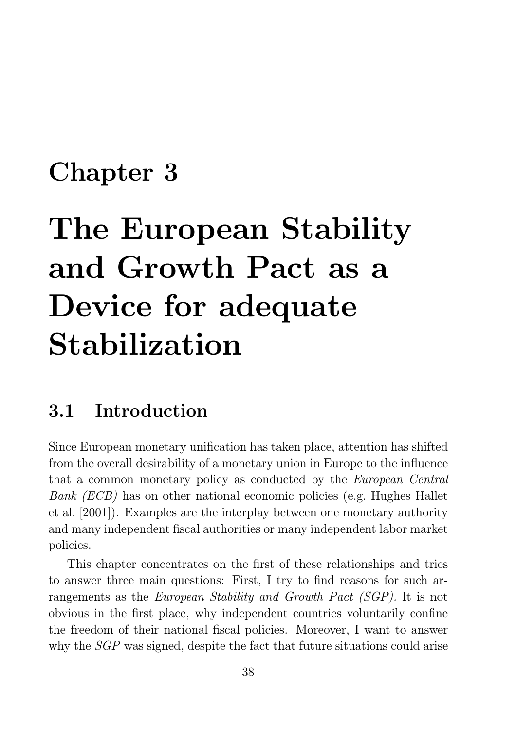# Chapter 3

# The European Stability and Growth Pact as a Device for adequate Stabilization

## 3.1 Introduction

Since European monetary unification has taken place, attention has shifted from the overall desirability of a monetary union in Europe to the influence that a common monetary policy as conducted by the *European Central Bank (ECB)* has on other national economic policies (e.g. Hughes Hallet et al. [2001]). Examples are the interplay between one monetary authority and many independent fiscal authorities or many independent labor market policies.

This chapter concentrates on the first of these relationships and tries to answer three main questions: First, I try to find reasons for such arrangements as the *European Stability and Growth Pact (SGP)*. It is not obvious in the first place, why independent countries voluntarily confine the freedom of their national fiscal policies. Moreover, I want to answer why the *SGP* was signed, despite the fact that future situations could arise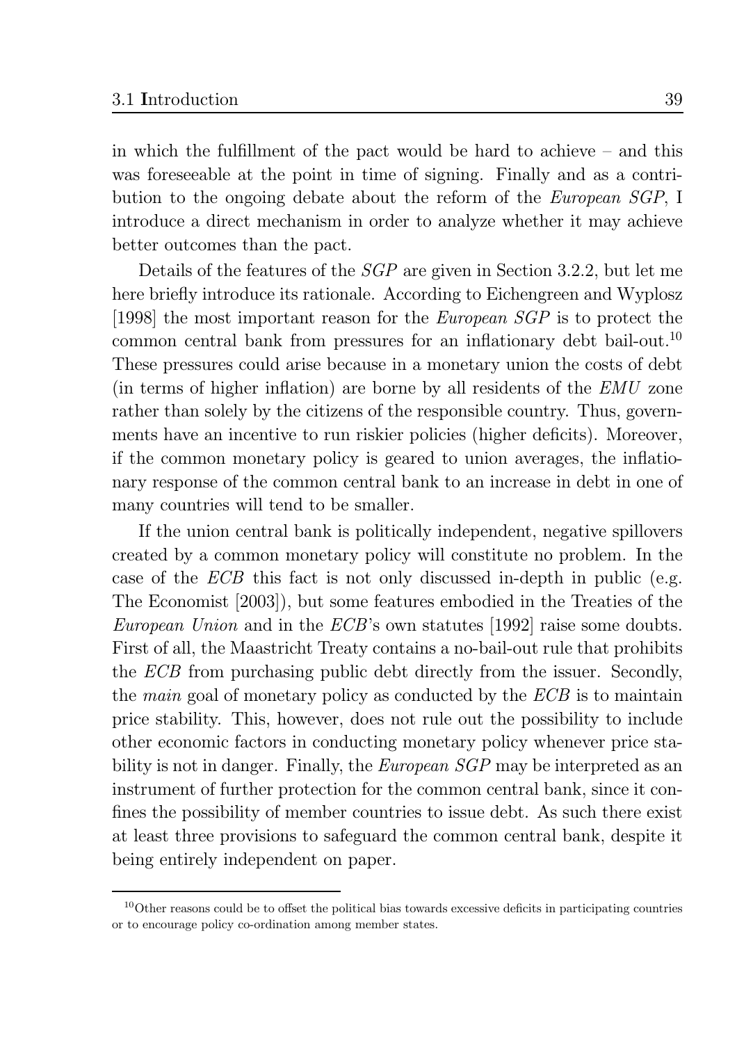in which the fulfillment of the pact would be hard to achieve – and this was foreseeable at the point in time of signing. Finally and as a contribution to the ongoing debate about the reform of the *European SGP*, I introduce a direct mechanism in order to analyze whether it may achieve better outcomes than the pact.

Details of the features of the *SGP* are given in Section 3.2.2, but let me here briefly introduce its rationale. According to Eichengreen and Wyplosz [1998] the most important reason for the *European SGP* is to protect the common central bank from pressures for an inflationary debt bail-out.[10] These pressures could arise because in a monetary union the costs of debt (in terms of higher inflation) are borne by all residents of the *EMU* zone rather than solely by the citizens of the responsible country. Thus, governments have an incentive to run riskier policies (higher deficits). Moreover, if the common monetary policy is geared to union averages, the inflationary response of the common central bank to an increase in debt in one of many countries will tend to be smaller.

If the union central bank is politically independent, negative spillovers created by a common monetary policy will constitute no problem. In the case of the *ECB* this fact is not only discussed in-depth in public (e.g. The Economist [2003]), but some features embodied in the Treaties of the *European Union* and in the *ECB*'s own statutes [1992] raise some doubts. First of all, the Maastricht Treaty contains a no-bail-out rule that prohibits the *ECB* from purchasing public debt directly from the issuer. Secondly, the *main* goal of monetary policy as conducted by the *ECB* is to maintain price stability. This, however, does not rule out the possibility to include other economic factors in conducting monetary policy whenever price stability is not in danger. Finally, the *European SGP* may be interpreted as an instrument of further protection for the common central bank, since it confines the possibility of member countries to issue debt. As such there exist at least three provisions to safeguard the common central bank, despite it being entirely independent on paper.

[10] Other reasons could be to offset the political bias towards excessive deficits in participating countries or to encourage policy co-ordination among member states.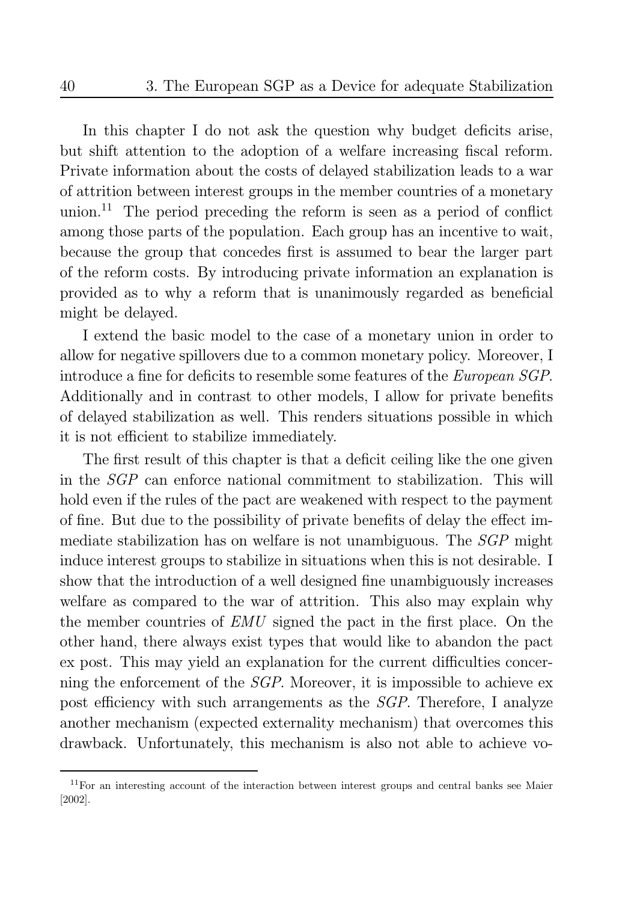In this chapter I do not ask the question why budget deficits arise, but shift attention to the adoption of a welfare increasing fiscal reform. Private information about the costs of delayed stabilization leads to a war of attrition between interest groups in the member countries of a monetary union.[11] The period preceding the reform is seen as a period of conflict among those parts of the population. Each group has an incentive to wait, because the group that concedes first is assumed to bear the larger part of the reform costs. By introducing private information an explanation is provided as to why a reform that is unanimously regarded as beneficial might be delayed.

I extend the basic model to the case of a monetary union in order to allow for negative spillovers due to a common monetary policy. Moreover, I introduce a fine for deficits to resemble some features of the *European SGP*. Additionally and in contrast to other models, I allow for private benefits of delayed stabilization as well. This renders situations possible in which it is not efficient to stabilize immediately.

The first result of this chapter is that a deficit ceiling like the one given in the *SGP* can enforce national commitment to stabilization. This will hold even if the rules of the pact are weakened with respect to the payment of fine. But due to the possibility of private benefits of delay the effect immediate stabilization has on welfare is not unambiguous. The *SGP* might induce interest groups to stabilize in situations when this is not desirable. I show that the introduction of a well designed fine unambiguously increases welfare as compared to the war of attrition. This also may explain why the member countries of *EMU* signed the pact in the first place. On the other hand, there always exist types that would like to abandon the pact ex post. This may yield an explanation for the current difficulties concerning the enforcement of the *SGP*. Moreover, it is impossible to achieve ex post efficiency with such arrangements as the *SGP*. Therefore, I analyze another mechanism (expected externality mechanism) that overcomes this drawback. Unfortunately, this mechanism is also not able to achieve vo-

[11] For an interesting account of the interaction between interest groups and central banks see Maier [2002].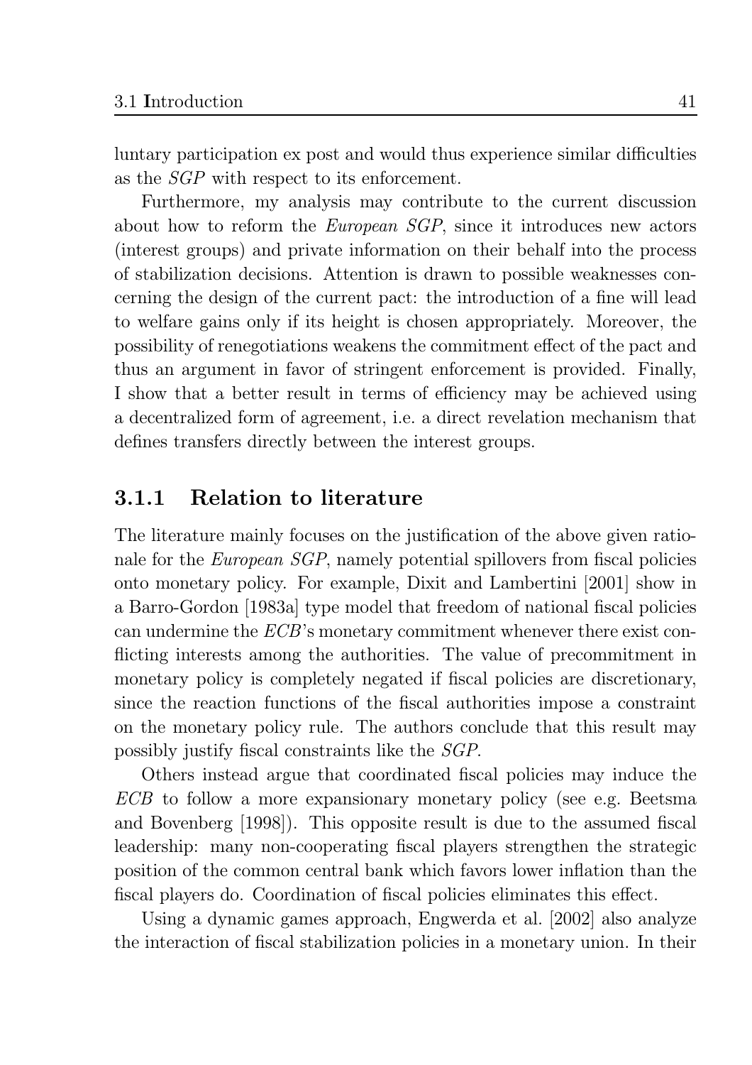luntary participation ex post and would thus experience similar difficulties as the *SGP* with respect to its enforcement.

Furthermore, my analysis may contribute to the current discussion about how to reform the *European SGP*, since it introduces new actors (interest groups) and private information on their behalf into the process of stabilization decisions. Attention is drawn to possible weaknesses concerning the design of the current pact: the introduction of a fine will lead to welfare gains only if its height is chosen appropriately. Moreover, the possibility of renegotiations weakens the commitment effect of the pact and thus an argument in favor of stringent enforcement is provided. Finally, I show that a better result in terms of efficiency may be achieved using a decentralized form of agreement, i.e. a direct revelation mechanism that defines transfers directly between the interest groups.

### 3.1.1 Relation to literature

The literature mainly focuses on the justification of the above given rationale for the *European SGP*, namely potential spillovers from fiscal policies onto monetary policy. For example, Dixit and Lambertini [2001] show in a Barro-Gordon [1983a] type model that freedom of national fiscal policies can undermine the *ECB*'s monetary commitment whenever there exist conflicting interests among the authorities. The value of precommitment in monetary policy is completely negated if fiscal policies are discretionary, since the reaction functions of the fiscal authorities impose a constraint on the monetary policy rule. The authors conclude that this result may possibly justify fiscal constraints like the *SGP*.

Others instead argue that coordinated fiscal policies may induce the *ECB* to follow a more expansionary monetary policy (see e.g. Beetsma and Bovenberg [1998]). This opposite result is due to the assumed fiscal leadership: many non-cooperating fiscal players strengthen the strategic position of the common central bank which favors lower inflation than the fiscal players do. Coordination of fiscal policies eliminates this effect.

Using a dynamic games approach, Engwerda et al. [2002] also analyze the interaction of fiscal stabilization policies in a monetary union. In their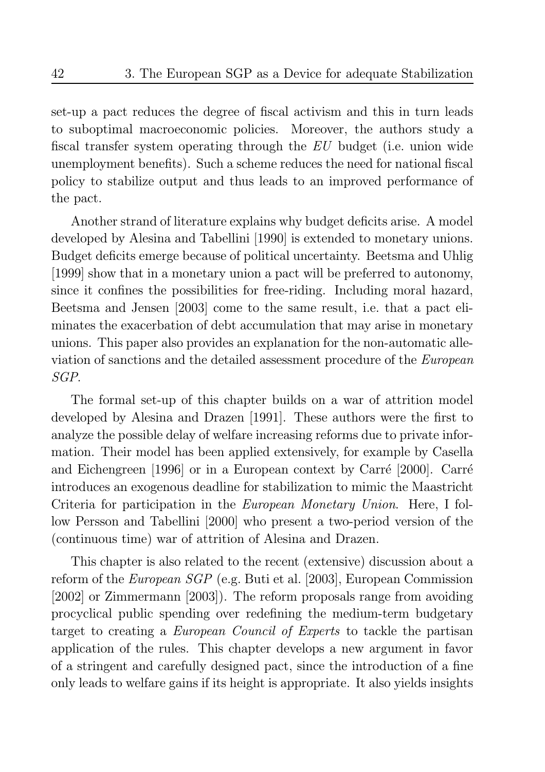set-up a pact reduces the degree of fiscal activism and this in turn leads to suboptimal macroeconomic policies. Moreover, the authors study a fiscal transfer system operating through the *EU* budget (i.e. union wide unemployment benefits). Such a scheme reduces the need for national fiscal policy to stabilize output and thus leads to an improved performance of the pact.

Another strand of literature explains why budget deficits arise. A model developed by Alesina and Tabellini [1990] is extended to monetary unions. Budget deficits emerge because of political uncertainty. Beetsma and Uhlig [1999] show that in a monetary union a pact will be preferred to autonomy, since it confines the possibilities for free-riding. Including moral hazard, Beetsma and Jensen [2003] come to the same result, i.e. that a pact eliminates the exacerbation of debt accumulation that may arise in monetary unions. This paper also provides an explanation for the non-automatic alleviation of sanctions and the detailed assessment procedure of the *European SGP*.

The formal set-up of this chapter builds on a war of attrition model developed by Alesina and Drazen [1991]. These authors were the first to analyze the possible delay of welfare increasing reforms due to private information. Their model has been applied extensively, for example by Casella and Eichengreen [1996] or in a European context by Carré [2000]. Carré introduces an exogenous deadline for stabilization to mimic the Maastricht Criteria for participation in the *European Monetary Union*. Here, I follow Persson and Tabellini [2000] who present a two-period version of the (continuous time) war of attrition of Alesina and Drazen.

This chapter is also related to the recent (extensive) discussion about a reform of the *European SGP* (e.g. Buti et al. [2003], European Commission [2002] or Zimmermann [2003]). The reform proposals range from avoiding procyclical public spending over redefining the medium-term budgetary target to creating a *European Council of Experts* to tackle the partisan application of the rules. This chapter develops a new argument in favor of a stringent and carefully designed pact, since the introduction of a fine only leads to welfare gains if its height is appropriate. It also yields insights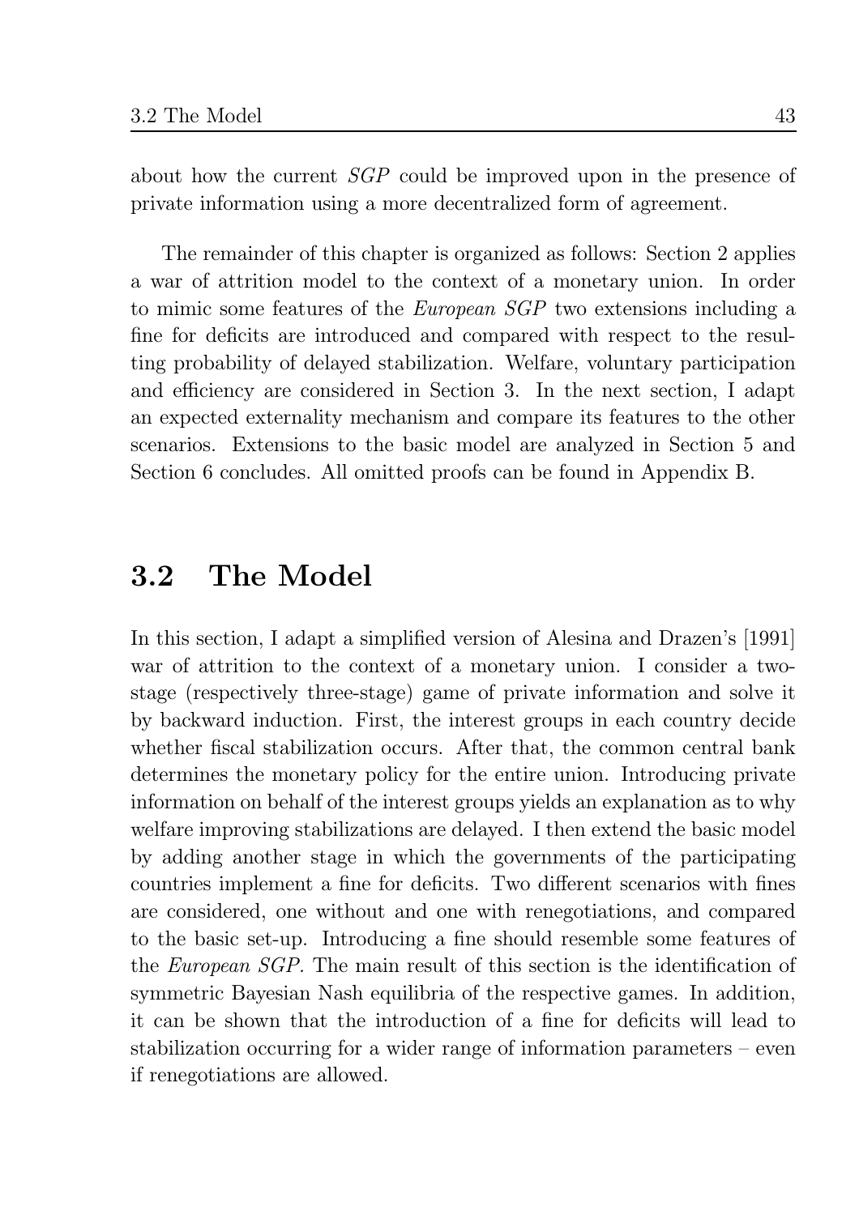about how the current *SGP* could be improved upon in the presence of private information using a more decentralized form of agreement.

The remainder of this chapter is organized as follows: Section 2 applies a war of attrition model to the context of a monetary union. In order to mimic some features of the *European SGP* two extensions including a fine for deficits are introduced and compared with respect to the resulting probability of delayed stabilization. Welfare, voluntary participation and efficiency are considered in Section 3. In the next section, I adapt an expected externality mechanism and compare its features to the other scenarios. Extensions to the basic model are analyzed in Section 5 and Section 6 concludes. All omitted proofs can be found in Appendix B.

## 3.2 The Model

In this section, I adapt a simplified version of Alesina and Drazen's [1991] war of attrition to the context of a monetary union. I consider a two-stage (respectively three-stage) game of private information and solve it by backward induction. First, the interest groups in each country decide whether fiscal stabilization occurs. After that, the common central bank determines the monetary policy for the entire union. Introducing private information on behalf of the interest groups yields an explanation as to why welfare improving stabilizations are delayed. I then extend the basic model by adding another stage in which the governments of the participating countries implement a fine for deficits. Two different scenarios with fines are considered, one without and one with renegotiations, and compared to the basic set-up. Introducing a fine should resemble some features of the *European SGP.* The main result of this section is the identification of symmetric Bayesian Nash equilibria of the respective games. In addition, it can be shown that the introduction of a fine for deficits will lead to stabilization occurring for a wider range of information parameters – even if renegotiations are allowed.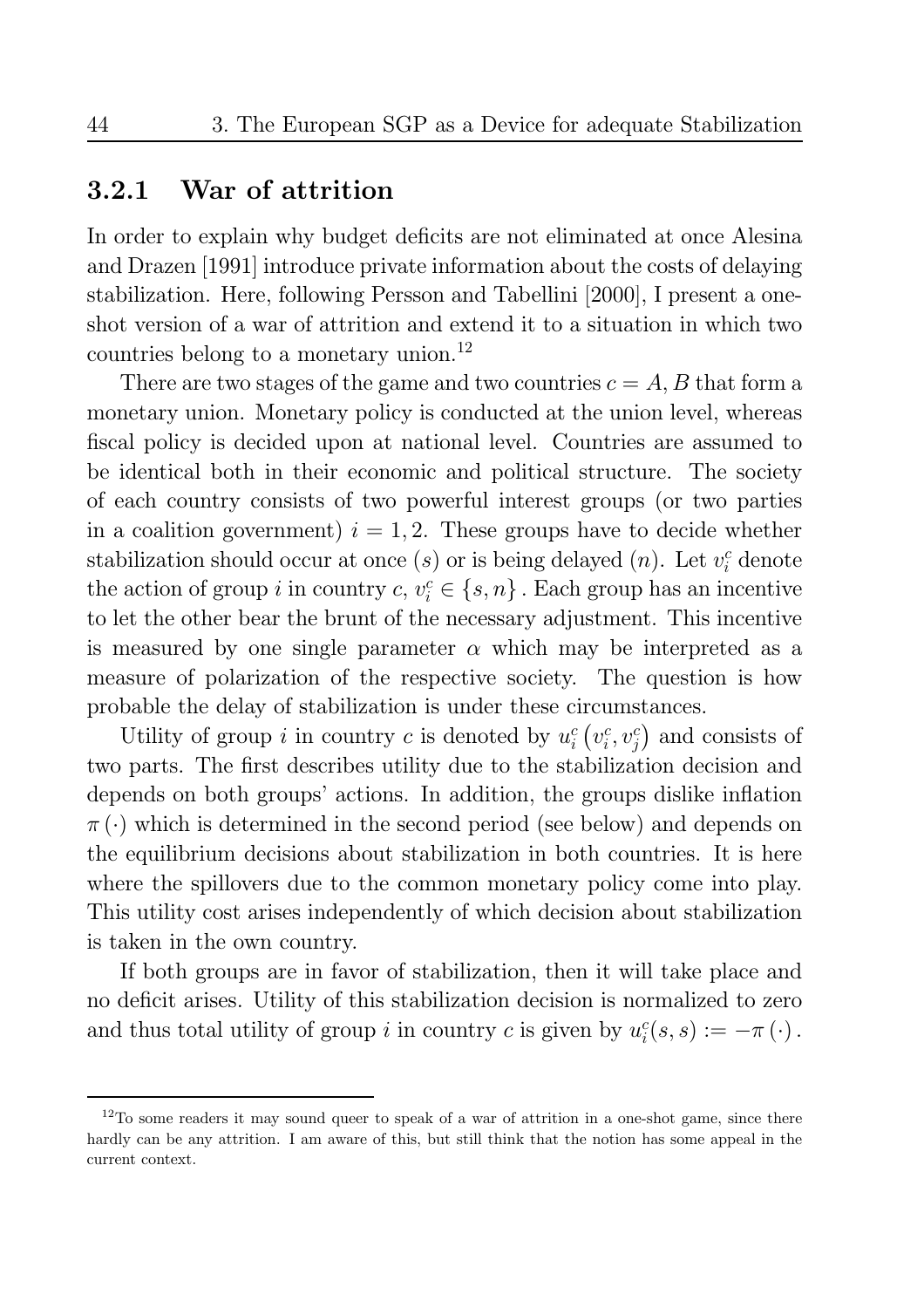### 3.2.1 War of attrition

In order to explain why budget deficits are not eliminated at once Alesina and Drazen [1991] introduce private information about the costs of delaying stabilization. Here, following Persson and Tabellini [2000], I present a one-shot version of a war of attrition and extend it to a situation in which two countries belong to a monetary union.[12]

There are two stages of the game and two countries $c = A, B$ that form a monetary union. Monetary policy is conducted at the union level, whereas fiscal policy is decided upon at national level. Countries are assumed to be identical both in their economic and political structure. The society of each country consists of two powerful interest groups (or two parties in a coalition government) $i = 1, 2$. These groups have to decide whether stabilization should occur at once $(s)$ or is being delayed $(n)$. Let $v_i^c$ denote the action of group $i$ in country $c$, $v_i^c \in \{s, n\}$. Each group has an incentive to let the other bear the brunt of the necessary adjustment. This incentive is measured by one single parameter $\alpha$ which may be interpreted as a measure of polarization of the respective society. The question is how probable the delay of stabilization is under these circumstances.

Utility of group $i$ in country $c$ is denoted by $u_i^c\left(v_i^c, v_j^c\right)$ and consists of two parts. The first describes utility due to the stabilization decision and depends on both groups' actions. In addition, the groups dislike inflation $\pi\left(\cdot\right)$ which is determined in the second period (see below) and depends on the equilibrium decisions about stabilization in both countries. It is here where the spillovers due to the common monetary policy come into play. This utility cost arises independently of which decision about stabilization is taken in the own country.

If both groups are in favor of stabilization, then it will take place and no deficit arises. Utility of this stabilization decision is normalized to zero and thus total utility of group $i$ in country $c$ is given by $u_i^c(s, s) := -\pi\left(\cdot\right)$.

[12] To some readers it may sound queer to speak of a war of attrition in a one-shot game, since there hardly can be any attrition. I am aware of this, but still think that the notion has some appeal in the current context.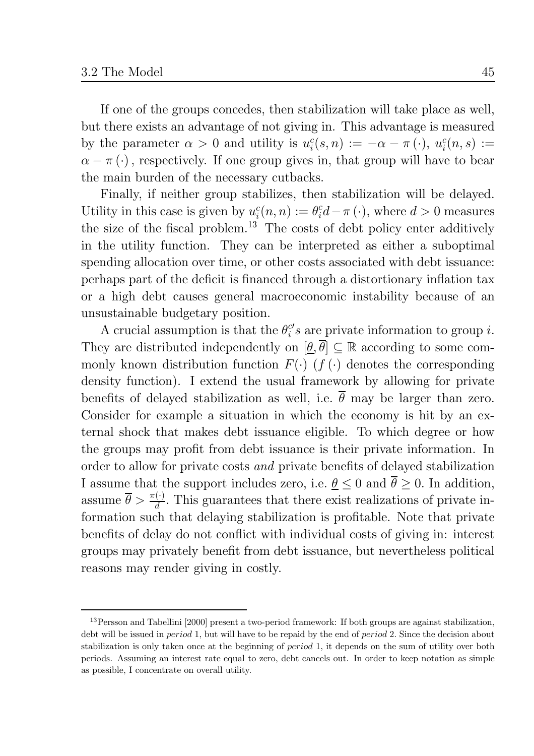If one of the groups concedes, then stabilization will take place as well, but there exists an advantage of not giving in. This advantage is measured by the parameter $\alpha > 0$ and utility is $u_i^c(s,n) := -\alpha - \pi(\cdot)$, $u_i^c(n,s) := \alpha - \pi(\cdot)$, respectively. If one group gives in, that group will have to bear the main burden of the necessary cutbacks.

Finally, if neither group stabilizes, then stabilization will be delayed. Utility in this case is given by $u_i^c(n,n) := \theta_i^c d - \pi(\cdot)$, where $d > 0$ measures the size of the fiscal problem.[13] The costs of debt policy enter additively in the utility function. They can be interpreted as either a suboptimal spending allocation over time, or other costs associated with debt issuance: perhaps part of the deficit is financed through a distortionary inflation tax or a high debt causes general macroeconomic instability because of an unsustainable budgetary position.

A crucial assumption is that the $\theta_i^{c\prime}s$ are private information to group $i$. They are distributed independently on $[\underline{\theta}, \overline{\theta}] \subseteq \mathbb{R}$ according to some commonly known distribution function $F(\cdot)$ ($f(\cdot)$ denotes the corresponding density function). I extend the usual framework by allowing for private benefits of delayed stabilization as well, i.e. $\overline{\theta}$ may be larger than zero. Consider for example a situation in which the economy is hit by an external shock that makes debt issuance eligible. To which degree or how the groups may profit from debt issuance is their private information. In order to allow for private costs *and* private benefits of delayed stabilization I assume that the support includes zero, i.e. $\underline{\theta} \leq 0$ and $\overline{\theta} \geq 0$. In addition, assume $\overline{\theta} > \frac{\pi(\cdot)}{d}$. This guarantees that there exist realizations of private information such that delaying stabilization is profitable. Note that private benefits of delay do not conflict with individual costs of giving in: interest groups may privately benefit from debt issuance, but nevertheless political reasons may render giving in costly.

---

[13] Persson and Tabellini [2000] present a two-period framework: If both groups are against stabilization, debt will be issued in *period* 1, but will have to be repaid by the end of *period* 2. Since the decision about stabilization is only taken once at the beginning of *period* 1, it depends on the sum of utility over both periods. Assuming an interest rate equal to zero, debt cancels out. In order to keep notation as simple as possible, I concentrate on overall utility.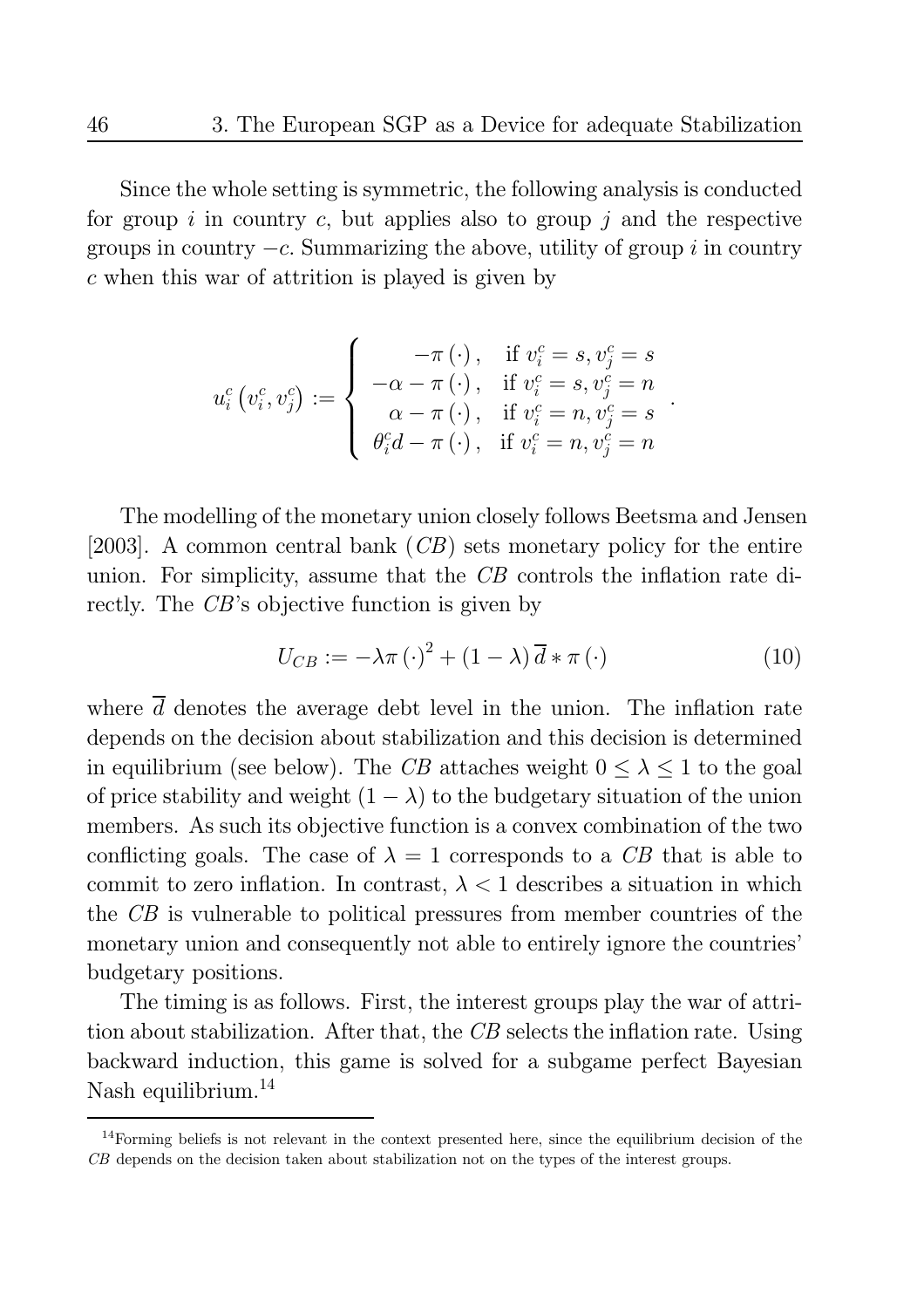Since the whole setting is symmetric, the following analysis is conducted for group $i$ in country $c$, but applies also to group $j$ and the respective groups in country $-c$. Summarizing the above, utility of group $i$ in country $c$ when this war of attrition is played is given by

$$u_i^c\left(v_i^c, v_j^c\right) := \begin{cases} -\pi\left(\cdot\right), & \text{if } v_i^c = s, v_j^c = s \\ -\alpha - \pi\left(\cdot\right), & \text{if } v_i^c = s, v_j^c = n \\ \alpha - \pi\left(\cdot\right), & \text{if } v_i^c = n, v_j^c = s \\ \theta_i^c d - \pi\left(\cdot\right), & \text{if } v_i^c = n, v_j^c = n \end{cases} .$$

The modelling of the monetary union closely follows Beetsma and Jensen [2003]. A common central bank (*CB*) sets monetary policy for the entire union. For simplicity, assume that the *CB* controls the inflation rate directly. The *CB*'s objective function is given by

$$U_{CB} := -\lambda\pi\left(\cdot\right)^2 + \left(1-\lambda\right)\overline{d} * \pi\left(\cdot\right) \tag{10}$$

where $\overline{d}$ denotes the average debt level in the union. The inflation rate depends on the decision about stabilization and this decision is determined in equilibrium (see below). The *CB* attaches weight $0 \leq \lambda \leq 1$ to the goal of price stability and weight $(1-\lambda)$ to the budgetary situation of the union members. As such its objective function is a convex combination of the two conflicting goals. The case of $\lambda = 1$ corresponds to a *CB* that is able to commit to zero inflation. In contrast, $\lambda < 1$ describes a situation in which the *CB* is vulnerable to political pressures from member countries of the monetary union and consequently not able to entirely ignore the countries' budgetary positions.

The timing is as follows. First, the interest groups play the war of attrition about stabilization. After that, the *CB* selects the inflation rate. Using backward induction, this game is solved for a subgame perfect Bayesian Nash equilibrium.[14]

[14] Forming beliefs is not relevant in the context presented here, since the equilibrium decision of the *CB* depends on the decision taken about stabilization not on the types of the interest groups.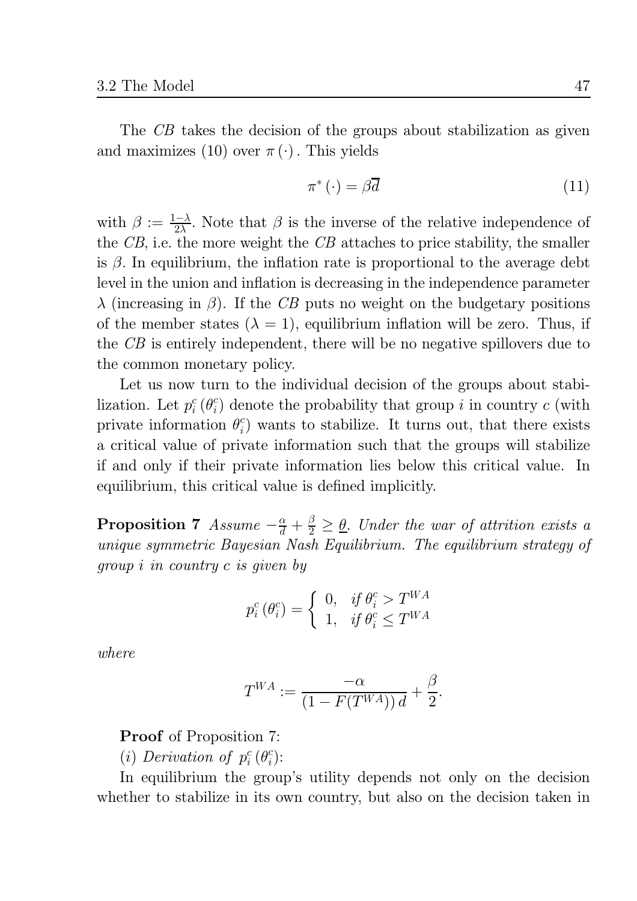The *CB* takes the decision of the groups about stabilization as given and maximizes (10) over $\pi(\cdot)$. This yields

$$\pi^*(\cdot) = \beta\overline{d} \tag{11}$$

with $\beta := \frac{1-\lambda}{2\lambda}$. Note that $\beta$ is the inverse of the relative independence of the *CB*, i.e. the more weight the *CB* attaches to price stability, the smaller is $\beta$. In equilibrium, the inflation rate is proportional to the average debt level in the union and inflation is decreasing in the independence parameter $\lambda$ (increasing in $\beta$). If the *CB* puts no weight on the budgetary positions of the member states ($\lambda = 1$), equilibrium inflation will be zero. Thus, if the *CB* is entirely independent, there will be no negative spillovers due to the common monetary policy.

Let us now turn to the individual decision of the groups about stabilization. Let $p_i^c(\theta_i^c)$ denote the probability that group $i$ in country $c$ (with private information $\theta_i^c$) wants to stabilize. It turns out, that there exists a critical value of private information such that the groups will stabilize if and only if their private information lies below this critical value. In equilibrium, this critical value is defined implicitly.

**Proposition 7** *Assume $-\frac{\alpha}{d} + \frac{\beta}{2} \geq \underline{\theta}$. Under the war of attrition exists a unique symmetric Bayesian Nash Equilibrium. The equilibrium strategy of group $i$ in country $c$ is given by*

$$p_i^c(\theta_i^c) = \begin{cases} 0, & \text{if } \theta_i^c > T^{WA} \\ 1, & \text{if } \theta_i^c \leq T^{WA} \end{cases}$$

*where*

$$T^{WA} := \frac{-\alpha}{(1 - F(T^{WA}))\, d} + \frac{\beta}{2}.$$

**Proof** of Proposition 7:

(*i*) *Derivation of $p_i^c(\theta_i^c)$:*

In equilibrium the group's utility depends not only on the decision whether to stabilize in its own country, but also on the decision taken in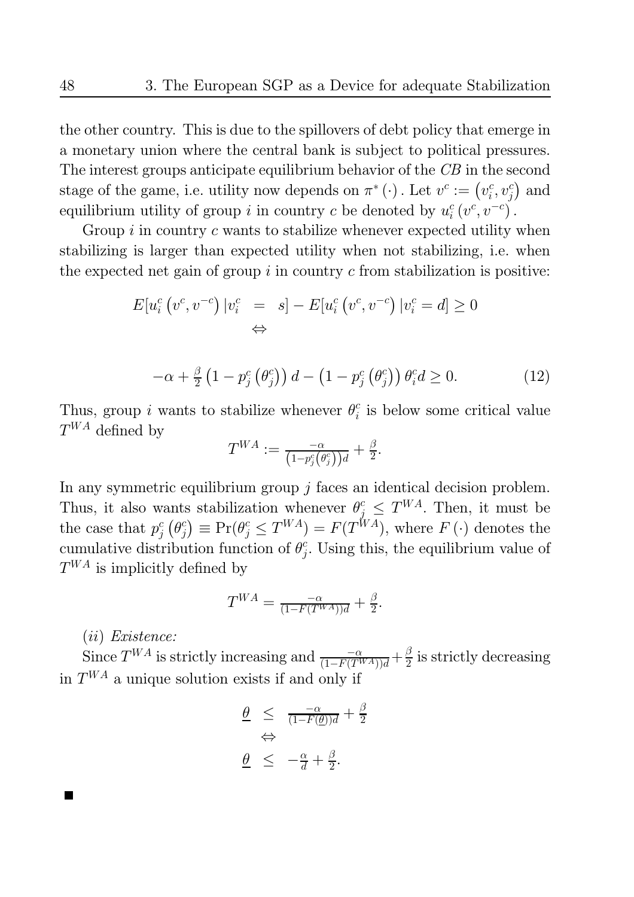the other country. This is due to the spillovers of debt policy that emerge in a monetary union where the central bank is subject to political pressures. The interest groups anticipate equilibrium behavior of the $CB$ in the second stage of the game, i.e. utility now depends on $\pi^*(\cdot)$. Let $v^c := \left(v_i^c, v_j^c\right)$ and equilibrium utility of group $i$ in country $c$ be denoted by $u_i^c\left(v^c, v^{-c}\right)$.

Group $i$ in country $c$ wants to stabilize whenever expected utility when stabilizing is larger than expected utility when not stabilizing, i.e. when the expected net gain of group $i$ in country $c$ from stabilization is positive:

$$
\begin{aligned}
E[u_i^c\left(v^c, v^{-c}\right)|v_i^c &= s] - E[u_i^c\left(v^c, v^{-c}\right)|v_i^c = d] \geq 0 \\
&\Leftrightarrow
\end{aligned}
$$

$$
-\alpha + \tfrac{\beta}{2}\left(1 - p_j^c\left(\theta_j^c\right)\right)d - \left(1 - p_j^c\left(\theta_j^c\right)\right)\theta_i^c d \geq 0. \tag{12}
$$

Thus, group $i$ wants to stabilize whenever $\theta_i^c$ is below some critical value $T^{WA}$ defined by

$$
T^{WA} := \tfrac{-\alpha}{\left(1 - p_j^c\left(\theta_j^c\right)\right)d} + \tfrac{\beta}{2}.
$$

In any symmetric equilibrium group $j$ faces an identical decision problem. Thus, it also wants stabilization whenever $\theta_j^c \leq T^{WA}$. Then, it must be the case that $p_j^c\left(\theta_j^c\right) \equiv \Pr(\theta_j^c \leq T^{WA}) = F(T^{WA})$, where $F(\cdot)$ denotes the cumulative distribution function of $\theta_j^c$. Using this, the equilibrium value of $T^{WA}$ is implicitly defined by

$$
T^{WA} = \tfrac{-\alpha}{(1 - F(T^{WA}))d} + \tfrac{\beta}{2}.
$$

*(ii) Existence:*

Since $T^{WA}$ is strictly increasing and $\frac{-\alpha}{(1-F(T^{WA}))d} + \frac{\beta}{2}$ is strictly decreasing in $T^{WA}$ a unique solution exists if and only if

$$
\begin{aligned}
\underline{\theta} &\leq \tfrac{-\alpha}{(1 - F(\underline{\theta}))d} + \tfrac{\beta}{2} \\
&\Leftrightarrow \\
\underline{\theta} &\leq -\tfrac{\alpha}{d} + \tfrac{\beta}{2}.
\end{aligned}
$$

■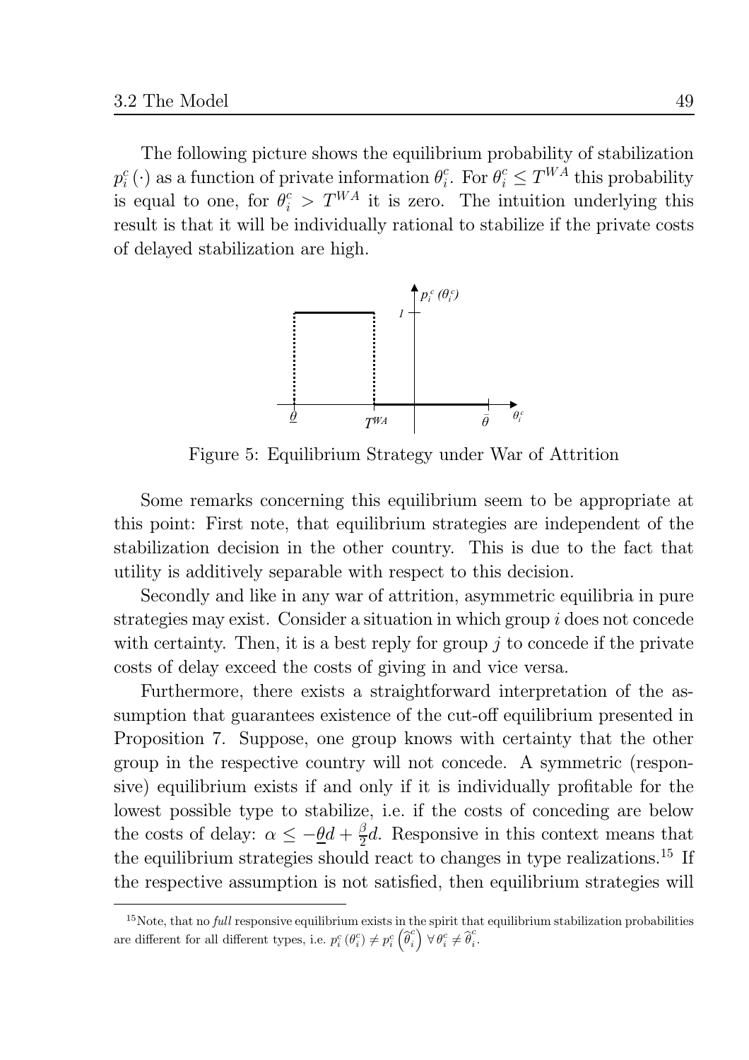The following picture shows the equilibrium probability of stabilization $p_i^c(\cdot)$ as a function of private information $\theta_i^c$. For $\theta_i^c \leq T^{WA}$ this probability is equal to one, for $\theta_i^c > T^{WA}$ it is zero. The intuition underlying this result is that it will be individually rational to stabilize if the private costs of delayed stabilization are high.

Figure 5: Equilibrium Strategy under War of Attrition

Some remarks concerning this equilibrium seem to be appropriate at this point: First note, that equilibrium strategies are independent of the stabilization decision in the other country. This is due to the fact that utility is additively separable with respect to this decision.

Secondly and like in any war of attrition, asymmetric equilibria in pure strategies may exist. Consider a situation in which group $i$ does not concede with certainty. Then, it is a best reply for group $j$ to concede if the private costs of delay exceed the costs of giving in and vice versa.

Furthermore, there exists a straightforward interpretation of the assumption that guarantees existence of the cut-off equilibrium presented in Proposition 7. Suppose, one group knows with certainty that the other group in the respective country will not concede. A symmetric (responsive) equilibrium exists if and only if it is individually profitable for the lowest possible type to stabilize, i.e. if the costs of conceding are below the costs of delay: $\alpha \leq -\underline{\theta}d + \frac{\beta}{2}d$. Responsive in this context means that the equilibrium strategies should react to changes in type realizations.[15] If the respective assumption is not satisfied, then equilibrium strategies will

[15] Note, that no *full* responsive equilibrium exists in the spirit that equilibrium stabilization probabilities are different for all different types, i.e. $p_i^c(\theta_i^c) \neq p_i^c\left(\widehat{\theta}_i^c\right) \ \forall \theta_i^c \neq \widehat{\theta}_i^c$.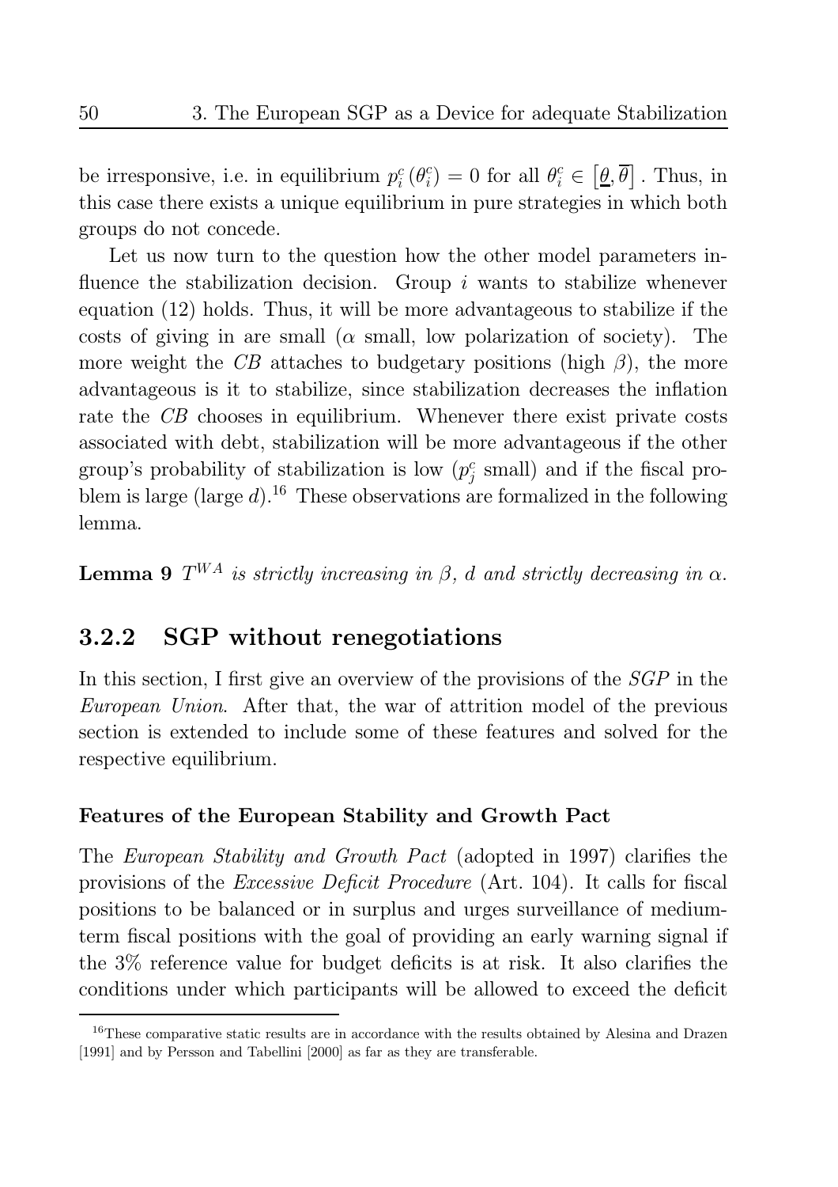be irresponsive, i.e. in equilibrium $p_i^c(\theta_i^c) = 0$ for all $\theta_i^c \in [\underline{\theta}, \overline{\theta}]$. Thus, in this case there exists a unique equilibrium in pure strategies in which both groups do not concede.

Let us now turn to the question how the other model parameters influence the stabilization decision. Group $i$ wants to stabilize whenever equation (12) holds. Thus, it will be more advantageous to stabilize if the costs of giving in are small ($\alpha$ small, low polarization of society). The more weight the *CB* attaches to budgetary positions (high $\beta$), the more advantageous is it to stabilize, since stabilization decreases the inflation rate the *CB* chooses in equilibrium. Whenever there exist private costs associated with debt, stabilization will be more advantageous if the other group's probability of stabilization is low ($p_j^c$ small) and if the fiscal problem is large (large $d$).[16] These observations are formalized in the following lemma.

**Lemma 9** *$T^{WA}$ is strictly increasing in $\beta$, $d$ and strictly decreasing in $\alpha$.*

### 3.2.2 SGP without renegotiations

In this section, I first give an overview of the provisions of the *SGP* in the *European Union*. After that, the war of attrition model of the previous section is extended to include some of these features and solved for the respective equilibrium.

#### Features of the European Stability and Growth Pact

The *European Stability and Growth Pact* (adopted in 1997) clarifies the provisions of the *Excessive Deficit Procedure* (Art. 104). It calls for fiscal positions to be balanced or in surplus and urges surveillance of medium-term fiscal positions with the goal of providing an early warning signal if the 3% reference value for budget deficits is at risk. It also clarifies the conditions under which participants will be allowed to exceed the deficit

---

[16] These comparative static results are in accordance with the results obtained by Alesina and Drazen [1991] and by Persson and Tabellini [2000] as far as they are transferable.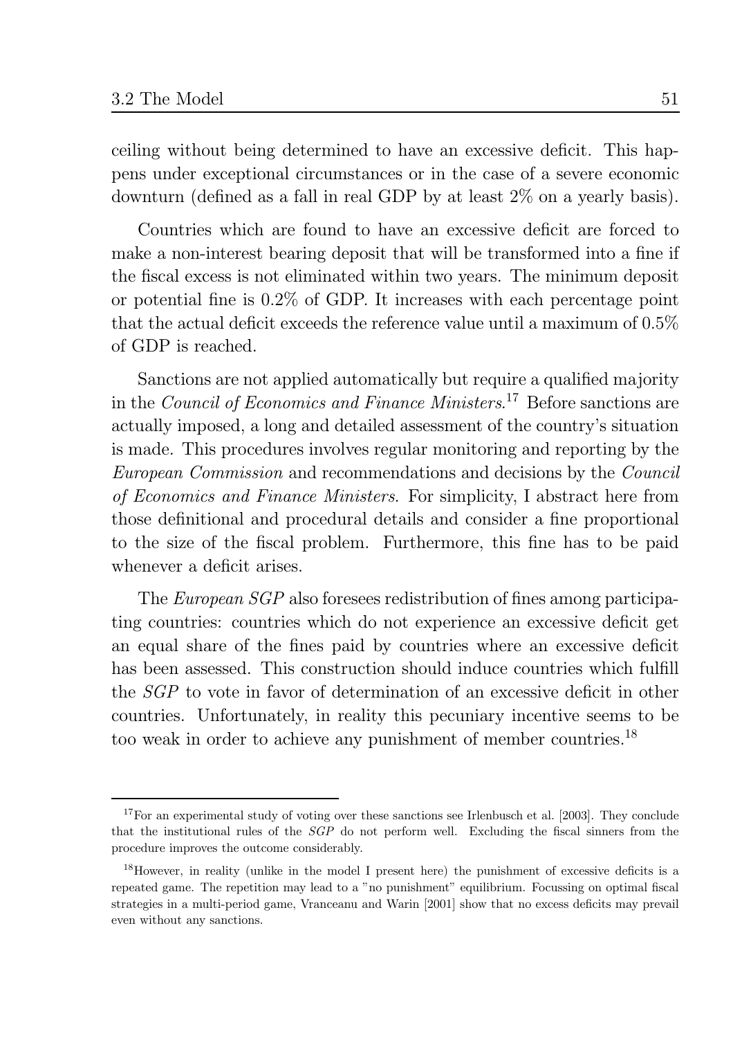ceiling without being determined to have an excessive deficit. This happens under exceptional circumstances or in the case of a severe economic downturn (defined as a fall in real GDP by at least 2% on a yearly basis).

Countries which are found to have an excessive deficit are forced to make a non-interest bearing deposit that will be transformed into a fine if the fiscal excess is not eliminated within two years. The minimum deposit or potential fine is 0.2% of GDP. It increases with each percentage point that the actual deficit exceeds the reference value until a maximum of 0.5% of GDP is reached.

Sanctions are not applied automatically but require a qualified majority in the *Council of Economics and Finance Ministers*.[17] Before sanctions are actually imposed, a long and detailed assessment of the country's situation is made. This procedures involves regular monitoring and reporting by the *European Commission* and recommendations and decisions by the *Council of Economics and Finance Ministers*. For simplicity, I abstract here from those definitional and procedural details and consider a fine proportional to the size of the fiscal problem. Furthermore, this fine has to be paid whenever a deficit arises.

The *European SGP* also foresees redistribution of fines among participating countries: countries which do not experience an excessive deficit get an equal share of the fines paid by countries where an excessive deficit has been assessed. This construction should induce countries which fulfill the *SGP* to vote in favor of determination of an excessive deficit in other countries. Unfortunately, in reality this pecuniary incentive seems to be too weak in order to achieve any punishment of member countries.[18]

---

[17] For an experimental study of voting over these sanctions see Irlenbusch et al. [2003]. They conclude that the institutional rules of the *SGP* do not perform well. Excluding the fiscal sinners from the procedure improves the outcome considerably.

[18] However, in reality (unlike in the model I present here) the punishment of excessive deficits is a repeated game. The repetition may lead to a "no punishment" equilibrium. Focussing on optimal fiscal strategies in a multi-period game, Vranceanu and Warin [2001] show that no excess deficits may prevail even without any sanctions.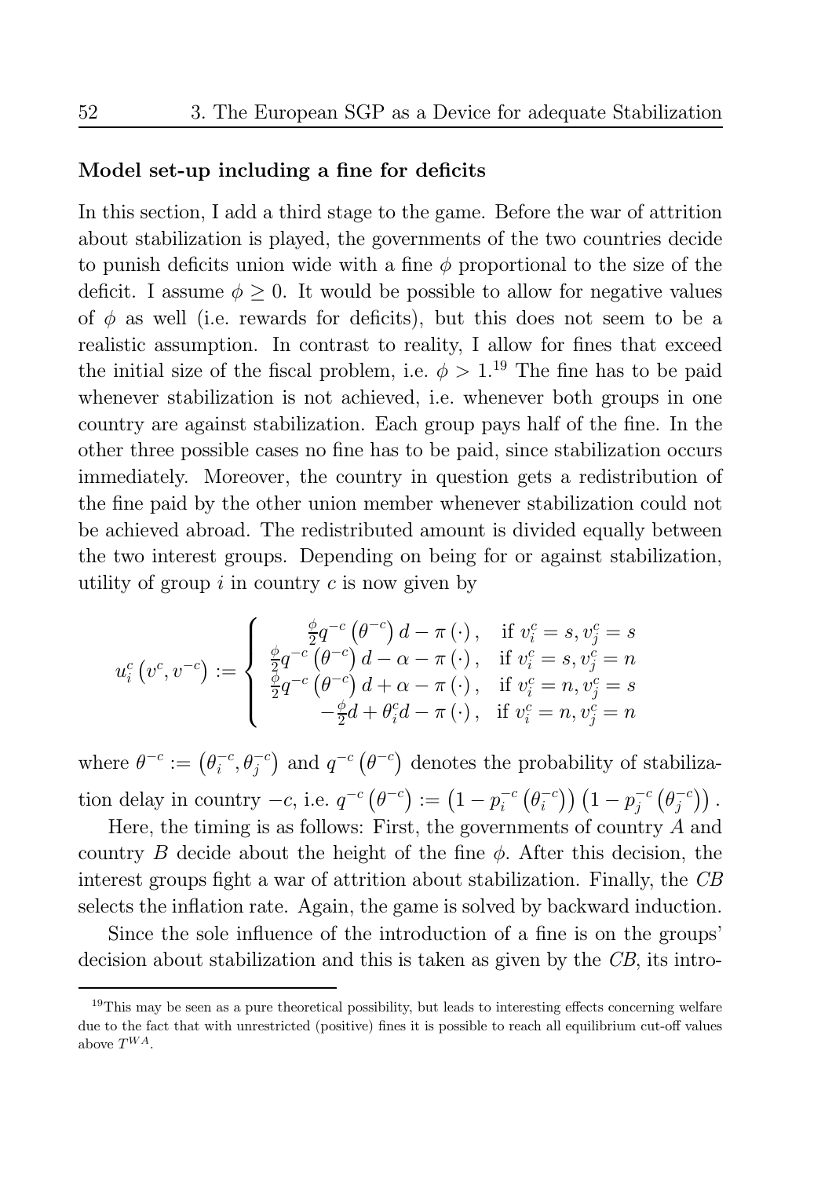**Model set-up including a fine for deficits**

In this section, I add a third stage to the game. Before the war of attrition about stabilization is played, the governments of the two countries decide to punish deficits union wide with a fine $\phi$ proportional to the size of the deficit. I assume $\phi \geq 0$. It would be possible to allow for negative values of $\phi$ as well (i.e. rewards for deficits), but this does not seem to be a realistic assumption. In contrast to reality, I allow for fines that exceed the initial size of the fiscal problem, i.e. $\phi > 1$.[19] The fine has to be paid whenever stabilization is not achieved, i.e. whenever both groups in one country are against stabilization. Each group pays half of the fine. In the other three possible cases no fine has to be paid, since stabilization occurs immediately. Moreover, the country in question gets a redistribution of the fine paid by the other union member whenever stabilization could not be achieved abroad. The redistributed amount is divided equally between the two interest groups. Depending on being for or against stabilization, utility of group $i$ in country $c$ is now given by

$$u_i^c\left(v^c, v^{-c}\right) := \begin{cases} \frac{\phi}{2} q^{-c}\left(\theta^{-c}\right) d - \pi\left(\cdot\right), & \text{if } v_i^c = s, v_j^c = s \\ \frac{\phi}{2} q^{-c}\left(\theta^{-c}\right) d - \alpha - \pi\left(\cdot\right), & \text{if } v_i^c = s, v_j^c = n \\ \frac{\phi}{2} q^{-c}\left(\theta^{-c}\right) d + \alpha - \pi\left(\cdot\right), & \text{if } v_i^c = n, v_j^c = s \\ -\frac{\phi}{2} d + \theta_i^c d - \pi\left(\cdot\right), & \text{if } v_i^c = n, v_j^c = n \end{cases}$$

where $\theta^{-c} := \left(\theta_i^{-c}, \theta_j^{-c}\right)$ and $q^{-c}\left(\theta^{-c}\right)$ denotes the probability of stabilization delay in country $-c$, i.e. $q^{-c}\left(\theta^{-c}\right) := \left(1 - p_i^{-c}\left(\theta_i^{-c}\right)\right)\left(1 - p_j^{-c}\left(\theta_j^{-c}\right)\right)$.

Here, the timing is as follows: First, the governments of country $A$ and country $B$ decide about the height of the fine $\phi$. After this decision, the interest groups fight a war of attrition about stabilization. Finally, the $CB$ selects the inflation rate. Again, the game is solved by backward induction.

Since the sole influence of the introduction of a fine is on the groups' decision about stabilization and this is taken as given by the $CB$, its intro-

[19] This may be seen as a pure theoretical possibility, but leads to interesting effects concerning welfare due to the fact that with unrestricted (positive) fines it is possible to reach all equilibrium cut-off values above $T^{WA}$.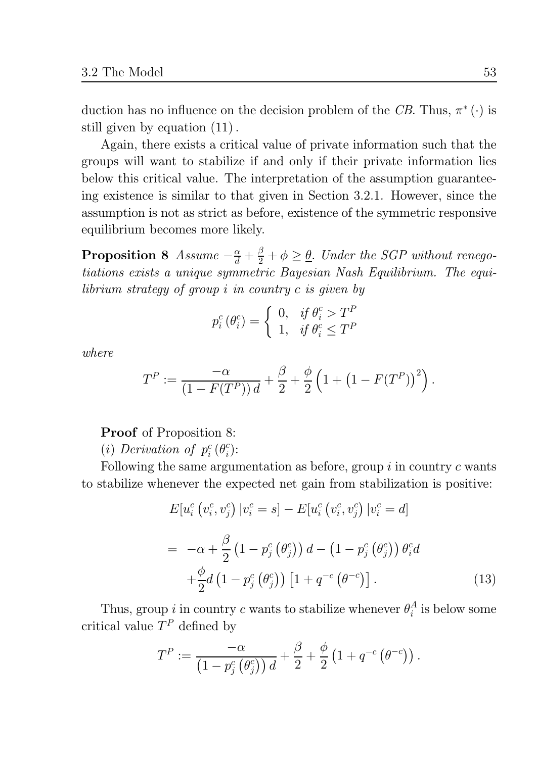duction has no influence on the decision problem of the *CB*. Thus, $\pi^*(\cdot)$ is still given by equation $(11)$.

Again, there exists a critical value of private information such that the groups will want to stabilize if and only if their private information lies below this critical value. The interpretation of the assumption guaranteeing existence is similar to that given in Section 3.2.1. However, since the assumption is not as strict as before, existence of the symmetric responsive equilibrium becomes more likely.

**Proposition 8** *Assume* $-\frac{\alpha}{d} + \frac{\beta}{2} + \phi \geq \underline{\theta}$. *Under the SGP without renegotiations exists a unique symmetric Bayesian Nash Equilibrium. The equilibrium strategy of group* $i$ *in country* $c$ *is given by*

$$p_i^c(\theta_i^c) = \begin{cases} 0, & \text{if } \theta_i^c > T^P \\ 1, & \text{if } \theta_i^c \leq T^P \end{cases}$$

*where*

$$T^P := \frac{-\alpha}{(1 - F(T^P))\, d} + \frac{\beta}{2} + \frac{\phi}{2}\left(1 + \left(1 - F(T^P)\right)^2\right).$$

**Proof** of Proposition 8:

$(i)$ *Derivation of* $p_i^c(\theta_i^c)$:

Following the same argumentation as before, group $i$ in country $c$ wants to stabilize whenever the expected net gain from stabilization is positive:

$$\begin{aligned} & E[u_i^c(v_i^c, v_j^c) \,|v_i^c = s] - E[u_i^c(v_i^c, v_j^c) \,|v_i^c = d] \\ = \; & -\alpha + \frac{\beta}{2}\left(1 - p_j^c(\theta_j^c)\right) d - \left(1 - p_j^c(\theta_j^c)\right)\theta_i^c d \\ & + \frac{\phi}{2} d \left(1 - p_j^c(\theta_j^c)\right)\left[1 + q^{-c}(\theta^{-c})\right]. \end{aligned} \tag{13}$$

Thus, group $i$ in country $c$ wants to stabilize whenever $\theta_i^A$ is below some critical value $T^P$ defined by

$$T^P := \frac{-\alpha}{\left(1 - p_j^c(\theta_j^c)\right) d} + \frac{\beta}{2} + \frac{\phi}{2}\left(1 + q^{-c}(\theta^{-c})\right).$$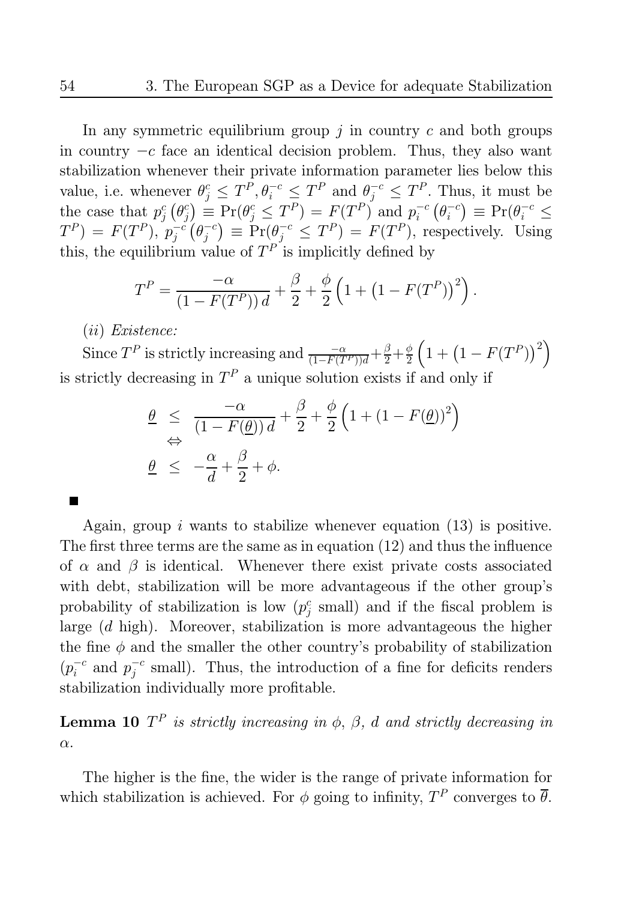In any symmetric equilibrium group $j$ in country $c$ and both groups in country $-c$ face an identical decision problem. Thus, they also want stabilization whenever their private information parameter lies below this value, i.e. whenever $\theta_j^c \leq T^P, \theta_i^{-c} \leq T^P$ and $\theta_j^{-c} \leq T^P$. Thus, it must be the case that $p_j^c\left(\theta_j^c\right) \equiv \Pr(\theta_j^c \leq T^P) = F(T^P)$ and $p_i^{-c}\left(\theta_i^{-c}\right) \equiv \Pr(\theta_i^{-c} \leq T^P) = F(T^P)$, $p_j^{-c}\left(\theta_j^{-c}\right) \equiv \Pr(\theta_j^{-c} \leq T^P) = F(T^P)$, respectively. Using this, the equilibrium value of $T^P$ is implicitly defined by

$$T^P = \frac{-\alpha}{\left(1 - F(T^P)\right) d} + \frac{\beta}{2} + \frac{\phi}{2}\left(1 + \left(1 - F(T^P)\right)^2\right).$$

*(ii) Existence:*

Since $T^P$ is strictly increasing and $\frac{-\alpha}{(1-F(T^P))d} + \frac{\beta}{2} + \frac{\phi}{2}\left(1 + \left(1 - F(T^P)\right)^2\right)$ is strictly decreasing in $T^P$ a unique solution exists if and only if

$$\begin{aligned}
\underline{\theta} &\leq \frac{-\alpha}{\left(1 - F(\underline{\theta})\right) d} + \frac{\beta}{2} + \frac{\phi}{2}\left(1 + (1 - F(\underline{\theta}))^2\right) \\
&\Leftrightarrow \\
\underline{\theta} &\leq -\frac{\alpha}{d} + \frac{\beta}{2} + \phi.
\end{aligned}$$

■

Again, group $i$ wants to stabilize whenever equation (13) is positive. The first three terms are the same as in equation (12) and thus the influence of $\alpha$ and $\beta$ is identical. Whenever there exist private costs associated with debt, stabilization will be more advantageous if the other group's probability of stabilization is low ($p_j^c$ small) and if the fiscal problem is large ($d$ high). Moreover, stabilization is more advantageous the higher the fine $\phi$ and the smaller the other country's probability of stabilization ($p_i^{-c}$ and $p_j^{-c}$ small). Thus, the introduction of a fine for deficits renders stabilization individually more profitable.

**Lemma 10** *$T^P$ is strictly increasing in $\phi$, $\beta$, $d$ and strictly decreasing in $\alpha$.*

The higher is the fine, the wider is the range of private information for which stabilization is achieved. For $\phi$ going to infinity, $T^P$ converges to $\overline{\theta}$.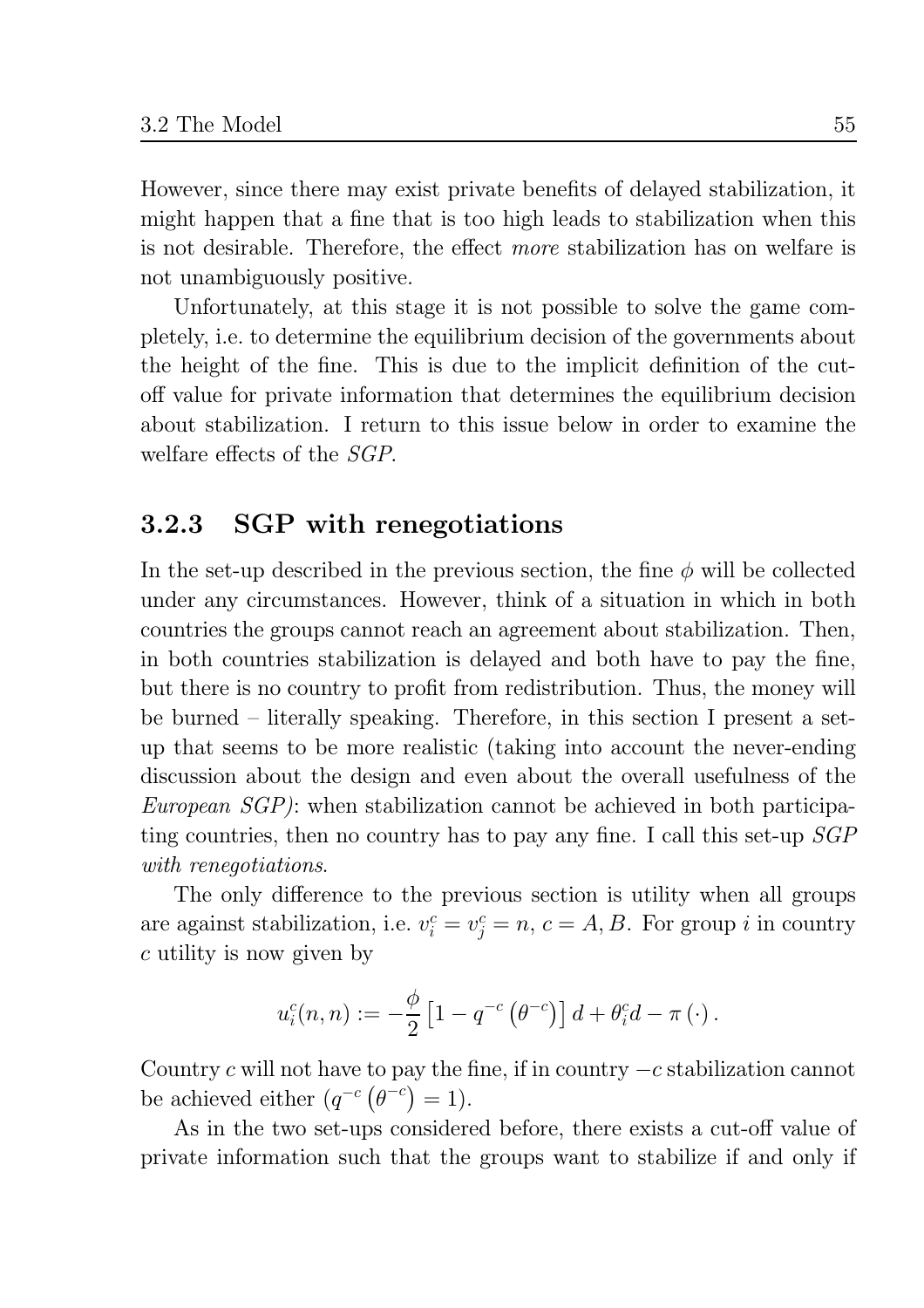However, since there may exist private benefits of delayed stabilization, it might happen that a fine that is too high leads to stabilization when this is not desirable. Therefore, the effect *more* stabilization has on welfare is not unambiguously positive.

Unfortunately, at this stage it is not possible to solve the game completely, i.e. to determine the equilibrium decision of the governments about the height of the fine. This is due to the implicit definition of the cut-off value for private information that determines the equilibrium decision about stabilization. I return to this issue below in order to examine the welfare effects of the *SGP*.

### 3.2.3 SGP with renegotiations

In the set-up described in the previous section, the fine $\phi$ will be collected under any circumstances. However, think of a situation in which in both countries the groups cannot reach an agreement about stabilization. Then, in both countries stabilization is delayed and both have to pay the fine, but there is no country to profit from redistribution. Thus, the money will be burned – literally speaking. Therefore, in this section I present a set-up that seems to be more realistic (taking into account the never-ending discussion about the design and even about the overall usefulness of the *European SGP)*: when stabilization cannot be achieved in both participating countries, then no country has to pay any fine. I call this set-up *SGP with renegotiations*.

The only difference to the previous section is utility when all groups are against stabilization, i.e. $v_i^c = v_j^c = n$, $c = A, B$. For group $i$ in country $c$ utility is now given by

$$u_i^c(n,n) := -\frac{\phi}{2}\left[1 - q^{-c}\left(\theta^{-c}\right)\right]d + \theta_i^c d - \pi\left(\cdot\right).$$

Country $c$ will not have to pay the fine, if in country $-c$ stabilization cannot be achieved either $\left(q^{-c}\left(\theta^{-c}\right) = 1\right)$.

As in the two set-ups considered before, there exists a cut-off value of private information such that the groups want to stabilize if and only if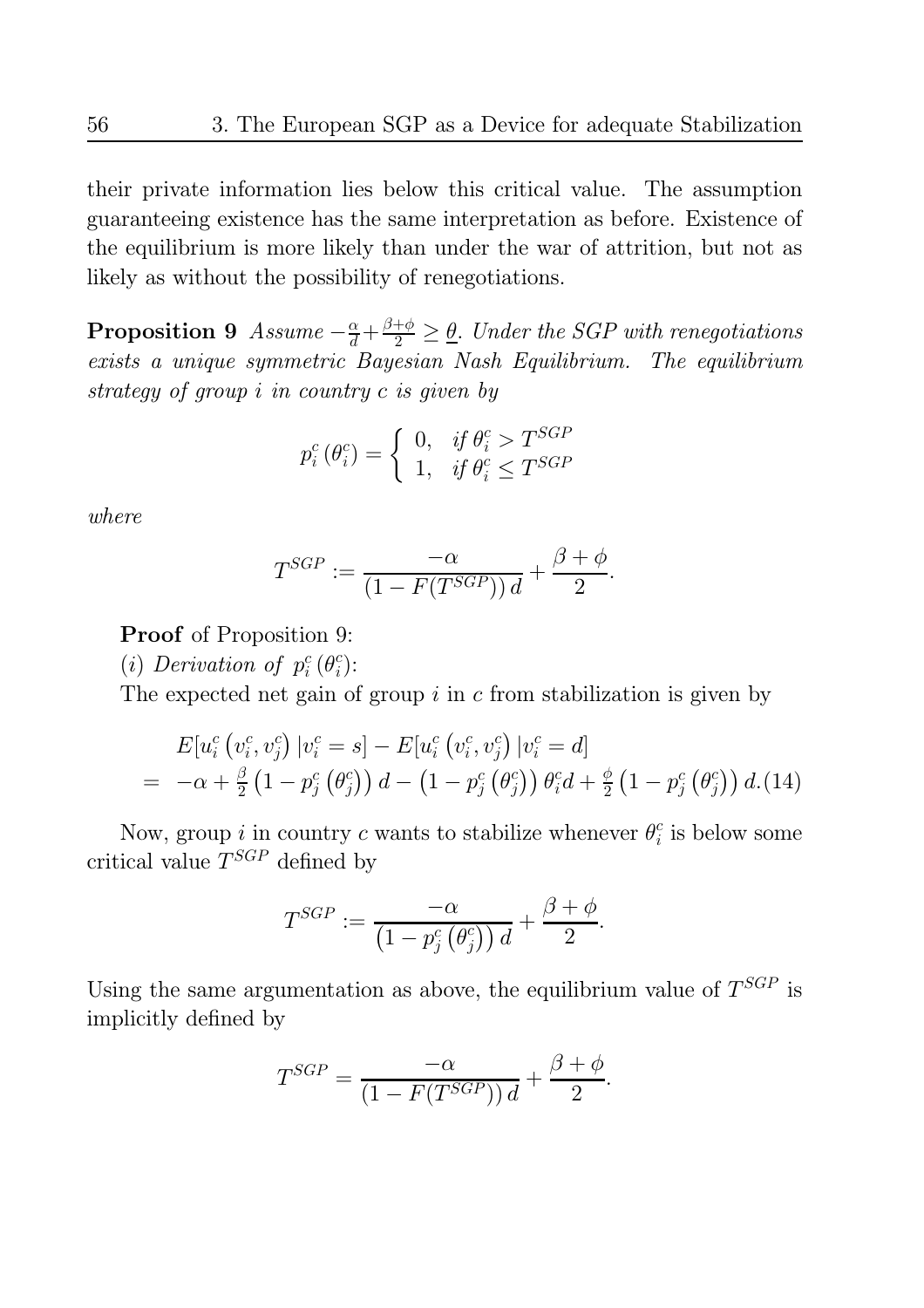their private information lies below this critical value. The assumption guaranteeing existence has the same interpretation as before. Existence of the equilibrium is more likely than under the war of attrition, but not as likely as without the possibility of renegotiations.

**Proposition 9** *Assume* $-\frac{\alpha}{d}+\frac{\beta+\phi}{2}\geq\underline{\theta}$*. Under the SGP with renegotiations exists a unique symmetric Bayesian Nash Equilibrium. The equilibrium strategy of group* $i$ *in country* $c$ *is given by*

$$p_i^c\left(\theta_i^c\right)=\begin{cases} 0, & \text{if } \theta_i^c > T^{SGP} \\ 1, & \text{if } \theta_i^c \leq T^{SGP} \end{cases}$$

*where*

$$T^{SGP} := \frac{-\alpha}{\left(1-F(T^{SGP})\right)d}+\frac{\beta+\phi}{2}.$$

**Proof** of Proposition 9:

(*i*) *Derivation of* $p_i^c\left(\theta_i^c\right)$:

The expected net gain of group $i$ in $c$ from stabilization is given by

$$\begin{aligned} & E[u_i^c\left(v_i^c, v_j^c\right)|v_i^c = s] - E[u_i^c\left(v_i^c, v_j^c\right)|v_i^c = d] \\ = \; & -\alpha + \tfrac{\beta}{2}\left(1-p_j^c\left(\theta_j^c\right)\right)d - \left(1-p_j^c\left(\theta_j^c\right)\right)\theta_i^c d + \tfrac{\phi}{2}\left(1-p_j^c\left(\theta_j^c\right)\right)d. \quad (14) \end{aligned}$$

Now, group $i$ in country $c$ wants to stabilize whenever $\theta_i^c$ is below some critical value $T^{SGP}$ defined by

$$T^{SGP} := \frac{-\alpha}{\left(1-p_j^c\left(\theta_j^c\right)\right)d}+\frac{\beta+\phi}{2}.$$

Using the same argumentation as above, the equilibrium value of $T^{SGP}$ is implicitly defined by

$$T^{SGP} = \frac{-\alpha}{\left(1-F(T^{SGP})\right)d}+\frac{\beta+\phi}{2}.$$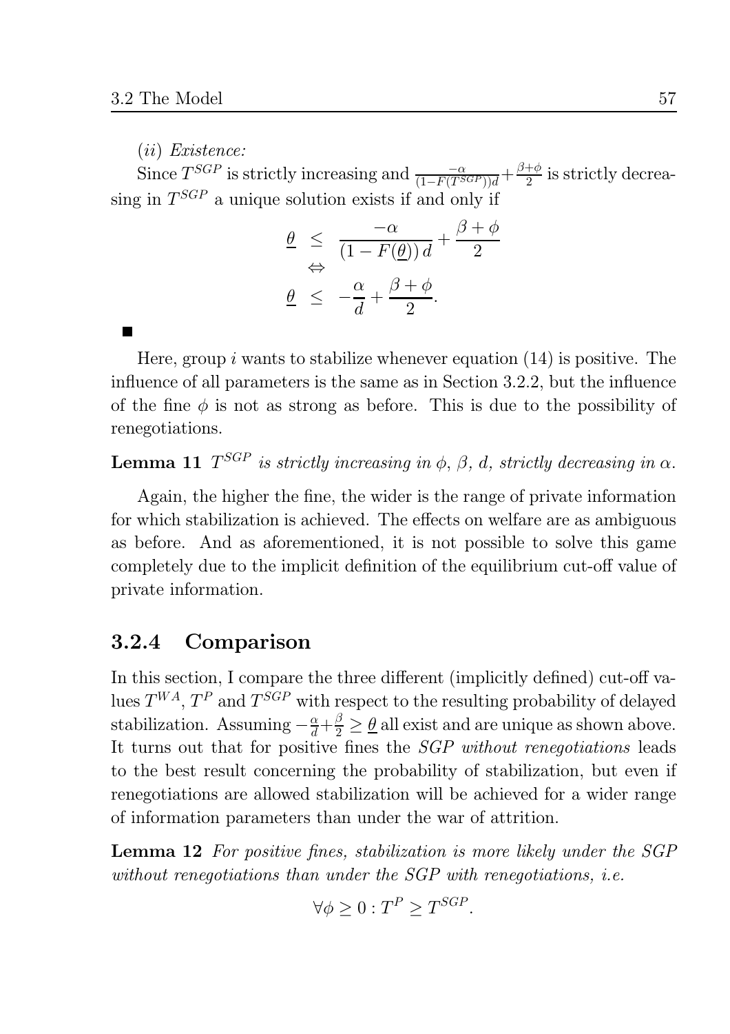(*ii*) *Existence:*

Since $T^{SGP}$ is strictly increasing and $\frac{-\alpha}{(1-F(T^{SGP}))d}+\frac{\beta+\phi}{2}$ is strictly decreasing in $T^{SGP}$ a unique solution exists if and only if

$$
\begin{aligned}
\underline{\theta} &\leq \frac{-\alpha}{(1-F(\underline{\theta}))\,d}+\frac{\beta+\phi}{2} \\
&\Leftrightarrow \\
\underline{\theta} &\leq -\frac{\alpha}{d}+\frac{\beta+\phi}{2}.
\end{aligned}
$$

■

Here, group $i$ wants to stabilize whenever equation (14) is positive. The influence of all parameters is the same as in Section 3.2.2, but the influence of the fine $\phi$ is not as strong as before. This is due to the possibility of renegotiations.

**Lemma 11** *$T^{SGP}$ is strictly increasing in $\phi$, $\beta$, $d$, strictly decreasing in $\alpha$.*

Again, the higher the fine, the wider is the range of private information for which stabilization is achieved. The effects on welfare are as ambiguous as before. And as aforementioned, it is not possible to solve this game completely due to the implicit definition of the equilibrium cut-off value of private information.

### 3.2.4 Comparison

In this section, I compare the three different (implicitly defined) cut-off values $T^{WA}$, $T^{P}$ and $T^{SGP}$ with respect to the resulting probability of delayed stabilization. Assuming $-\frac{\alpha}{d}+\frac{\beta}{2}\geq\underline{\theta}$ all exist and are unique as shown above. It turns out that for positive fines the *SGP without renegotiations* leads to the best result concerning the probability of stabilization, but even if renegotiations are allowed stabilization will be achieved for a wider range of information parameters than under the war of attrition.

**Lemma 12** *For positive fines, stabilization is more likely under the SGP without renegotiations than under the SGP with renegotiations, i.e.*

$$\forall\phi\geq 0: T^{P}\geq T^{SGP}.$$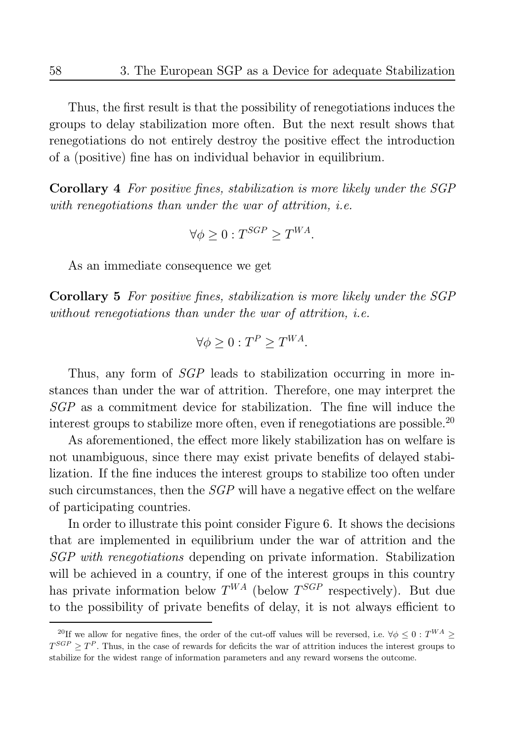Thus, the first result is that the possibility of renegotiations induces the groups to delay stabilization more often. But the next result shows that renegotiations do not entirely destroy the positive effect the introduction of a (positive) fine has on individual behavior in equilibrium.

**Corollary 4** *For positive fines, stabilization is more likely under the SGP with renegotiations than under the war of attrition, i.e.*

$$\forall \phi \geq 0 : T^{SGP} \geq T^{WA}.$$

As an immediate consequence we get

**Corollary 5** *For positive fines, stabilization is more likely under the SGP without renegotiations than under the war of attrition, i.e.*

$$\forall \phi \geq 0 : T^{P} \geq T^{WA}.$$

Thus, any form of *SGP* leads to stabilization occurring in more instances than under the war of attrition. Therefore, one may interpret the *SGP* as a commitment device for stabilization. The fine will induce the interest groups to stabilize more often, even if renegotiations are possible.[20]

As aforementioned, the effect more likely stabilization has on welfare is not unambiguous, since there may exist private benefits of delayed stabilization. If the fine induces the interest groups to stabilize too often under such circumstances, then the *SGP* will have a negative effect on the welfare of participating countries.

In order to illustrate this point consider Figure 6. It shows the decisions that are implemented in equilibrium under the war of attrition and the *SGP with renegotiations* depending on private information. Stabilization will be achieved in a country, if one of the interest groups in this country has private information below $T^{WA}$ (below $T^{SGP}$ respectively). But due to the possibility of private benefits of delay, it is not always efficient to

[20] If we allow for negative fines, the order of the cut-off values will be reversed, i.e. $\forall \phi \leq 0 : T^{WA} \geq T^{SGP} \geq T^{P}$. Thus, in the case of rewards for deficits the war of attrition induces the interest groups to stabilize for the widest range of information parameters and any reward worsens the outcome.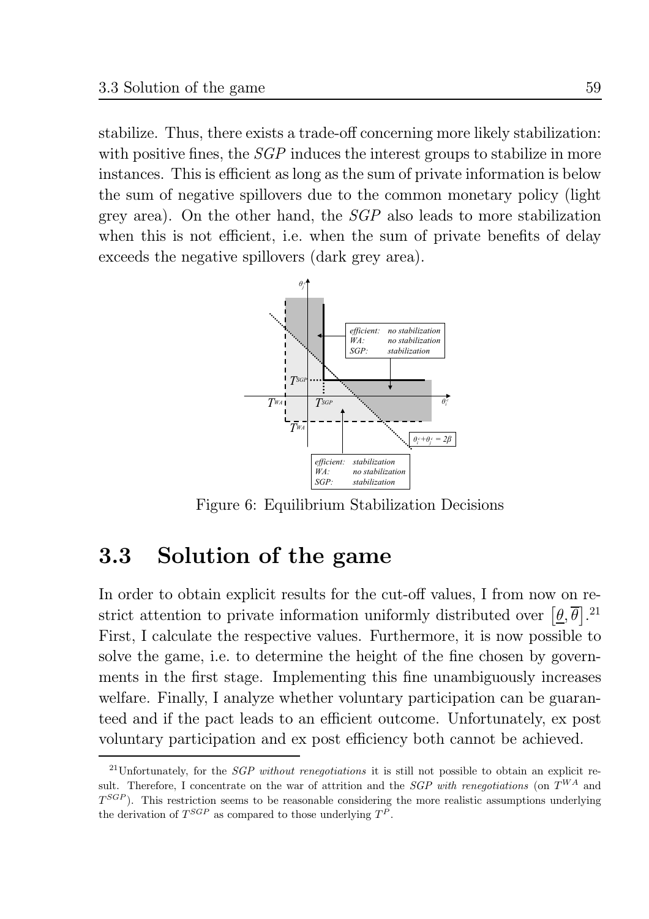stabilize. Thus, there exists a trade-off concerning more likely stabilization: with positive fines, the *SGP* induces the interest groups to stabilize in more instances. This is efficient as long as the sum of private information is below the sum of negative spillovers due to the common monetary policy (light grey area). On the other hand, the *SGP* also leads to more stabilization when this is not efficient, i.e. when the sum of private benefits of delay exceeds the negative spillovers (dark grey area).

Figure 6: Equilibrium Stabilization Decisions

## 3.3 Solution of the game

In order to obtain explicit results for the cut-off values, I from now on restrict attention to private information uniformly distributed over $\left[\underline{\theta}, \overline{\theta}\right]$.[21] First, I calculate the respective values. Furthermore, it is now possible to solve the game, i.e. to determine the height of the fine chosen by governments in the first stage. Implementing this fine unambiguously increases welfare. Finally, I analyze whether voluntary participation can be guaranteed and if the pact leads to an efficient outcome. Unfortunately, ex post voluntary participation and ex post efficiency both cannot be achieved.

[21] Unfortunately, for the *SGP without renegotiations* it is still not possible to obtain an explicit result. Therefore, I concentrate on the war of attrition and the *SGP with renegotiations* (on $T^{WA}$ and $T^{SGP}$). This restriction seems to be reasonable considering the more realistic assumptions underlying the derivation of $T^{SGP}$ as compared to those underlying $T^{P}$.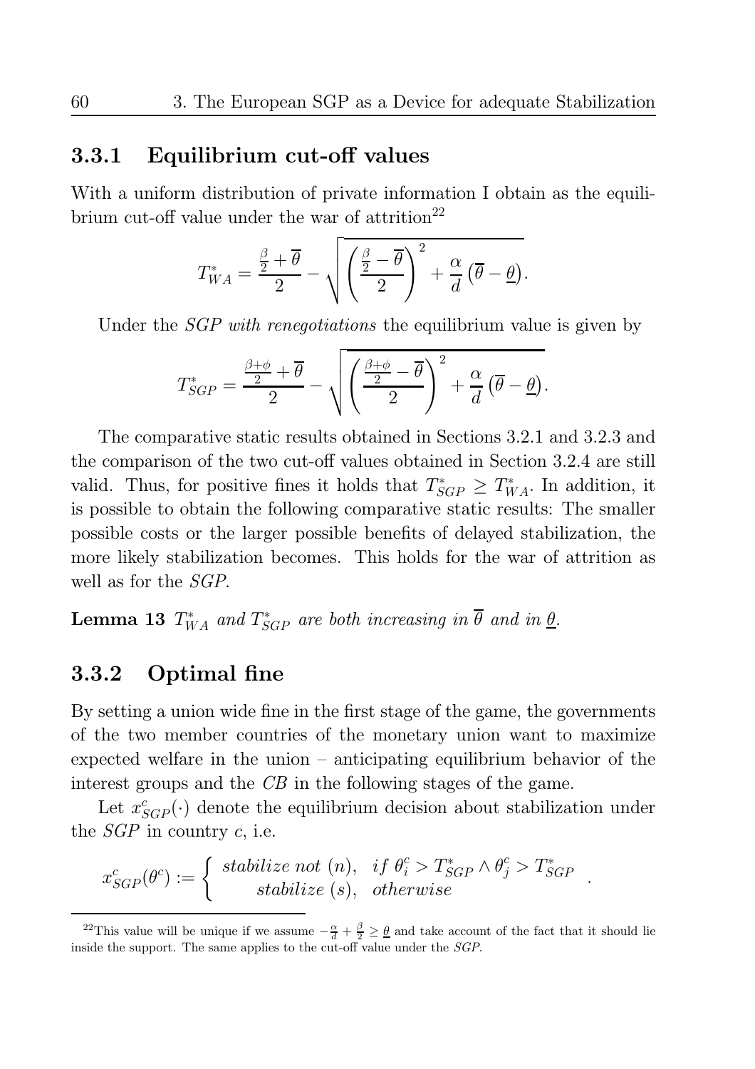### 3.3.1 Equilibrium cut-off values

With a uniform distribution of private information I obtain as the equilibrium cut-off value under the war of attrition[22]

$$T^*_{WA} = \frac{\frac{\beta}{2} + \overline{\theta}}{2} - \sqrt{\left(\frac{\frac{\beta}{2} - \overline{\theta}}{2}\right)^2 + \frac{\alpha}{d}\left(\overline{\theta} - \underline{\theta}\right)}.$$

Under the *SGP with renegotiations* the equilibrium value is given by

$$T^*_{SGP} = \frac{\frac{\beta+\phi}{2} + \overline{\theta}}{2} - \sqrt{\left(\frac{\frac{\beta+\phi}{2} - \overline{\theta}}{2}\right)^2 + \frac{\alpha}{d}\left(\overline{\theta} - \underline{\theta}\right)}.$$

The comparative static results obtained in Sections 3.2.1 and 3.2.3 and the comparison of the two cut-off values obtained in Section 3.2.4 are still valid. Thus, for positive fines it holds that $T^*_{SGP} \geq T^*_{WA}$. In addition, it is possible to obtain the following comparative static results: The smaller possible costs or the larger possible benefits of delayed stabilization, the more likely stabilization becomes. This holds for the war of attrition as well as for the *SGP*.

**Lemma 13** *$T^*_{WA}$ and $T^*_{SGP}$ are both increasing in $\overline{\theta}$ and in $\underline{\theta}$.*

### 3.3.2 Optimal fine

By setting a union wide fine in the first stage of the game, the governments of the two member countries of the monetary union want to maximize expected welfare in the union – anticipating equilibrium behavior of the interest groups and the *CB* in the following stages of the game.

Let $x^c_{SGP}(\cdot)$ denote the equilibrium decision about stabilization under the *SGP* in country $c$, i.e.

$$x^c_{SGP}(\theta^c) := \begin{cases} \textit{stabilize not } (n), & \textit{if } \theta^c_i > T^*_{SGP} \wedge \theta^c_j > T^*_{SGP} \\ \textit{stabilize } (s), & \textit{otherwise} \end{cases}.$$

[22] This value will be unique if we assume $-\frac{\alpha}{d} + \frac{\beta}{2} \geq \underline{\theta}$ and take account of the fact that it should lie inside the support. The same applies to the cut-off value under the *SGP*.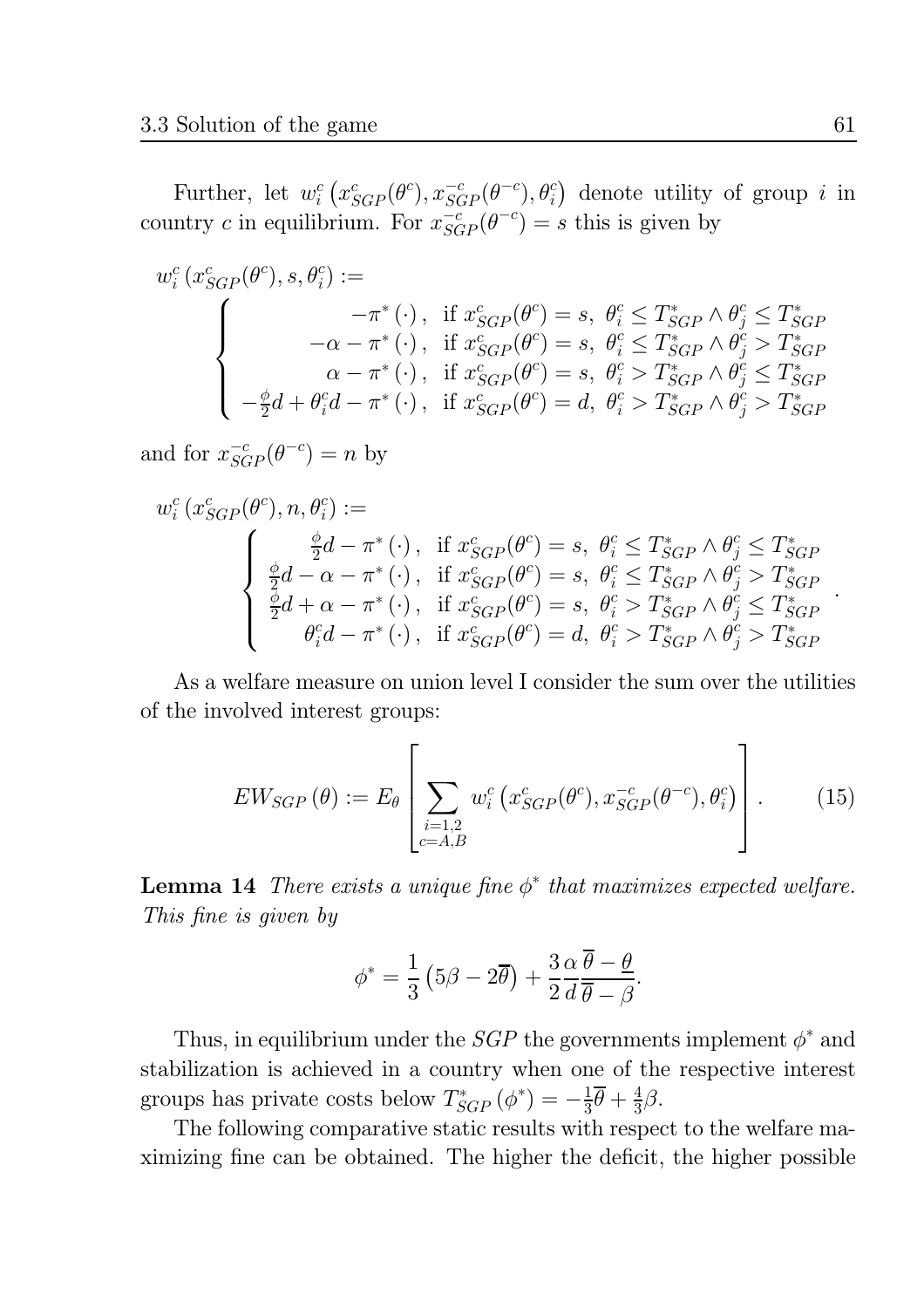Further, let $w_i^c\left(x_{SGP}^c(\theta^c), x_{SGP}^{-c}(\theta^{-c}), \theta_i^c\right)$ denote utility of group $i$ in country $c$ in equilibrium. For $x_{SGP}^{-c}(\theta^{-c}) = s$ this is given by

$$
w_i^c\left(x_{SGP}^c(\theta^c), s, \theta_i^c\right) :=
\begin{cases}
-\pi^*\left(\cdot\right), & \text{if } x_{SGP}^c(\theta^c) = s,\ \theta_i^c \leq T_{SGP}^* \wedge \theta_j^c \leq T_{SGP}^* \\
-\alpha - \pi^*\left(\cdot\right), & \text{if } x_{SGP}^c(\theta^c) = s,\ \theta_i^c \leq T_{SGP}^* \wedge \theta_j^c > T_{SGP}^* \\
\alpha - \pi^*\left(\cdot\right), & \text{if } x_{SGP}^c(\theta^c) = s,\ \theta_i^c > T_{SGP}^* \wedge \theta_j^c \leq T_{SGP}^* \\
-\frac{\phi}{2}d + \theta_i^c d - \pi^*\left(\cdot\right), & \text{if } x_{SGP}^c(\theta^c) = d,\ \theta_i^c > T_{SGP}^* \wedge \theta_j^c > T_{SGP}^*
\end{cases}
$$

and for $x_{SGP}^{-c}(\theta^{-c}) = n$ by

$$
w_i^c\left(x_{SGP}^c(\theta^c), n, \theta_i^c\right) :=
\begin{cases}
\frac{\phi}{2}d - \pi^*\left(\cdot\right), & \text{if } x_{SGP}^c(\theta^c) = s,\ \theta_i^c \leq T_{SGP}^* \wedge \theta_j^c \leq T_{SGP}^* \\
\frac{\phi}{2}d - \alpha - \pi^*\left(\cdot\right), & \text{if } x_{SGP}^c(\theta^c) = s,\ \theta_i^c \leq T_{SGP}^* \wedge \theta_j^c > T_{SGP}^* \\
\frac{\phi}{2}d + \alpha - \pi^*\left(\cdot\right), & \text{if } x_{SGP}^c(\theta^c) = s,\ \theta_i^c > T_{SGP}^* \wedge \theta_j^c \leq T_{SGP}^* \\
\theta_i^c d - \pi^*\left(\cdot\right), & \text{if } x_{SGP}^c(\theta^c) = d,\ \theta_i^c > T_{SGP}^* \wedge \theta_j^c > T_{SGP}^*
\end{cases}.
$$

As a welfare measure on union level I consider the sum over the utilities of the involved interest groups:

$$
EW_{SGP}\left(\theta\right) := E_\theta \left[ \sum_{\substack{i=1,2 \\ c=A,B}} w_i^c\left(x_{SGP}^c(\theta^c), x_{SGP}^{-c}(\theta^{-c}), \theta_i^c\right) \right]. \qquad (15)
$$

**Lemma 14** *There exists a unique fine $\phi^*$ that maximizes expected welfare. This fine is given by*

$$
\phi^* = \frac{1}{3}\left(5\beta - 2\overline{\theta}\right) + \frac{3}{2}\frac{\alpha}{d}\frac{\overline{\theta} - \underline{\theta}}{\overline{\theta} - \beta}.
$$

Thus, in equilibrium under the $SGP$ the governments implement $\phi^*$ and stabilization is achieved in a country when one of the respective interest groups has private costs below $T_{SGP}^*\left(\phi^*\right) = -\frac{1}{3}\overline{\theta} + \frac{4}{3}\beta$.

The following comparative static results with respect to the welfare maximizing fine can be obtained. The higher the deficit, the higher possible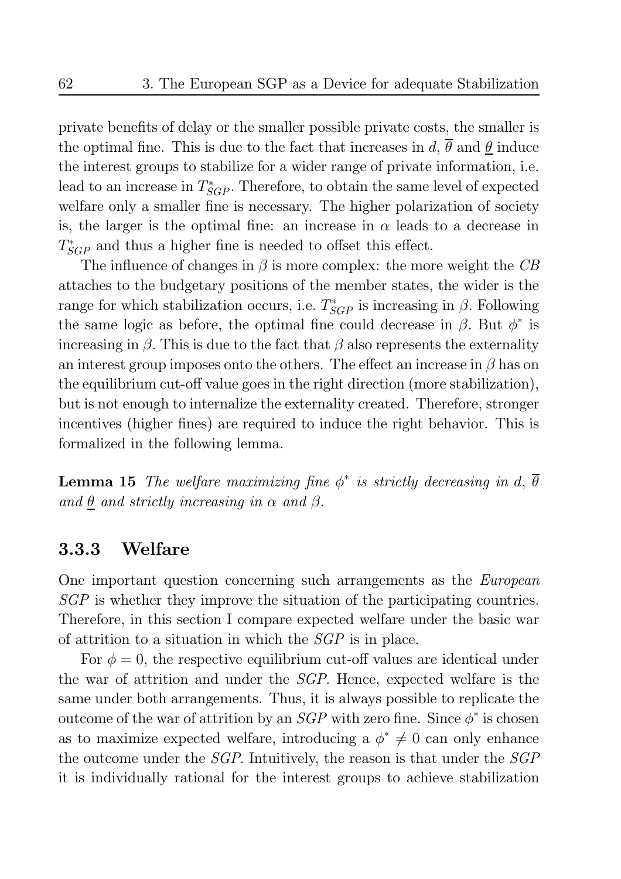private benefits of delay or the smaller possible private costs, the smaller is the optimal fine. This is due to the fact that increases in $d$, $\overline{\theta}$ and $\underline{\theta}$ induce the interest groups to stabilize for a wider range of private information, i.e. lead to an increase in $T^*_{SGP}$. Therefore, to obtain the same level of expected welfare only a smaller fine is necessary. The higher polarization of society is, the larger is the optimal fine: an increase in $\alpha$ leads to a decrease in $T^*_{SGP}$ and thus a higher fine is needed to offset this effect.

The influence of changes in $\beta$ is more complex: the more weight the *CB* attaches to the budgetary positions of the member states, the wider is the range for which stabilization occurs, i.e. $T^*_{SGP}$ is increasing in $\beta$. Following the same logic as before, the optimal fine could decrease in $\beta$. But $\phi^*$ is increasing in $\beta$. This is due to the fact that $\beta$ also represents the externality an interest group imposes onto the others. The effect an increase in $\beta$ has on the equilibrium cut-off value goes in the right direction (more stabilization), but is not enough to internalize the externality created. Therefore, stronger incentives (higher fines) are required to induce the right behavior. This is formalized in the following lemma.

**Lemma 15** *The welfare maximizing fine $\phi^*$ is strictly decreasing in $d$, $\overline{\theta}$ and $\underline{\theta}$ and strictly increasing in $\alpha$ and $\beta$.*

### 3.3.3 Welfare

One important question concerning such arrangements as the *European SGP* is whether they improve the situation of the participating countries. Therefore, in this section I compare expected welfare under the basic war of attrition to a situation in which the *SGP* is in place.

For $\phi = 0$, the respective equilibrium cut-off values are identical under the war of attrition and under the *SGP*. Hence, expected welfare is the same under both arrangements. Thus, it is always possible to replicate the outcome of the war of attrition by an *SGP* with zero fine. Since $\phi^*$ is chosen as to maximize expected welfare, introducing a $\phi^* \neq 0$ can only enhance the outcome under the *SGP*. Intuitively, the reason is that under the *SGP* it is individually rational for the interest groups to achieve stabilization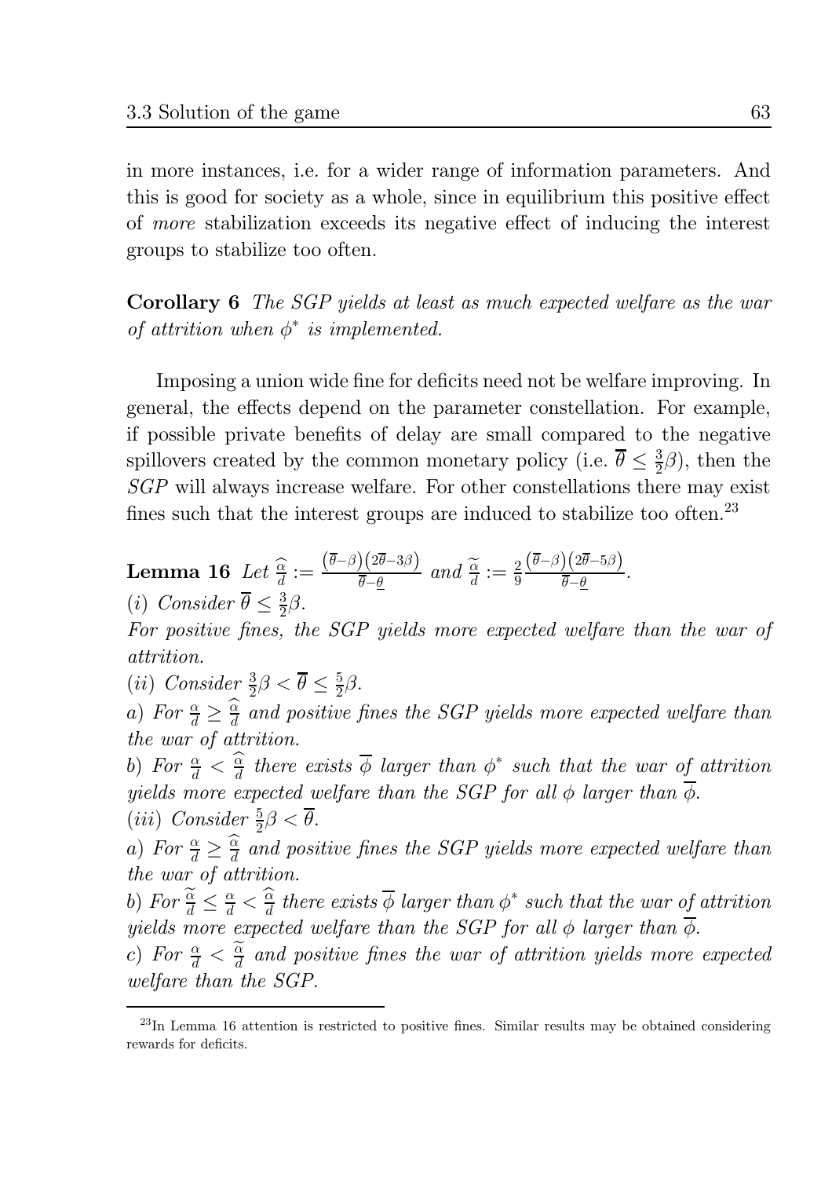in more instances, i.e. for a wider range of information parameters. And this is good for society as a whole, since in equilibrium this positive effect of *more* stabilization exceeds its negative effect of inducing the interest groups to stabilize too often.

**Corollary 6** *The SGP yields at least as much expected welfare as the war of attrition when $\phi^*$ is implemented.*

Imposing a union wide fine for deficits need not be welfare improving. In general, the effects depend on the parameter constellation. For example, if possible private benefits of delay are small compared to the negative spillovers created by the common monetary policy (i.e. $\overline{\theta} \leq \frac{3}{2}\beta$), then the *SGP* will always increase welfare. For other constellations there may exist fines such that the interest groups are induced to stabilize too often.[23]

**Lemma 16** *Let $\widehat{\frac{\alpha}{d}} := \frac{(\overline{\theta}-\beta)(2\overline{\theta}-3\beta)}{\overline{\theta}-\underline{\theta}}$ and $\widetilde{\frac{\alpha}{d}} := \frac{2}{9}\frac{(\overline{\theta}-\beta)(2\overline{\theta}-5\beta)}{\overline{\theta}-\underline{\theta}}$.*
*(i) Consider $\overline{\theta} \leq \frac{3}{2}\beta$.*
*For positive fines, the SGP yields more expected welfare than the war of attrition.*
*(ii) Consider $\frac{3}{2}\beta < \overline{\theta} \leq \frac{5}{2}\beta$.*
*a) For $\frac{\alpha}{d} \geq \widehat{\frac{\alpha}{d}}$ and positive fines the SGP yields more expected welfare than the war of attrition.*
*b) For $\frac{\alpha}{d} < \widehat{\frac{\alpha}{d}}$ there exists $\overline{\phi}$ larger than $\phi^*$ such that the war of attrition yields more expected welfare than the SGP for all $\phi$ larger than $\overline{\phi}$.*
*(iii) Consider $\frac{5}{2}\beta < \overline{\theta}$.*
*a) For $\frac{\alpha}{d} \geq \widehat{\frac{\alpha}{d}}$ and positive fines the SGP yields more expected welfare than the war of attrition.*
*b) For $\widetilde{\frac{\alpha}{d}} \leq \frac{\alpha}{d} < \widehat{\frac{\alpha}{d}}$ there exists $\overline{\phi}$ larger than $\phi^*$ such that the war of attrition yields more expected welfare than the SGP for all $\phi$ larger than $\overline{\phi}$.*
*c) For $\frac{\alpha}{d} < \widetilde{\frac{\alpha}{d}}$ and positive fines the war of attrition yields more expected welfare than the SGP.*

[23] In Lemma 16 attention is restricted to positive fines. Similar results may be obtained considering rewards for deficits.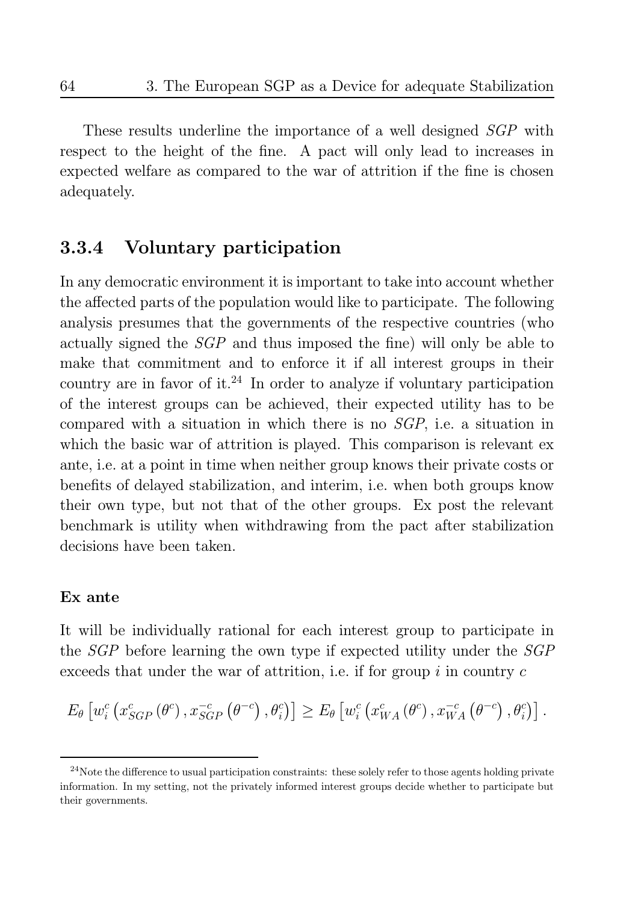These results underline the importance of a well designed *SGP* with respect to the height of the fine. A pact will only lead to increases in expected welfare as compared to the war of attrition if the fine is chosen adequately.

### 3.3.4 Voluntary participation

In any democratic environment it is important to take into account whether the affected parts of the population would like to participate. The following analysis presumes that the governments of the respective countries (who actually signed the *SGP* and thus imposed the fine) will only be able to make that commitment and to enforce it if all interest groups in their country are in favor of it.[24] In order to analyze if voluntary participation of the interest groups can be achieved, their expected utility has to be compared with a situation in which there is no *SGP*, i.e. a situation in which the basic war of attrition is played. This comparison is relevant ex ante, i.e. at a point in time when neither group knows their private costs or benefits of delayed stabilization, and interim, i.e. when both groups know their own type, but not that of the other groups. Ex post the relevant benchmark is utility when withdrawing from the pact after stabilization decisions have been taken.

**Ex ante**

It will be individually rational for each interest group to participate in the *SGP* before learning the own type if expected utility under the *SGP* exceeds that under the war of attrition, i.e. if for group $i$ in country $c$

$$E_\theta \left[ w_i^c \left( x_{SGP}^c \left( \theta^c \right), x_{SGP}^{-c} \left( \theta^{-c} \right), \theta_i^c \right) \right] \geq E_\theta \left[ w_i^c \left( x_{WA}^c \left( \theta^c \right), x_{WA}^{-c} \left( \theta^{-c} \right), \theta_i^c \right) \right].$$

---

[24] Note the difference to usual participation constraints: these solely refer to those agents holding private information. In my setting, not the privately informed interest groups decide whether to participate but their governments.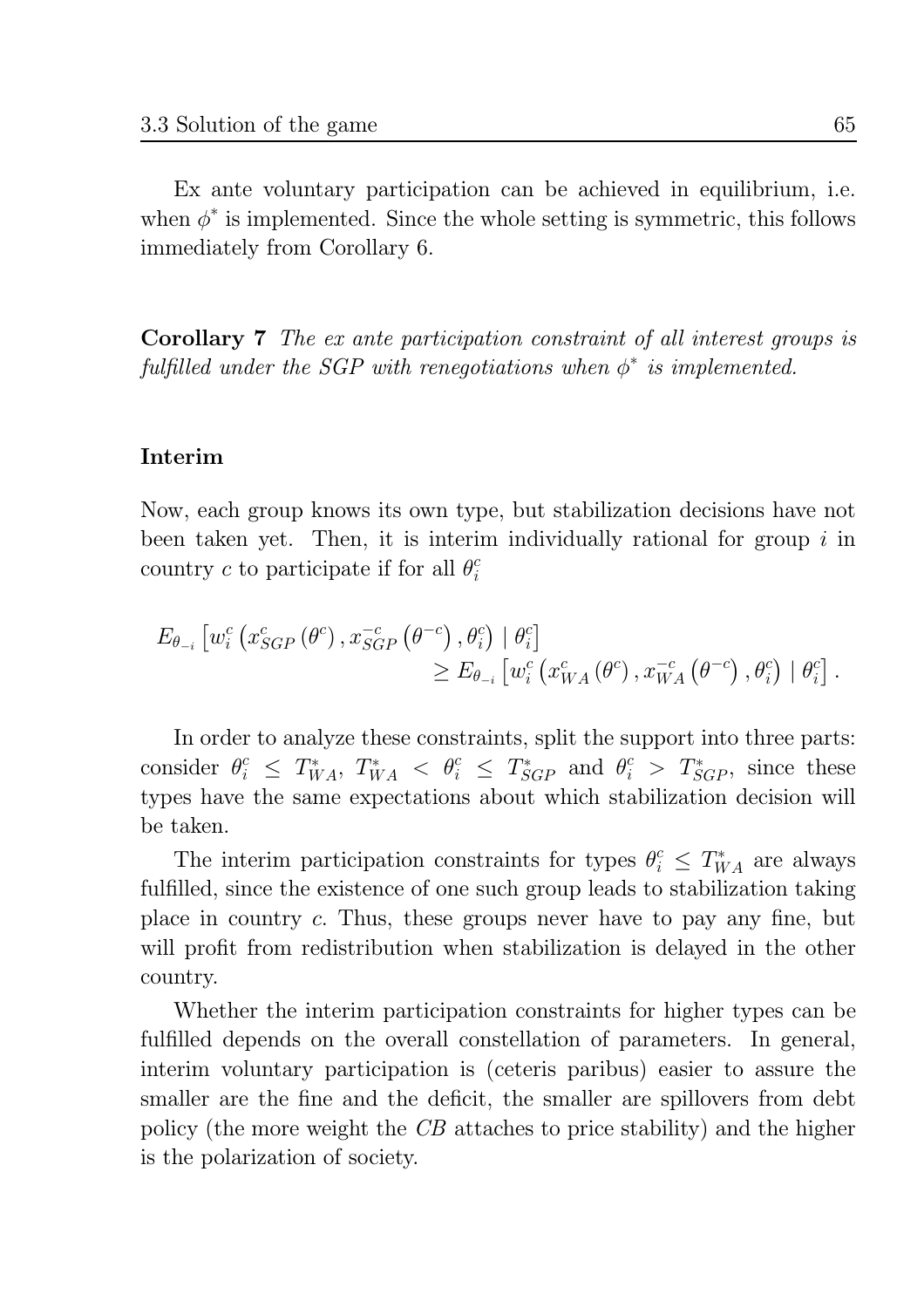Ex ante voluntary participation can be achieved in equilibrium, i.e. when $\phi^*$ is implemented. Since the whole setting is symmetric, this follows immediately from Corollary 6.

**Corollary 7** *The ex ante participation constraint of all interest groups is fulfilled under the SGP with renegotiations when $\phi^*$ is implemented.*

### Interim

Now, each group knows its own type, but stabilization decisions have not been taken yet. Then, it is interim individually rational for group $i$ in country $c$ to participate if for all $\theta_i^c$

$$E_{\theta_{-i}}\left[w_i^c\left(x_{SGP}^c\left(\theta^c\right), x_{SGP}^{-c}\left(\theta^{-c}\right), \theta_i^c\right) \mid \theta_i^c\right] \geq E_{\theta_{-i}}\left[w_i^c\left(x_{WA}^c\left(\theta^c\right), x_{WA}^{-c}\left(\theta^{-c}\right), \theta_i^c\right) \mid \theta_i^c\right].$$

In order to analyze these constraints, split the support into three parts: consider $\theta_i^c \leq T_{WA}^*$, $T_{WA}^* < \theta_i^c \leq T_{SGP}^*$ and $\theta_i^c > T_{SGP}^*$, since these types have the same expectations about which stabilization decision will be taken.

The interim participation constraints for types $\theta_i^c \leq T_{WA}^*$ are always fulfilled, since the existence of one such group leads to stabilization taking place in country $c$. Thus, these groups never have to pay any fine, but will profit from redistribution when stabilization is delayed in the other country.

Whether the interim participation constraints for higher types can be fulfilled depends on the overall constellation of parameters. In general, interim voluntary participation is (ceteris paribus) easier to assure the smaller are the fine and the deficit, the smaller are spillovers from debt policy (the more weight the *CB* attaches to price stability) and the higher is the polarization of society.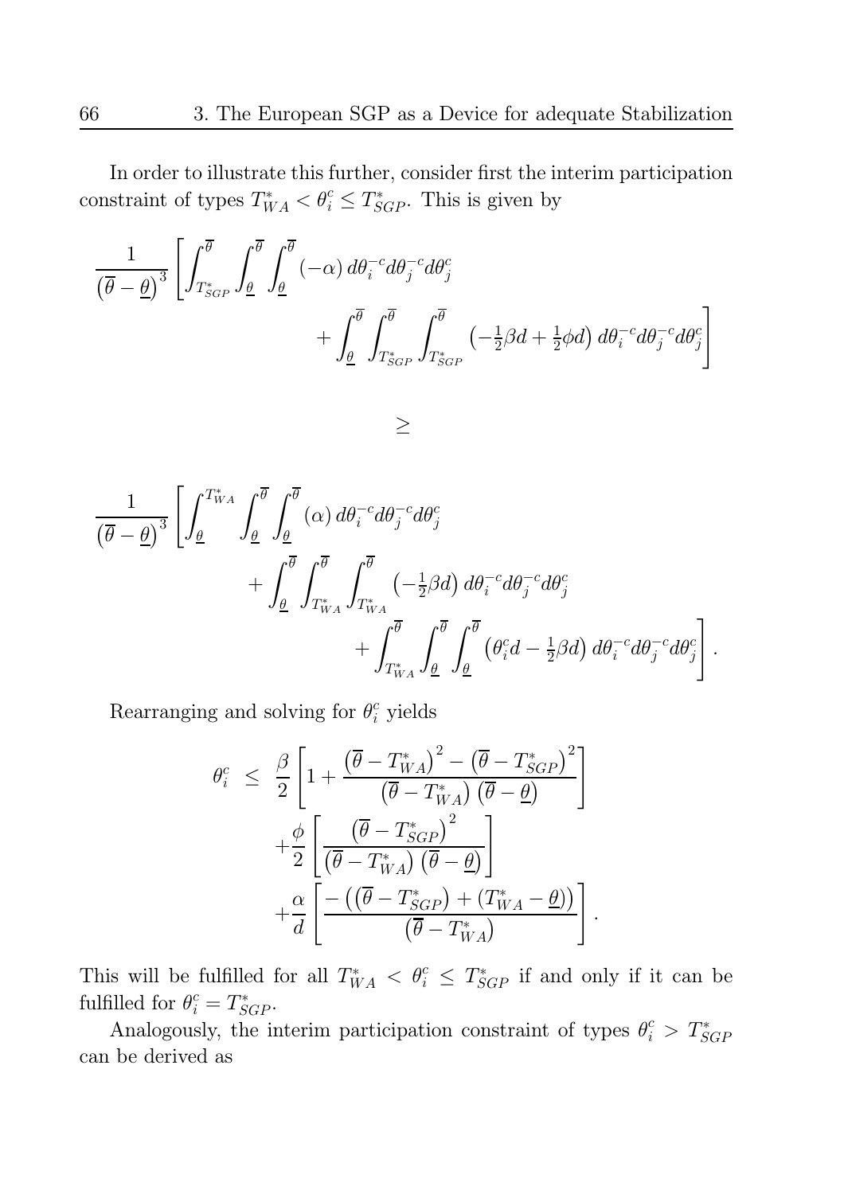In order to illustrate this further, consider first the interim participation constraint of types $T^*_{WA} < \theta^c_i \leq T^*_{SGP}$. This is given by

$$
\frac{1}{\left(\overline{\theta}-\underline{\theta}\right)^3}\left[\int_{T^*_{SGP}}^{\overline{\theta}}\int_{\underline{\theta}}^{\overline{\theta}}\int_{\underline{\theta}}^{\overline{\theta}}(-\alpha)\,d\theta_i^{-c}d\theta_j^{-c}d\theta_j^c + \int_{\underline{\theta}}^{\overline{\theta}}\int_{T^*_{SGP}}^{\overline{\theta}}\int_{T^*_{SGP}}^{\overline{\theta}}\left(-\tfrac{1}{2}\beta d+\tfrac{1}{2}\phi d\right)d\theta_i^{-c}d\theta_j^{-c}d\theta_j^c\right]
$$

$$
\geq
$$

$$
\frac{1}{\left(\overline{\theta}-\underline{\theta}\right)^3}\left[\int_{\underline{\theta}}^{T^*_{WA}}\int_{\underline{\theta}}^{\overline{\theta}}\int_{\underline{\theta}}^{\overline{\theta}}(\alpha)\,d\theta_i^{-c}d\theta_j^{-c}d\theta_j^c + \int_{\underline{\theta}}^{\overline{\theta}}\int_{T^*_{WA}}^{\overline{\theta}}\int_{T^*_{WA}}^{\overline{\theta}}\left(-\tfrac{1}{2}\beta d\right)d\theta_i^{-c}d\theta_j^{-c}d\theta_j^c + \int_{T^*_{WA}}^{\overline{\theta}}\int_{\underline{\theta}}^{\overline{\theta}}\int_{\underline{\theta}}^{\overline{\theta}}\left(\theta_i^c d-\tfrac{1}{2}\beta d\right)d\theta_i^{-c}d\theta_j^{-c}d\theta_j^c\right].
$$

Rearranging and solving for $\theta_i^c$ yields

$$
\begin{aligned}
\theta_i^c \;\leq\; & \frac{\beta}{2}\left[1+\frac{\left(\overline{\theta}-T^*_{WA}\right)^2-\left(\overline{\theta}-T^*_{SGP}\right)^2}{\left(\overline{\theta}-T^*_{WA}\right)\left(\overline{\theta}-\underline{\theta}\right)}\right] \\
& +\frac{\phi}{2}\left[\frac{\left(\overline{\theta}-T^*_{SGP}\right)^2}{\left(\overline{\theta}-T^*_{WA}\right)\left(\overline{\theta}-\underline{\theta}\right)}\right] \\
& +\frac{\alpha}{d}\left[\frac{-\left(\left(\overline{\theta}-T^*_{SGP}\right)+\left(T^*_{WA}-\underline{\theta}\right)\right)}{\left(\overline{\theta}-T^*_{WA}\right)}\right].
\end{aligned}
$$

This will be fulfilled for all $T^*_{WA} < \theta^c_i \leq T^*_{SGP}$ if and only if it can be fulfilled for $\theta^c_i = T^*_{SGP}$.

Analogously, the interim participation constraint of types $\theta^c_i > T^*_{SGP}$ can be derived as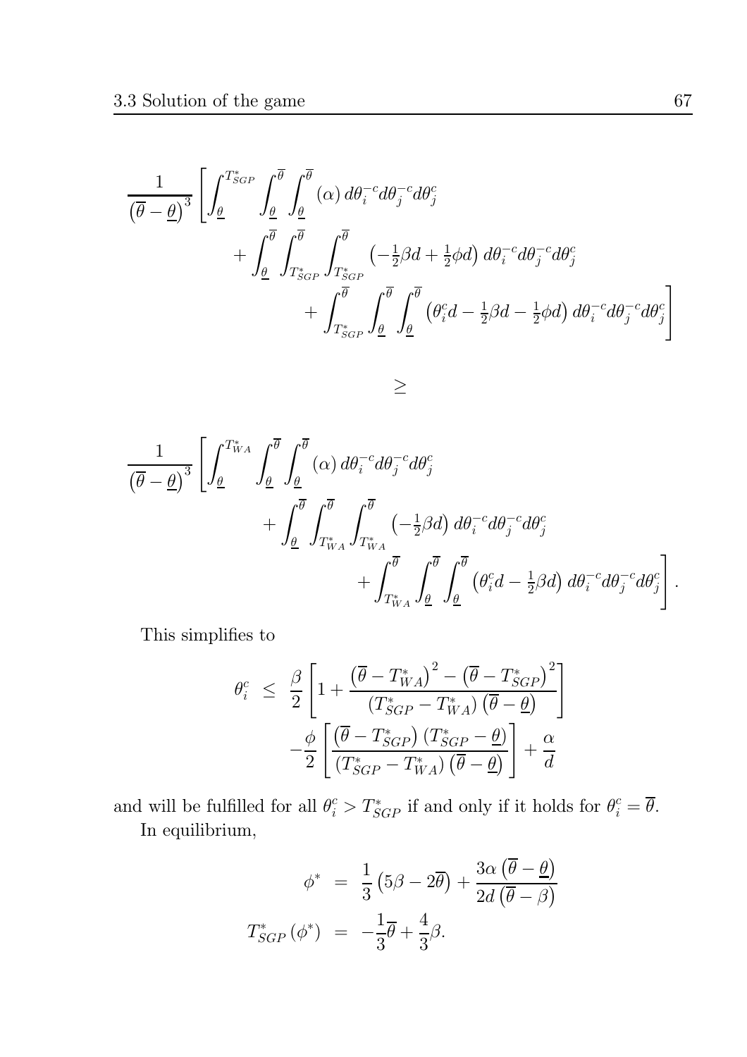$$
\begin{aligned}
\frac{1}{\left(\overline{\theta}-\underline{\theta}\right)^{3}} \Bigg[ & \int_{\underline{\theta}}^{T_{SGP}^{*}} \int_{\underline{\theta}}^{\overline{\theta}} \int_{\underline{\theta}}^{\overline{\theta}} (\alpha) \, d\theta_i^{-c} d\theta_j^{-c} d\theta_j^{c} \\
& + \int_{\underline{\theta}}^{\overline{\theta}} \int_{T_{SGP}^{*}}^{\overline{\theta}} \int_{T_{SGP}^{*}}^{\overline{\theta}} \left(-\tfrac{1}{2}\beta d + \tfrac{1}{2}\phi d\right) d\theta_i^{-c} d\theta_j^{-c} d\theta_j^{c} \\
& + \int_{T_{SGP}^{*}}^{\overline{\theta}} \int_{\underline{\theta}}^{\overline{\theta}} \int_{\underline{\theta}}^{\overline{\theta}} \left(\theta_i^{c} d - \tfrac{1}{2}\beta d - \tfrac{1}{2}\phi d\right) d\theta_i^{-c} d\theta_j^{-c} d\theta_j^{c} \Bigg]
\end{aligned}
$$

$$
\geq
$$

$$
\begin{aligned}
\frac{1}{\left(\overline{\theta}-\underline{\theta}\right)^{3}} \Bigg[ & \int_{\underline{\theta}}^{T_{WA}^{*}} \int_{\underline{\theta}}^{\overline{\theta}} \int_{\underline{\theta}}^{\overline{\theta}} (\alpha) \, d\theta_i^{-c} d\theta_j^{-c} d\theta_j^{c} \\
& + \int_{\underline{\theta}}^{\overline{\theta}} \int_{T_{WA}^{*}}^{\overline{\theta}} \int_{T_{WA}^{*}}^{\overline{\theta}} \left(-\tfrac{1}{2}\beta d\right) d\theta_i^{-c} d\theta_j^{-c} d\theta_j^{c} \\
& + \int_{T_{WA}^{*}}^{\overline{\theta}} \int_{\underline{\theta}}^{\overline{\theta}} \int_{\underline{\theta}}^{\overline{\theta}} \left(\theta_i^{c} d - \tfrac{1}{2}\beta d\right) d\theta_i^{-c} d\theta_j^{-c} d\theta_j^{c} \Bigg].
\end{aligned}
$$

This simplifies to

$$
\begin{aligned}
\theta_i^{c} \;\leq\; & \frac{\beta}{2}\left[1 + \frac{\left(\overline{\theta}-T_{WA}^{*}\right)^{2} - \left(\overline{\theta}-T_{SGP}^{*}\right)^{2}}{\left(T_{SGP}^{*}-T_{WA}^{*}\right)\left(\overline{\theta}-\underline{\theta}\right)}\right] \\
& - \frac{\phi}{2}\left[\frac{\left(\overline{\theta}-T_{SGP}^{*}\right)\left(T_{SGP}^{*}-\underline{\theta}\right)}{\left(T_{SGP}^{*}-T_{WA}^{*}\right)\left(\overline{\theta}-\underline{\theta}\right)}\right] + \frac{\alpha}{d}
\end{aligned}
$$

and will be fulfilled for all $\theta_i^{c} > T_{SGP}^{*}$ if and only if it holds for $\theta_i^{c} = \overline{\theta}$.

In equilibrium,

$$
\begin{aligned}
\phi^{*} &= \frac{1}{3}\left(5\beta - 2\overline{\theta}\right) + \frac{3\alpha\left(\overline{\theta}-\underline{\theta}\right)}{2d\left(\overline{\theta}-\beta\right)} \\
T_{SGP}^{*}\left(\phi^{*}\right) &= -\frac{1}{3}\overline{\theta} + \frac{4}{3}\beta.
\end{aligned}
$$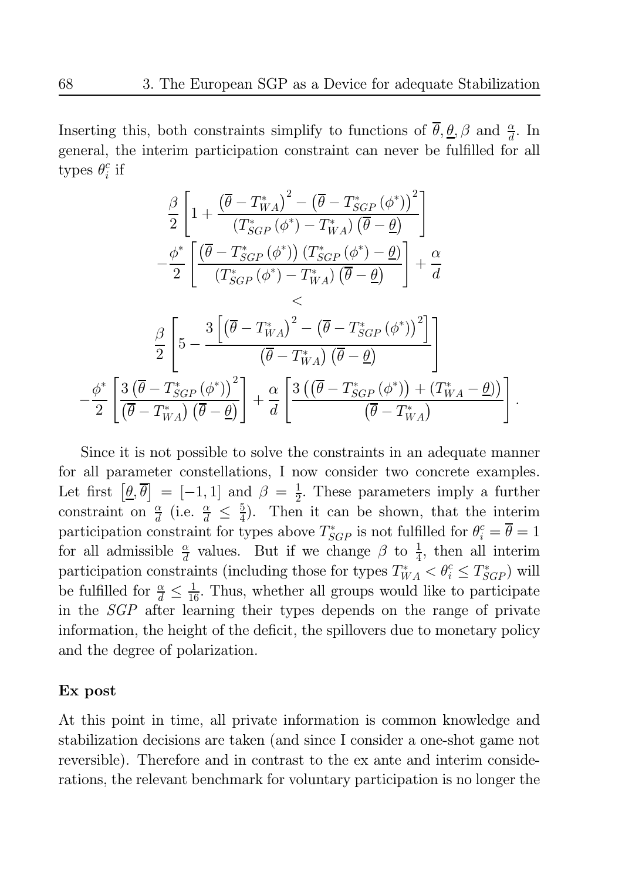Inserting this, both constraints simplify to functions of $\overline{\theta}, \underline{\theta}, \beta$ and $\frac{\alpha}{d}$. In general, the interim participation constraint can never be fulfilled for all types $\theta_i^c$ if

$$
\begin{gathered}
\frac{\beta}{2}\left[1+\frac{\left(\overline{\theta}-T_{WA}^{*}\right)^{2}-\left(\overline{\theta}-T_{SGP}^{*}\left(\phi^{*}\right)\right)^{2}}{\left(T_{SGP}^{*}\left(\phi^{*}\right)-T_{WA}^{*}\right)\left(\overline{\theta}-\underline{\theta}\right)}\right] \\
-\frac{\phi^{*}}{2}\left[\frac{\left(\overline{\theta}-T_{SGP}^{*}\left(\phi^{*}\right)\right)\left(T_{SGP}^{*}\left(\phi^{*}\right)-\underline{\theta}\right)}{\left(T_{SGP}^{*}\left(\phi^{*}\right)-T_{WA}^{*}\right)\left(\overline{\theta}-\underline{\theta}\right)}\right]+\frac{\alpha}{d} \\
< \\
\frac{\beta}{2}\left[5-\frac{3\left[\left(\overline{\theta}-T_{WA}^{*}\right)^{2}-\left(\overline{\theta}-T_{SGP}^{*}\left(\phi^{*}\right)\right)^{2}\right]}{\left(\overline{\theta}-T_{WA}^{*}\right)\left(\overline{\theta}-\underline{\theta}\right)}\right] \\
-\frac{\phi^{*}}{2}\left[\frac{3\left(\overline{\theta}-T_{SGP}^{*}\left(\phi^{*}\right)\right)^{2}}{\left(\overline{\theta}-T_{WA}^{*}\right)\left(\overline{\theta}-\underline{\theta}\right)}\right]+\frac{\alpha}{d}\left[\frac{3\left(\left(\overline{\theta}-T_{SGP}^{*}\left(\phi^{*}\right)\right)+\left(T_{WA}^{*}-\underline{\theta}\right)\right)}{\left(\overline{\theta}-T_{WA}^{*}\right)}\right].
\end{gathered}
$$

Since it is not possible to solve the constraints in an adequate manner for all parameter constellations, I now consider two concrete examples. Let first $\left[\underline{\theta}, \overline{\theta}\right] = [-1, 1]$ and $\beta = \frac{1}{2}$. These parameters imply a further constraint on $\frac{\alpha}{d}$ (i.e. $\frac{\alpha}{d} \leq \frac{5}{4}$). Then it can be shown, that the interim participation constraint for types above $T_{SGP}^{*}$ is not fulfilled for $\theta_i^c = \overline{\theta} = 1$ for all admissible $\frac{\alpha}{d}$ values. But if we change $\beta$ to $\frac{1}{4}$, then all interim participation constraints (including those for types $T_{WA}^{*} < \theta_i^c \leq T_{SGP}^{*}$) will be fulfilled for $\frac{\alpha}{d} \leq \frac{1}{16}$. Thus, whether all groups would like to participate in the *SGP* after learning their types depends on the range of private information, the height of the deficit, the spillovers due to monetary policy and the degree of polarization.

**Ex post**

At this point in time, all private information is common knowledge and stabilization decisions are taken (and since I consider a one-shot game not reversible). Therefore and in contrast to the ex ante and interim considerations, the relevant benchmark for voluntary participation is no longer the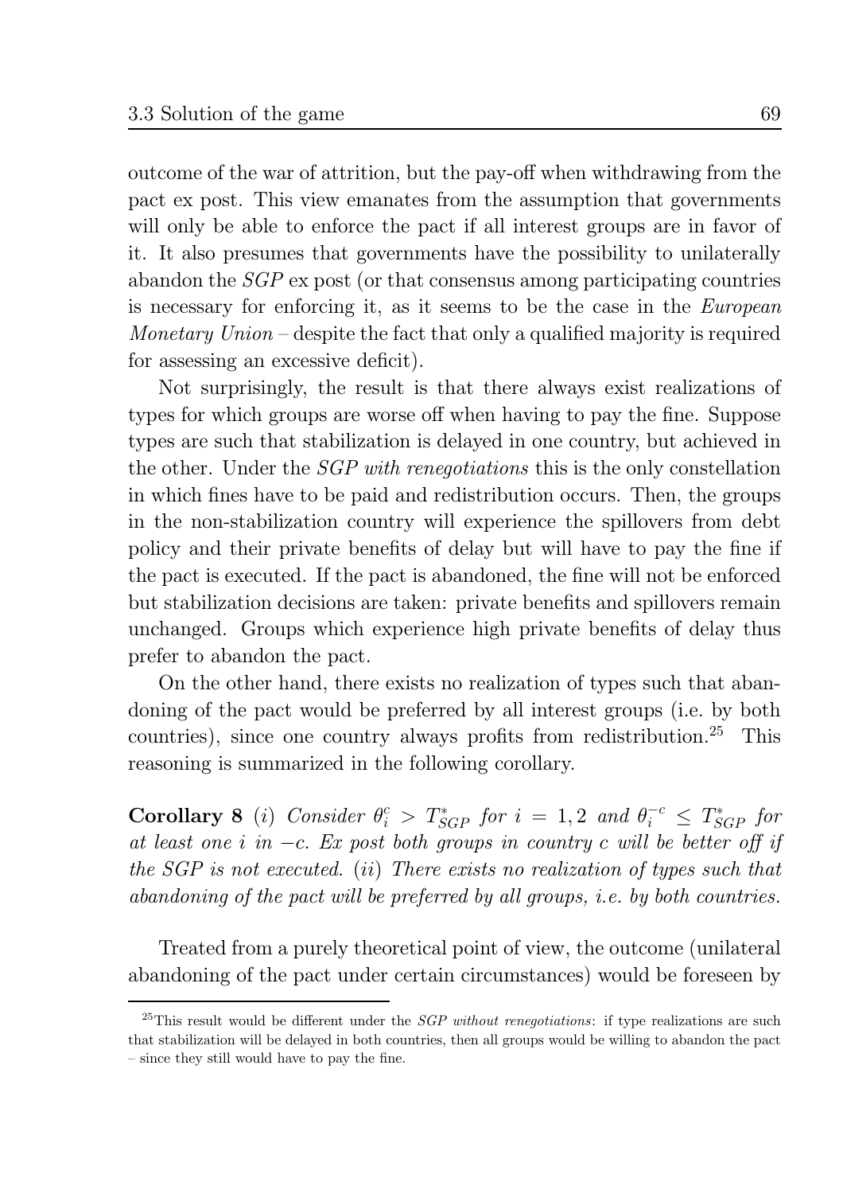outcome of the war of attrition, but the pay-off when withdrawing from the pact ex post. This view emanates from the assumption that governments will only be able to enforce the pact if all interest groups are in favor of it. It also presumes that governments have the possibility to unilaterally abandon the *SGP* ex post (or that consensus among participating countries is necessary for enforcing it, as it seems to be the case in the *European Monetary Union* – despite the fact that only a qualified majority is required for assessing an excessive deficit).

Not surprisingly, the result is that there always exist realizations of types for which groups are worse off when having to pay the fine. Suppose types are such that stabilization is delayed in one country, but achieved in the other. Under the *SGP with renegotiations* this is the only constellation in which fines have to be paid and redistribution occurs. Then, the groups in the non-stabilization country will experience the spillovers from debt policy and their private benefits of delay but will have to pay the fine if the pact is executed. If the pact is abandoned, the fine will not be enforced but stabilization decisions are taken: private benefits and spillovers remain unchanged. Groups which experience high private benefits of delay thus prefer to abandon the pact.

On the other hand, there exists no realization of types such that abandoning of the pact would be preferred by all interest groups (i.e. by both countries), since one country always profits from redistribution.[25] This reasoning is summarized in the following corollary.

**Corollary 8** $(i)$ *Consider* $\theta_i^c > T_{SGP}^*$ *for* $i = 1, 2$ *and* $\theta_i^{-c} \leq T_{SGP}^*$ *for at least one* $i$ *in* $-c$*. Ex post both groups in country* $c$ *will be better off if the SGP is not executed.* $(ii)$ *There exists no realization of types such that abandoning of the pact will be preferred by all groups, i.e. by both countries.*

Treated from a purely theoretical point of view, the outcome (unilateral abandoning of the pact under certain circumstances) would be foreseen by

[25] This result would be different under the *SGP without renegotiations*: if type realizations are such that stabilization will be delayed in both countries, then all groups would be willing to abandon the pact – since they still would have to pay the fine.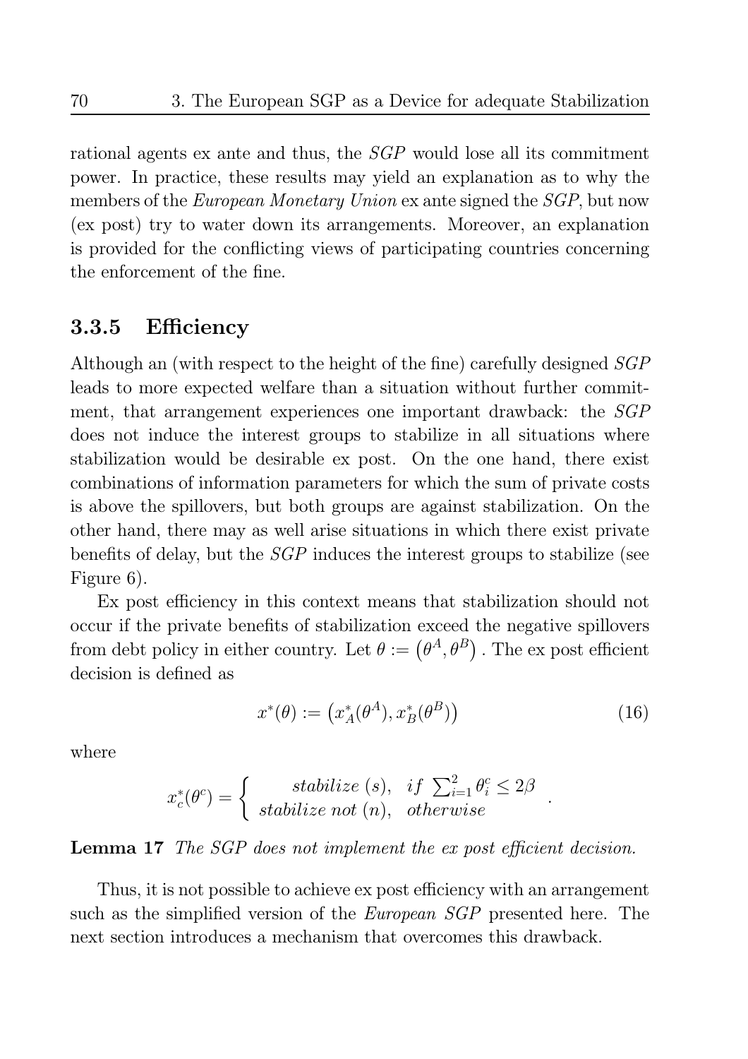rational agents ex ante and thus, the *SGP* would lose all its commitment power. In practice, these results may yield an explanation as to why the members of the *European Monetary Union* ex ante signed the *SGP*, but now (ex post) try to water down its arrangements. Moreover, an explanation is provided for the conflicting views of participating countries concerning the enforcement of the fine.

### 3.3.5 Efficiency

Although an (with respect to the height of the fine) carefully designed *SGP* leads to more expected welfare than a situation without further commitment, that arrangement experiences one important drawback: the *SGP* does not induce the interest groups to stabilize in all situations where stabilization would be desirable ex post. On the one hand, there exist combinations of information parameters for which the sum of private costs is above the spillovers, but both groups are against stabilization. On the other hand, there may as well arise situations in which there exist private benefits of delay, but the *SGP* induces the interest groups to stabilize (see Figure 6).

Ex post efficiency in this context means that stabilization should not occur if the private benefits of stabilization exceed the negative spillovers from debt policy in either country. Let $\theta := \left(\theta^A, \theta^B\right)$. The ex post efficient decision is defined as

$$x^*(\theta) := \left(x_A^*(\theta^A), x_B^*(\theta^B)\right) \tag{16}$$

where

$$x_c^*(\theta^c) = \begin{cases} \textit{stabilize } (s), & \textit{if } \sum_{i=1}^{2} \theta_i^c \leq 2\beta \\ \textit{stabilize not } (n), & \textit{otherwise} \end{cases} .$$

**Lemma 17** *The SGP does not implement the ex post efficient decision.*

Thus, it is not possible to achieve ex post efficiency with an arrangement such as the simplified version of the *European SGP* presented here. The next section introduces a mechanism that overcomes this drawback.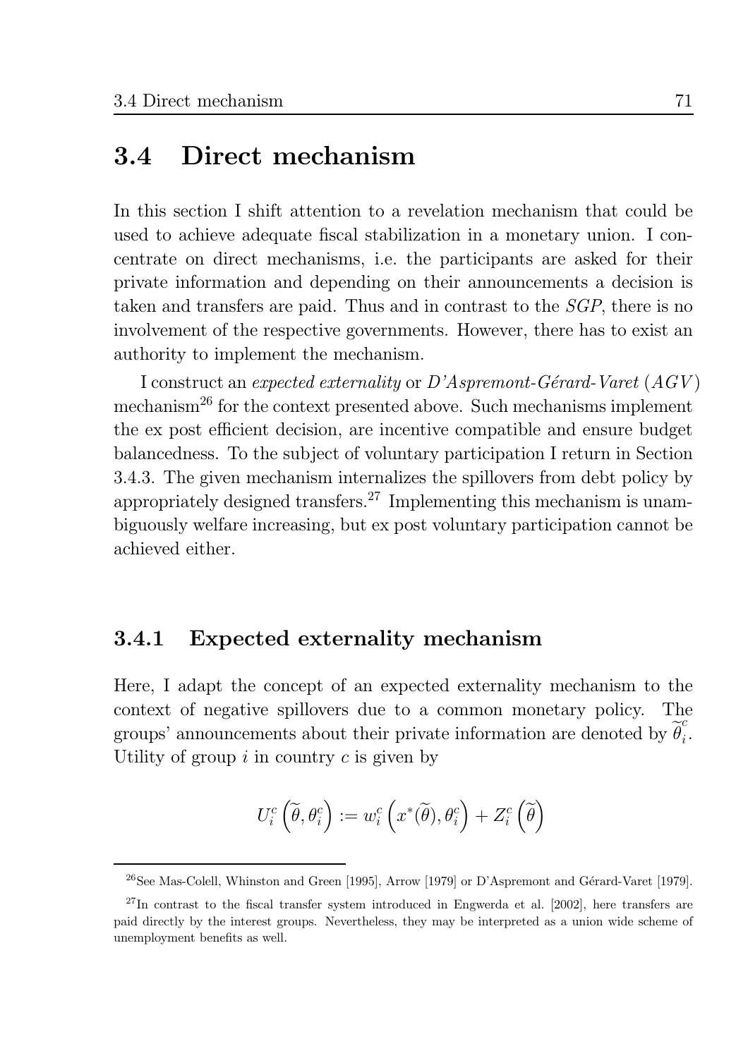## 3.4 Direct mechanism

In this section I shift attention to a revelation mechanism that could be used to achieve adequate fiscal stabilization in a monetary union. I concentrate on direct mechanisms, i.e. the participants are asked for their private information and depending on their announcements a decision is taken and transfers are paid. Thus and in contrast to the *SGP*, there is no involvement of the respective governments. However, there has to exist an authority to implement the mechanism.

I construct an *expected externality* or *D'Aspremont-Gérard-Varet* (*AGV*) mechanism[26] for the context presented above. Such mechanisms implement the ex post efficient decision, are incentive compatible and ensure budget balancedness. To the subject of voluntary participation I return in Section 3.4.3. The given mechanism internalizes the spillovers from debt policy by appropriately designed transfers.[27] Implementing this mechanism is unambiguously welfare increasing, but ex post voluntary participation cannot be achieved either.

### 3.4.1 Expected externality mechanism

Here, I adapt the concept of an expected externality mechanism to the context of negative spillovers due to a common monetary policy. The groups' announcements about their private information are denoted by $\widetilde{\theta}_i^c$. Utility of group $i$ in country $c$ is given by

$$U_i^c\left(\widetilde{\theta}, \theta_i^c\right) := w_i^c\left(x^*(\widetilde{\theta}), \theta_i^c\right) + Z_i^c\left(\widetilde{\theta}\right)$$

[26] See Mas-Colell, Whinston and Green [1995], Arrow [1979] or D'Aspremont and Gérard-Varet [1979].

[27] In contrast to the fiscal transfer system introduced in Engwerda et al. [2002], here transfers are paid directly by the interest groups. Nevertheless, they may be interpreted as a union wide scheme of unemployment benefits as well.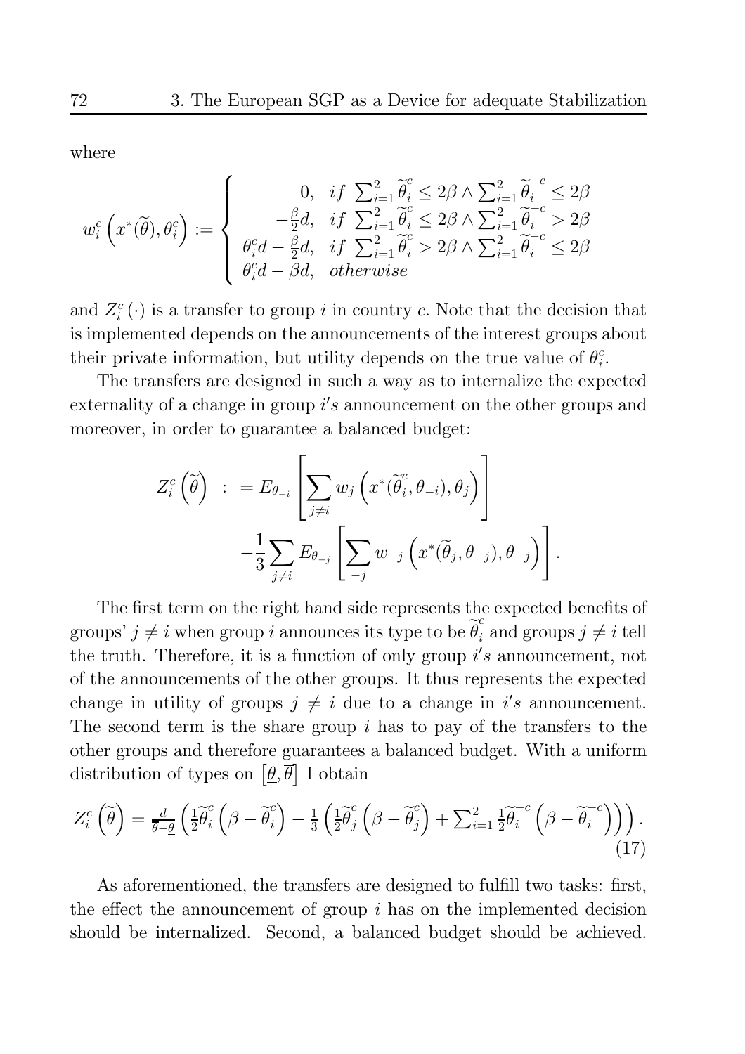where

$$
w_i^c\left(x^*(\widetilde{\theta}), \theta_i^c\right) := \begin{cases} 0, & if \ \sum_{i=1}^2 \widetilde{\theta}_i^c \leq 2\beta \wedge \sum_{i=1}^2 \widetilde{\theta}_i^{-c} \leq 2\beta \\ -\frac{\beta}{2}d, & if \ \sum_{i=1}^2 \widetilde{\theta}_i^c \leq 2\beta \wedge \sum_{i=1}^2 \widetilde{\theta}_i^{-c} > 2\beta \\ \theta_i^c d - \frac{\beta}{2}d, & if \ \sum_{i=1}^2 \widetilde{\theta}_i^c > 2\beta \wedge \sum_{i=1}^2 \widetilde{\theta}_i^{-c} \leq 2\beta \\ \theta_i^c d - \beta d, & otherwise \end{cases}
$$

and $Z_i^c(\cdot)$ is a transfer to group $i$ in country $c$. Note that the decision that is implemented depends on the announcements of the interest groups about their private information, but utility depends on the true value of $\theta_i^c$.

The transfers are designed in such a way as to internalize the expected externality of a change in group $i's$ announcement on the other groups and moreover, in order to guarantee a balanced budget:

$$
\begin{aligned}
Z_i^c\left(\widetilde{\theta}\right) \ : &= E_{\theta_{-i}}\left[\sum_{j \neq i} w_j\left(x^*(\widetilde{\theta}_i^c, \theta_{-i}), \theta_j\right)\right] \\
&\quad -\frac{1}{3}\sum_{j \neq i} E_{\theta_{-j}}\left[\sum_{-j} w_{-j}\left(x^*(\widetilde{\theta}_j, \theta_{-j}), \theta_{-j}\right)\right].
\end{aligned}
$$

The first term on the right hand side represents the expected benefits of groups' $j \neq i$ when group $i$ announces its type to be $\widetilde{\theta}_i^c$ and groups $j \neq i$ tell the truth. Therefore, it is a function of only group $i's$ announcement, not of the announcements of the other groups. It thus represents the expected change in utility of groups $j \neq i$ due to a change in $i's$ announcement. The second term is the share group $i$ has to pay of the transfers to the other groups and therefore guarantees a balanced budget. With a uniform distribution of types on $\left[\underline{\theta}, \overline{\theta}\right]$ I obtain

$$
Z_i^c\left(\widetilde{\theta}\right) = \frac{d}{\overline{\theta}-\underline{\theta}}\left(\frac{1}{2}\widetilde{\theta}_i^c\left(\beta - \widetilde{\theta}_i^c\right) - \frac{1}{3}\left(\frac{1}{2}\widetilde{\theta}_j^c\left(\beta - \widetilde{\theta}_j^c\right) + \sum_{i=1}^2 \frac{1}{2}\widetilde{\theta}_i^{-c}\left(\beta - \widetilde{\theta}_i^{-c}\right)\right)\right). \tag{17}
$$

As aforementioned, the transfers are designed to fulfill two tasks: first, the effect the announcement of group $i$ has on the implemented decision should be internalized. Second, a balanced budget should be achieved.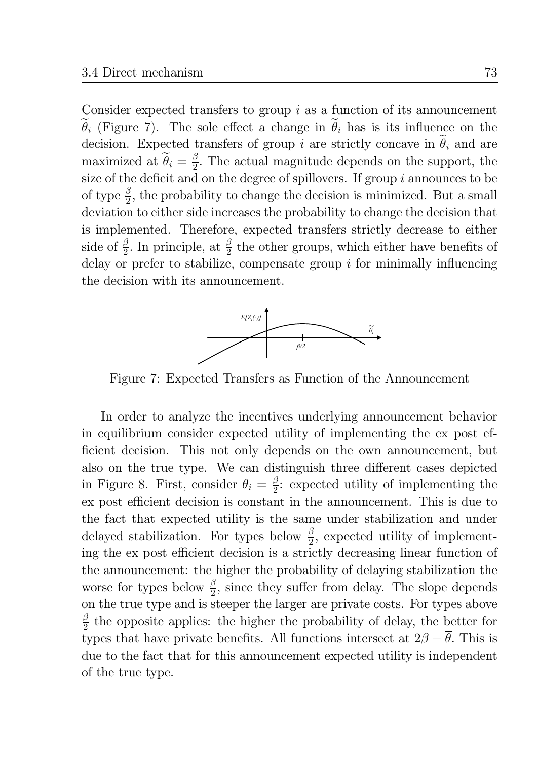Consider expected transfers to group $i$ as a function of its announcement $\widetilde{\theta}_i$ (Figure 7). The sole effect a change in $\widetilde{\theta}_i$ has is its influence on the decision. Expected transfers of group $i$ are strictly concave in $\widetilde{\theta}_i$ and are maximized at $\widetilde{\theta}_i = \frac{\beta}{2}$. The actual magnitude depends on the support, the size of the deficit and on the degree of spillovers. If group $i$ announces to be of type $\frac{\beta}{2}$, the probability to change the decision is minimized. But a small deviation to either side increases the probability to change the decision that is implemented. Therefore, expected transfers strictly decrease to either side of $\frac{\beta}{2}$. In principle, at $\frac{\beta}{2}$ the other groups, which either have benefits of delay or prefer to stabilize, compensate group $i$ for minimally influencing the decision with its announcement.

Figure 7: Expected Transfers as Function of the Announcement

In order to analyze the incentives underlying announcement behavior in equilibrium consider expected utility of implementing the ex post efficient decision. This not only depends on the own announcement, but also on the true type. We can distinguish three different cases depicted in Figure 8. First, consider $\theta_i = \frac{\beta}{2}$: expected utility of implementing the ex post efficient decision is constant in the announcement. This is due to the fact that expected utility is the same under stabilization and under delayed stabilization. For types below $\frac{\beta}{2}$, expected utility of implementing the ex post efficient decision is a strictly decreasing linear function of the announcement: the higher the probability of delaying stabilization the worse for types below $\frac{\beta}{2}$, since they suffer from delay. The slope depends on the true type and is steeper the larger are private costs. For types above $\frac{\beta}{2}$ the opposite applies: the higher the probability of delay, the better for types that have private benefits. All functions intersect at $2\beta - \overline{\theta}$. This is due to the fact that for this announcement expected utility is independent of the true type.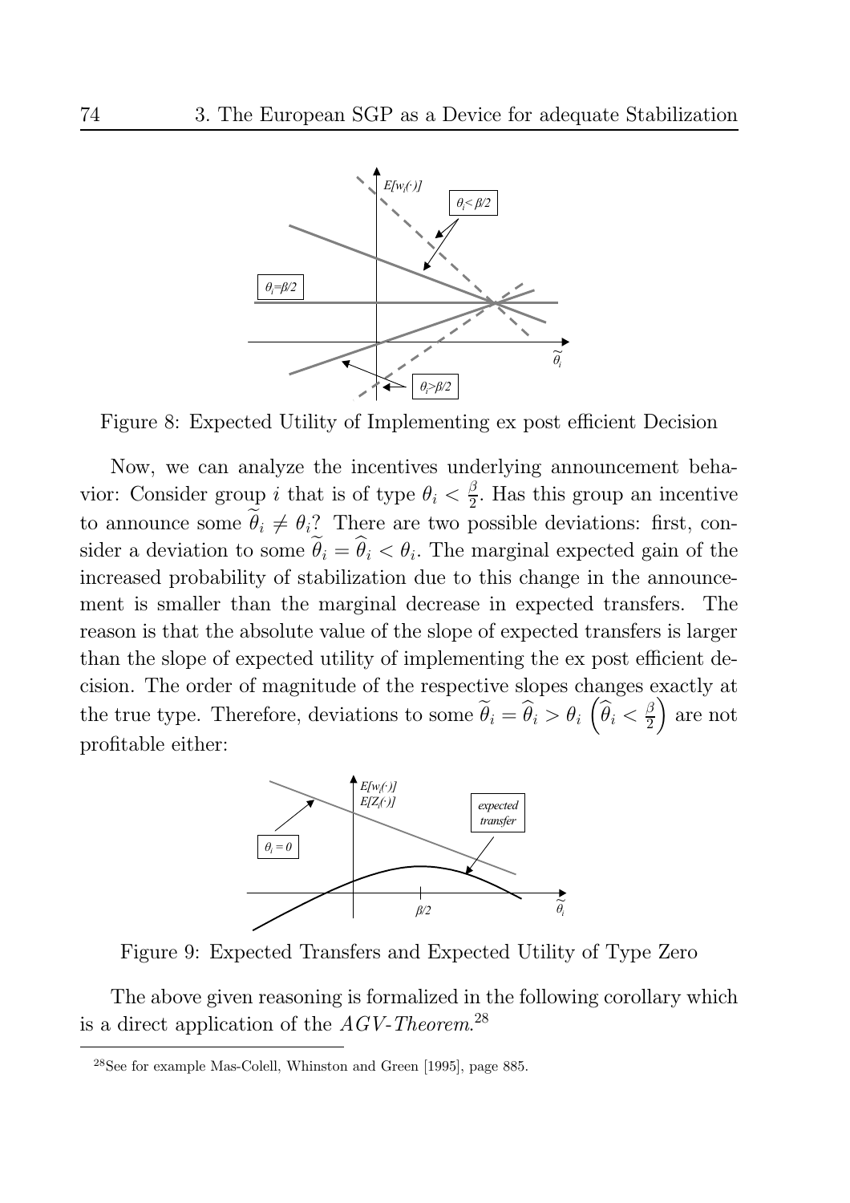Figure 8: Expected Utility of Implementing ex post efficient Decision

Now, we can analyze the incentives underlying announcement behavior: Consider group $i$ that is of type $\theta_i < \frac{\beta}{2}$. Has this group an incentive to announce some $\widetilde{\theta}_i \neq \theta_i$? There are two possible deviations: first, consider a deviation to some $\widetilde{\theta}_i = \widehat{\theta}_i < \theta_i$. The marginal expected gain of the increased probability of stabilization due to this change in the announcement is smaller than the marginal decrease in expected transfers. The reason is that the absolute value of the slope of expected transfers is larger than the slope of expected utility of implementing the ex post efficient decision. The order of magnitude of the respective slopes changes exactly at the true type. Therefore, deviations to some $\widetilde{\theta}_i = \widehat{\theta}_i > \theta_i$ $\left(\widehat{\theta}_i < \frac{\beta}{2}\right)$ are not profitable either:

Figure 9: Expected Transfers and Expected Utility of Type Zero

The above given reasoning is formalized in the following corollary which is a direct application of the *AGV-Theorem*.[28]

[28] See for example Mas-Colell, Whinston and Green [1995], page 885.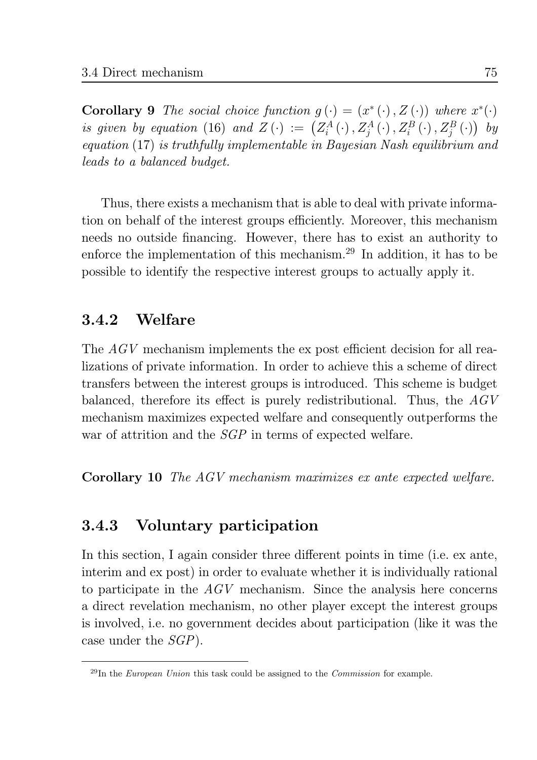**Corollary 9** *The social choice function $g(\cdot) = (x^*(\cdot), Z(\cdot))$ where $x^*(\cdot)$ is given by equation* (16) *and $Z(\cdot) := \left(Z_i^A(\cdot), Z_j^A(\cdot), Z_i^B(\cdot), Z_j^B(\cdot)\right)$ by equation* (17) *is truthfully implementable in Bayesian Nash equilibrium and leads to a balanced budget.*

Thus, there exists a mechanism that is able to deal with private information on behalf of the interest groups efficiently. Moreover, this mechanism needs no outside financing. However, there has to exist an authority to enforce the implementation of this mechanism.[29] In addition, it has to be possible to identify the respective interest groups to actually apply it.

### 3.4.2 Welfare

The $AGV$ mechanism implements the ex post efficient decision for all realizations of private information. In order to achieve this a scheme of direct transfers between the interest groups is introduced. This scheme is budget balanced, therefore its effect is purely redistributional. Thus, the $AGV$ mechanism maximizes expected welfare and consequently outperforms the war of attrition and the $SGP$ in terms of expected welfare.

**Corollary 10** *The $AGV$ mechanism maximizes ex ante expected welfare.*

### 3.4.3 Voluntary participation

In this section, I again consider three different points in time (i.e. ex ante, interim and ex post) in order to evaluate whether it is individually rational to participate in the $AGV$ mechanism. Since the analysis here concerns a direct revelation mechanism, no other player except the interest groups is involved, i.e. no government decides about participation (like it was the case under the $SGP$).

[29] In the *European Union* this task could be assigned to the *Commission* for example.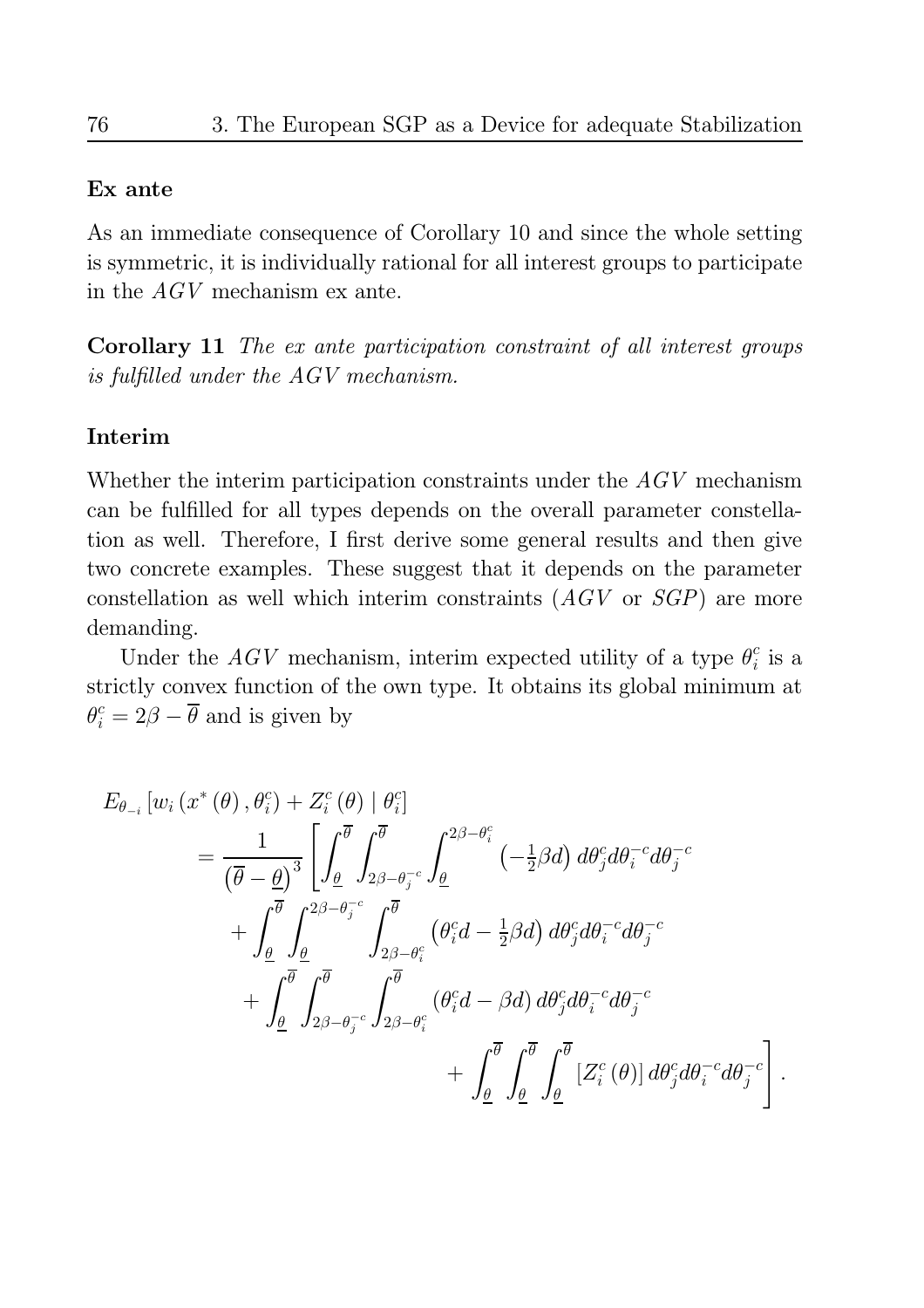**Ex ante**

As an immediate consequence of Corollary 10 and since the whole setting is symmetric, it is individually rational for all interest groups to participate in the $AGV$ mechanism ex ante.

**Corollary 11** *The ex ante participation constraint of all interest groups is fulfilled under the $AGV$ mechanism.*

**Interim**

Whether the interim participation constraints under the $AGV$ mechanism can be fulfilled for all types depends on the overall parameter constellation as well. Therefore, I first derive some general results and then give two concrete examples. These suggest that it depends on the parameter constellation as well which interim constraints ($AGV$ or $SGP$) are more demanding.

Under the $AGV$ mechanism, interim expected utility of a type $\theta_i^c$ is a strictly convex function of the own type. It obtains its global minimum at $\theta_i^c = 2\beta - \overline{\theta}$ and is given by

$$
\begin{aligned}
&E_{\theta_{-i}}\left[w_i\left(x^*\left(\theta\right), \theta_i^c\right) + Z_i^c\left(\theta\right) \mid \theta_i^c\right] \\
&\quad = \frac{1}{\left(\overline{\theta} - \underline{\theta}\right)^3} \left[ \int_{\underline{\theta}}^{\overline{\theta}} \int_{2\beta - \theta_j^{-c}}^{\overline{\theta}} \int_{\underline{\theta}}^{2\beta - \theta_i^c} \left(-\tfrac{1}{2}\beta d\right) d\theta_j^c d\theta_i^{-c} d\theta_j^{-c} \right. \\
&\qquad + \int_{\underline{\theta}}^{\overline{\theta}} \int_{\underline{\theta}}^{2\beta - \theta_j^{-c}} \int_{2\beta - \theta_i^c}^{\overline{\theta}} \left(\theta_i^c d - \tfrac{1}{2}\beta d\right) d\theta_j^c d\theta_i^{-c} d\theta_j^{-c} \\
&\qquad + \int_{\underline{\theta}}^{\overline{\theta}} \int_{2\beta - \theta_j^{-c}}^{\overline{\theta}} \int_{2\beta - \theta_i^c}^{\overline{\theta}} \left(\theta_i^c d - \beta d\right) d\theta_j^c d\theta_i^{-c} d\theta_j^{-c} \\
&\qquad \left. + \int_{\underline{\theta}}^{\overline{\theta}} \int_{\underline{\theta}}^{\overline{\theta}} \int_{\underline{\theta}}^{\overline{\theta}} \left[Z_i^c\left(\theta\right)\right] d\theta_j^c d\theta_i^{-c} d\theta_j^{-c} \right].
\end{aligned}
$$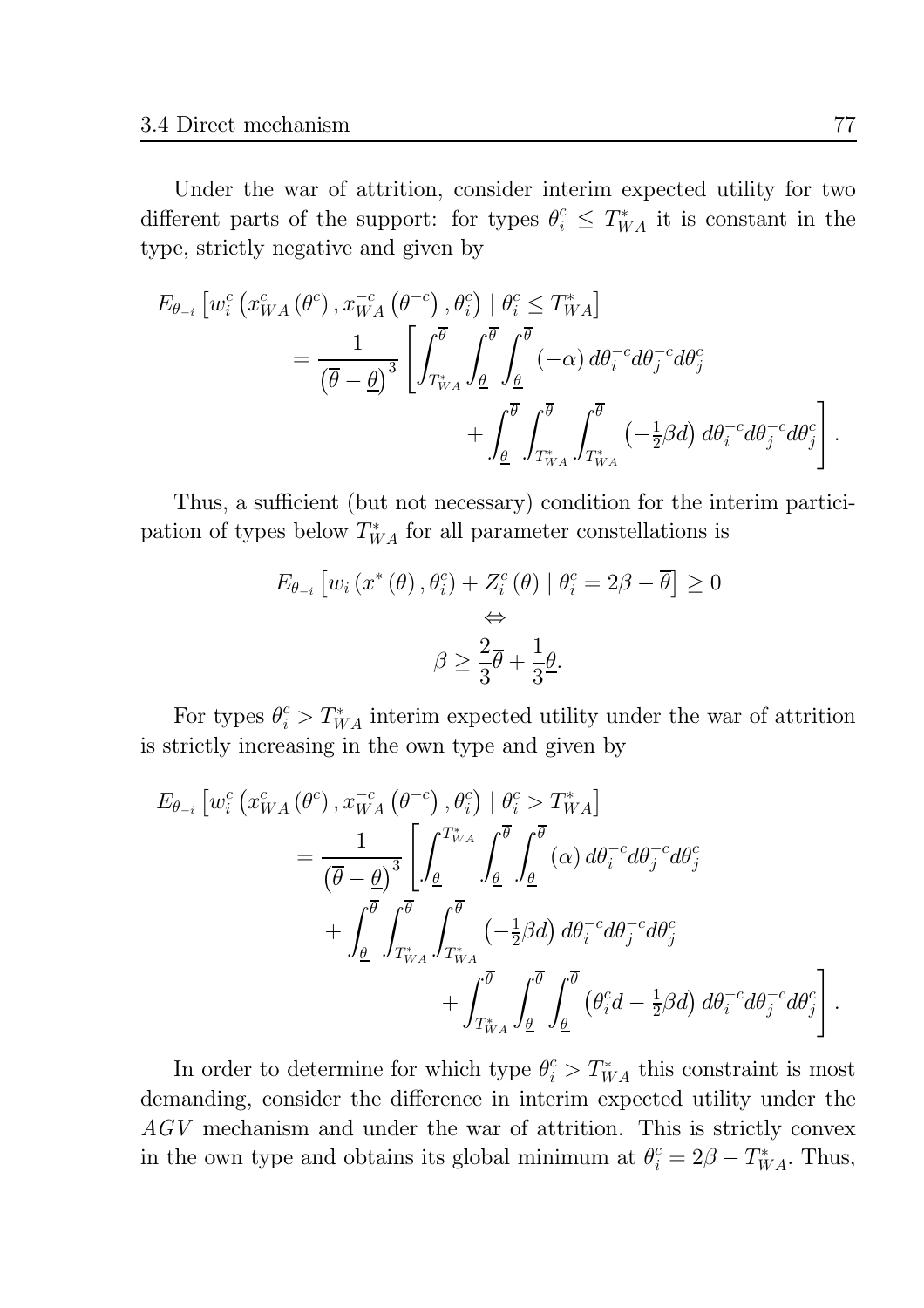Under the war of attrition, consider interim expected utility for two different parts of the support: for types $\theta_i^c \leq T_{WA}^*$ it is constant in the type, strictly negative and given by

$$
\begin{aligned}
&E_{\theta_{-i}}\left[w_i^c\left(x_{WA}^c\left(\theta^c\right), x_{WA}^{-c}\left(\theta^{-c}\right), \theta_i^c\right) \mid \theta_i^c \leq T_{WA}^*\right] \\
&\quad = \frac{1}{\left(\overline{\theta}-\underline{\theta}\right)^3}\left[\int_{T_{WA}^*}^{\overline{\theta}}\int_{\underline{\theta}}^{\overline{\theta}}\int_{\underline{\theta}}^{\overline{\theta}}\left(-\alpha\right)d\theta_i^{-c}d\theta_j^{-c}d\theta_j^c \right. \\
&\qquad\qquad\left. + \int_{\underline{\theta}}^{\overline{\theta}}\int_{T_{WA}^*}^{\overline{\theta}}\int_{T_{WA}^*}^{\overline{\theta}}\left(-\tfrac{1}{2}\beta d\right)d\theta_i^{-c}d\theta_j^{-c}d\theta_j^c\right].
\end{aligned}
$$

Thus, a sufficient (but not necessary) condition for the interim participation of types below $T_{WA}^*$ for all parameter constellations is

$$
\begin{gathered}
E_{\theta_{-i}}\left[w_i\left(x^*\left(\theta\right), \theta_i^c\right) + Z_i^c\left(\theta\right) \mid \theta_i^c = 2\beta - \overline{\theta}\right] \geq 0 \\
\Leftrightarrow \\
\beta \geq \frac{2}{3}\overline{\theta} + \frac{1}{3}\underline{\theta}.
\end{gathered}
$$

For types $\theta_i^c > T_{WA}^*$ interim expected utility under the war of attrition is strictly increasing in the own type and given by

$$
\begin{aligned}
&E_{\theta_{-i}}\left[w_i^c\left(x_{WA}^c\left(\theta^c\right), x_{WA}^{-c}\left(\theta^{-c}\right), \theta_i^c\right) \mid \theta_i^c > T_{WA}^*\right] \\
&\quad = \frac{1}{\left(\overline{\theta}-\underline{\theta}\right)^3}\left[\int_{\underline{\theta}}^{T_{WA}^*}\int_{\underline{\theta}}^{\overline{\theta}}\int_{\underline{\theta}}^{\overline{\theta}}\left(\alpha\right)d\theta_i^{-c}d\theta_j^{-c}d\theta_j^c \right. \\
&\qquad + \int_{\underline{\theta}}^{\overline{\theta}}\int_{T_{WA}^*}^{\overline{\theta}}\int_{T_{WA}^*}^{\overline{\theta}}\left(-\tfrac{1}{2}\beta d\right)d\theta_i^{-c}d\theta_j^{-c}d\theta_j^c \\
&\qquad\qquad\left. + \int_{T_{WA}^*}^{\overline{\theta}}\int_{\underline{\theta}}^{\overline{\theta}}\int_{\underline{\theta}}^{\overline{\theta}}\left(\theta_i^c d - \tfrac{1}{2}\beta d\right)d\theta_i^{-c}d\theta_j^{-c}d\theta_j^c\right].
\end{aligned}
$$

In order to determine for which type $\theta_i^c > T_{WA}^*$ this constraint is most demanding, consider the difference in interim expected utility under the $AGV$ mechanism and under the war of attrition. This is strictly convex in the own type and obtains its global minimum at $\theta_i^c = 2\beta - T_{WA}^*$. Thus,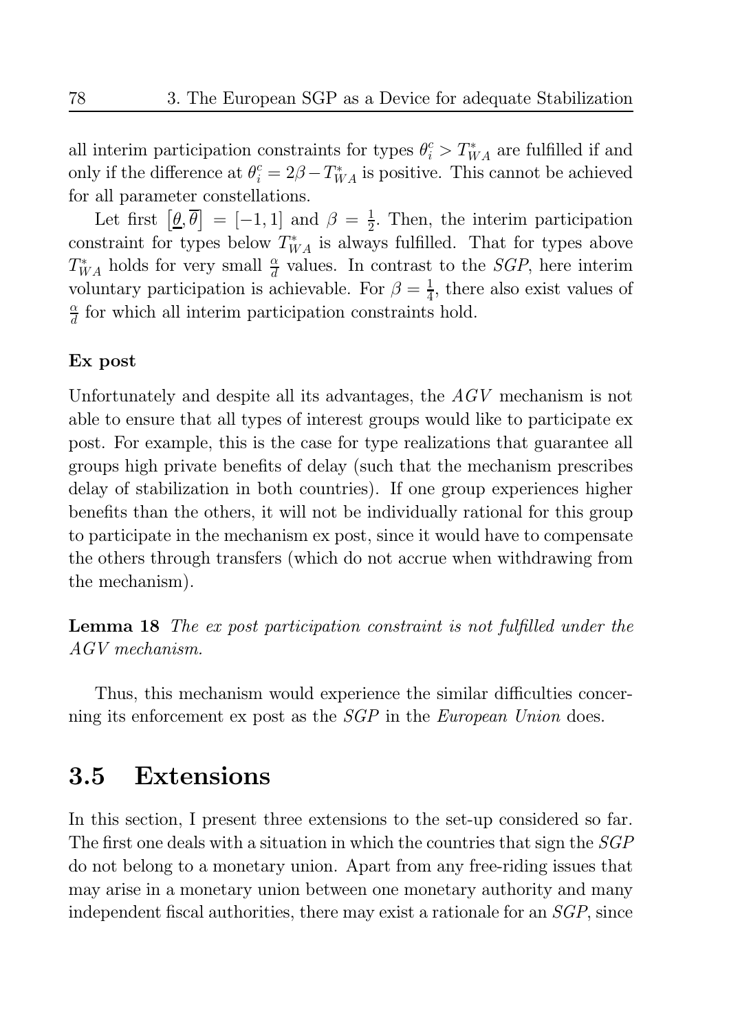all interim participation constraints for types $\theta_i^c > T_{WA}^*$ are fulfilled if and only if the difference at $\theta_i^c = 2\beta - T_{WA}^*$ is positive. This cannot be achieved for all parameter constellations.

Let first $\left[\underline{\theta}, \overline{\theta}\right] = [-1, 1]$ and $\beta = \frac{1}{2}$. Then, the interim participation constraint for types below $T_{WA}^*$ is always fulfilled. That for types above $T_{WA}^*$ holds for very small $\frac{\alpha}{d}$ values. In contrast to the *SGP*, here interim voluntary participation is achievable. For $\beta = \frac{1}{4}$, there also exist values of $\frac{\alpha}{d}$ for which all interim participation constraints hold.

**Ex post**

Unfortunately and despite all its advantages, the *AGV* mechanism is not able to ensure that all types of interest groups would like to participate ex post. For example, this is the case for type realizations that guarantee all groups high private benefits of delay (such that the mechanism prescribes delay of stabilization in both countries). If one group experiences higher benefits than the others, it will not be individually rational for this group to participate in the mechanism ex post, since it would have to compensate the others through transfers (which do not accrue when withdrawing from the mechanism).

**Lemma 18** *The ex post participation constraint is not fulfilled under the AGV mechanism.*

Thus, this mechanism would experience the similar difficulties concerning its enforcement ex post as the *SGP* in the *European Union* does.

## 3.5 Extensions

In this section, I present three extensions to the set-up considered so far. The first one deals with a situation in which the countries that sign the *SGP* do not belong to a monetary union. Apart from any free-riding issues that may arise in a monetary union between one monetary authority and many independent fiscal authorities, there may exist a rationale for an *SGP*, since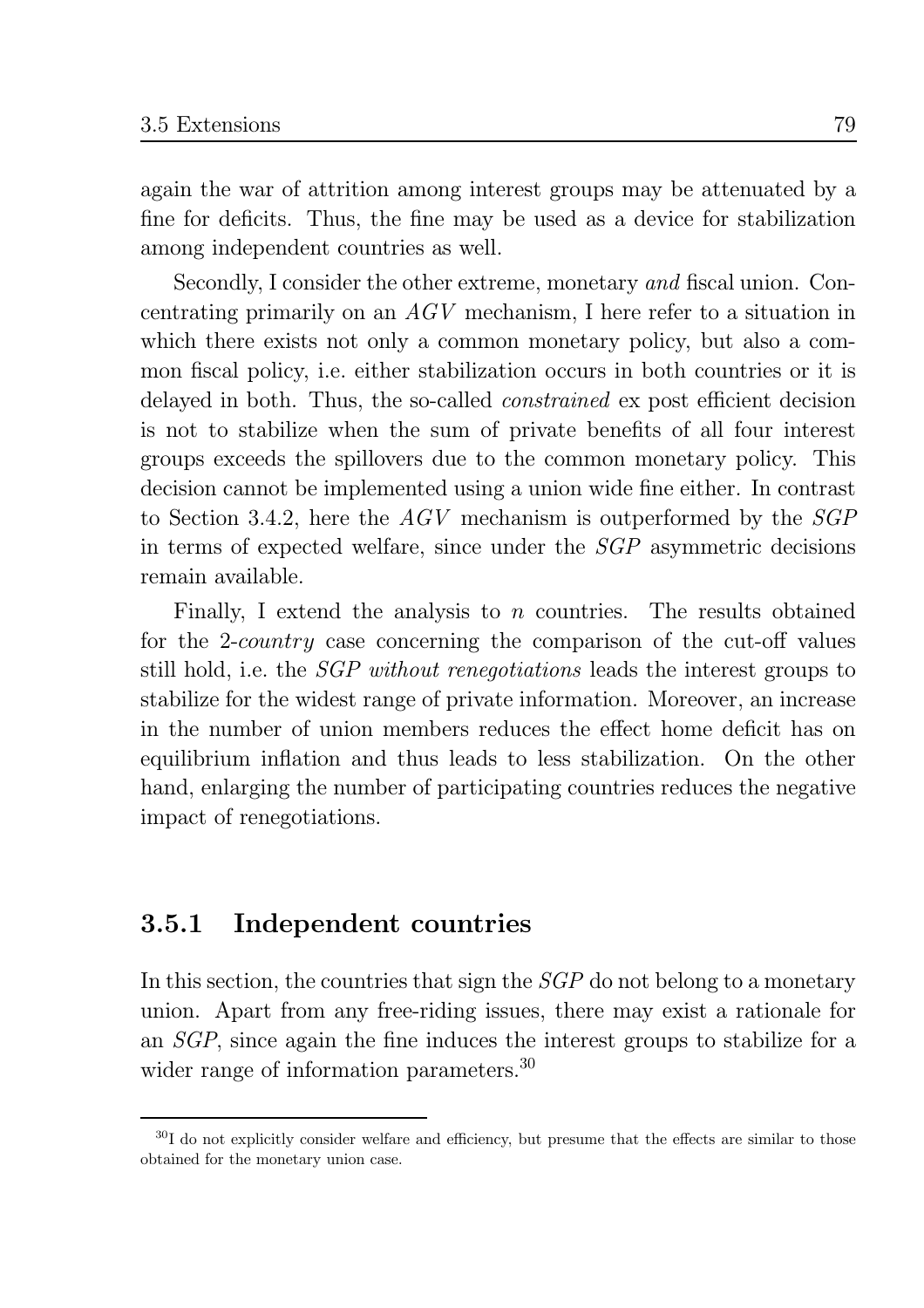again the war of attrition among interest groups may be attenuated by a fine for deficits. Thus, the fine may be used as a device for stabilization among independent countries as well.

Secondly, I consider the other extreme, monetary *and* fiscal union. Concentrating primarily on an $AGV$ mechanism, I here refer to a situation in which there exists not only a common monetary policy, but also a common fiscal policy, i.e. either stabilization occurs in both countries or it is delayed in both. Thus, the so-called *constrained* ex post efficient decision is not to stabilize when the sum of private benefits of all four interest groups exceeds the spillovers due to the common monetary policy. This decision cannot be implemented using a union wide fine either. In contrast to Section 3.4.2, here the $AGV$ mechanism is outperformed by the $SGP$ in terms of expected welfare, since under the $SGP$ asymmetric decisions remain available.

Finally, I extend the analysis to $n$ countries. The results obtained for the 2-*country* case concerning the comparison of the cut-off values still hold, i.e. the *SGP without renegotiations* leads the interest groups to stabilize for the widest range of private information. Moreover, an increase in the number of union members reduces the effect home deficit has on equilibrium inflation and thus leads to less stabilization. On the other hand, enlarging the number of participating countries reduces the negative impact of renegotiations.

### 3.5.1 Independent countries

In this section, the countries that sign the $SGP$ do not belong to a monetary union. Apart from any free-riding issues, there may exist a rationale for an *SGP*, since again the fine induces the interest groups to stabilize for a wider range of information parameters.[30]

[30] I do not explicitly consider welfare and efficiency, but presume that the effects are similar to those obtained for the monetary union case.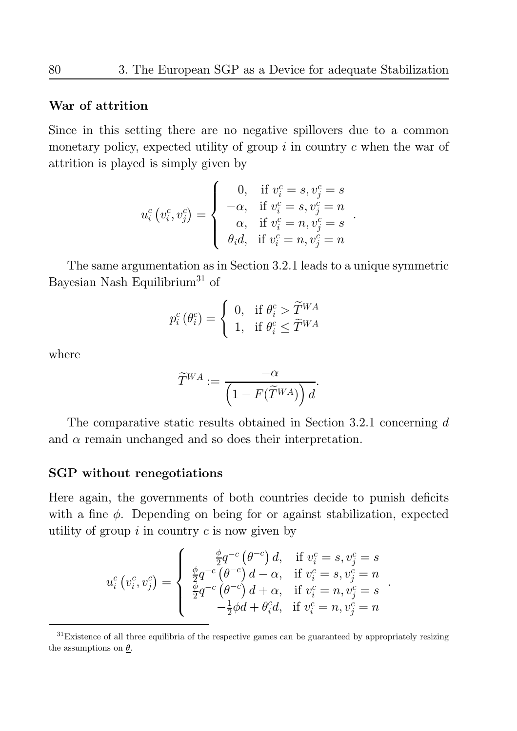**War of attrition**

Since in this setting there are no negative spillovers due to a common monetary policy, expected utility of group $i$ in country $c$ when the war of attrition is played is simply given by

$$u_i^c\left(v_i^c, v_j^c\right) = \begin{cases} 0, & \text{if } v_i^c = s, v_j^c = s \\ -\alpha, & \text{if } v_i^c = s, v_j^c = n \\ \alpha, & \text{if } v_i^c = n, v_j^c = s \\ \theta_i d, & \text{if } v_i^c = n, v_j^c = n \end{cases}.$$

The same argumentation as in Section 3.2.1 leads to a unique symmetric Bayesian Nash Equilibrium[31] of

$$p_i^c\left(\theta_i^c\right) = \begin{cases} 0, & \text{if } \theta_i^c > \widetilde{T}^{WA} \\ 1, & \text{if } \theta_i^c \leq \widetilde{T}^{WA} \end{cases}$$

where

$$\widetilde{T}^{WA} := \frac{-\alpha}{\left(1 - F(\widetilde{T}^{WA})\right) d}.$$

The comparative static results obtained in Section 3.2.1 concerning $d$ and $\alpha$ remain unchanged and so does their interpretation.

**SGP without renegotiations**

Here again, the governments of both countries decide to punish deficits with a fine $\phi$. Depending on being for or against stabilization, expected utility of group $i$ in country $c$ is now given by

$$u_i^c\left(v_i^c, v_j^c\right) = \begin{cases} \frac{\phi}{2} q^{-c}\left(\theta^{-c}\right) d, & \text{if } v_i^c = s, v_j^c = s \\ \frac{\phi}{2} q^{-c}\left(\theta^{-c}\right) d - \alpha, & \text{if } v_i^c = s, v_j^c = n \\ \frac{\phi}{2} q^{-c}\left(\theta^{-c}\right) d + \alpha, & \text{if } v_i^c = n, v_j^c = s \\ -\frac{1}{2}\phi d + \theta_i^c d, & \text{if } v_i^c = n, v_j^c = n \end{cases}.$$

[31] Existence of all three equilibria of the respective games can be guaranteed by appropriately resizing the assumptions on $\underline{\theta}$.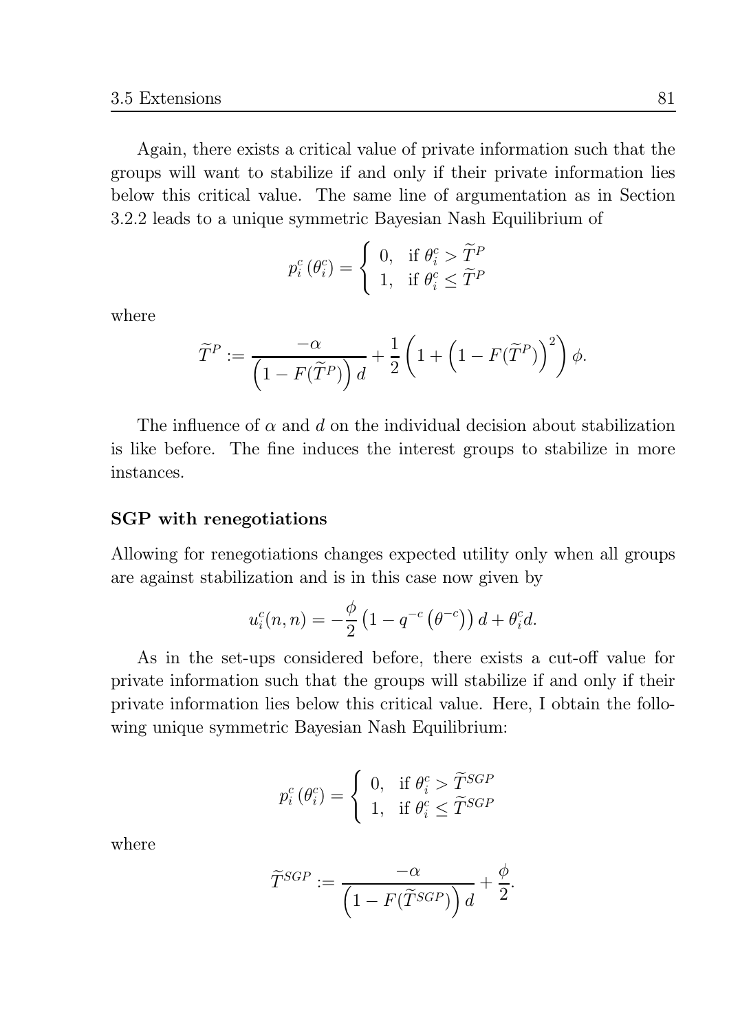Again, there exists a critical value of private information such that the groups will want to stabilize if and only if their private information lies below this critical value. The same line of argumentation as in Section 3.2.2 leads to a unique symmetric Bayesian Nash Equilibrium of

$$p_i^c\left(\theta_i^c\right) = \begin{cases} 0, & \text{if } \theta_i^c > \widetilde{T}^P \\ 1, & \text{if } \theta_i^c \leq \widetilde{T}^P \end{cases}$$

where

$$\widetilde{T}^P := \frac{-\alpha}{\left(1 - F(\widetilde{T}^P)\right)d} + \frac{1}{2}\left(1 + \left(1 - F(\widetilde{T}^P)\right)^2\right)\phi.$$

The influence of $\alpha$ and $d$ on the individual decision about stabilization is like before. The fine induces the interest groups to stabilize in more instances.

**SGP with renegotiations**

Allowing for renegotiations changes expected utility only when all groups are against stabilization and is in this case now given by

$$u_i^c(n,n) = -\frac{\phi}{2}\left(1 - q^{-c}\left(\theta^{-c}\right)\right)d + \theta_i^c d.$$

As in the set-ups considered before, there exists a cut-off value for private information such that the groups will stabilize if and only if their private information lies below this critical value. Here, I obtain the following unique symmetric Bayesian Nash Equilibrium:

$$p_i^c\left(\theta_i^c\right) = \begin{cases} 0, & \text{if } \theta_i^c > \widetilde{T}^{SGP} \\ 1, & \text{if } \theta_i^c \leq \widetilde{T}^{SGP} \end{cases}$$

where

$$\widetilde{T}^{SGP} := \frac{-\alpha}{\left(1 - F(\widetilde{T}^{SGP})\right)d} + \frac{\phi}{2}.$$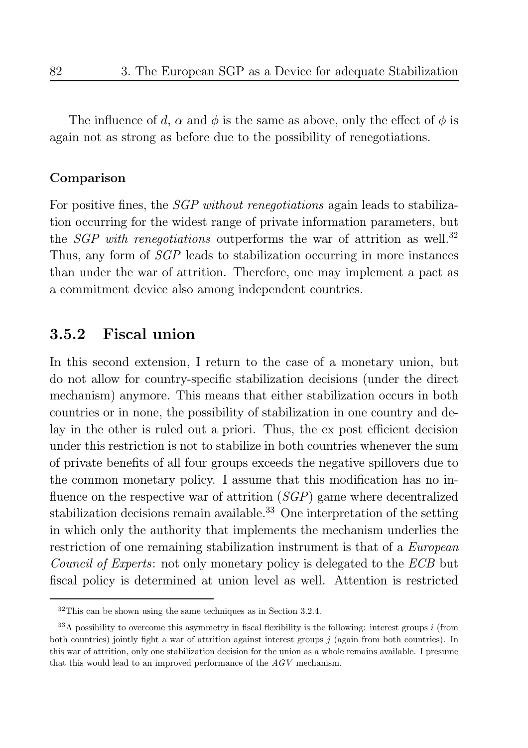The influence of $d$, $\alpha$ and $\phi$ is the same as above, only the effect of $\phi$ is again not as strong as before due to the possibility of renegotiations.

**Comparison**

For positive fines, the *SGP without renegotiations* again leads to stabilization occurring for the widest range of private information parameters, but the *SGP with renegotiations* outperforms the war of attrition as well.[32] Thus, any form of *SGP* leads to stabilization occurring in more instances than under the war of attrition. Therefore, one may implement a pact as a commitment device also among independent countries.

### 3.5.2 Fiscal union

In this second extension, I return to the case of a monetary union, but do not allow for country-specific stabilization decisions (under the direct mechanism) anymore. This means that either stabilization occurs in both countries or in none, the possibility of stabilization in one country and delay in the other is ruled out a priori. Thus, the ex post efficient decision under this restriction is not to stabilize in both countries whenever the sum of private benefits of all four groups exceeds the negative spillovers due to the common monetary policy. I assume that this modification has no influence on the respective war of attrition (*SGP*) game where decentralized stabilization decisions remain available.[33] One interpretation of the setting in which only the authority that implements the mechanism underlies the restriction of one remaining stabilization instrument is that of a *European Council of Experts*: not only monetary policy is delegated to the *ECB* but fiscal policy is determined at union level as well. Attention is restricted

[32] This can be shown using the same techniques as in Section 3.2.4.

[33] A possibility to overcome this asymmetry in fiscal flexibility is the following: interest groups $i$ (from both countries) jointly fight a war of attrition against interest groups $j$ (again from both countries). In this war of attrition, only one stabilization decision for the union as a whole remains available. I presume that this would lead to an improved performance of the *AGV* mechanism.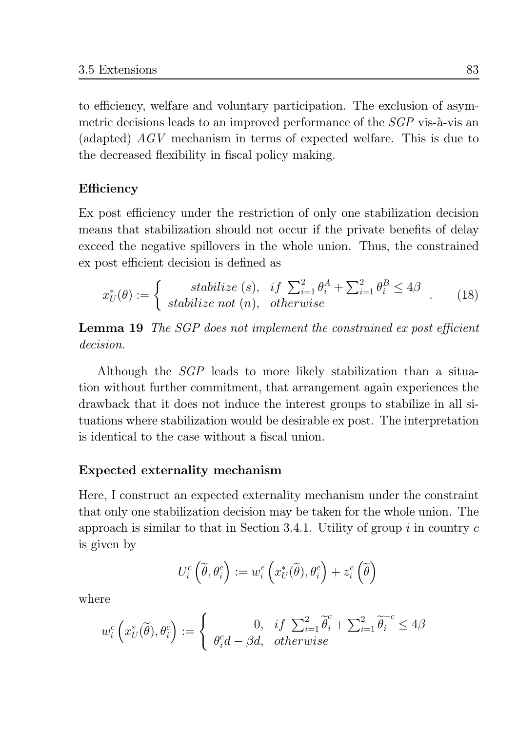to efficiency, welfare and voluntary participation. The exclusion of asymmetric decisions leads to an improved performance of the $SGP$ vis-à-vis an (adapted) $AGV$ mechanism in terms of expected welfare. This is due to the decreased flexibility in fiscal policy making.

### Efficiency

Ex post efficiency under the restriction of only one stabilization decision means that stabilization should not occur if the private benefits of delay exceed the negative spillovers in the whole union. Thus, the constrained ex post efficient decision is defined as

$$x_U^*(\theta) := \begin{cases} \textit{stabilize } (s), & \textit{if } \sum_{i=1}^{2} \theta_i^A + \sum_{i=1}^{2} \theta_i^B \leq 4\beta \\ \textit{stabilize not } (n), & \textit{otherwise} \end{cases} . \tag{18}$$

**Lemma 19** *The SGP does not implement the constrained ex post efficient decision.*

Although the $SGP$ leads to more likely stabilization than a situation without further commitment, that arrangement again experiences the drawback that it does not induce the interest groups to stabilize in all situations where stabilization would be desirable ex post. The interpretation is identical to the case without a fiscal union.

### Expected externality mechanism

Here, I construct an expected externality mechanism under the constraint that only one stabilization decision may be taken for the whole union. The approach is similar to that in Section 3.4.1. Utility of group $i$ in country $c$ is given by

$$U_i^c\left(\widetilde{\theta}, \theta_i^c\right) := w_i^c\left(x_U^*(\widetilde{\theta}), \theta_i^c\right) + z_i^c\left(\widetilde{\theta}\right)$$

where

$$w_i^c\left(x_U^*(\widetilde{\theta}), \theta_i^c\right) := \begin{cases} 0, & \textit{if } \sum_{i=1}^{2} \widetilde{\theta}_i^c + \sum_{i=1}^{2} \widetilde{\theta}_i^{-c} \leq 4\beta \\ \theta_i^c d - \beta d, & \textit{otherwise} \end{cases}$$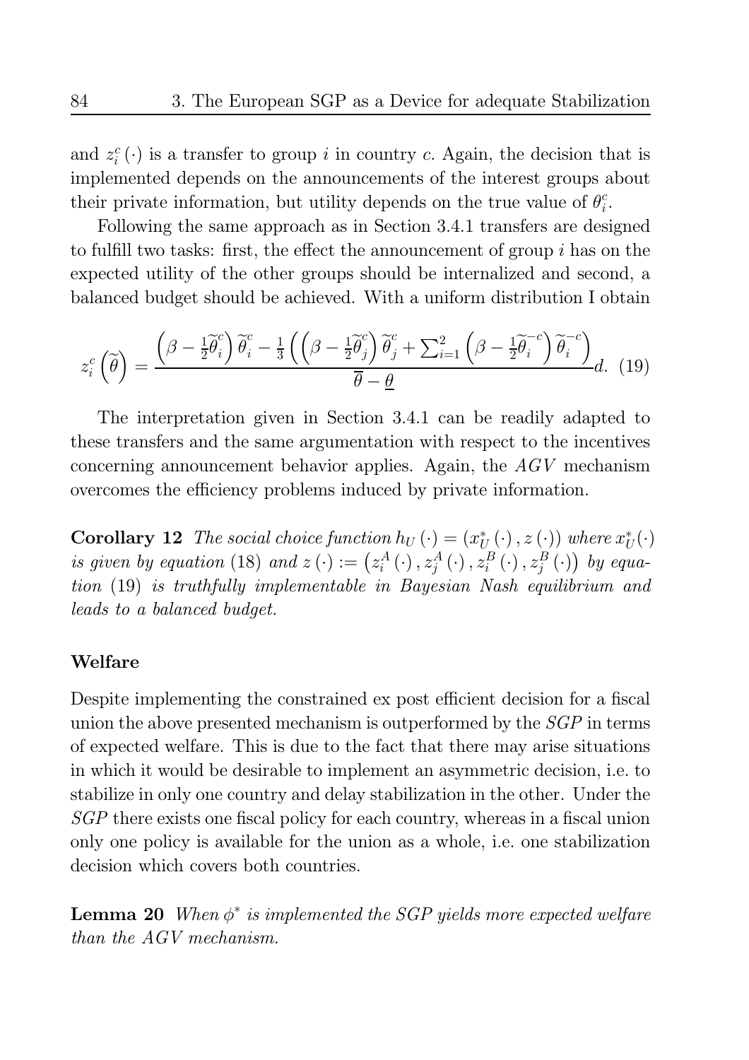and $z_i^c(\cdot)$ is a transfer to group $i$ in country $c$. Again, the decision that is implemented depends on the announcements of the interest groups about their private information, but utility depends on the true value of $\theta_i^c$.

Following the same approach as in Section 3.4.1 transfers are designed to fulfill two tasks: first, the effect the announcement of group $i$ has on the expected utility of the other groups should be internalized and second, a balanced budget should be achieved. With a uniform distribution I obtain

$$z_i^c\left(\widetilde{\theta}\right) = \frac{\left(\beta - \frac{1}{2}\widetilde{\theta}_i^c\right)\widetilde{\theta}_i^c - \frac{1}{3}\left(\left(\beta - \frac{1}{2}\widetilde{\theta}_j^c\right)\widetilde{\theta}_j^c + \sum_{i=1}^{2}\left(\beta - \frac{1}{2}\widetilde{\theta}_i^{-c}\right)\widetilde{\theta}_i^{-c}\right)}{\overline{\theta} - \underline{\theta}} d. \quad (19)$$

The interpretation given in Section 3.4.1 can be readily adapted to these transfers and the same argumentation with respect to the incentives concerning announcement behavior applies. Again, the $AGV$ mechanism overcomes the efficiency problems induced by private information.

**Corollary 12** *The social choice function $h_U(\cdot) = (x_U^*(\cdot), z(\cdot))$ where $x_U^*(\cdot)$ is given by equation (18) and $z(\cdot) := \left(z_i^A(\cdot), z_j^A(\cdot), z_i^B(\cdot), z_j^B(\cdot)\right)$ by equation (19) is truthfully implementable in Bayesian Nash equilibrium and leads to a balanced budget.*

### Welfare

Despite implementing the constrained ex post efficient decision for a fiscal union the above presented mechanism is outperformed by the $SGP$ in terms of expected welfare. This is due to the fact that there may arise situations in which it would be desirable to implement an asymmetric decision, i.e. to stabilize in only one country and delay stabilization in the other. Under the $SGP$ there exists one fiscal policy for each country, whereas in a fiscal union only one policy is available for the union as a whole, i.e. one stabilization decision which covers both countries.

**Lemma 20** *When $\phi^*$ is implemented the $SGP$ yields more expected welfare than the $AGV$ mechanism.*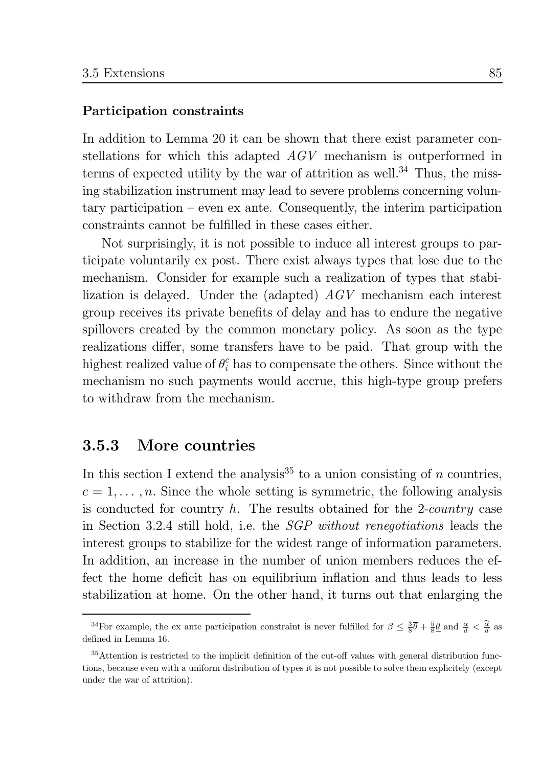#### Participation constraints

In addition to Lemma 20 it can be shown that there exist parameter constellations for which this adapted $AGV$ mechanism is outperformed in terms of expected utility by the war of attrition as well.[34] Thus, the missing stabilization instrument may lead to severe problems concerning voluntary participation – even ex ante. Consequently, the interim participation constraints cannot be fulfilled in these cases either.

Not surprisingly, it is not possible to induce all interest groups to participate voluntarily ex post. There exist always types that lose due to the mechanism. Consider for example such a realization of types that stabilization is delayed. Under the (adapted) $AGV$ mechanism each interest group receives its private benefits of delay and has to endure the negative spillovers created by the common monetary policy. As soon as the type realizations differ, some transfers have to be paid. That group with the highest realized value of $\theta_i^c$ has to compensate the others. Since without the mechanism no such payments would accrue, this high-type group prefers to withdraw from the mechanism.

### 3.5.3 More countries

In this section I extend the analysis[35] to a union consisting of $n$ countries, $c = 1, \dots, n$. Since the whole setting is symmetric, the following analysis is conducted for country $h$. The results obtained for the 2-*country* case in Section 3.2.4 still hold, i.e. the *SGP without renegotiations* leads the interest groups to stabilize for the widest range of information parameters. In addition, an increase in the number of union members reduces the effect the home deficit has on equilibrium inflation and thus leads to less stabilization at home. On the other hand, it turns out that enlarging the

---

[34] For example, the ex ante participation constraint is never fulfilled for $\beta \leq \frac{3}{8}\overline{\theta} + \frac{5}{8}\underline{\theta}$ and $\frac{\alpha}{d} < \widehat{\frac{\alpha}{d}}$ as defined in Lemma 16.

[35] Attention is restricted to the implicit definition of the cut-off values with general distribution functions, because even with a uniform distribution of types it is not possible to solve them explicitely (except under the war of attrition).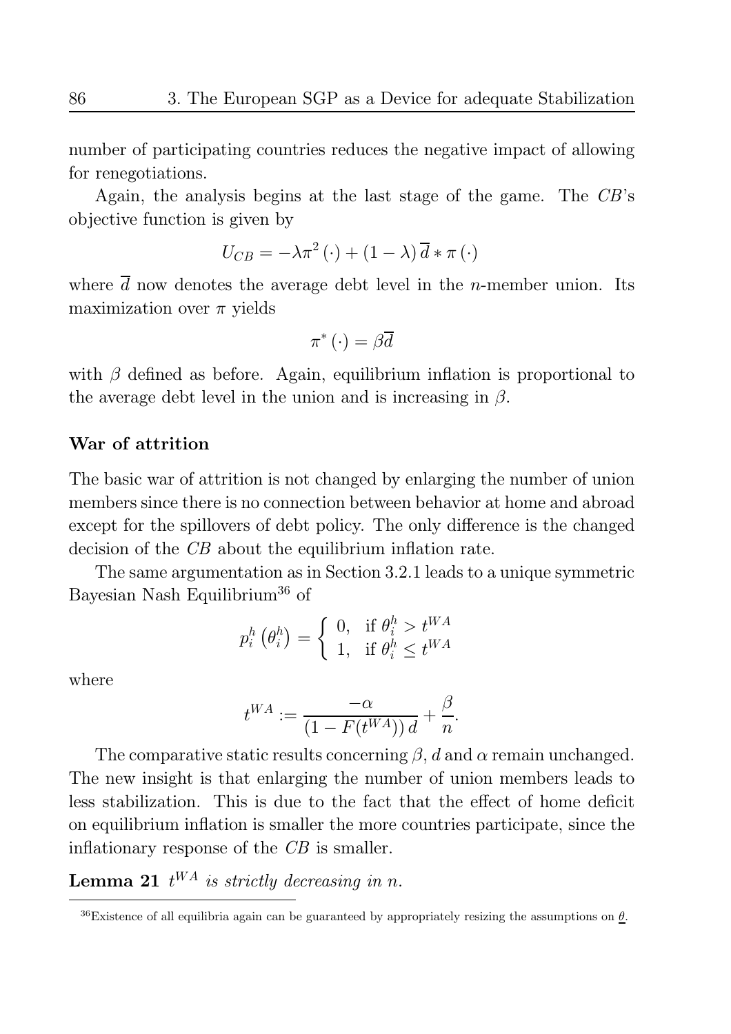number of participating countries reduces the negative impact of allowing for renegotiations.

Again, the analysis begins at the last stage of the game. The *CB*'s objective function is given by

$$U_{CB} = -\lambda \pi^2 (\cdot) + (1 - \lambda) \overline{d} * \pi (\cdot)$$

where $\overline{d}$ now denotes the average debt level in the $n$-member union. Its maximization over $\pi$ yields

$$\pi^* (\cdot) = \beta \overline{d}$$

with $\beta$ defined as before. Again, equilibrium inflation is proportional to the average debt level in the union and is increasing in $\beta$.

### War of attrition

The basic war of attrition is not changed by enlarging the number of union members since there is no connection between behavior at home and abroad except for the spillovers of debt policy. The only difference is the changed decision of the *CB* about the equilibrium inflation rate.

The same argumentation as in Section 3.2.1 leads to a unique symmetric Bayesian Nash Equilibrium[36] of

$$p_i^h \left( \theta_i^h \right) = \begin{cases} 0, & \text{if } \theta_i^h > t^{WA} \\ 1, & \text{if } \theta_i^h \leq t^{WA} \end{cases}$$

where

$$t^{WA} := \frac{-\alpha}{(1 - F(t^{WA}))\, d} + \frac{\beta}{n}.$$

The comparative static results concerning $\beta$, $d$ and $\alpha$ remain unchanged. The new insight is that enlarging the number of union members leads to less stabilization. This is due to the fact that the effect of home deficit on equilibrium inflation is smaller the more countries participate, since the inflationary response of the *CB* is smaller.

**Lemma 21** *$t^{WA}$ is strictly decreasing in $n$.*

[36] Existence of all equilibria again can be guaranteed by appropriately resizing the assumptions on $\underline{\theta}$.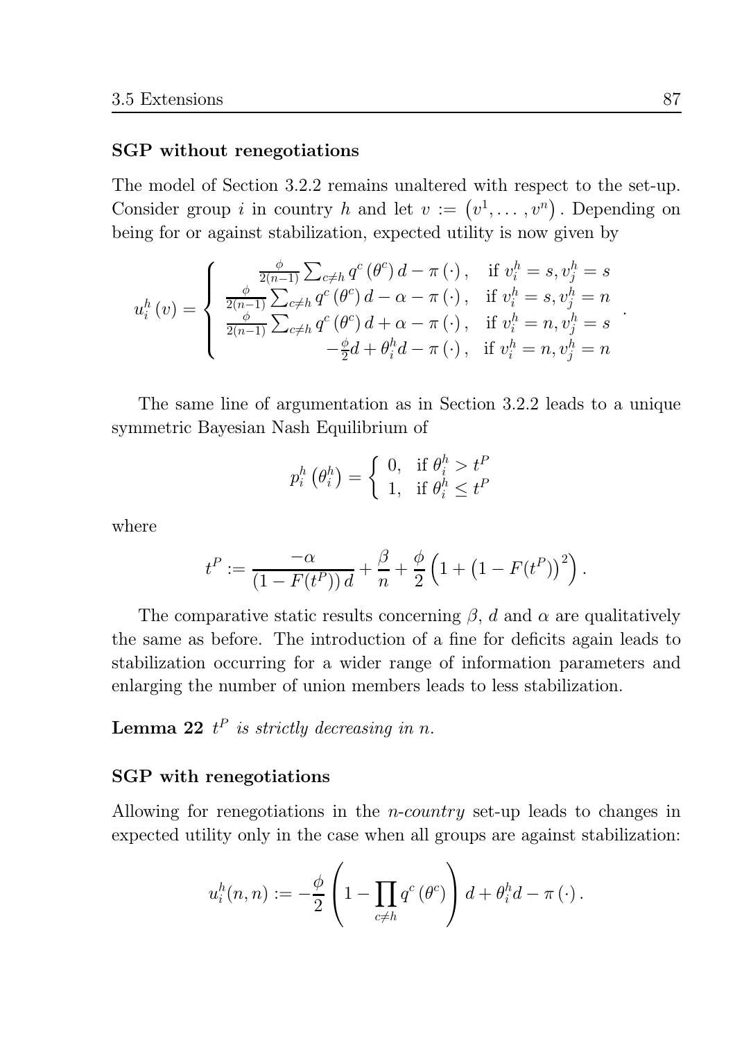### SGP without renegotiations

The model of Section 3.2.2 remains unaltered with respect to the set-up. Consider group $i$ in country $h$ and let $v := \left(v^1, \ldots, v^n\right)$. Depending on being for or against stabilization, expected utility is now given by

$$u_i^h(v) = \begin{cases} \frac{\phi}{2(n-1)} \sum_{c \neq h} q^c(\theta^c) d - \pi(\cdot), & \text{if } v_i^h = s, v_j^h = s \\ \frac{\phi}{2(n-1)} \sum_{c \neq h} q^c(\theta^c) d - \alpha - \pi(\cdot), & \text{if } v_i^h = s, v_j^h = n \\ \frac{\phi}{2(n-1)} \sum_{c \neq h} q^c(\theta^c) d + \alpha - \pi(\cdot), & \text{if } v_i^h = n, v_j^h = s \\ -\frac{\phi}{2} d + \theta_i^h d - \pi(\cdot), & \text{if } v_i^h = n, v_j^h = n \end{cases}.$$

The same line of argumentation as in Section 3.2.2 leads to a unique symmetric Bayesian Nash Equilibrium of

$$p_i^h\left(\theta_i^h\right) = \begin{cases} 0, & \text{if } \theta_i^h > t^P \\ 1, & \text{if } \theta_i^h \leq t^P \end{cases}$$

where

$$t^P := \frac{-\alpha}{\left(1 - F(t^P)\right) d} + \frac{\beta}{n} + \frac{\phi}{2}\left(1 + \left(1 - F(t^P)\right)^2\right).$$

The comparative static results concerning $\beta$, $d$ and $\alpha$ are qualitatively the same as before. The introduction of a fine for deficits again leads to stabilization occurring for a wider range of information parameters and enlarging the number of union members leads to less stabilization.

**Lemma 22** *$t^P$ is strictly decreasing in $n$.*

### SGP with renegotiations

Allowing for renegotiations in the *n-country* set-up leads to changes in expected utility only in the case when all groups are against stabilization:

$$u_i^h(n, n) := -\frac{\phi}{2}\left(1 - \prod_{c \neq h} q^c(\theta^c)\right) d + \theta_i^h d - \pi(\cdot).$$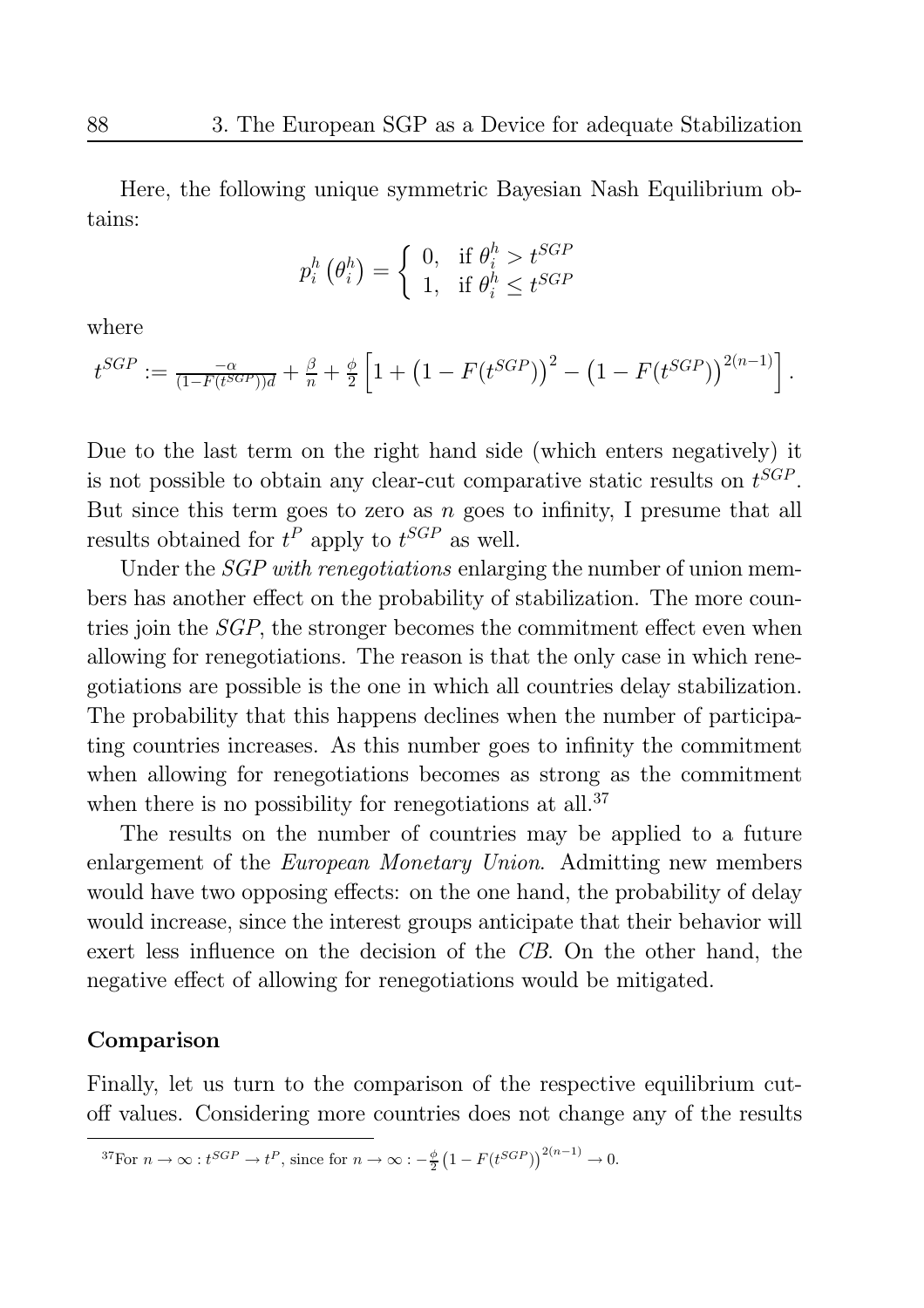Here, the following unique symmetric Bayesian Nash Equilibrium obtains:

$$p_i^h\left(\theta_i^h\right) = \begin{cases} 0, & \text{if } \theta_i^h > t^{SGP} \\ 1, & \text{if } \theta_i^h \leq t^{SGP} \end{cases}$$

where

$$t^{SGP} := \frac{-\alpha}{(1-F(t^{SGP}))d} + \frac{\beta}{n} + \frac{\phi}{2}\left[1 + \left(1 - F(t^{SGP})\right)^2 - \left(1 - F(t^{SGP})\right)^{2(n-1)}\right].$$

Due to the last term on the right hand side (which enters negatively) it is not possible to obtain any clear-cut comparative static results on $t^{SGP}$. But since this term goes to zero as $n$ goes to infinity, I presume that all results obtained for $t^P$ apply to $t^{SGP}$ as well.

Under the *SGP with renegotiations* enlarging the number of union members has another effect on the probability of stabilization. The more countries join the *SGP*, the stronger becomes the commitment effect even when allowing for renegotiations. The reason is that the only case in which renegotiations are possible is the one in which all countries delay stabilization. The probability that this happens declines when the number of participating countries increases. As this number goes to infinity the commitment when allowing for renegotiations becomes as strong as the commitment when there is no possibility for renegotiations at all.[37]

The results on the number of countries may be applied to a future enlargement of the *European Monetary Union*. Admitting new members would have two opposing effects: on the one hand, the probability of delay would increase, since the interest groups anticipate that their behavior will exert less influence on the decision of the *CB*. On the other hand, the negative effect of allowing for renegotiations would be mitigated.

### Comparison

Finally, let us turn to the comparison of the respective equilibrium cut-off values. Considering more countries does not change any of the results

[37] For $n \to \infty : t^{SGP} \to t^P$, since for $n \to \infty : -\frac{\phi}{2}\left(1 - F(t^{SGP})\right)^{2(n-1)} \to 0$.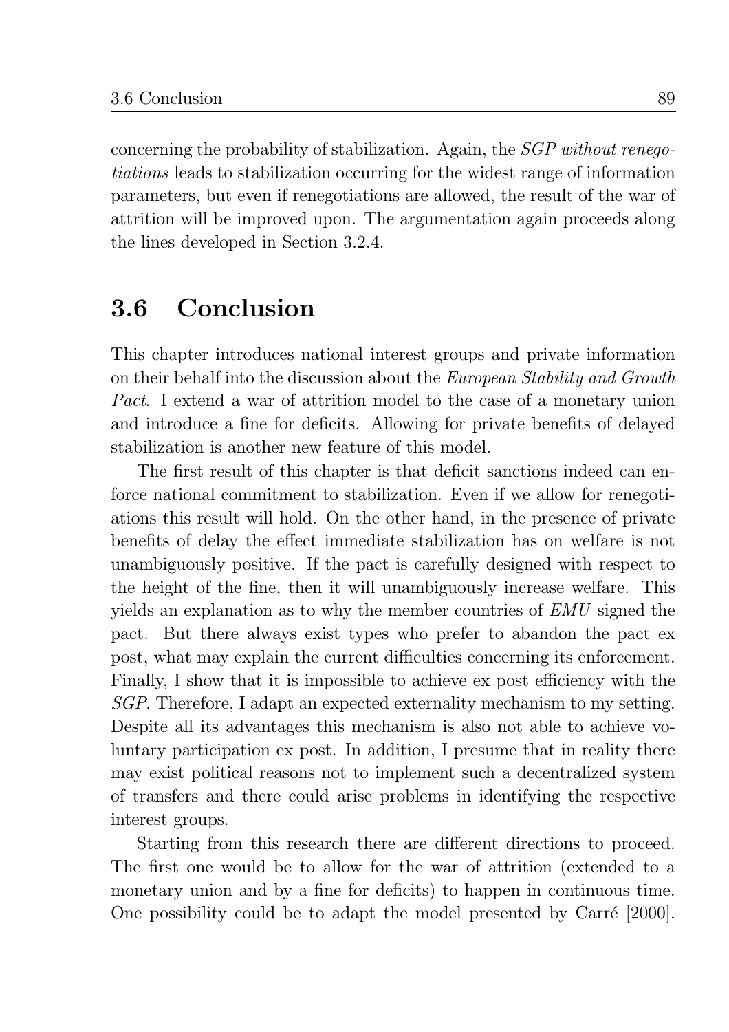concerning the probability of stabilization. Again, the *SGP without renegotiations* leads to stabilization occurring for the widest range of information parameters, but even if renegotiations are allowed, the result of the war of attrition will be improved upon. The argumentation again proceeds along the lines developed in Section 3.2.4.

## 3.6 Conclusion

This chapter introduces national interest groups and private information on their behalf into the discussion about the *European Stability and Growth Pact*. I extend a war of attrition model to the case of a monetary union and introduce a fine for deficits. Allowing for private benefits of delayed stabilization is another new feature of this model.

The first result of this chapter is that deficit sanctions indeed can enforce national commitment to stabilization. Even if we allow for renegotiations this result will hold. On the other hand, in the presence of private benefits of delay the effect immediate stabilization has on welfare is not unambiguously positive. If the pact is carefully designed with respect to the height of the fine, then it will unambiguously increase welfare. This yields an explanation as to why the member countries of *EMU* signed the pact. But there always exist types who prefer to abandon the pact ex post, what may explain the current difficulties concerning its enforcement. Finally, I show that it is impossible to achieve ex post efficiency with the *SGP*. Therefore, I adapt an expected externality mechanism to my setting. Despite all its advantages this mechanism is also not able to achieve voluntary participation ex post. In addition, I presume that in reality there may exist political reasons not to implement such a decentralized system of transfers and there could arise problems in identifying the respective interest groups.

Starting from this research there are different directions to proceed. The first one would be to allow for the war of attrition (extended to a monetary union and by a fine for deficits) to happen in continuous time. One possibility could be to adapt the model presented by Carré [2000].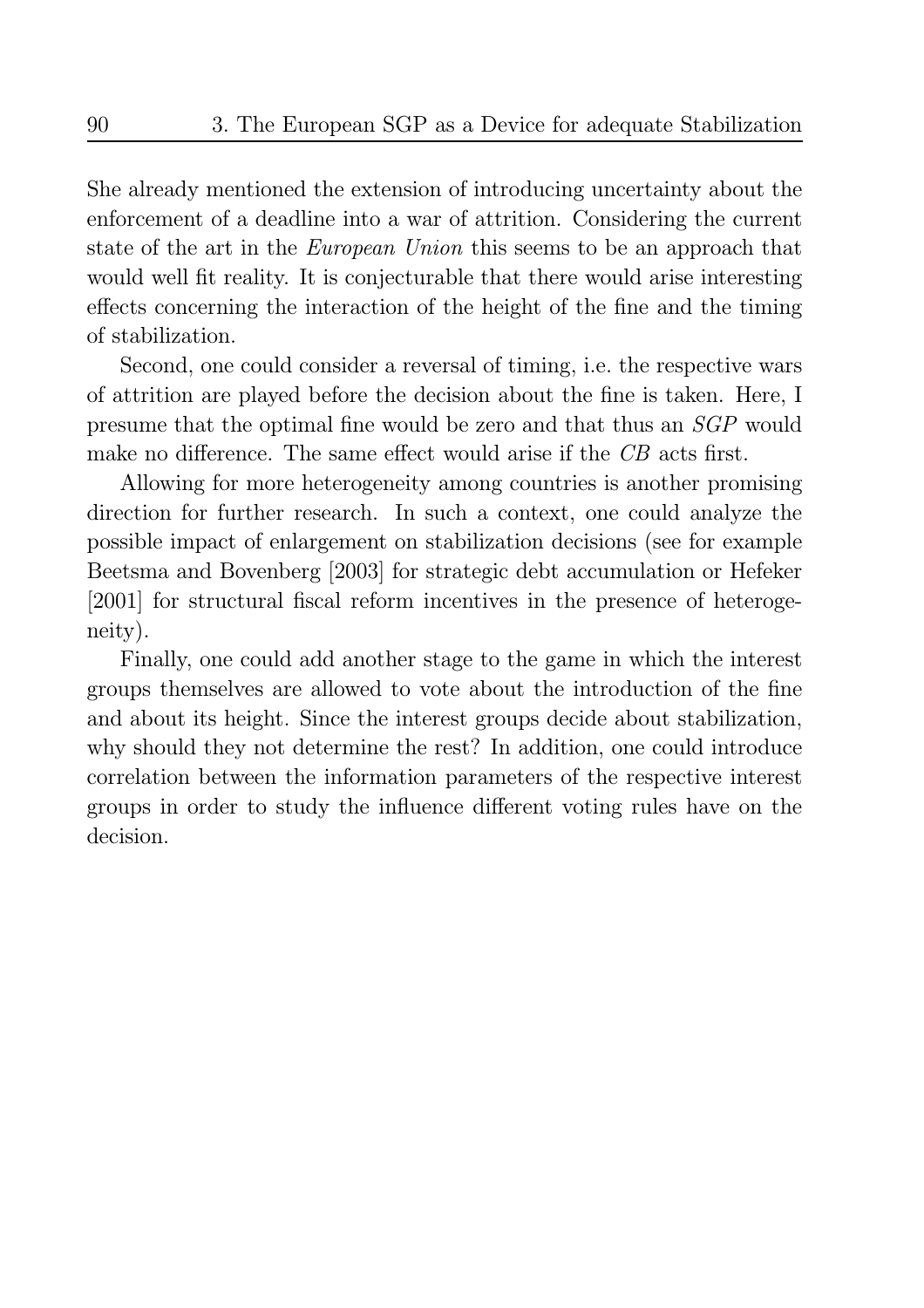She already mentioned the extension of introducing uncertainty about the enforcement of a deadline into a war of attrition. Considering the current state of the art in the *European Union* this seems to be an approach that would well fit reality. It is conjecturable that there would arise interesting effects concerning the interaction of the height of the fine and the timing of stabilization.

Second, one could consider a reversal of timing, i.e. the respective wars of attrition are played before the decision about the fine is taken. Here, I presume that the optimal fine would be zero and that thus an *SGP* would make no difference. The same effect would arise if the *CB* acts first.

Allowing for more heterogeneity among countries is another promising direction for further research. In such a context, one could analyze the possible impact of enlargement on stabilization decisions (see for example Beetsma and Bovenberg [2003] for strategic debt accumulation or Hefeker [2001] for structural fiscal reform incentives in the presence of heterogeneity).

Finally, one could add another stage to the game in which the interest groups themselves are allowed to vote about the introduction of the fine and about its height. Since the interest groups decide about stabilization, why should they not determine the rest? In addition, one could introduce correlation between the information parameters of the respective interest groups in order to study the influence different voting rules have on the decision.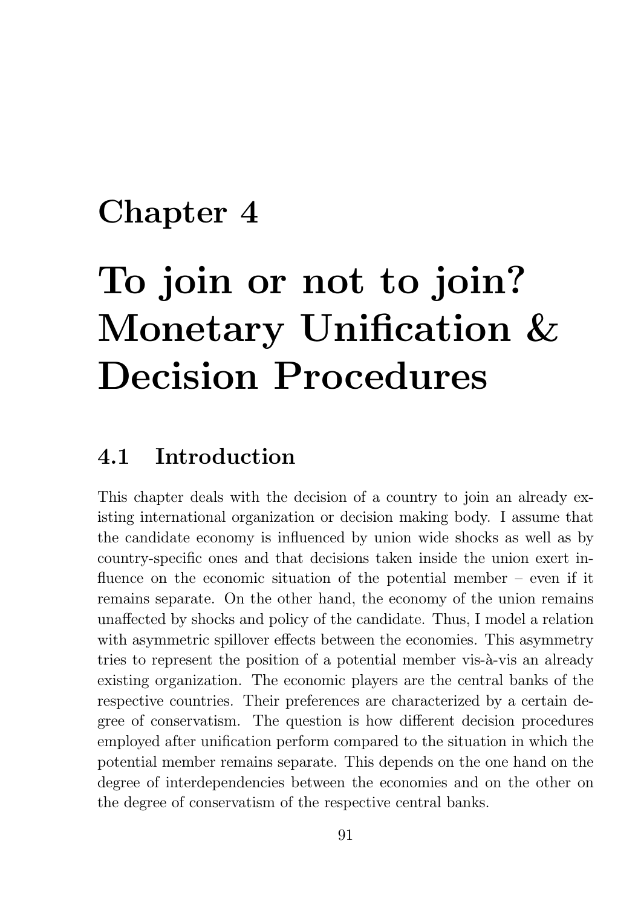# Chapter 4

# To join or not to join? Monetary Unification & Decision Procedures

## 4.1 Introduction

This chapter deals with the decision of a country to join an already existing international organization or decision making body. I assume that the candidate economy is influenced by union wide shocks as well as by country-specific ones and that decisions taken inside the union exert influence on the economic situation of the potential member – even if it remains separate. On the other hand, the economy of the union remains unaffected by shocks and policy of the candidate. Thus, I model a relation with asymmetric spillover effects between the economies. This asymmetry tries to represent the position of a potential member vis-à-vis an already existing organization. The economic players are the central banks of the respective countries. Their preferences are characterized by a certain degree of conservatism. The question is how different decision procedures employed after unification perform compared to the situation in which the potential member remains separate. This depends on the one hand on the degree of interdependencies between the economies and on the other on the degree of conservatism of the respective central banks.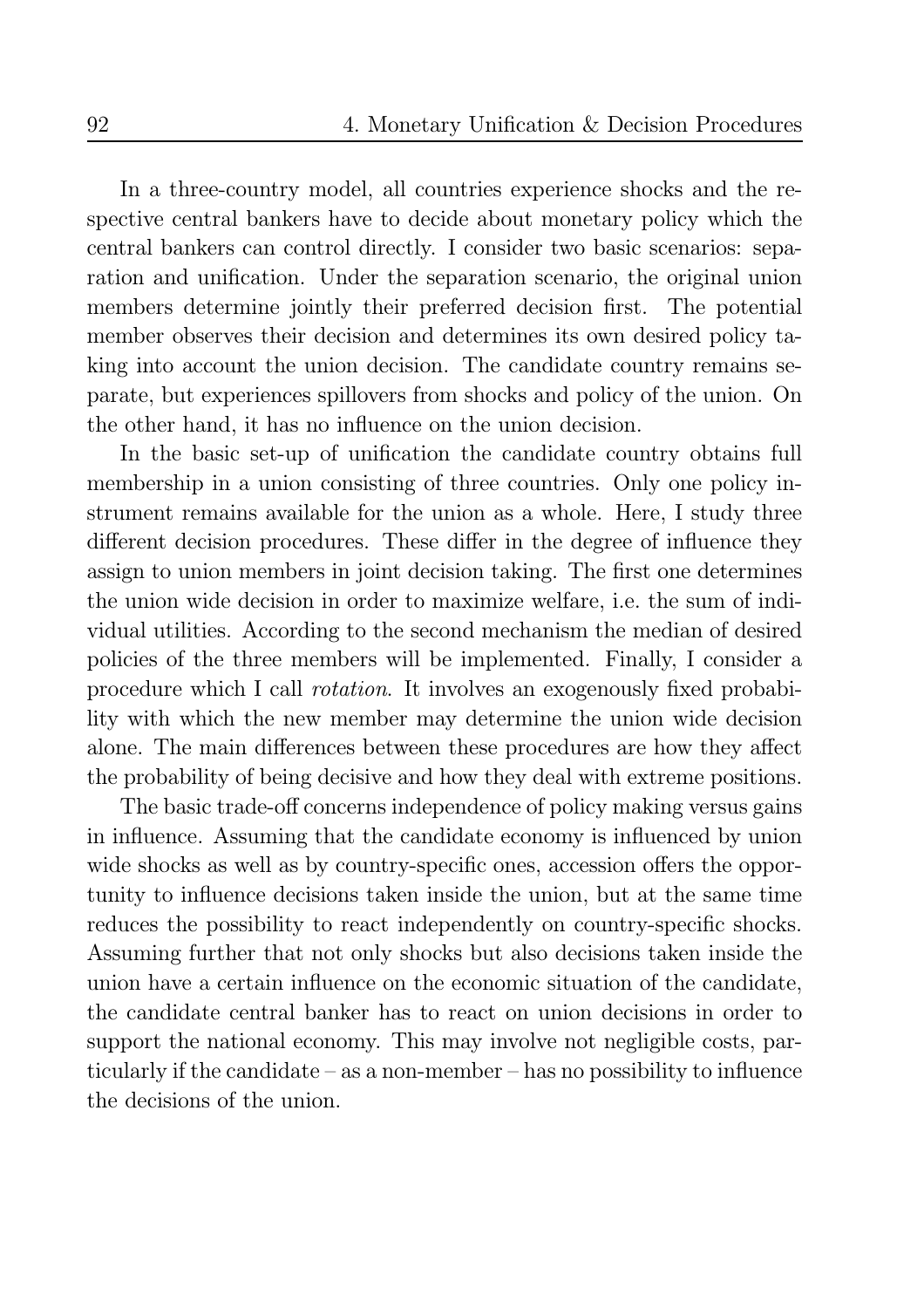In a three-country model, all countries experience shocks and the respective central bankers have to decide about monetary policy which the central bankers can control directly. I consider two basic scenarios: separation and unification. Under the separation scenario, the original union members determine jointly their preferred decision first. The potential member observes their decision and determines its own desired policy taking into account the union decision. The candidate country remains separate, but experiences spillovers from shocks and policy of the union. On the other hand, it has no influence on the union decision.

In the basic set-up of unification the candidate country obtains full membership in a union consisting of three countries. Only one policy instrument remains available for the union as a whole. Here, I study three different decision procedures. These differ in the degree of influence they assign to union members in joint decision taking. The first one determines the union wide decision in order to maximize welfare, i.e. the sum of individual utilities. According to the second mechanism the median of desired policies of the three members will be implemented. Finally, I consider a procedure which I call *rotation*. It involves an exogenously fixed probability with which the new member may determine the union wide decision alone. The main differences between these procedures are how they affect the probability of being decisive and how they deal with extreme positions.

The basic trade-off concerns independence of policy making versus gains in influence. Assuming that the candidate economy is influenced by union wide shocks as well as by country-specific ones, accession offers the opportunity to influence decisions taken inside the union, but at the same time reduces the possibility to react independently on country-specific shocks. Assuming further that not only shocks but also decisions taken inside the union have a certain influence on the economic situation of the candidate, the candidate central banker has to react on union decisions in order to support the national economy. This may involve not negligible costs, particularly if the candidate – as a non-member – has no possibility to influence the decisions of the union.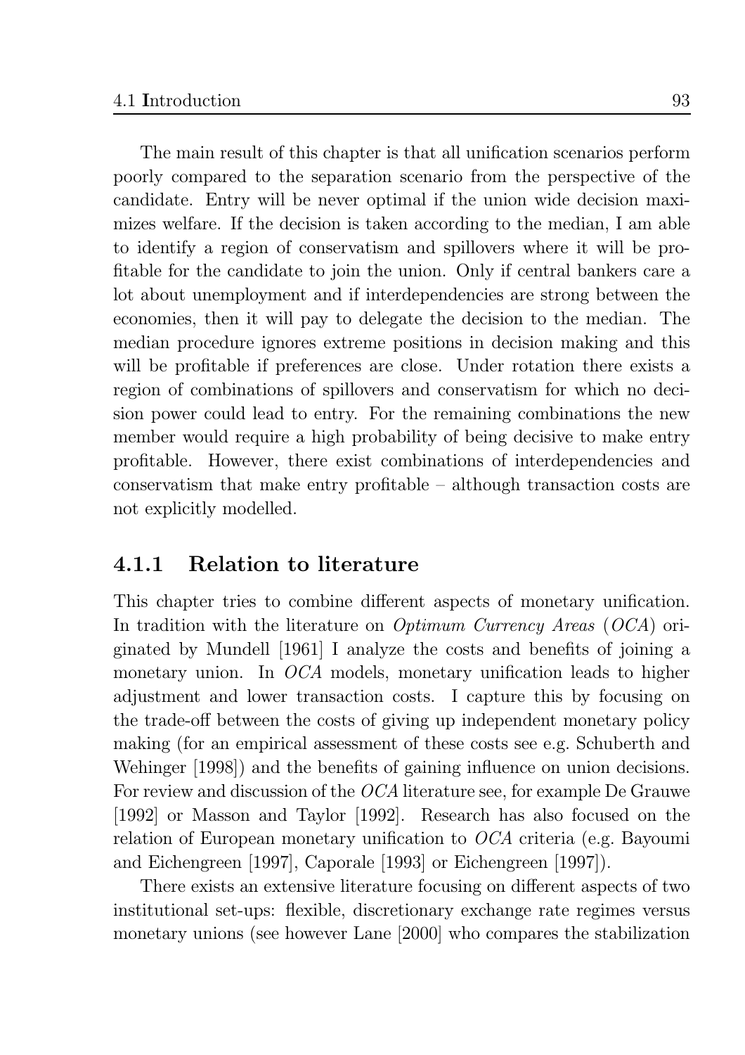The main result of this chapter is that all unification scenarios perform poorly compared to the separation scenario from the perspective of the candidate. Entry will be never optimal if the union wide decision maximizes welfare. If the decision is taken according to the median, I am able to identify a region of conservatism and spillovers where it will be profitable for the candidate to join the union. Only if central bankers care a lot about unemployment and if interdependencies are strong between the economies, then it will pay to delegate the decision to the median. The median procedure ignores extreme positions in decision making and this will be profitable if preferences are close. Under rotation there exists a region of combinations of spillovers and conservatism for which no decision power could lead to entry. For the remaining combinations the new member would require a high probability of being decisive to make entry profitable. However, there exist combinations of interdependencies and conservatism that make entry profitable – although transaction costs are not explicitly modelled.

### 4.1.1 Relation to literature

This chapter tries to combine different aspects of monetary unification. In tradition with the literature on *Optimum Currency Areas* (*OCA*) originated by Mundell [1961] I analyze the costs and benefits of joining a monetary union. In *OCA* models, monetary unification leads to higher adjustment and lower transaction costs. I capture this by focusing on the trade-off between the costs of giving up independent monetary policy making (for an empirical assessment of these costs see e.g. Schuberth and Wehinger [1998]) and the benefits of gaining influence on union decisions. For review and discussion of the *OCA* literature see, for example De Grauwe [1992] or Masson and Taylor [1992]. Research has also focused on the relation of European monetary unification to *OCA* criteria (e.g. Bayoumi and Eichengreen [1997], Caporale [1993] or Eichengreen [1997]).

There exists an extensive literature focusing on different aspects of two institutional set-ups: flexible, discretionary exchange rate regimes versus monetary unions (see however Lane [2000] who compares the stabilization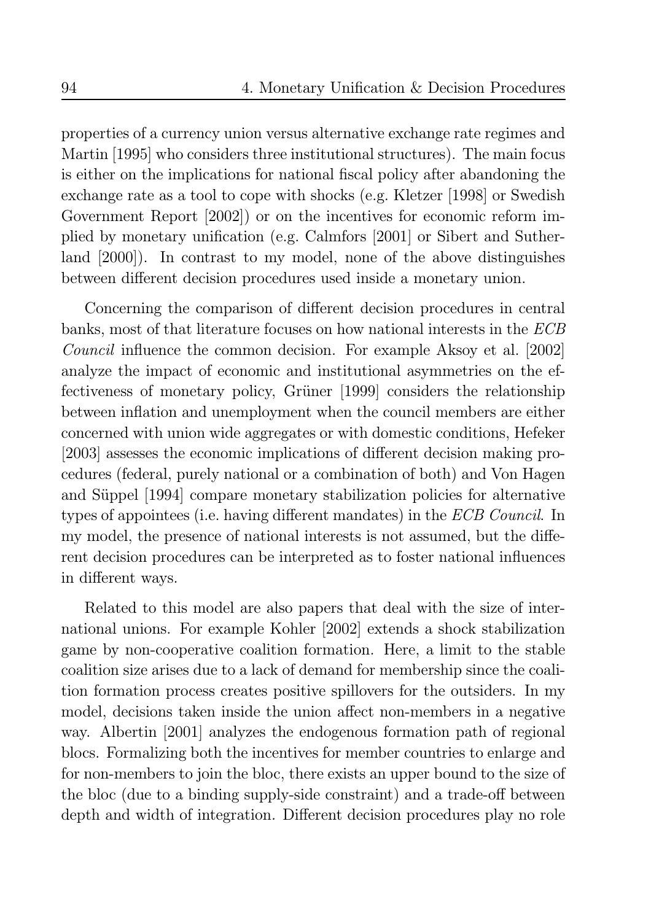properties of a currency union versus alternative exchange rate regimes and Martin [1995] who considers three institutional structures). The main focus is either on the implications for national fiscal policy after abandoning the exchange rate as a tool to cope with shocks (e.g. Kletzer [1998] or Swedish Government Report [2002]) or on the incentives for economic reform implied by monetary unification (e.g. Calmfors [2001] or Sibert and Sutherland [2000]). In contrast to my model, none of the above distinguishes between different decision procedures used inside a monetary union.

Concerning the comparison of different decision procedures in central banks, most of that literature focuses on how national interests in the *ECB Council* influence the common decision. For example Aksoy et al. [2002] analyze the impact of economic and institutional asymmetries on the effectiveness of monetary policy, Grüner [1999] considers the relationship between inflation and unemployment when the council members are either concerned with union wide aggregates or with domestic conditions, Hefeker [2003] assesses the economic implications of different decision making procedures (federal, purely national or a combination of both) and Von Hagen and Süppel [1994] compare monetary stabilization policies for alternative types of appointees (i.e. having different mandates) in the *ECB Council*. In my model, the presence of national interests is not assumed, but the different decision procedures can be interpreted as to foster national influences in different ways.

Related to this model are also papers that deal with the size of international unions. For example Kohler [2002] extends a shock stabilization game by non-cooperative coalition formation. Here, a limit to the stable coalition size arises due to a lack of demand for membership since the coalition formation process creates positive spillovers for the outsiders. In my model, decisions taken inside the union affect non-members in a negative way. Albertin [2001] analyzes the endogenous formation path of regional blocs. Formalizing both the incentives for member countries to enlarge and for non-members to join the bloc, there exists an upper bound to the size of the bloc (due to a binding supply-side constraint) and a trade-off between depth and width of integration. Different decision procedures play no role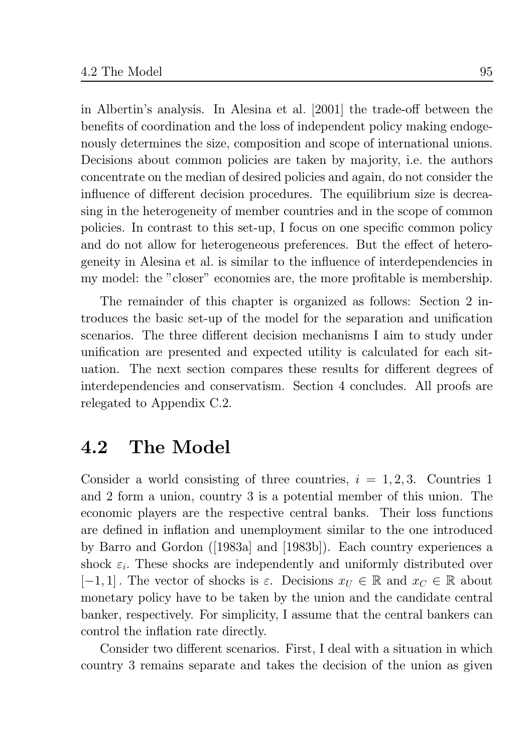in Albertin's analysis. In Alesina et al. [2001] the trade-off between the benefits of coordination and the loss of independent policy making endogenously determines the size, composition and scope of international unions. Decisions about common policies are taken by majority, i.e. the authors concentrate on the median of desired policies and again, do not consider the influence of different decision procedures. The equilibrium size is decreasing in the heterogeneity of member countries and in the scope of common policies. In contrast to this set-up, I focus on one specific common policy and do not allow for heterogeneous preferences. But the effect of heterogeneity in Alesina et al. is similar to the influence of interdependencies in my model: the "closer" economies are, the more profitable is membership.

The remainder of this chapter is organized as follows: Section 2 introduces the basic set-up of the model for the separation and unification scenarios. The three different decision mechanisms I aim to study under unification are presented and expected utility is calculated for each situation. The next section compares these results for different degrees of interdependencies and conservatism. Section 4 concludes. All proofs are relegated to Appendix C.2.

## 4.2 The Model

Consider a world consisting of three countries, $i = 1, 2, 3$. Countries 1 and 2 form a union, country 3 is a potential member of this union. The economic players are the respective central banks. Their loss functions are defined in inflation and unemployment similar to the one introduced by Barro and Gordon ([1983a] and [1983b]). Each country experiences a shock $\varepsilon_i$. These shocks are independently and uniformly distributed over $[-1, 1]$. The vector of shocks is $\varepsilon$. Decisions $x_U \in \mathbb{R}$ and $x_C \in \mathbb{R}$ about monetary policy have to be taken by the union and the candidate central banker, respectively. For simplicity, I assume that the central bankers can control the inflation rate directly.

Consider two different scenarios. First, I deal with a situation in which country 3 remains separate and takes the decision of the union as given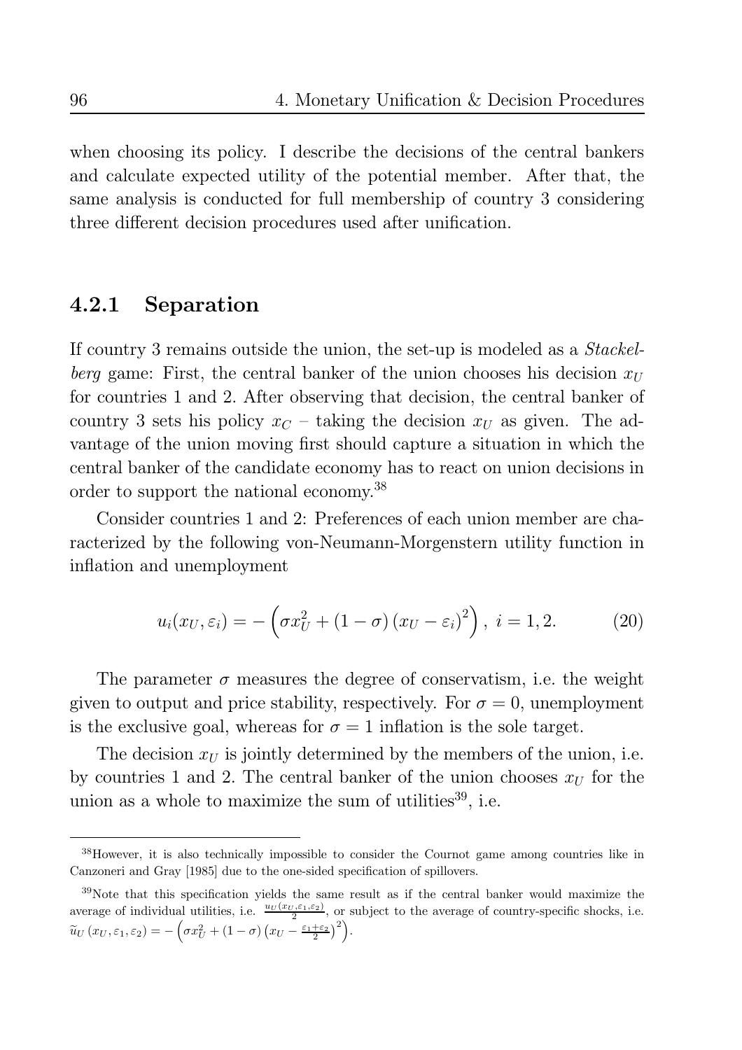when choosing its policy. I describe the decisions of the central bankers and calculate expected utility of the potential member. After that, the same analysis is conducted for full membership of country 3 considering three different decision procedures used after unification.

### 4.2.1 Separation

If country 3 remains outside the union, the set-up is modeled as a *Stackelberg* game: First, the central banker of the union chooses his decision $x_U$ for countries 1 and 2. After observing that decision, the central banker of country 3 sets his policy $x_C$ – taking the decision $x_U$ as given. The advantage of the union moving first should capture a situation in which the central banker of the candidate economy has to react on union decisions in order to support the national economy.[38]

Consider countries 1 and 2: Preferences of each union member are characterized by the following von-Neumann-Morgenstern utility function in inflation and unemployment

$$u_i(x_U, \varepsilon_i) = -\left(\sigma x_U^2 + (1-\sigma)(x_U - \varepsilon_i)^2\right), \; i = 1, 2. \tag{20}$$

The parameter $\sigma$ measures the degree of conservatism, i.e. the weight given to output and price stability, respectively. For $\sigma = 0$, unemployment is the exclusive goal, whereas for $\sigma = 1$ inflation is the sole target.

The decision $x_U$ is jointly determined by the members of the union, i.e. by countries 1 and 2. The central banker of the union chooses $x_U$ for the union as a whole to maximize the sum of utilities[39], i.e.

---

[38] However, it is also technically impossible to consider the Cournot game among countries like in Canzoneri and Gray [1985] due to the one-sided specification of spillovers.

[39] Note that this specification yields the same result as if the central banker would maximize the average of individual utilities, i.e. $\frac{u_U(x_U,\varepsilon_1,\varepsilon_2)}{2}$, or subject to the average of country-specific shocks, i.e. $\widetilde{u}_U(x_U, \varepsilon_1, \varepsilon_2) = -\left(\sigma x_U^2 + (1-\sigma)\left(x_U - \frac{\varepsilon_1+\varepsilon_2}{2}\right)^2\right)$.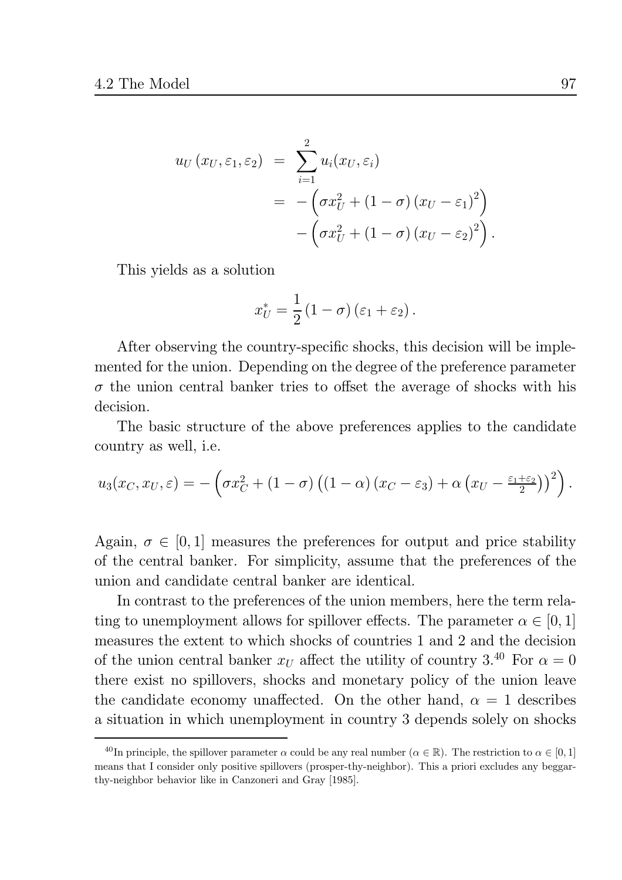$$
\begin{aligned}
u_U\left(x_U, \varepsilon_1, \varepsilon_2\right) &= \sum_{i=1}^{2} u_i(x_U, \varepsilon_i) \\
&= -\left(\sigma x_U^2 + (1-\sigma)\left(x_U - \varepsilon_1\right)^2\right) \\
&\quad -\left(\sigma x_U^2 + (1-\sigma)\left(x_U - \varepsilon_2\right)^2\right).
\end{aligned}
$$

This yields as a solution

$$
x_U^* = \frac{1}{2}\left(1-\sigma\right)\left(\varepsilon_1 + \varepsilon_2\right).
$$

After observing the country-specific shocks, this decision will be implemented for the union. Depending on the degree of the preference parameter $\sigma$ the union central banker tries to offset the average of shocks with his decision.

The basic structure of the above preferences applies to the candidate country as well, i.e.

$$
u_3(x_C, x_U, \varepsilon) = -\left(\sigma x_C^2 + (1-\sigma)\left((1-\alpha)\left(x_C - \varepsilon_3\right) + \alpha\left(x_U - \tfrac{\varepsilon_1+\varepsilon_2}{2}\right)\right)^2\right).
$$

Again, $\sigma \in [0,1]$ measures the preferences for output and price stability of the central banker. For simplicity, assume that the preferences of the union and candidate central banker are identical.

In contrast to the preferences of the union members, here the term relating to unemployment allows for spillover effects. The parameter $\alpha \in [0,1]$ measures the extent to which shocks of countries 1 and 2 and the decision of the union central banker $x_U$ affect the utility of country 3.[40] For $\alpha = 0$ there exist no spillovers, shocks and monetary policy of the union leave the candidate economy unaffected. On the other hand, $\alpha = 1$ describes a situation in which unemployment in country 3 depends solely on shocks

[40] In principle, the spillover parameter $\alpha$ could be any real number ($\alpha \in \mathbb{R}$). The restriction to $\alpha \in [0,1]$ means that I consider only positive spillovers (prosper-thy-neighbor). This a priori excludes any beggar-thy-neighbor behavior like in Canzoneri and Gray [1985].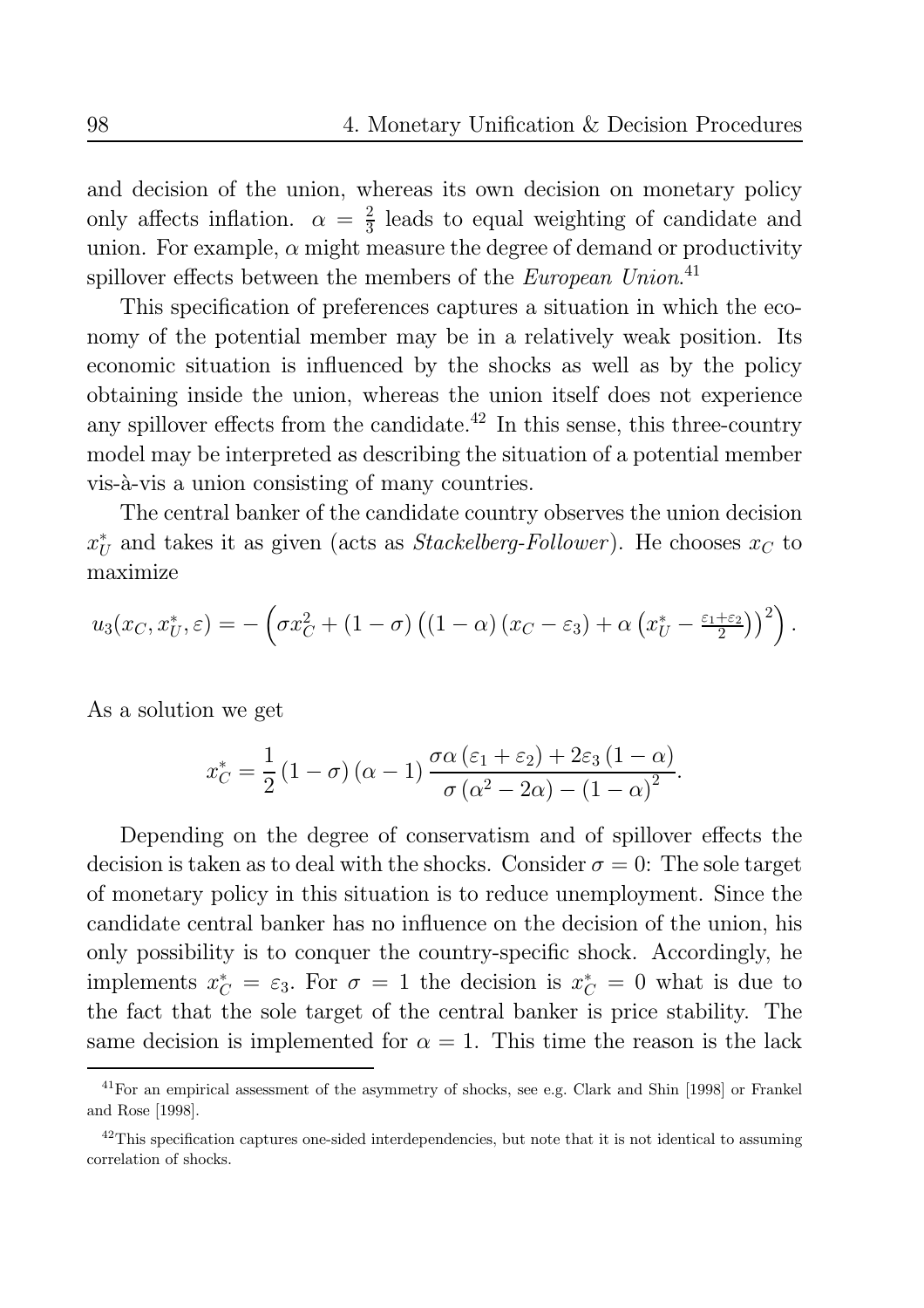and decision of the union, whereas its own decision on monetary policy only affects inflation. $\alpha = \frac{2}{3}$ leads to equal weighting of candidate and union. For example, $\alpha$ might measure the degree of demand or productivity spillover effects between the members of the *European Union*.[41]

This specification of preferences captures a situation in which the economy of the potential member may be in a relatively weak position. Its economic situation is influenced by the shocks as well as by the policy obtaining inside the union, whereas the union itself does not experience any spillover effects from the candidate.[42] In this sense, this three-country model may be interpreted as describing the situation of a potential member vis-à-vis a union consisting of many countries.

The central banker of the candidate country observes the union decision $x_U^*$ and takes it as given (acts as *Stackelberg-Follower*). He chooses $x_C$ to maximize

$$u_3(x_C, x_U^*, \varepsilon) = -\left(\sigma x_C^2 + (1-\sigma)\left((1-\alpha)(x_C - \varepsilon_3) + \alpha\left(x_U^* - \tfrac{\varepsilon_1+\varepsilon_2}{2}\right)\right)^2\right).$$

As a solution we get

$$x_C^* = \frac{1}{2}(1-\sigma)(\alpha - 1)\frac{\sigma\alpha(\varepsilon_1+\varepsilon_2) + 2\varepsilon_3(1-\alpha)}{\sigma(\alpha^2 - 2\alpha) - (1-\alpha)^2}.$$

Depending on the degree of conservatism and of spillover effects the decision is taken as to deal with the shocks. Consider $\sigma = 0$: The sole target of monetary policy in this situation is to reduce unemployment. Since the candidate central banker has no influence on the decision of the union, his only possibility is to conquer the country-specific shock. Accordingly, he implements $x_C^* = \varepsilon_3$. For $\sigma = 1$ the decision is $x_C^* = 0$ what is due to the fact that the sole target of the central banker is price stability. The same decision is implemented for $\alpha = 1$. This time the reason is the lack

[41] For an empirical assessment of the asymmetry of shocks, see e.g. Clark and Shin [1998] or Frankel and Rose [1998].

[42] This specification captures one-sided interdependencies, but note that it is not identical to assuming correlation of shocks.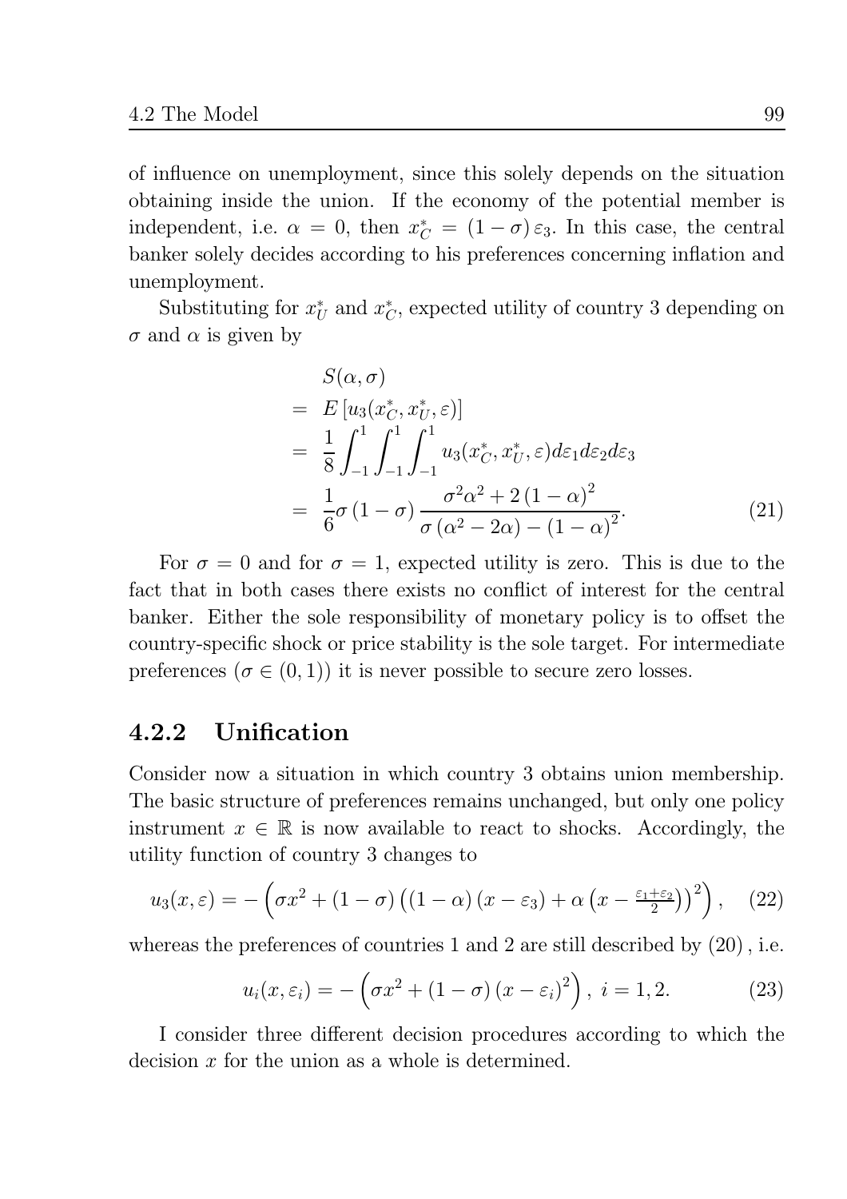of influence on unemployment, since this solely depends on the situation obtaining inside the union. If the economy of the potential member is independent, i.e. $\alpha = 0$, then $x_C^* = (1-\sigma)\varepsilon_3$. In this case, the central banker solely decides according to his preferences concerning inflation and unemployment.

Substituting for $x_U^*$ and $x_C^*$, expected utility of country 3 depending on $\sigma$ and $\alpha$ is given by

$$
\begin{aligned}
& S(\alpha, \sigma) \\
= \; & E\left[u_3(x_C^*, x_U^*, \varepsilon)\right] \\
= \; & \frac{1}{8}\int_{-1}^{1}\int_{-1}^{1}\int_{-1}^{1} u_3(x_C^*, x_U^*, \varepsilon) d\varepsilon_1 d\varepsilon_2 d\varepsilon_3 \\
= \; & \frac{1}{6}\sigma(1-\sigma)\frac{\sigma^2\alpha^2 + 2(1-\alpha)^2}{\sigma(\alpha^2 - 2\alpha) - (1-\alpha)^2}.
\end{aligned}
\tag{21}
$$

For $\sigma = 0$ and for $\sigma = 1$, expected utility is zero. This is due to the fact that in both cases there exists no conflict of interest for the central banker. Either the sole responsibility of monetary policy is to offset the country-specific shock or price stability is the sole target. For intermediate preferences ($\sigma \in (0,1)$) it is never possible to secure zero losses.

### 4.2.2 Unification

Consider now a situation in which country 3 obtains union membership. The basic structure of preferences remains unchanged, but only one policy instrument $x \in \mathbb{R}$ is now available to react to shocks. Accordingly, the utility function of country 3 changes to

$$
u_3(x, \varepsilon) = -\left(\sigma x^2 + (1-\sigma)\left((1-\alpha)(x-\varepsilon_3) + \alpha\left(x - \tfrac{\varepsilon_1+\varepsilon_2}{2}\right)\right)^2\right), \tag{22}
$$

whereas the preferences of countries 1 and 2 are still described by $(20)$, i.e.

$$
u_i(x, \varepsilon_i) = -\left(\sigma x^2 + (1-\sigma)(x-\varepsilon_i)^2\right), \; i = 1, 2. \tag{23}
$$

I consider three different decision procedures according to which the decision $x$ for the union as a whole is determined.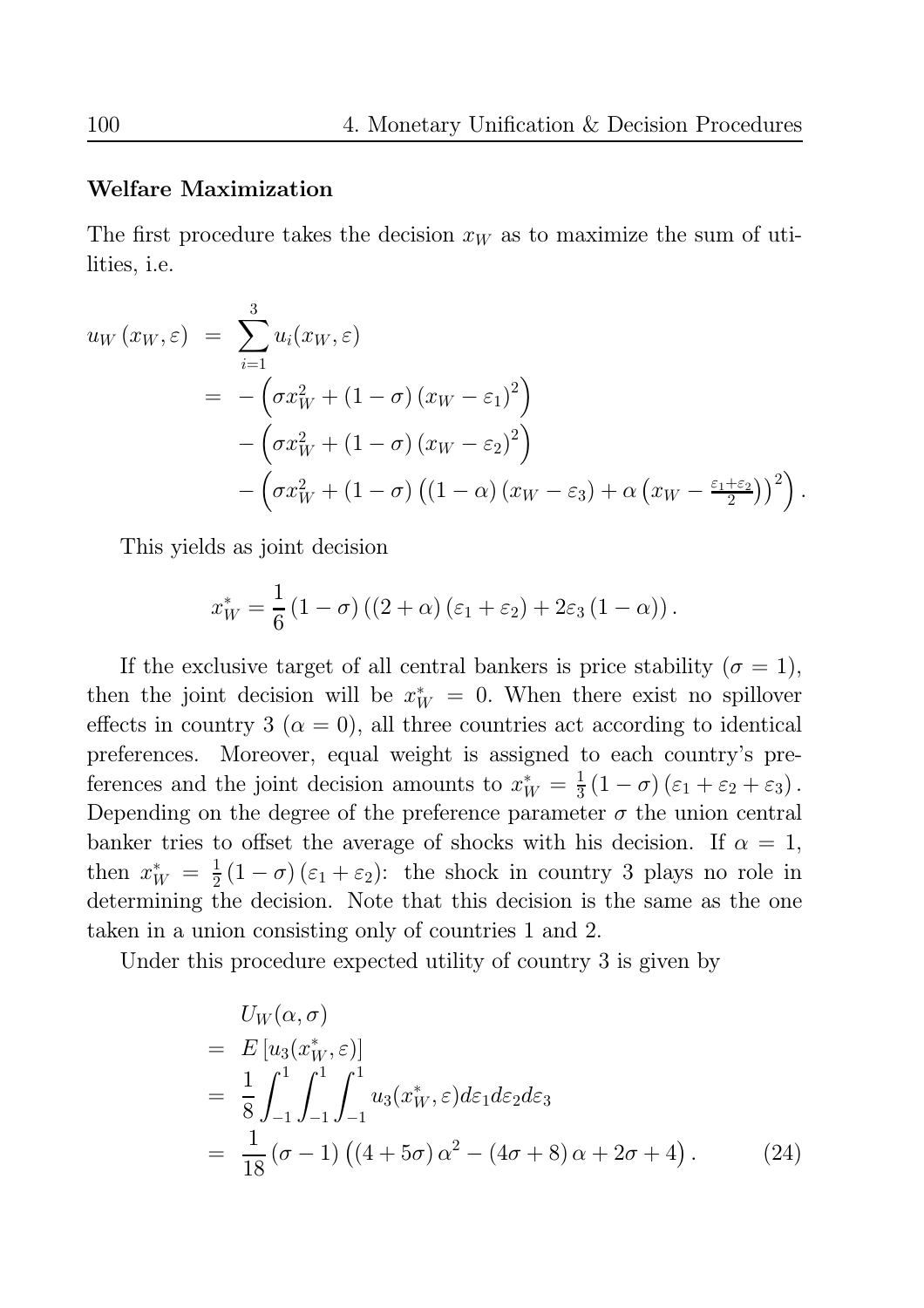**Welfare Maximization**

The first procedure takes the decision $x_W$ as to maximize the sum of utilities, i.e.

$$
\begin{aligned}
u_W(x_W,\varepsilon) &= \sum_{i=1}^{3} u_i(x_W,\varepsilon) \\
&= -\left(\sigma x_W^2 + (1-\sigma)(x_W-\varepsilon_1)^2\right) \\
&\quad -\left(\sigma x_W^2 + (1-\sigma)(x_W-\varepsilon_2)^2\right) \\
&\quad -\left(\sigma x_W^2 + (1-\sigma)\left((1-\alpha)(x_W-\varepsilon_3) + \alpha\left(x_W - \tfrac{\varepsilon_1+\varepsilon_2}{2}\right)\right)^2\right).
\end{aligned}
$$

This yields as joint decision

$$
x_W^* = \frac{1}{6}(1-\sigma)\left((2+\alpha)(\varepsilon_1+\varepsilon_2) + 2\varepsilon_3(1-\alpha)\right).
$$

If the exclusive target of all central bankers is price stability ($\sigma = 1$), then the joint decision will be $x_W^* = 0$. When there exist no spillover effects in country 3 ($\alpha = 0$), all three countries act according to identical preferences. Moreover, equal weight is assigned to each country's preferences and the joint decision amounts to $x_W^* = \frac{1}{3}(1-\sigma)(\varepsilon_1+\varepsilon_2+\varepsilon_3)$. Depending on the degree of the preference parameter $\sigma$ the union central banker tries to offset the average of shocks with his decision. If $\alpha = 1$, then $x_W^* = \frac{1}{2}(1-\sigma)(\varepsilon_1+\varepsilon_2)$: the shock in country 3 plays no role in determining the decision. Note that this decision is the same as the one taken in a union consisting only of countries 1 and 2.

Under this procedure expected utility of country 3 is given by

$$
\begin{aligned}
& U_W(\alpha,\sigma) \\
=\ & E\left[u_3(x_W^*,\varepsilon)\right] \\
=\ & \frac{1}{8}\int_{-1}^{1}\int_{-1}^{1}\int_{-1}^{1} u_3(x_W^*,\varepsilon)\,d\varepsilon_1 d\varepsilon_2 d\varepsilon_3 \\
=\ & \frac{1}{18}(\sigma-1)\left((4+5\sigma)\alpha^2 - (4\sigma+8)\alpha + 2\sigma + 4\right). \qquad (24)
\end{aligned}
$$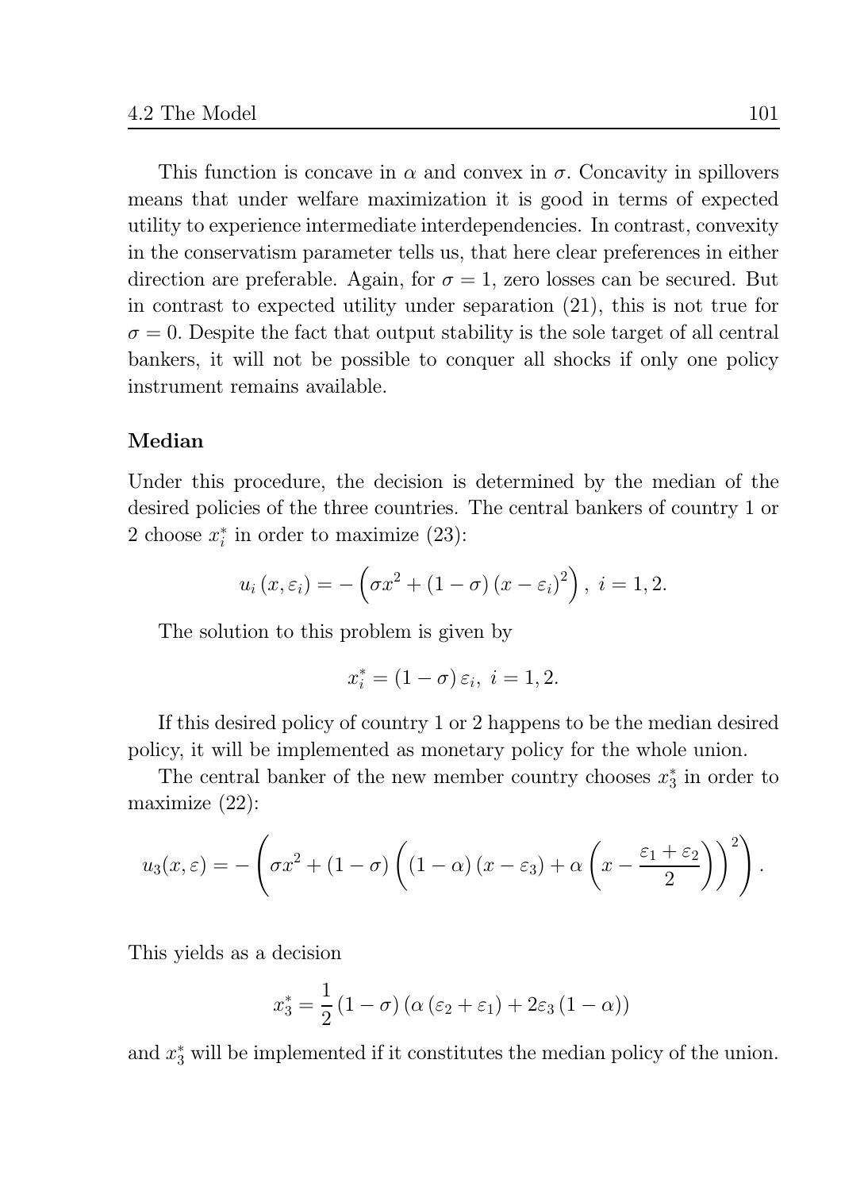This function is concave in $\alpha$ and convex in $\sigma$. Concavity in spillovers means that under welfare maximization it is good in terms of expected utility to experience intermediate interdependencies. In contrast, convexity in the conservatism parameter tells us, that here clear preferences in either direction are preferable. Again, for $\sigma = 1$, zero losses can be secured. But in contrast to expected utility under separation (21), this is not true for $\sigma = 0$. Despite the fact that output stability is the sole target of all central bankers, it will not be possible to conquer all shocks if only one policy instrument remains available.

**Median**

Under this procedure, the decision is determined by the median of the desired policies of the three countries. The central bankers of country 1 or 2 choose $x_i^*$ in order to maximize (23):

$$u_i(x, \varepsilon_i) = -\left(\sigma x^2 + (1-\sigma)(x - \varepsilon_i)^2\right),\ i = 1, 2.$$

The solution to this problem is given by

$$x_i^* = (1-\sigma)\,\varepsilon_i,\ i = 1, 2.$$

If this desired policy of country 1 or 2 happens to be the median desired policy, it will be implemented as monetary policy for the whole union.

The central banker of the new member country chooses $x_3^*$ in order to maximize (22):

$$u_3(x, \varepsilon) = -\left(\sigma x^2 + (1-\sigma)\left((1-\alpha)(x - \varepsilon_3) + \alpha\left(x - \frac{\varepsilon_1 + \varepsilon_2}{2}\right)\right)^2\right).$$

This yields as a decision

$$x_3^* = \frac{1}{2}(1-\sigma)\left(\alpha(\varepsilon_2 + \varepsilon_1) + 2\varepsilon_3(1-\alpha)\right)$$

and $x_3^*$ will be implemented if it constitutes the median policy of the union.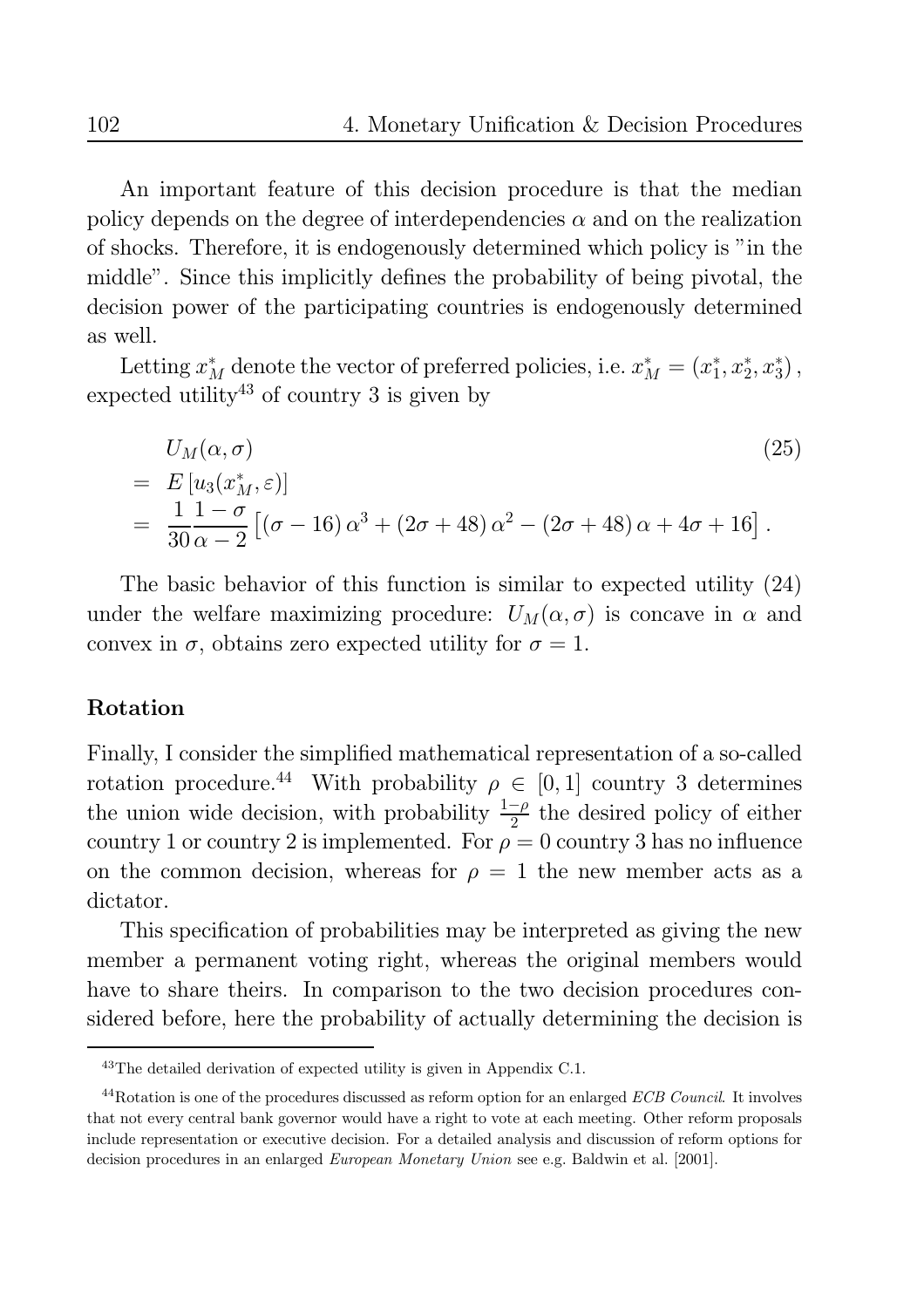An important feature of this decision procedure is that the median policy depends on the degree of interdependencies $\alpha$ and on the realization of shocks. Therefore, it is endogenously determined which policy is "in the middle". Since this implicitly defines the probability of being pivotal, the decision power of the participating countries is endogenously determined as well.

Letting $x_M^*$ denote the vector of preferred policies, i.e. $x_M^* = (x_1^*, x_2^*, x_3^*)$, expected utility[43] of country 3 is given by

$$
\begin{aligned}
& U_M(\alpha, \sigma) && (25) \\
= \; & E\left[u_3(x_M^*, \varepsilon)\right] \\
= \; & \frac{1}{30}\frac{1-\sigma}{\alpha-2}\left[(\sigma-16)\,\alpha^3 + (2\sigma+48)\,\alpha^2 - (2\sigma+48)\,\alpha + 4\sigma + 16\right].
\end{aligned}
$$

The basic behavior of this function is similar to expected utility (24) under the welfare maximizing procedure: $U_M(\alpha, \sigma)$ is concave in $\alpha$ and convex in $\sigma$, obtains zero expected utility for $\sigma = 1$.

### Rotation

Finally, I consider the simplified mathematical representation of a so-called rotation procedure.[44] With probability $\rho \in [0,1]$ country 3 determines the union wide decision, with probability $\frac{1-\rho}{2}$ the desired policy of either country 1 or country 2 is implemented. For $\rho = 0$ country 3 has no influence on the common decision, whereas for $\rho = 1$ the new member acts as a dictator.

This specification of probabilities may be interpreted as giving the new member a permanent voting right, whereas the original members would have to share theirs. In comparison to the two decision procedures considered before, here the probability of actually determining the decision is

---

[43] The detailed derivation of expected utility is given in Appendix C.1.

[44] Rotation is one of the procedures discussed as reform option for an enlarged *ECB Council*. It involves that not every central bank governor would have a right to vote at each meeting. Other reform proposals include representation or executive decision. For a detailed analysis and discussion of reform options for decision procedures in an enlarged *European Monetary Union* see e.g. Baldwin et al. [2001].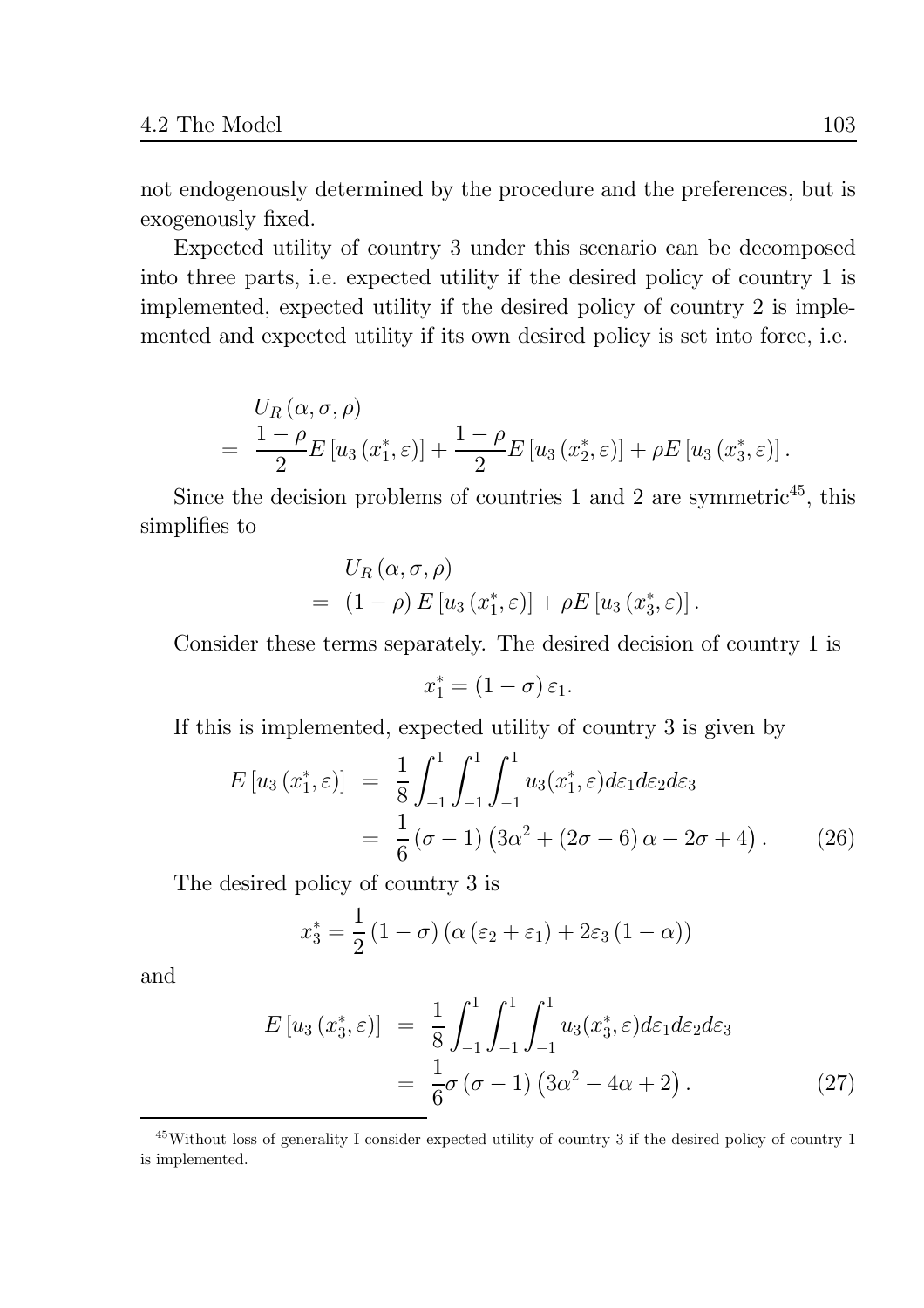not endogenously determined by the procedure and the preferences, but is exogenously fixed.

Expected utility of country 3 under this scenario can be decomposed into three parts, i.e. expected utility if the desired policy of country 1 is implemented, expected utility if the desired policy of country 2 is implemented and expected utility if its own desired policy is set into force, i.e.

$$\begin{aligned} & U_R(\alpha, \sigma, \rho) \\ = & \frac{1-\rho}{2} E\left[u_3\left(x_1^*, \varepsilon\right)\right] + \frac{1-\rho}{2} E\left[u_3\left(x_2^*, \varepsilon\right)\right] + \rho E\left[u_3\left(x_3^*, \varepsilon\right)\right]. \end{aligned}$$

Since the decision problems of countries 1 and 2 are symmetric[45], this simplifies to

$$\begin{aligned} & U_R(\alpha, \sigma, \rho) \\ = & (1-\rho) E\left[u_3\left(x_1^*, \varepsilon\right)\right] + \rho E\left[u_3\left(x_3^*, \varepsilon\right)\right]. \end{aligned}$$

Consider these terms separately. The desired decision of country 1 is

$$x_1^* = (1-\sigma)\varepsilon_1.$$

If this is implemented, expected utility of country 3 is given by

$$\begin{aligned} E\left[u_3\left(x_1^*, \varepsilon\right)\right] &= \frac{1}{8}\int_{-1}^{1}\int_{-1}^{1}\int_{-1}^{1} u_3(x_1^*, \varepsilon) d\varepsilon_1 d\varepsilon_2 d\varepsilon_3 \\ &= \frac{1}{6}(\sigma-1)\left(3\alpha^2 + (2\sigma-6)\alpha - 2\sigma + 4\right). \end{aligned} \tag{26}$$

The desired policy of country 3 is

$$x_3^* = \frac{1}{2}(1-\sigma)\left(\alpha\left(\varepsilon_2 + \varepsilon_1\right) + 2\varepsilon_3(1-\alpha)\right)$$

and

$$\begin{aligned} E\left[u_3\left(x_3^*, \varepsilon\right)\right] &= \frac{1}{8}\int_{-1}^{1}\int_{-1}^{1}\int_{-1}^{1} u_3(x_3^*, \varepsilon) d\varepsilon_1 d\varepsilon_2 d\varepsilon_3 \\ &= \frac{1}{6}\sigma(\sigma-1)\left(3\alpha^2 - 4\alpha + 2\right). \end{aligned} \tag{27}$$

[45] Without loss of generality I consider expected utility of country 3 if the desired policy of country 1 is implemented.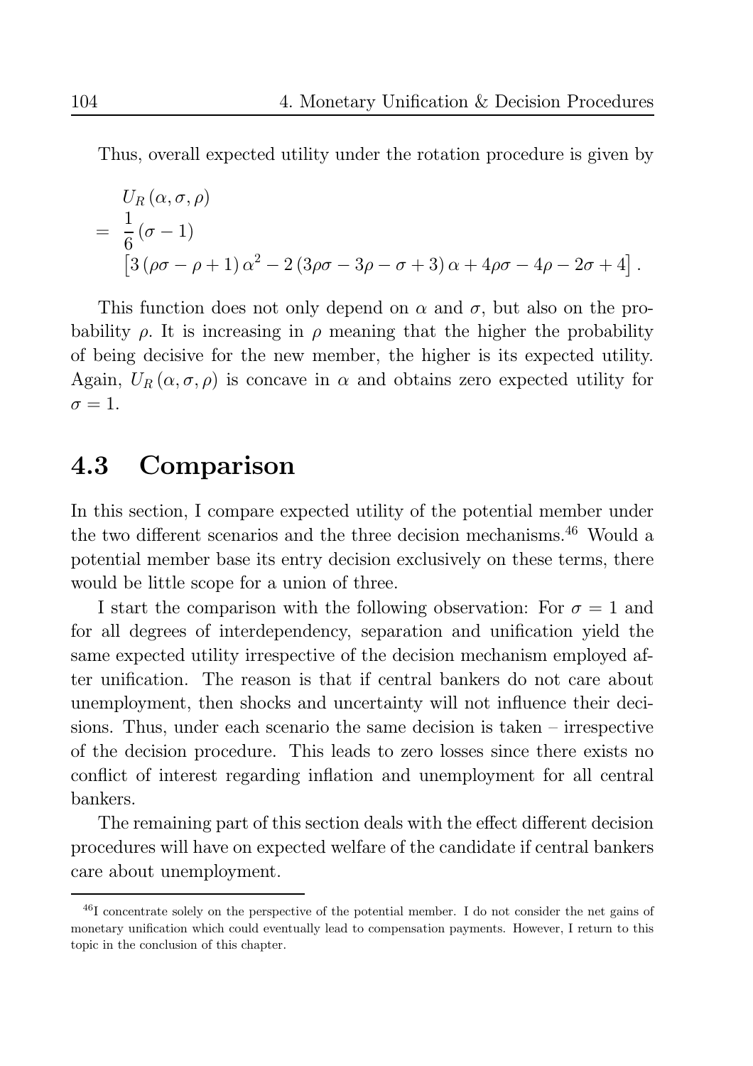Thus, overall expected utility under the rotation procedure is given by

$$
\begin{aligned}
& U_R(\alpha, \sigma, \rho) \\
= \ & \frac{1}{6}(\sigma - 1) \\
& \left[3(\rho\sigma - \rho + 1)\alpha^2 - 2(3\rho\sigma - 3\rho - \sigma + 3)\alpha + 4\rho\sigma - 4\rho - 2\sigma + 4\right].
\end{aligned}
$$

This function does not only depend on $\alpha$ and $\sigma$, but also on the probability $\rho$. It is increasing in $\rho$ meaning that the higher the probability of being decisive for the new member, the higher is its expected utility. Again, $U_R(\alpha, \sigma, \rho)$ is concave in $\alpha$ and obtains zero expected utility for $\sigma = 1$.

## 4.3 Comparison

In this section, I compare expected utility of the potential member under the two different scenarios and the three decision mechanisms.[46] Would a potential member base its entry decision exclusively on these terms, there would be little scope for a union of three.

I start the comparison with the following observation: For $\sigma = 1$ and for all degrees of interdependency, separation and unification yield the same expected utility irrespective of the decision mechanism employed after unification. The reason is that if central bankers do not care about unemployment, then shocks and uncertainty will not influence their decisions. Thus, under each scenario the same decision is taken – irrespective of the decision procedure. This leads to zero losses since there exists no conflict of interest regarding inflation and unemployment for all central bankers.

The remaining part of this section deals with the effect different decision procedures will have on expected welfare of the candidate if central bankers care about unemployment.

[46] I concentrate solely on the perspective of the potential member. I do not consider the net gains of monetary unification which could eventually lead to compensation payments. However, I return to this topic in the conclusion of this chapter.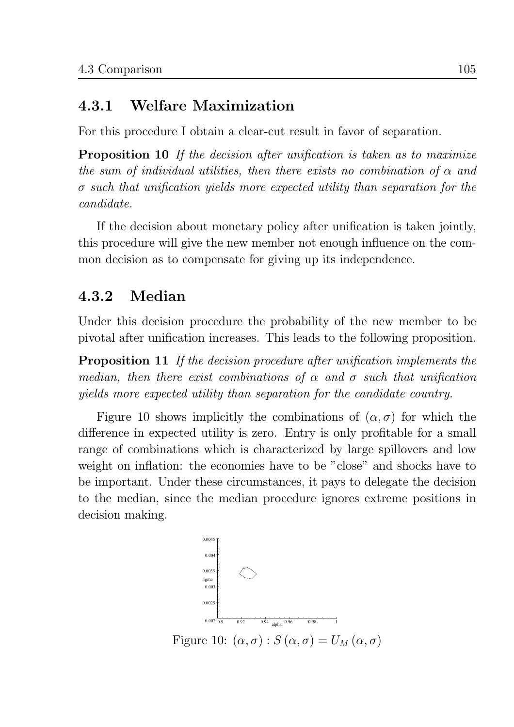### 4.3.1 Welfare Maximization

For this procedure I obtain a clear-cut result in favor of separation.

**Proposition 10** *If the decision after unification is taken as to maximize the sum of individual utilities, then there exists no combination of $\alpha$ and $\sigma$ such that unification yields more expected utility than separation for the candidate.*

If the decision about monetary policy after unification is taken jointly, this procedure will give the new member not enough influence on the common decision as to compensate for giving up its independence.

### 4.3.2 Median

Under this decision procedure the probability of the new member to be pivotal after unification increases. This leads to the following proposition.

**Proposition 11** *If the decision procedure after unification implements the median, then there exist combinations of $\alpha$ and $\sigma$ such that unification yields more expected utility than separation for the candidate country.*

Figure 10 shows implicitly the combinations of $(\alpha, \sigma)$ for which the difference in expected utility is zero. Entry is only profitable for a small range of combinations which is characterized by large spillovers and low weight on inflation: the economies have to be "close" and shocks have to be important. Under these circumstances, it pays to delegate the decision to the median, since the median procedure ignores extreme positions in decision making.

Figure 10: $(\alpha, \sigma) : S(\alpha, \sigma) = U_M(\alpha, \sigma)$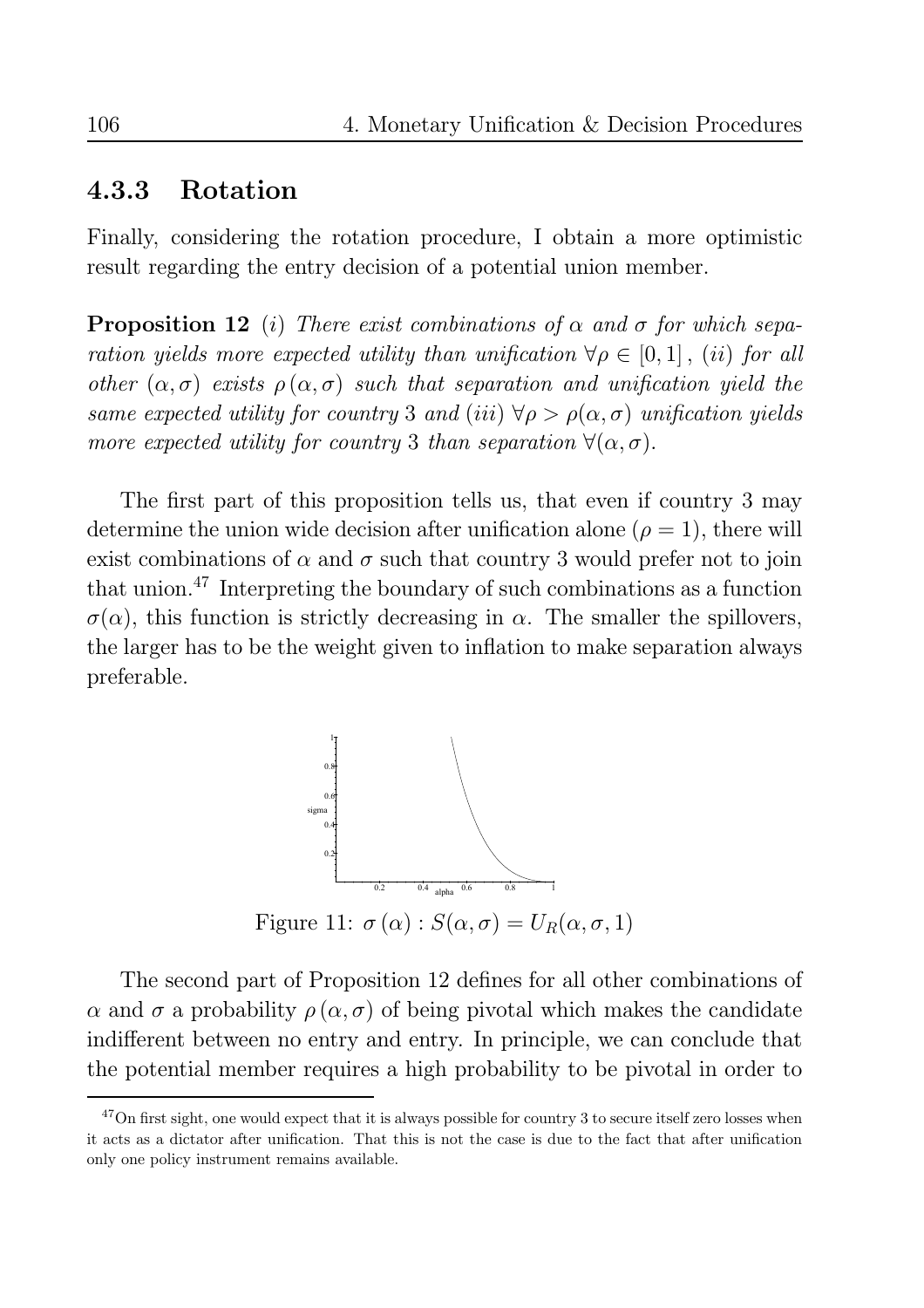### 4.3.3 Rotation

Finally, considering the rotation procedure, I obtain a more optimistic result regarding the entry decision of a potential union member.

**Proposition 12** *(i) There exist combinations of $\alpha$ and $\sigma$ for which separation yields more expected utility than unification $\forall \rho \in [0, 1]$, (ii) for all other $(\alpha, \sigma)$ exists $\rho(\alpha, \sigma)$ such that separation and unification yield the same expected utility for country 3 and (iii) $\forall \rho > \rho(\alpha, \sigma)$ unification yields more expected utility for country 3 than separation $\forall (\alpha, \sigma)$.*

The first part of this proposition tells us, that even if country 3 may determine the union wide decision after unification alone ($\rho = 1$), there will exist combinations of $\alpha$ and $\sigma$ such that country 3 would prefer not to join that union.[47] Interpreting the boundary of such combinations as a function $\sigma(\alpha)$, this function is strictly decreasing in $\alpha$. The smaller the spillovers, the larger has to be the weight given to inflation to make separation always preferable.

Figure 11: $\sigma(\alpha) : S(\alpha, \sigma) = U_R(\alpha, \sigma, 1)$

The second part of Proposition 12 defines for all other combinations of $\alpha$ and $\sigma$ a probability $\rho(\alpha, \sigma)$ of being pivotal which makes the candidate indifferent between no entry and entry. In principle, we can conclude that the potential member requires a high probability to be pivotal in order to

[47] On first sight, one would expect that it is always possible for country 3 to secure itself zero losses when it acts as a dictator after unification. That this is not the case is due to the fact that after unification only one policy instrument remains available.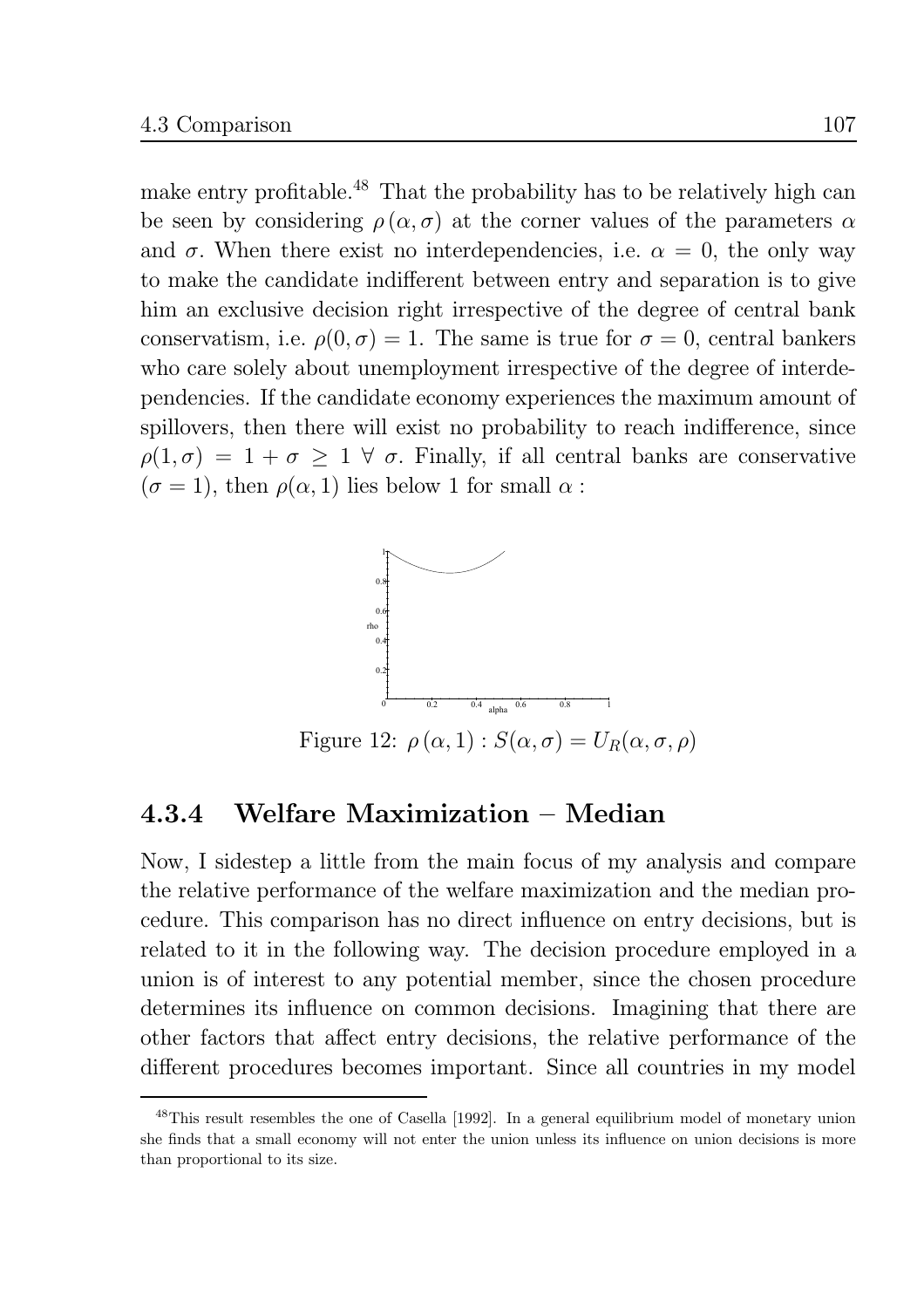make entry profitable.[48] That the probability has to be relatively high can be seen by considering $\rho(\alpha, \sigma)$ at the corner values of the parameters $\alpha$ and $\sigma$. When there exist no interdependencies, i.e. $\alpha = 0$, the only way to make the candidate indifferent between entry and separation is to give him an exclusive decision right irrespective of the degree of central bank conservatism, i.e. $\rho(0, \sigma) = 1$. The same is true for $\sigma = 0$, central bankers who care solely about unemployment irrespective of the degree of interdependencies. If the candidate economy experiences the maximum amount of spillovers, then there will exist no probability to reach indifference, since $\rho(1, \sigma) = 1 + \sigma \geq 1 \ \forall \ \sigma$. Finally, if all central banks are conservative ($\sigma = 1$), then $\rho(\alpha, 1)$ lies below 1 for small $\alpha$ :

Figure 12: $\rho(\alpha, 1) : S(\alpha, \sigma) = U_R(\alpha, \sigma, \rho)$

### 4.3.4 Welfare Maximization – Median

Now, I sidestep a little from the main focus of my analysis and compare the relative performance of the welfare maximization and the median procedure. This comparison has no direct influence on entry decisions, but is related to it in the following way. The decision procedure employed in a union is of interest to any potential member, since the chosen procedure determines its influence on common decisions. Imagining that there are other factors that affect entry decisions, the relative performance of the different procedures becomes important. Since all countries in my model

[48] This result resembles the one of Casella [1992]. In a general equilibrium model of monetary union she finds that a small economy will not enter the union unless its influence on union decisions is more than proportional to its size.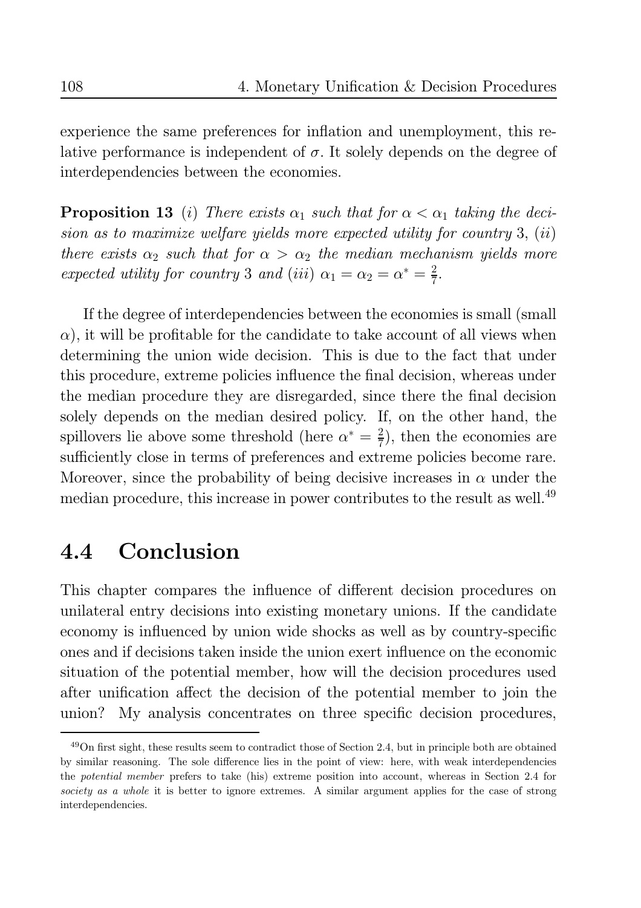experience the same preferences for inflation and unemployment, this relative performance is independent of $\sigma$. It solely depends on the degree of interdependencies between the economies.

**Proposition 13** (*i*) *There exists $\alpha_1$ such that for $\alpha < \alpha_1$ taking the decision as to maximize welfare yields more expected utility for country* 3, (*ii*) *there exists $\alpha_2$ such that for $\alpha > \alpha_2$ the median mechanism yields more expected utility for country* 3 *and* (*iii*) $\alpha_1 = \alpha_2 = \alpha^* = \frac{2}{7}$.

If the degree of interdependencies between the economies is small (small $\alpha$), it will be profitable for the candidate to take account of all views when determining the union wide decision. This is due to the fact that under this procedure, extreme policies influence the final decision, whereas under the median procedure they are disregarded, since there the final decision solely depends on the median desired policy. If, on the other hand, the spillovers lie above some threshold (here $\alpha^* = \frac{2}{7}$), then the economies are sufficiently close in terms of preferences and extreme policies become rare. Moreover, since the probability of being decisive increases in $\alpha$ under the median procedure, this increase in power contributes to the result as well.[49]

## 4.4 Conclusion

This chapter compares the influence of different decision procedures on unilateral entry decisions into existing monetary unions. If the candidate economy is influenced by union wide shocks as well as by country-specific ones and if decisions taken inside the union exert influence on the economic situation of the potential member, how will the decision procedures used after unification affect the decision of the potential member to join the union? My analysis concentrates on three specific decision procedures,

[49] On first sight, these results seem to contradict those of Section 2.4, but in principle both are obtained by similar reasoning. The sole difference lies in the point of view: here, with weak interdependencies the *potential member* prefers to take (his) extreme position into account, whereas in Section 2.4 for *society as a whole* it is better to ignore extremes. A similar argument applies for the case of strong interdependencies.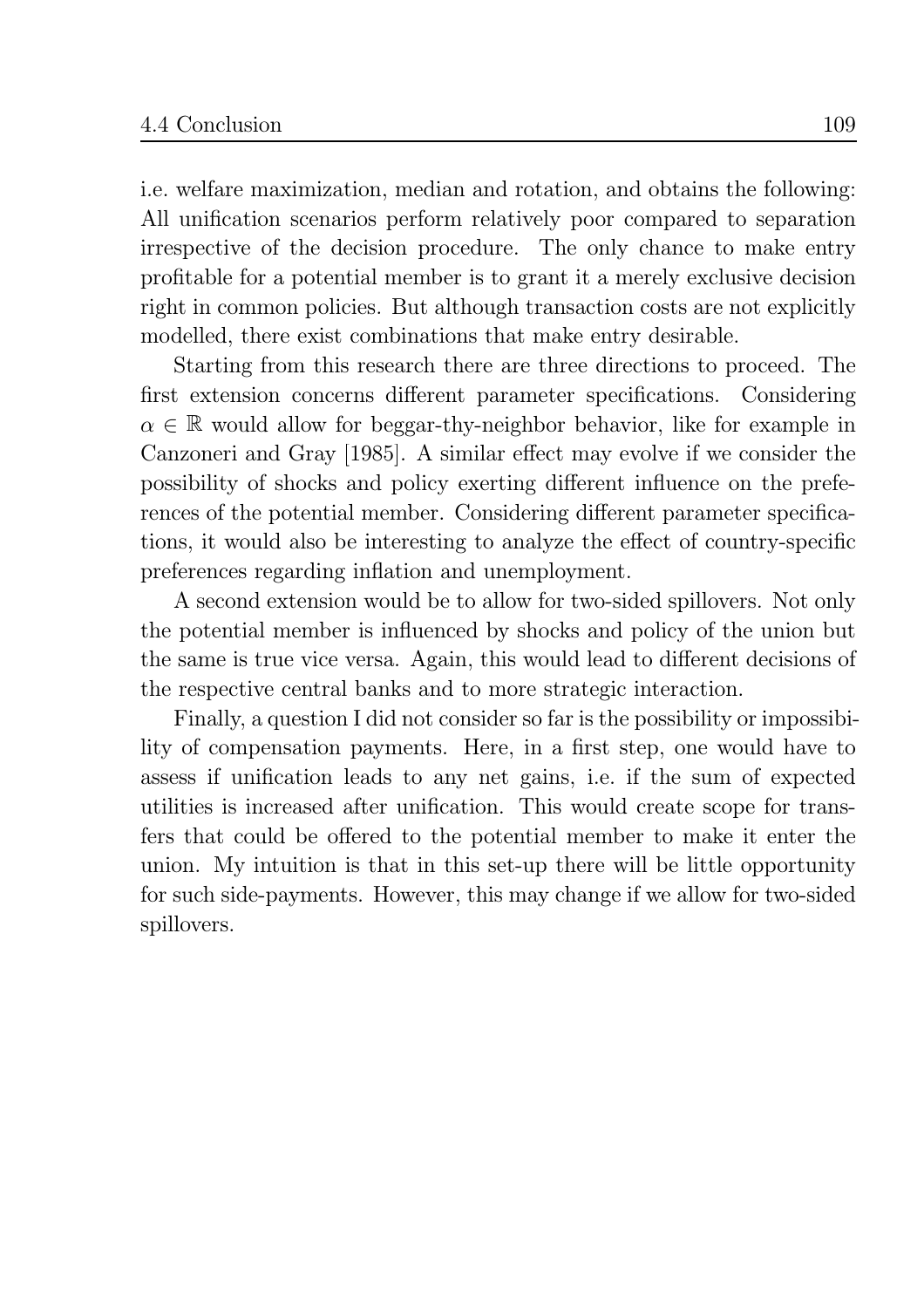i.e. welfare maximization, median and rotation, and obtains the following: All unification scenarios perform relatively poor compared to separation irrespective of the decision procedure. The only chance to make entry profitable for a potential member is to grant it a merely exclusive decision right in common policies. But although transaction costs are not explicitly modelled, there exist combinations that make entry desirable.

Starting from this research there are three directions to proceed. The first extension concerns different parameter specifications. Considering $\alpha \in \mathbb{R}$ would allow for beggar-thy-neighbor behavior, like for example in Canzoneri and Gray [1985]. A similar effect may evolve if we consider the possibility of shocks and policy exerting different influence on the preferences of the potential member. Considering different parameter specifications, it would also be interesting to analyze the effect of country-specific preferences regarding inflation and unemployment.

A second extension would be to allow for two-sided spillovers. Not only the potential member is influenced by shocks and policy of the union but the same is true vice versa. Again, this would lead to different decisions of the respective central banks and to more strategic interaction.

Finally, a question I did not consider so far is the possibility or impossibility of compensation payments. Here, in a first step, one would have to assess if unification leads to any net gains, i.e. if the sum of expected utilities is increased after unification. This would create scope for transfers that could be offered to the potential member to make it enter the union. My intuition is that in this set-up there will be little opportunity for such side-payments. However, this may change if we allow for two-sided spillovers.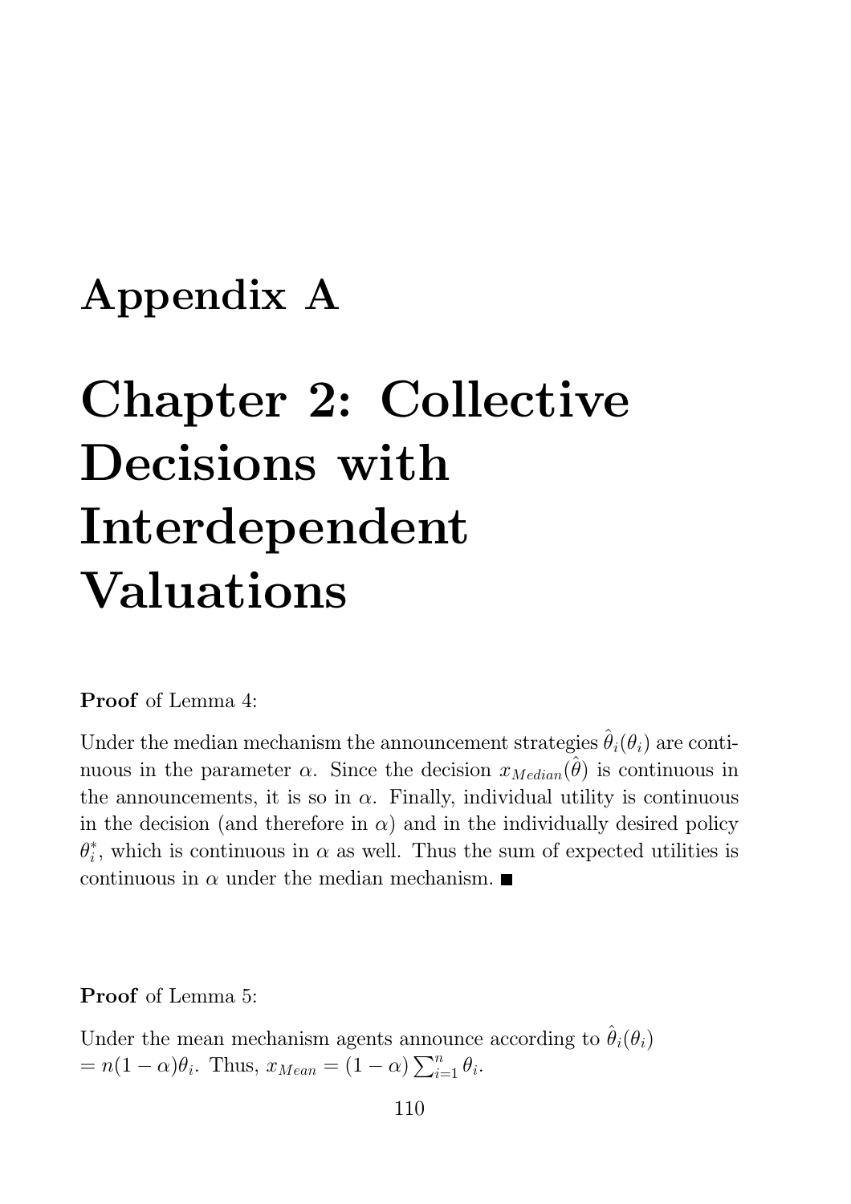# Appendix A

# Chapter 2: Collective Decisions with Interdependent Valuations

**Proof** of Lemma 4:

Under the median mechanism the announcement strategies $\hat{\theta}_i(\theta_i)$ are continuous in the parameter $\alpha$. Since the decision $x_{Median}(\hat{\theta})$ is continuous in the announcements, it is so in $\alpha$. Finally, individual utility is continuous in the decision (and therefore in $\alpha$) and in the individually desired policy $\theta_i^*$, which is continuous in $\alpha$ as well. Thus the sum of expected utilities is continuous in $\alpha$ under the median mechanism. ■

**Proof** of Lemma 5:

Under the mean mechanism agents announce according to $\hat{\theta}_i(\theta_i)$ $= n(1-\alpha)\theta_i$. Thus, $x_{Mean} = (1-\alpha)\sum_{i=1}^{n}\theta_i$.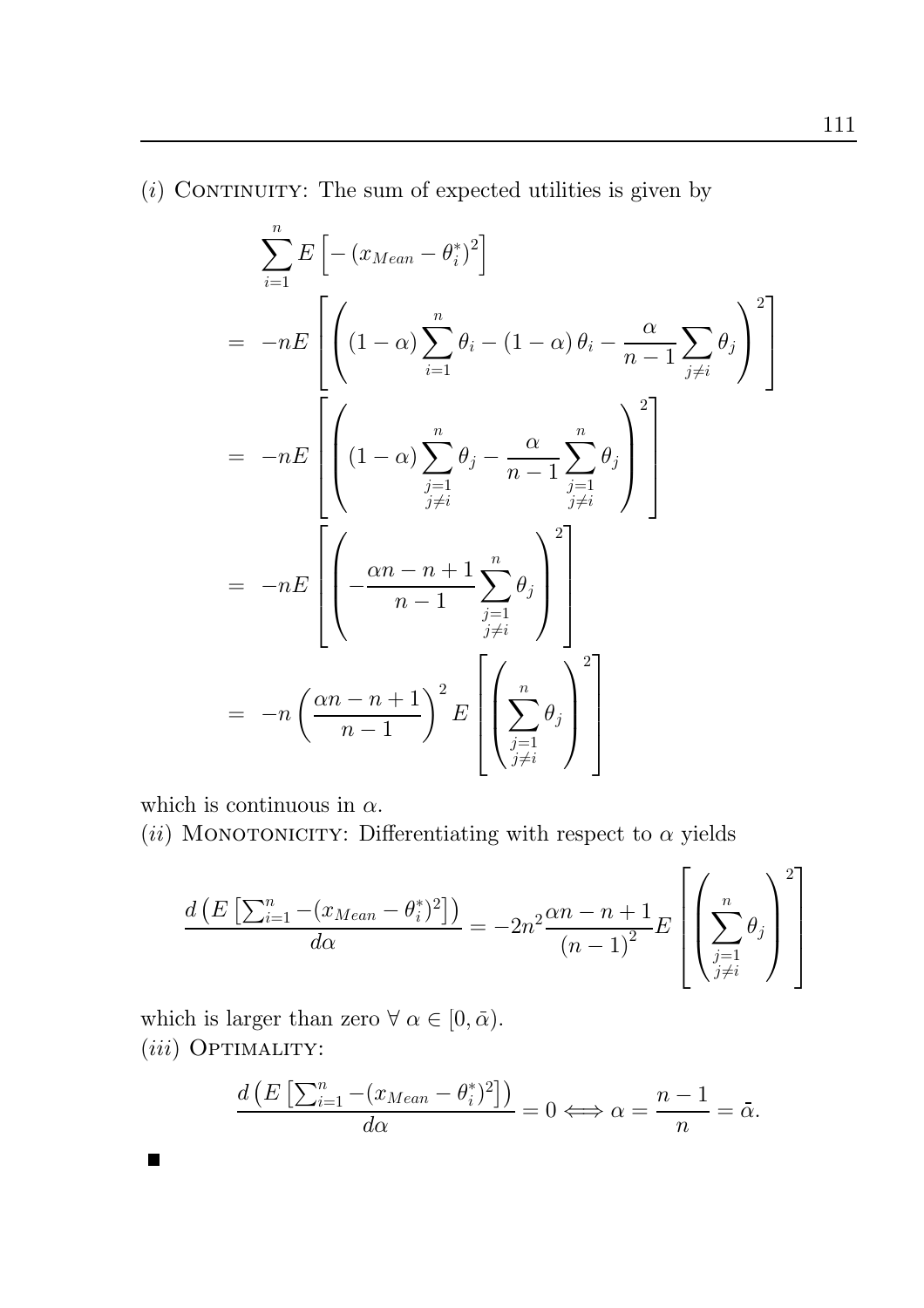$(i)$ CONTINUITY: The sum of expected utilities is given by

$$
\begin{aligned}
&\sum_{i=1}^{n} E\left[-\left(x_{Mean}-\theta_i^*\right)^2\right] \\
&= -nE\left[\left((1-\alpha)\sum_{i=1}^{n}\theta_i-(1-\alpha)\theta_i-\frac{\alpha}{n-1}\sum_{j\neq i}\theta_j\right)^2\right] \\
&= -nE\left[\left((1-\alpha)\sum_{\substack{j=1\\ j\neq i}}^{n}\theta_j-\frac{\alpha}{n-1}\sum_{\substack{j=1\\ j\neq i}}^{n}\theta_j\right)^2\right] \\
&= -nE\left[\left(-\frac{\alpha n-n+1}{n-1}\sum_{\substack{j=1\\ j\neq i}}^{n}\theta_j\right)^2\right] \\
&= -n\left(\frac{\alpha n-n+1}{n-1}\right)^2 E\left[\left(\sum_{\substack{j=1\\ j\neq i}}^{n}\theta_j\right)^2\right]
\end{aligned}
$$

which is continuous in $\alpha$.

$(ii)$ MONOTONICITY: Differentiating with respect to $\alpha$ yields

$$
\frac{d\left(E\left[\sum_{i=1}^{n}-(x_{Mean}-\theta_i^*)^2\right]\right)}{d\alpha} = -2n^2\frac{\alpha n-n+1}{(n-1)^2}E\left[\left(\sum_{\substack{j=1\\ j\neq i}}^{n}\theta_j\right)^2\right]
$$

which is larger than zero $\forall\ \alpha \in [0,\bar{\alpha})$.

$(iii)$ OPTIMALITY:

$$
\frac{d\left(E\left[\sum_{i=1}^{n}-(x_{Mean}-\theta_i^*)^2\right]\right)}{d\alpha} = 0 \Longleftrightarrow \alpha = \frac{n-1}{n} = \bar{\alpha}.
$$

■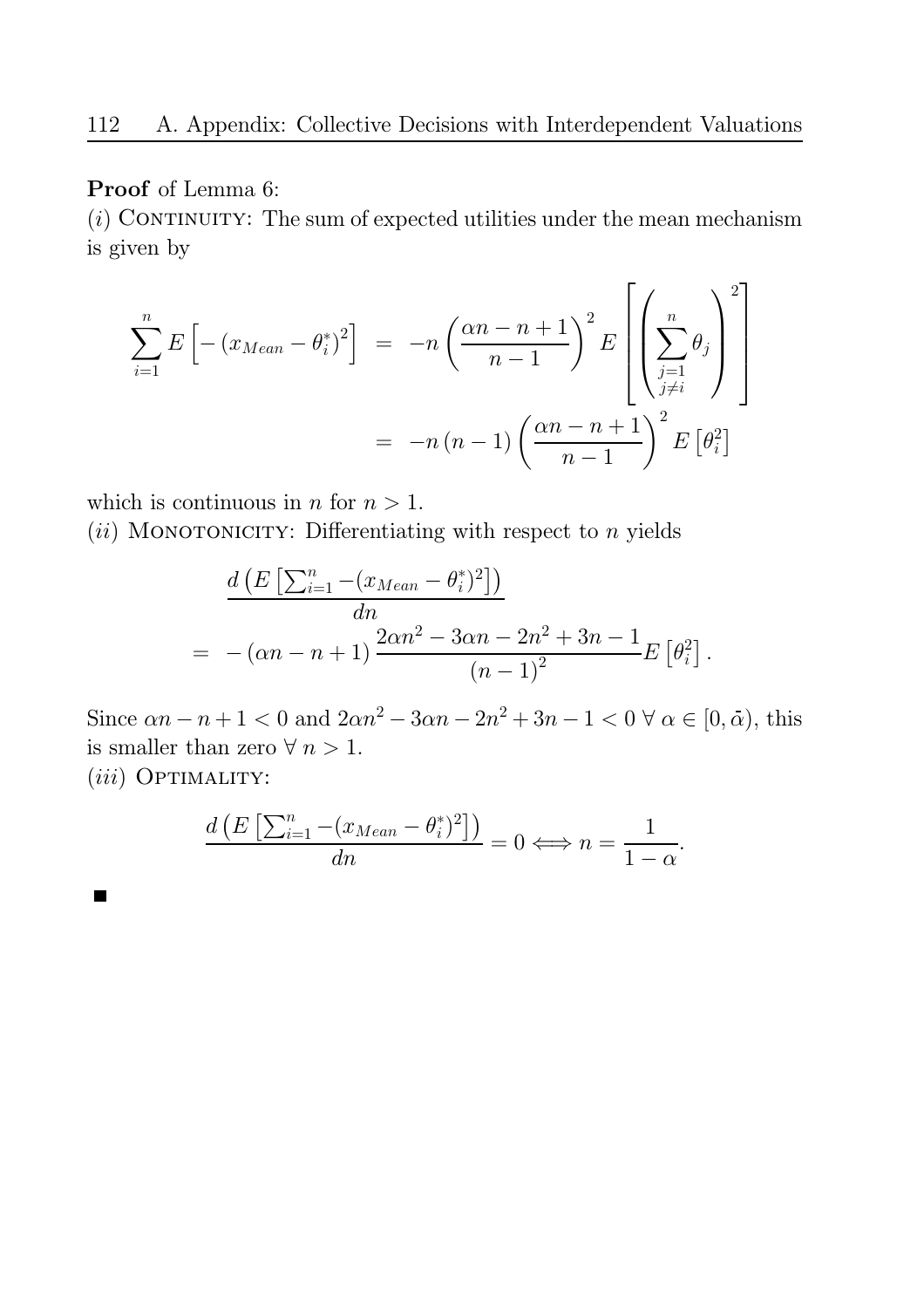**Proof** of Lemma 6:

(*i*) Continuity: The sum of expected utilities under the mean mechanism is given by

$$
\begin{aligned}
\sum_{i=1}^{n} E\left[-\left(x_{Mean}-\theta_i^*\right)^2\right] &= -n\left(\frac{\alpha n-n+1}{n-1}\right)^2 E\left[\left(\sum_{\substack{j=1\\ j\neq i}}^{n}\theta_j\right)^2\right] \\
&= -n\left(n-1\right)\left(\frac{\alpha n-n+1}{n-1}\right)^2 E\left[\theta_i^2\right]
\end{aligned}
$$

which is continuous in $n$ for $n>1$.

(*ii*) Monotonicity: Differentiating with respect to $n$ yields

$$
\begin{aligned}
&\frac{d\left(E\left[\sum_{i=1}^{n}-(x_{Mean}-\theta_i^*)^2\right]\right)}{dn} \\
=&\ -\left(\alpha n-n+1\right)\frac{2\alpha n^2-3\alpha n-2n^2+3n-1}{\left(n-1\right)^2}E\left[\theta_i^2\right].
\end{aligned}
$$

Since $\alpha n-n+1<0$ and $2\alpha n^2-3\alpha n-2n^2+3n-1<0\ \forall\ \alpha\in[0,\bar{\alpha})$, this is smaller than zero $\forall\ n>1$.

(*iii*) Optimality:

$$
\frac{d\left(E\left[\sum_{i=1}^{n}-(x_{Mean}-\theta_i^*)^2\right]\right)}{dn}=0\Longleftrightarrow n=\frac{1}{1-\alpha}.
$$

■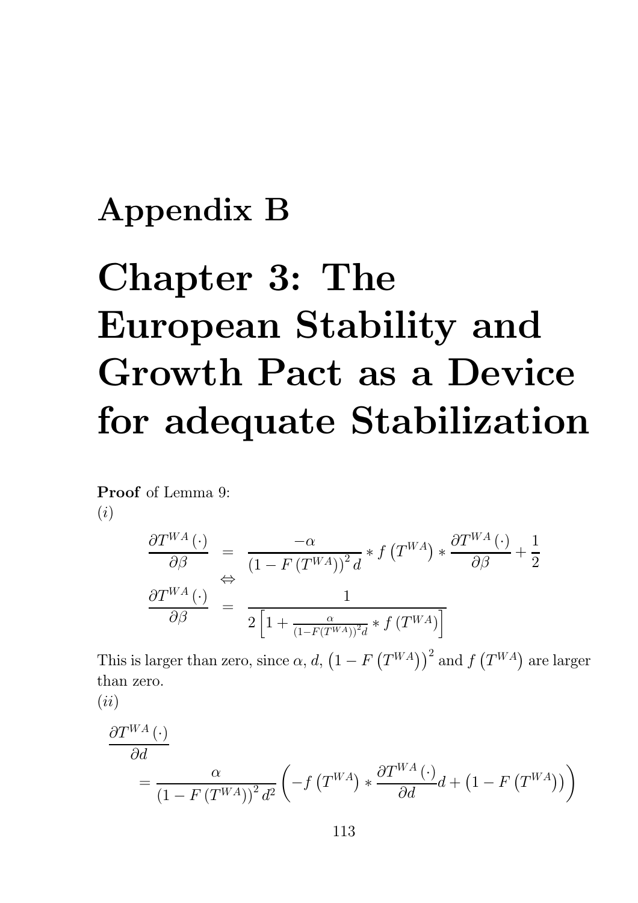# Appendix B

# Chapter 3: The European Stability and Growth Pact as a Device for adequate Stabilization

**Proof** of Lemma 9:

$(i)$

$$
\begin{aligned}
\frac{\partial T^{WA}(\cdot)}{\partial \beta} &= \frac{-\alpha}{\left(1-F\left(T^{WA}\right)\right)^2 d} * f\left(T^{WA}\right) * \frac{\partial T^{WA}(\cdot)}{\partial \beta} + \frac{1}{2} \\
&\Leftrightarrow \\
\frac{\partial T^{WA}(\cdot)}{\partial \beta} &= \frac{1}{2\left[1+\frac{\alpha}{\left(1-F\left(T^{WA}\right)\right)^2 d} * f\left(T^{WA}\right)\right]}
\end{aligned}
$$

This is larger than zero, since $\alpha$, $d$, $\left(1-F\left(T^{WA}\right)\right)^2$ and $f\left(T^{WA}\right)$ are larger than zero.

$(ii)$

$$
\begin{aligned}
&\frac{\partial T^{WA}(\cdot)}{\partial d} \\
&= \frac{\alpha}{\left(1-F\left(T^{WA}\right)\right)^2 d^2}\left(-f\left(T^{WA}\right) * \frac{\partial T^{WA}(\cdot)}{\partial d} d + \left(1-F\left(T^{WA}\right)\right)\right)
\end{aligned}
$$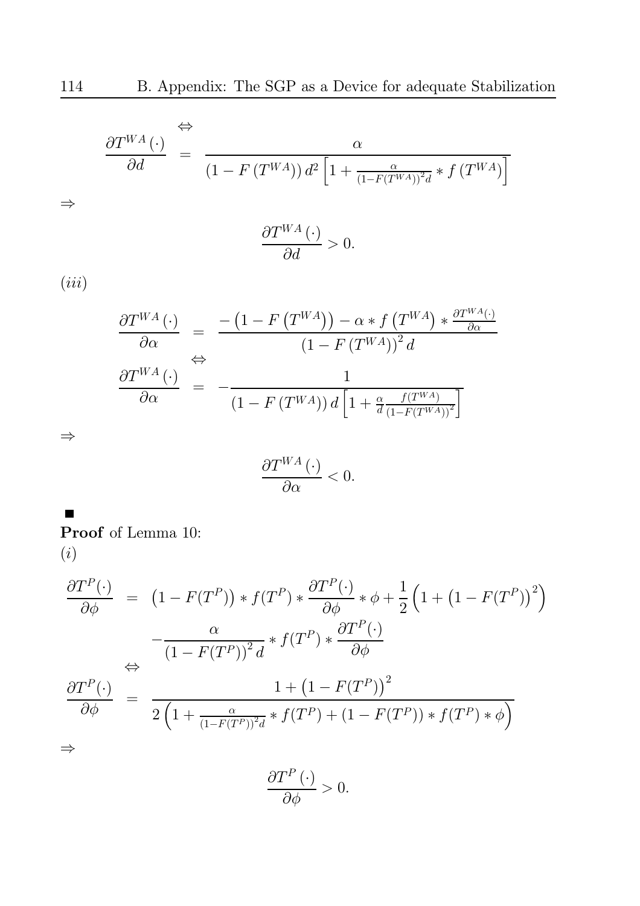$$\Leftrightarrow$$

$$\frac{\partial T^{WA}(\cdot)}{\partial d} = \frac{\alpha}{\left(1-F\left(T^{WA}\right)\right)d^2\left[1+\frac{\alpha}{\left(1-F\left(T^{WA}\right)\right)^2 d}*f\left(T^{WA}\right)\right]}$$

$\Rightarrow$

$$\frac{\partial T^{WA}(\cdot)}{\partial d} > 0.$$

$(iii)$

$$\frac{\partial T^{WA}(\cdot)}{\partial \alpha} = \frac{-\left(1-F\left(T^{WA}\right)\right)-\alpha * f\left(T^{WA}\right)*\frac{\partial T^{WA}(\cdot)}{\partial \alpha}}{\left(1-F\left(T^{WA}\right)\right)^2 d}$$

$$\Leftrightarrow$$

$$\frac{\partial T^{WA}(\cdot)}{\partial \alpha} = -\frac{1}{\left(1-F\left(T^{WA}\right)\right)d\left[1+\frac{\alpha}{d}\frac{f\left(T^{WA}\right)}{\left(1-F\left(T^{WA}\right)\right)^2}\right]}$$

$\Rightarrow$

$$\frac{\partial T^{WA}(\cdot)}{\partial \alpha} < 0.$$

■

**Proof** of Lemma 10:

$(i)$

$$\frac{\partial T^{P}(\cdot)}{\partial \phi} = \left(1-F(T^P)\right)*f(T^P)*\frac{\partial T^{P}(\cdot)}{\partial \phi}*\phi+\frac{1}{2}\left(1+\left(1-F(T^P)\right)^2\right) - \frac{\alpha}{\left(1-F(T^P)\right)^2 d}*f(T^P)*\frac{\partial T^{P}(\cdot)}{\partial \phi}$$

$$\Leftrightarrow$$

$$\frac{\partial T^{P}(\cdot)}{\partial \phi} = \frac{1+\left(1-F(T^P)\right)^2}{2\left(1+\frac{\alpha}{\left(1-F(T^P)\right)^2 d}*f(T^P)+\left(1-F(T^P)\right)*f(T^P)*\phi\right)}$$

$\Rightarrow$

$$\frac{\partial T^{P}(\cdot)}{\partial \phi} > 0.$$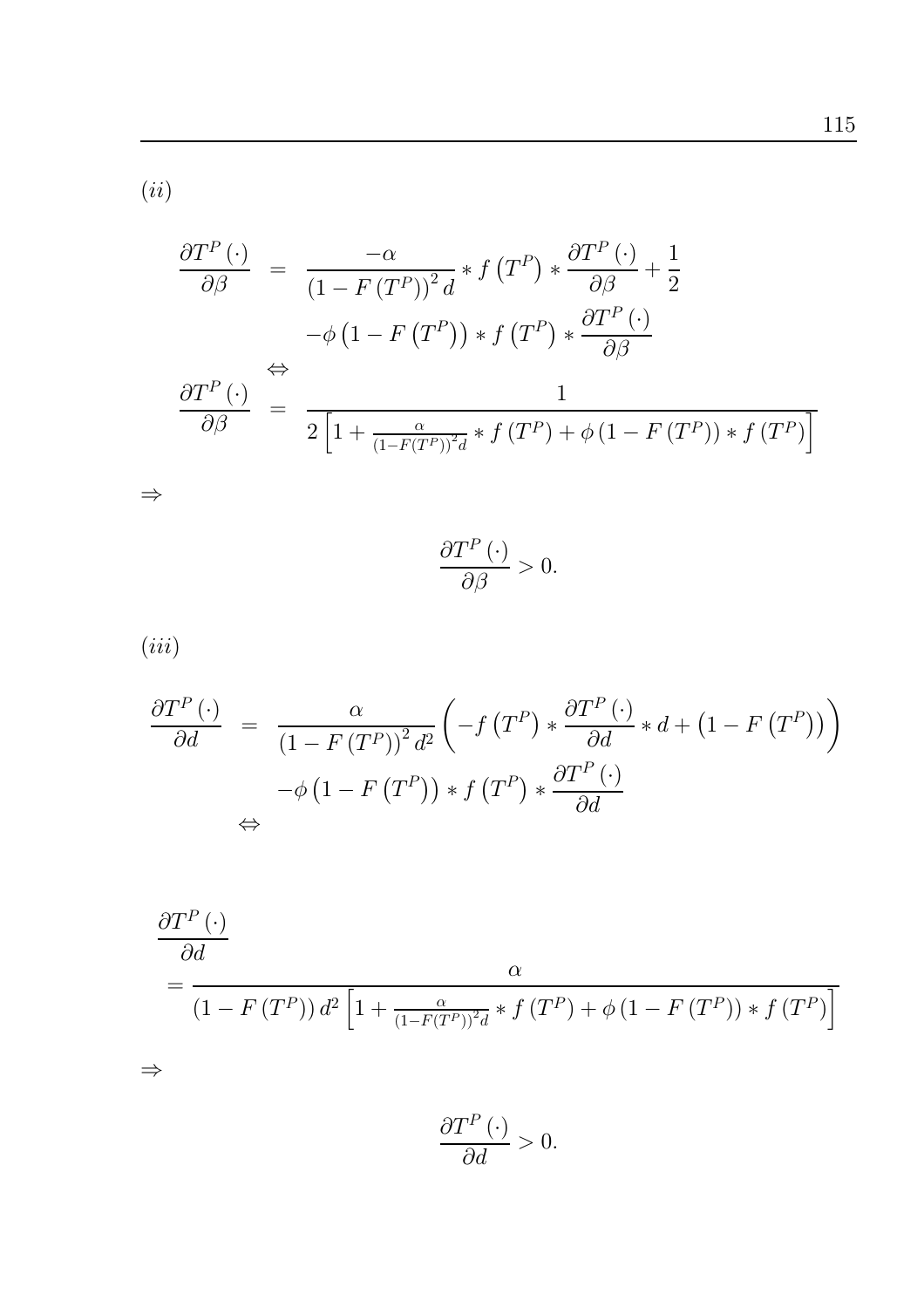$(ii)$

$$
\begin{aligned}
\frac{\partial T^{P}(\cdot)}{\partial \beta} &= \frac{-\alpha}{\left(1-F\left(T^{P}\right)\right)^{2} d} * f\left(T^{P}\right) * \frac{\partial T^{P}(\cdot)}{\partial \beta} + \frac{1}{2} \\
&\quad -\phi\left(1-F\left(T^{P}\right)\right) * f\left(T^{P}\right) * \frac{\partial T^{P}(\cdot)}{\partial \beta} \\
&\Leftrightarrow \\
\frac{\partial T^{P}(\cdot)}{\partial \beta} &= \frac{1}{2\left[1+\frac{\alpha}{\left(1-F\left(T^{P}\right)\right)^{2} d} * f\left(T^{P}\right)+\phi\left(1-F\left(T^{P}\right)\right) * f\left(T^{P}\right)\right]}
\end{aligned}
$$

$\Rightarrow$

$$
\frac{\partial T^{P}(\cdot)}{\partial \beta} > 0.
$$

$(iii)$

$$
\begin{aligned}
\frac{\partial T^{P}(\cdot)}{\partial d} &= \frac{\alpha}{\left(1-F\left(T^{P}\right)\right)^{2} d^{2}}\left(-f\left(T^{P}\right) * \frac{\partial T^{P}(\cdot)}{\partial d} * d+\left(1-F\left(T^{P}\right)\right)\right) \\
&\quad -\phi\left(1-F\left(T^{P}\right)\right) * f\left(T^{P}\right) * \frac{\partial T^{P}(\cdot)}{\partial d} \\
&\Leftrightarrow
\end{aligned}
$$

$$
\begin{aligned}
&\frac{\partial T^{P}(\cdot)}{\partial d} \\
&= \frac{\alpha}{\left(1-F\left(T^{P}\right)\right) d^{2}\left[1+\frac{\alpha}{\left(1-F\left(T^{P}\right)\right)^{2} d} * f\left(T^{P}\right)+\phi\left(1-F\left(T^{P}\right)\right) * f\left(T^{P}\right)\right]}
\end{aligned}
$$

$\Rightarrow$

$$
\frac{\partial T^{P}(\cdot)}{\partial d} > 0.
$$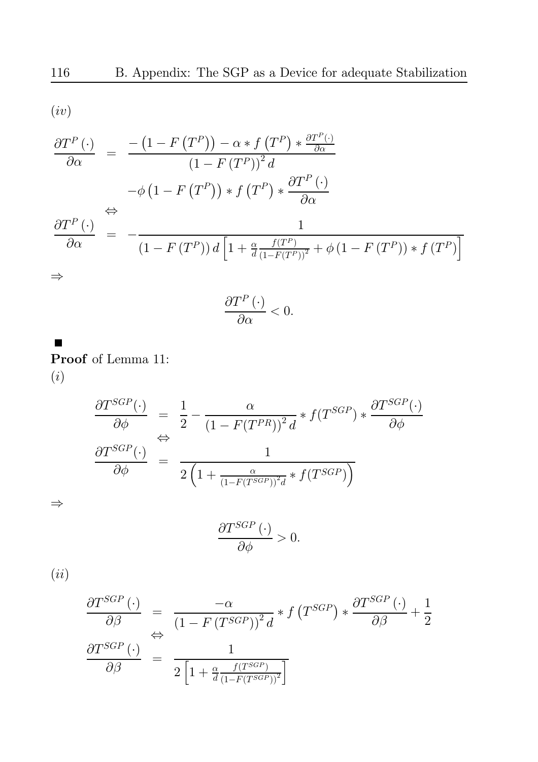$(iv)$

$$
\begin{aligned}
\frac{\partial T^{P}(\cdot)}{\partial \alpha} &= \frac{-\left(1-F\left(T^{P}\right)\right)-\alpha * f\left(T^{P}\right) * \frac{\partial T^{P}(\cdot)}{\partial \alpha}}{\left(1-F\left(T^{P}\right)\right)^{2} d} \\
&\quad -\phi\left(1-F\left(T^{P}\right)\right) * f\left(T^{P}\right) * \frac{\partial T^{P}(\cdot)}{\partial \alpha} \\
&\Leftrightarrow \\
\frac{\partial T^{P}(\cdot)}{\partial \alpha} &= -\frac{1}{\left(1-F\left(T^{P}\right)\right) d\left[1+\frac{\alpha}{d} \frac{f\left(T^{P}\right)}{\left(1-F\left(T^{P}\right)\right)^{2}}+\phi\left(1-F\left(T^{P}\right)\right) * f\left(T^{P}\right)\right]}
\end{aligned}
$$

$\Rightarrow$

$$
\frac{\partial T^{P}(\cdot)}{\partial \alpha}<0.
$$

■

**Proof** of Lemma 11:

$(i)$

$$
\begin{aligned}
\frac{\partial T^{SGP}(\cdot)}{\partial \phi} &= \frac{1}{2}-\frac{\alpha}{\left(1-F(T^{PR})\right)^{2} d} * f(T^{SGP}) * \frac{\partial T^{SGP}(\cdot)}{\partial \phi} \\
&\Leftrightarrow \\
\frac{\partial T^{SGP}(\cdot)}{\partial \phi} &= \frac{1}{2\left(1+\frac{\alpha}{\left(1-F(T^{SGP})\right)^{2} d} * f(T^{SGP})\right)}
\end{aligned}
$$

$\Rightarrow$

$$
\frac{\partial T^{SGP}(\cdot)}{\partial \phi}>0.
$$

$(ii)$

$$
\begin{aligned}
\frac{\partial T^{SGP}(\cdot)}{\partial \beta} &= \frac{-\alpha}{\left(1-F\left(T^{SGP}\right)\right)^{2} d} * f\left(T^{SGP}\right) * \frac{\partial T^{SGP}(\cdot)}{\partial \beta}+\frac{1}{2} \\
&\Leftrightarrow \\
\frac{\partial T^{SGP}(\cdot)}{\partial \beta} &= \frac{1}{2\left[1+\frac{\alpha}{d} \frac{f\left(T^{SGP}\right)}{\left(1-F\left(T^{SGP}\right)\right)^{2}}\right]}
\end{aligned}
$$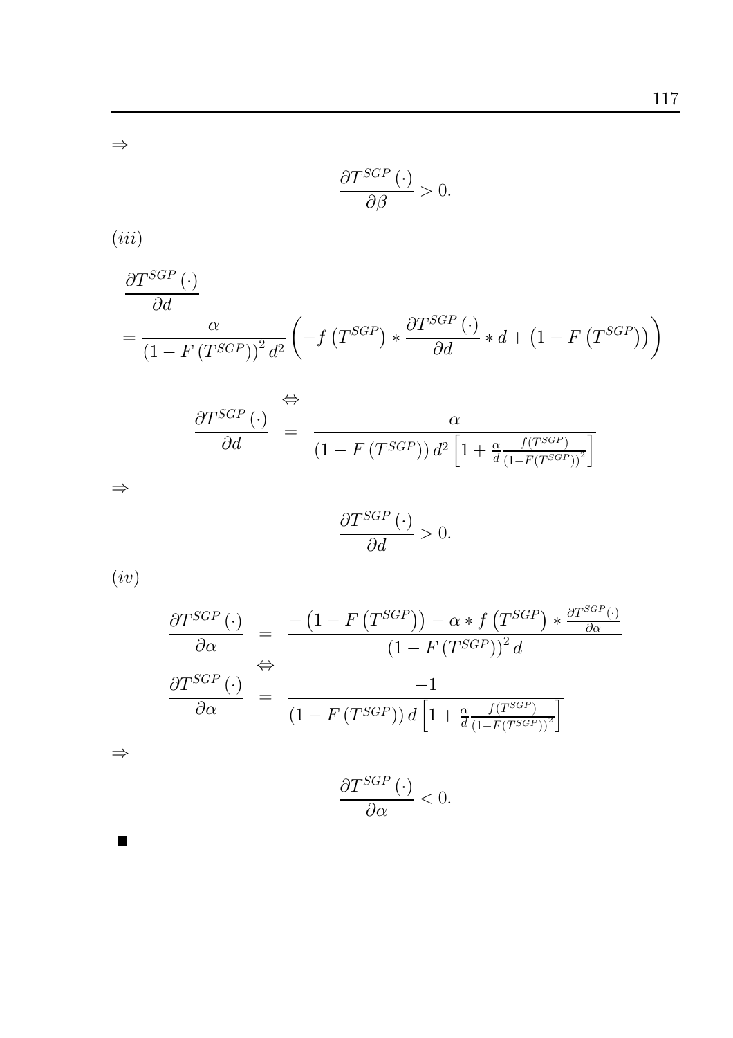$\Rightarrow$

$$\frac{\partial T^{SGP}(\cdot)}{\partial \beta} > 0.$$

$(iii)$

$$\frac{\partial T^{SGP}(\cdot)}{\partial d}$$
$$= \frac{\alpha}{\left(1 - F\left(T^{SGP}\right)\right)^2 d^2} \left( -f\left(T^{SGP}\right) * \frac{\partial T^{SGP}(\cdot)}{\partial d} * d + \left(1 - F\left(T^{SGP}\right)\right) \right)$$

$$\Leftrightarrow$$

$$\frac{\partial T^{SGP}(\cdot)}{\partial d} = \frac{\alpha}{\left(1 - F\left(T^{SGP}\right)\right) d^2 \left[1 + \frac{\alpha}{d} \frac{f\left(T^{SGP}\right)}{\left(1 - F\left(T^{SGP}\right)\right)^2}\right]}$$

$\Rightarrow$

$$\frac{\partial T^{SGP}(\cdot)}{\partial d} > 0.$$

$(iv)$

$$\frac{\partial T^{SGP}(\cdot)}{\partial \alpha} = \frac{-\left(1 - F\left(T^{SGP}\right)\right) - \alpha * f\left(T^{SGP}\right) * \frac{\partial T^{SGP}(\cdot)}{\partial \alpha}}{\left(1 - F\left(T^{SGP}\right)\right)^2 d}$$

$$\Leftrightarrow$$

$$\frac{\partial T^{SGP}(\cdot)}{\partial \alpha} = \frac{-1}{\left(1 - F\left(T^{SGP}\right)\right) d \left[1 + \frac{\alpha}{d} \frac{f\left(T^{SGP}\right)}{\left(1 - F\left(T^{SGP}\right)\right)^2}\right]}$$

$\Rightarrow$

$$\frac{\partial T^{SGP}(\cdot)}{\partial \alpha} < 0.$$

$\blacksquare$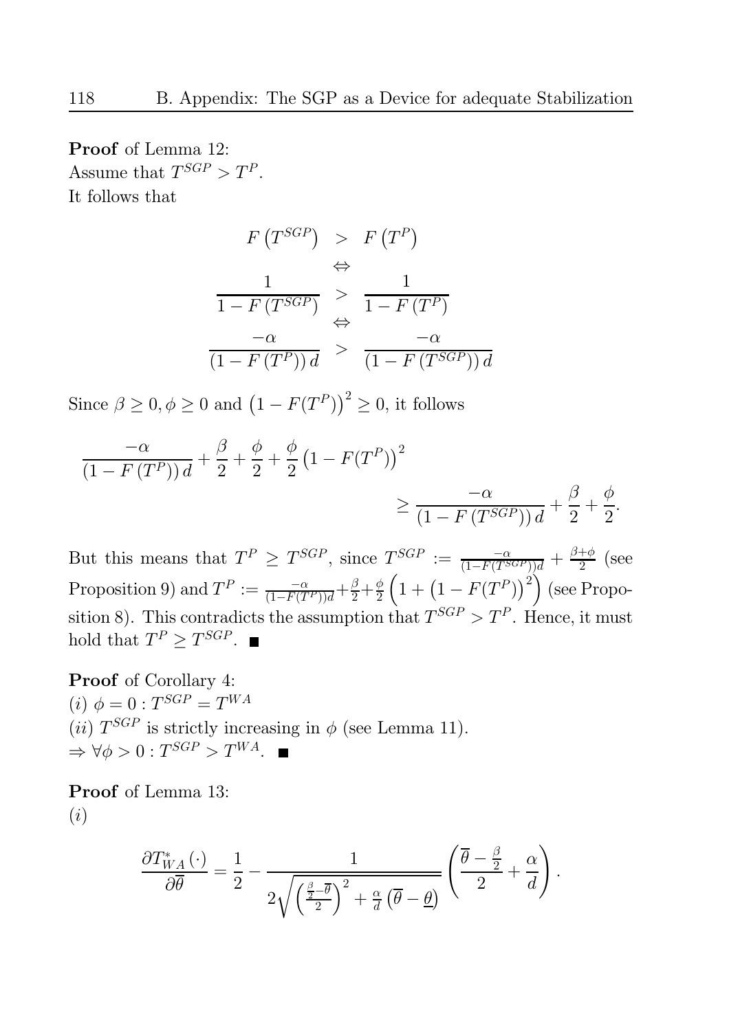**Proof** of Lemma 12:
Assume that $T^{SGP} > T^{P}$.
It follows that

$$
\begin{array}{ccc}
F\left(T^{SGP}\right) & > & F\left(T^{P}\right) \\
& \Leftrightarrow & \\
\dfrac{1}{1-F\left(T^{SGP}\right)} & > & \dfrac{1}{1-F\left(T^{P}\right)} \\
& \Leftrightarrow & \\
\dfrac{-\alpha}{\left(1-F\left(T^{P}\right)\right)d} & > & \dfrac{-\alpha}{\left(1-F\left(T^{SGP}\right)\right)d}
\end{array}
$$

Since $\beta \geq 0, \phi \geq 0$ and $\left(1-F(T^{P})\right)^2 \geq 0$, it follows

$$
\frac{-\alpha}{\left(1-F\left(T^{P}\right)\right)d} + \frac{\beta}{2} + \frac{\phi}{2} + \frac{\phi}{2}\left(1-F(T^{P})\right)^2 \geq \frac{-\alpha}{\left(1-F\left(T^{SGP}\right)\right)d} + \frac{\beta}{2} + \frac{\phi}{2}.
$$

But this means that $T^{P} \geq T^{SGP}$, since $T^{SGP} := \frac{-\alpha}{(1-F(T^{SGP}))d} + \frac{\beta+\phi}{2}$ (see Proposition 9) and $T^{P} := \frac{-\alpha}{(1-F(T^{P}))d} + \frac{\beta}{2} + \frac{\phi}{2}\left(1+\left(1-F(T^{P})\right)^2\right)$ (see Proposition 8). This contradicts the assumption that $T^{SGP} > T^{P}$. Hence, it must hold that $T^{P} \geq T^{SGP}$. ∎

**Proof** of Corollary 4:
$(i)$ $\phi = 0 : T^{SGP} = T^{WA}$
$(ii)$ $T^{SGP}$ is strictly increasing in $\phi$ (see Lemma 11).
$\Rightarrow \forall \phi > 0 : T^{SGP} > T^{WA}$. ∎

**Proof** of Lemma 13:
$(i)$

$$
\frac{\partial T^{*}_{WA}(\cdot)}{\partial \overline{\theta}} = \frac{1}{2} - \frac{1}{2\sqrt{\left(\frac{\frac{\beta}{2}-\overline{\theta}}{2}\right)^2 + \frac{\alpha}{d}\left(\overline{\theta}-\underline{\theta}\right)}}\left(\frac{\overline{\theta}-\frac{\beta}{2}}{2} + \frac{\alpha}{d}\right).
$$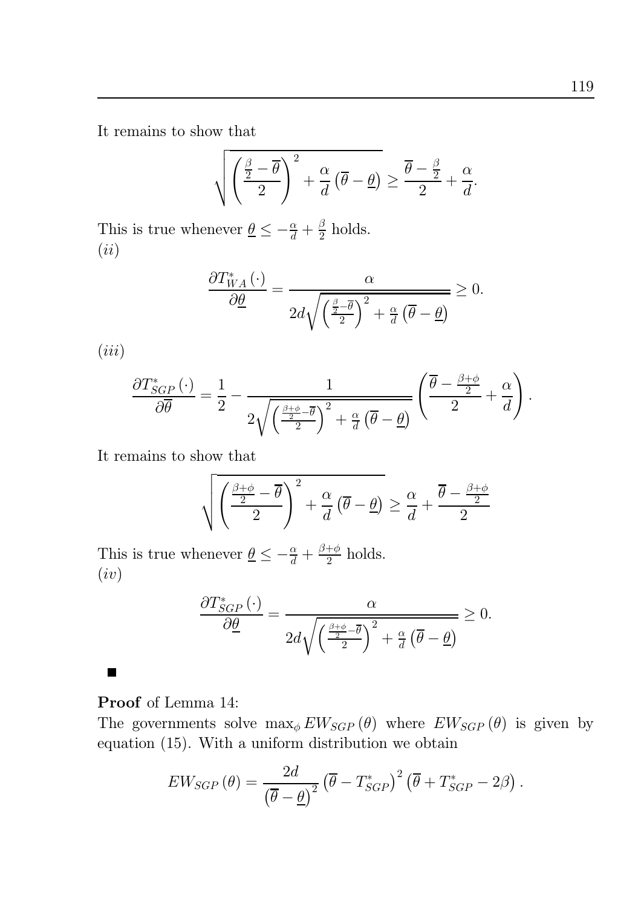It remains to show that

$$\sqrt{\left(\frac{\frac{\beta}{2}-\overline{\theta}}{2}\right)^2+\frac{\alpha}{d}\left(\overline{\theta}-\underline{\theta}\right)}\geq\frac{\overline{\theta}-\frac{\beta}{2}}{2}+\frac{\alpha}{d}.$$

This is true whenever $\underline{\theta}\leq-\frac{\alpha}{d}+\frac{\beta}{2}$ holds.
$(ii)$

$$\frac{\partial T_{WA}^{*}\left(\cdot\right)}{\partial\underline{\theta}}=\frac{\alpha}{2d\sqrt{\left(\frac{\frac{\beta}{2}-\overline{\theta}}{2}\right)^2+\frac{\alpha}{d}\left(\overline{\theta}-\underline{\theta}\right)}}\geq 0.$$

$(iii)$

$$\frac{\partial T_{SGP}^{*}\left(\cdot\right)}{\partial\overline{\theta}}=\frac{1}{2}-\frac{1}{2\sqrt{\left(\frac{\frac{\beta+\phi}{2}-\overline{\theta}}{2}\right)^2+\frac{\alpha}{d}\left(\overline{\theta}-\underline{\theta}\right)}}\left(\frac{\overline{\theta}-\frac{\beta+\phi}{2}}{2}+\frac{\alpha}{d}\right).$$

It remains to show that

$$\sqrt{\left(\frac{\frac{\beta+\phi}{2}-\overline{\theta}}{2}\right)^2+\frac{\alpha}{d}\left(\overline{\theta}-\underline{\theta}\right)}\geq\frac{\alpha}{d}+\frac{\overline{\theta}-\frac{\beta+\phi}{2}}{2}$$

This is true whenever $\underline{\theta}\leq-\frac{\alpha}{d}+\frac{\beta+\phi}{2}$ holds.
$(iv)$

$$\frac{\partial T_{SGP}^{*}\left(\cdot\right)}{\partial\underline{\theta}}=\frac{\alpha}{2d\sqrt{\left(\frac{\frac{\beta+\phi}{2}-\overline{\theta}}{2}\right)^2+\frac{\alpha}{d}\left(\overline{\theta}-\underline{\theta}\right)}}\geq 0.$$

■

**Proof** of Lemma 14:
The governments solve $\max_{\phi}EW_{SGP}\left(\theta\right)$ where $EW_{SGP}\left(\theta\right)$ is given by equation (15). With a uniform distribution we obtain

$$EW_{SGP}\left(\theta\right)=\frac{2d}{\left(\overline{\theta}-\underline{\theta}\right)^2}\left(\overline{\theta}-T_{SGP}^{*}\right)^2\left(\overline{\theta}+T_{SGP}^{*}-2\beta\right).$$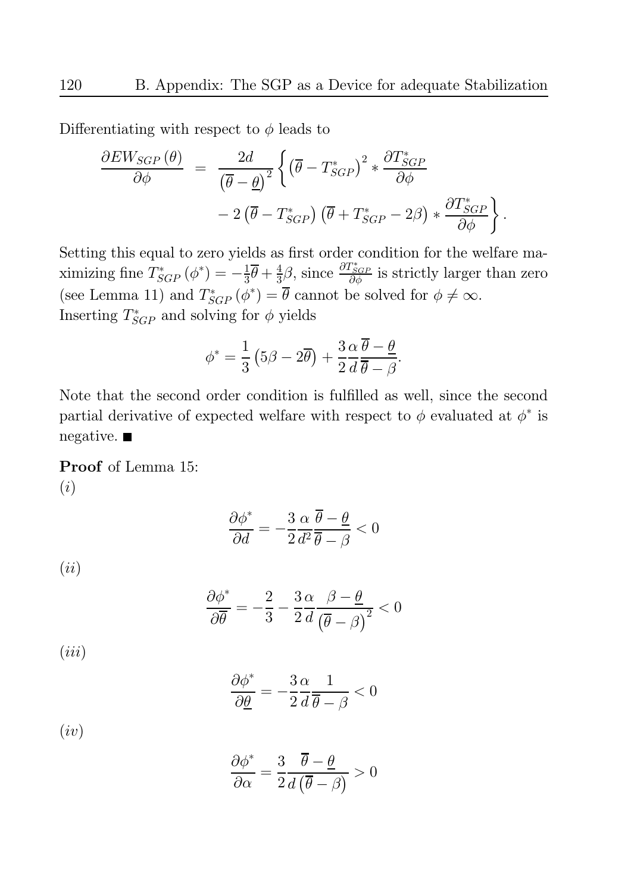Differentiating with respect to $\phi$ leads to

$$\frac{\partial EW_{SGP}(\theta)}{\partial \phi} = \frac{2d}{\left(\overline{\theta}-\underline{\theta}\right)^2}\left\{\left(\overline{\theta}-T^*_{SGP}\right)^2 * \frac{\partial T^*_{SGP}}{\partial \phi} - 2\left(\overline{\theta}-T^*_{SGP}\right)\left(\overline{\theta}+T^*_{SGP}-2\beta\right) * \frac{\partial T^*_{SGP}}{\partial \phi}\right\}.$$

Setting this equal to zero yields as first order condition for the welfare maximizing fine $T^*_{SGP}(\phi^*) = -\frac{1}{3}\overline{\theta}+\frac{4}{3}\beta$, since $\frac{\partial T^*_{SGP}}{\partial \phi}$ is strictly larger than zero (see Lemma 11) and $T^*_{SGP}(\phi^*) = \overline{\theta}$ cannot be solved for $\phi \neq \infty$.
Inserting $T^*_{SGP}$ and solving for $\phi$ yields

$$\phi^* = \frac{1}{3}\left(5\beta - 2\overline{\theta}\right) + \frac{3}{2}\frac{\alpha}{d}\frac{\overline{\theta}-\underline{\theta}}{\overline{\theta}-\beta}.$$

Note that the second order condition is fulfilled as well, since the second partial derivative of expected welfare with respect to $\phi$ evaluated at $\phi^*$ is negative. ■

**Proof** of Lemma 15:
*(i)*

$$\frac{\partial \phi^*}{\partial d} = -\frac{3}{2}\frac{\alpha}{d^2}\frac{\overline{\theta}-\underline{\theta}}{\overline{\theta}-\beta} < 0$$

*(ii)*

$$\frac{\partial \phi^*}{\partial \overline{\theta}} = -\frac{2}{3} - \frac{3}{2}\frac{\alpha}{d}\frac{\beta-\underline{\theta}}{\left(\overline{\theta}-\beta\right)^2} < 0$$

*(iii)*

$$\frac{\partial \phi^*}{\partial \underline{\theta}} = -\frac{3}{2}\frac{\alpha}{d}\frac{1}{\overline{\theta}-\beta} < 0$$

*(iv)*

$$\frac{\partial \phi^*}{\partial \alpha} = \frac{3}{2}\frac{\overline{\theta}-\underline{\theta}}{d\left(\overline{\theta}-\beta\right)} > 0$$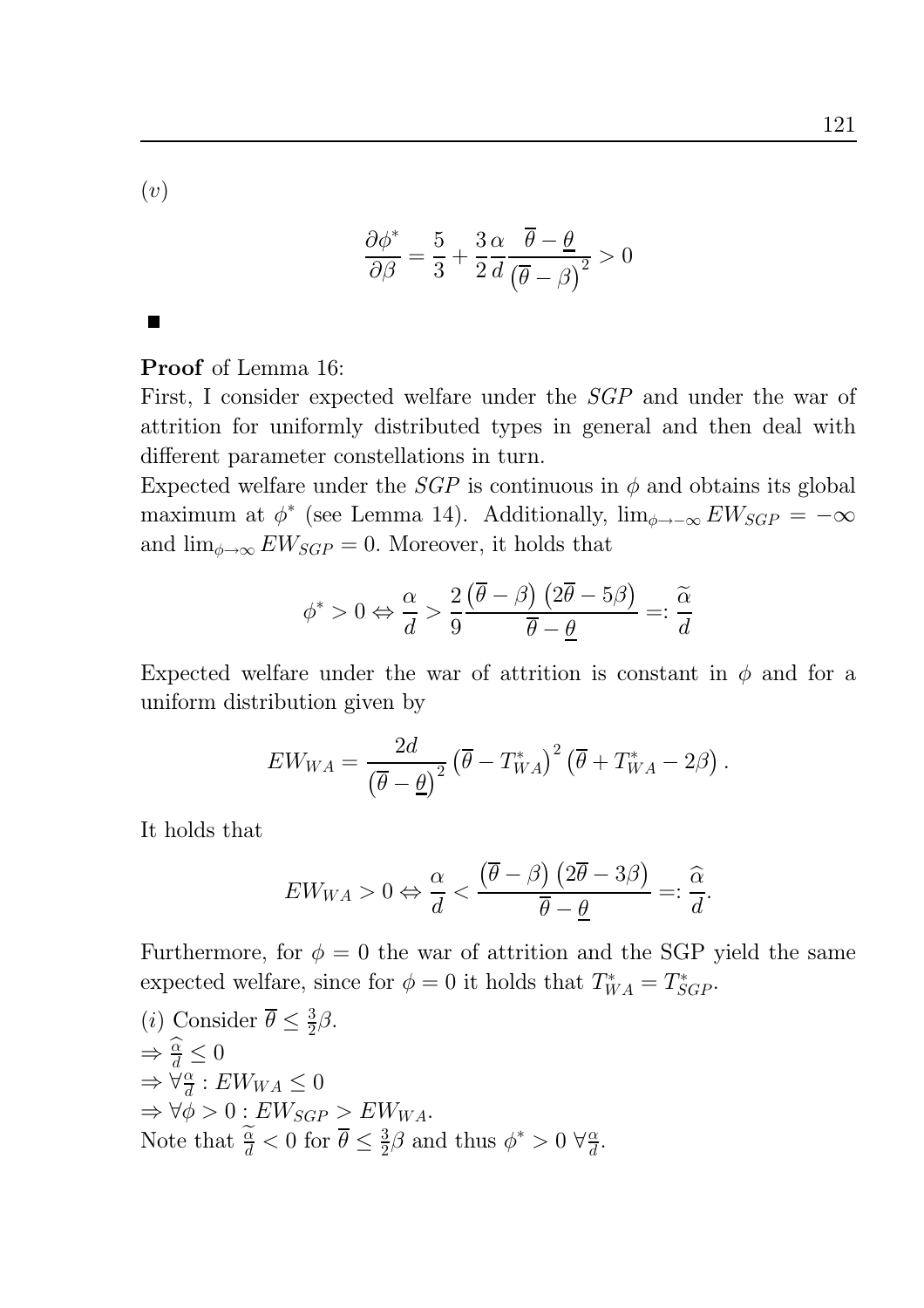$(v)$

$$\frac{\partial \phi^*}{\partial \beta} = \frac{5}{3} + \frac{3}{2}\frac{\alpha}{d}\frac{\overline{\theta} - \underline{\theta}}{\left(\overline{\theta} - \beta\right)^2} > 0$$

■

**Proof** of Lemma 16:
First, I consider expected welfare under the *SGP* and under the war of attrition for uniformly distributed types in general and then deal with different parameter constellations in turn.
Expected welfare under the *SGP* is continuous in $\phi$ and obtains its global maximum at $\phi^*$ (see Lemma 14). Additionally, $\lim_{\phi \to -\infty} EW_{SGP} = -\infty$ and $\lim_{\phi \to \infty} EW_{SGP} = 0$. Moreover, it holds that

$$\phi^* > 0 \Leftrightarrow \frac{\alpha}{d} > \frac{2}{9}\frac{\left(\overline{\theta} - \beta\right)\left(2\overline{\theta} - 5\beta\right)}{\overline{\theta} - \underline{\theta}} =: \frac{\widetilde{\alpha}}{d}$$

Expected welfare under the war of attrition is constant in $\phi$ and for a uniform distribution given by

$$EW_{WA} = \frac{2d}{\left(\overline{\theta} - \underline{\theta}\right)^2}\left(\overline{\theta} - T_{WA}^*\right)^2\left(\overline{\theta} + T_{WA}^* - 2\beta\right).$$

It holds that

$$EW_{WA} > 0 \Leftrightarrow \frac{\alpha}{d} < \frac{\left(\overline{\theta} - \beta\right)\left(2\overline{\theta} - 3\beta\right)}{\overline{\theta} - \underline{\theta}} =: \frac{\widehat{\alpha}}{d}.$$

Furthermore, for $\phi = 0$ the war of attrition and the SGP yield the same expected welfare, since for $\phi = 0$ it holds that $T_{WA}^* = T_{SGP}^*$.

$(i)$ Consider $\overline{\theta} \leq \frac{3}{2}\beta$.
$\Rightarrow \frac{\widehat{\alpha}}{d} \leq 0$
$\Rightarrow \forall \frac{\alpha}{d} : EW_{WA} \leq 0$
$\Rightarrow \forall \phi > 0 : EW_{SGP} > EW_{WA}$.
Note that $\frac{\widetilde{\alpha}}{d} < 0$ for $\overline{\theta} \leq \frac{3}{2}\beta$ and thus $\phi^* > 0 \ \forall \frac{\alpha}{d}$.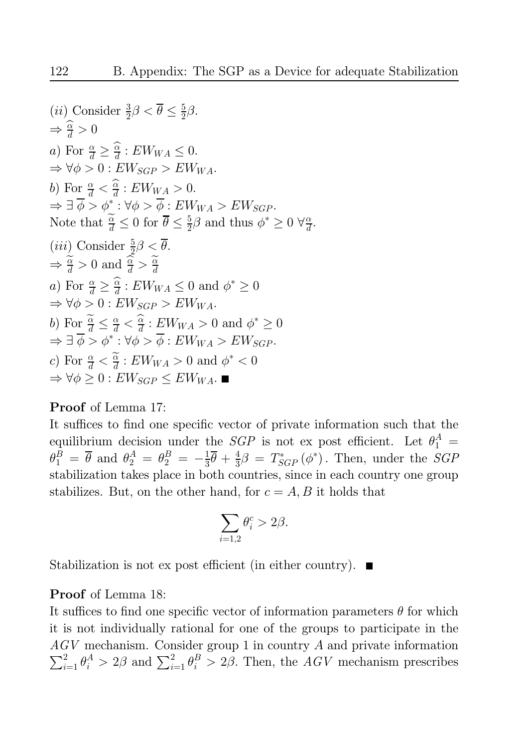$(ii)$ Consider $\frac{3}{2}\beta < \overline{\theta} \leq \frac{5}{2}\beta$.
$\Rightarrow \widehat{\frac{\alpha}{d}} > 0$
$a)$ For $\frac{\alpha}{d} \geq \widehat{\frac{\alpha}{d}} : EW_{WA} \leq 0$.
$\Rightarrow \forall \phi > 0 : EW_{SGP} > EW_{WA}$.
$b)$ For $\frac{\alpha}{d} < \widehat{\frac{\alpha}{d}} : EW_{WA} > 0$.
$\Rightarrow \exists\, \overline{\phi} > \phi^* : \forall \phi > \overline{\phi} : EW_{WA} > EW_{SGP}$.
Note that $\widetilde{\frac{\alpha}{d}} \leq 0$ for $\overline{\theta} \leq \frac{5}{2}\beta$ and thus $\phi^* \geq 0\ \forall \frac{\alpha}{d}$.

$(iii)$ Consider $\frac{5}{2}\beta < \overline{\theta}$.
$\Rightarrow \widetilde{\frac{\alpha}{d}} > 0$ and $\widehat{\frac{\alpha}{d}} > \widetilde{\frac{\alpha}{d}}$
$a)$ For $\frac{\alpha}{d} \geq \widehat{\frac{\alpha}{d}} : EW_{WA} \leq 0$ and $\phi^* \geq 0$
$\Rightarrow \forall \phi > 0 : EW_{SGP} > EW_{WA}$.
$b)$ For $\widetilde{\frac{\alpha}{d}} \leq \frac{\alpha}{d} < \widehat{\frac{\alpha}{d}} : EW_{WA} > 0$ and $\phi^* \geq 0$
$\Rightarrow \exists\, \overline{\phi} > \phi^* : \forall \phi > \overline{\phi} : EW_{WA} > EW_{SGP}$.
$c)$ For $\frac{\alpha}{d} < \widetilde{\frac{\alpha}{d}} : EW_{WA} > 0$ and $\phi^* < 0$
$\Rightarrow \forall \phi \geq 0 : EW_{SGP} \leq EW_{WA}$. ■

**Proof** of Lemma 17:
It suffices to find one specific vector of private information such that the equilibrium decision under the $SGP$ is not ex post efficient. Let $\theta_1^A = \theta_1^B = \overline{\theta}$ and $\theta_2^A = \theta_2^B = -\frac{1}{3}\overline{\theta} + \frac{4}{3}\beta = T^*_{SGP}(\phi^*)$. Then, under the $SGP$ stabilization takes place in both countries, since in each country one group stabilizes. But, on the other hand, for $c = A, B$ it holds that

$$\sum_{i=1,2} \theta_i^c > 2\beta.$$

Stabilization is not ex post efficient (in either country). ■

**Proof** of Lemma 18:
It suffices to find one specific vector of information parameters $\theta$ for which it is not individually rational for one of the groups to participate in the $AGV$ mechanism. Consider group 1 in country $A$ and private information $\sum_{i=1}^{2} \theta_i^A > 2\beta$ and $\sum_{i=1}^{2} \theta_i^B > 2\beta$. Then, the $AGV$ mechanism prescribes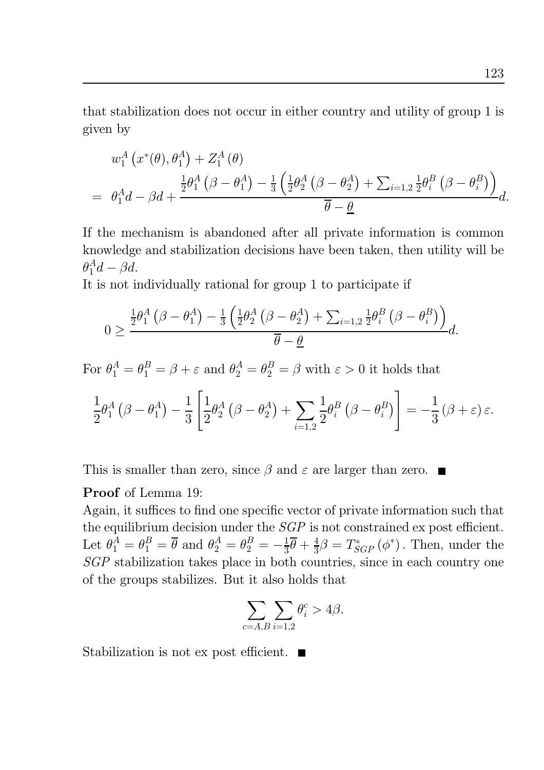that stabilization does not occur in either country and utility of group 1 is given by

$$
\begin{aligned}
& w_1^A\left(x^*(\theta), \theta_1^A\right) + Z_1^A(\theta) \\
= \; & \theta_1^A d - \beta d + \frac{\frac{1}{2}\theta_1^A\left(\beta - \theta_1^A\right) - \frac{1}{3}\left(\frac{1}{2}\theta_2^A\left(\beta - \theta_2^A\right) + \sum_{i=1,2}\frac{1}{2}\theta_i^B\left(\beta - \theta_i^B\right)\right)}{\overline{\theta} - \underline{\theta}} d.
\end{aligned}
$$

If the mechanism is abandoned after all private information is common knowledge and stabilization decisions have been taken, then utility will be $\theta_1^A d - \beta d$.

It is not individually rational for group 1 to participate if

$$
0 \geq \frac{\frac{1}{2}\theta_1^A\left(\beta - \theta_1^A\right) - \frac{1}{3}\left(\frac{1}{2}\theta_2^A\left(\beta - \theta_2^A\right) + \sum_{i=1,2}\frac{1}{2}\theta_i^B\left(\beta - \theta_i^B\right)\right)}{\overline{\theta} - \underline{\theta}} d.
$$

For $\theta_1^A = \theta_1^B = \beta + \varepsilon$ and $\theta_2^A = \theta_2^B = \beta$ with $\varepsilon > 0$ it holds that

$$
\frac{1}{2}\theta_1^A\left(\beta - \theta_1^A\right) - \frac{1}{3}\left[\frac{1}{2}\theta_2^A\left(\beta - \theta_2^A\right) + \sum_{i=1,2}\frac{1}{2}\theta_i^B\left(\beta - \theta_i^B\right)\right] = -\frac{1}{3}\left(\beta + \varepsilon\right)\varepsilon.
$$

This is smaller than zero, since $\beta$ and $\varepsilon$ are larger than zero. ■

**Proof** of Lemma 19:

Again, it suffices to find one specific vector of private information such that the equilibrium decision under the *SGP* is not constrained ex post efficient. Let $\theta_1^A = \theta_1^B = \overline{\theta}$ and $\theta_2^A = \theta_2^B = -\frac{1}{3}\overline{\theta} + \frac{4}{3}\beta = T_{SGP}^*\left(\phi^*\right)$. Then, under the *SGP* stabilization takes place in both countries, since in each country one of the groups stabilizes. But it also holds that

$$
\sum_{c=A,B}\sum_{i=1,2}\theta_i^c > 4\beta.
$$

Stabilization is not ex post efficient. ■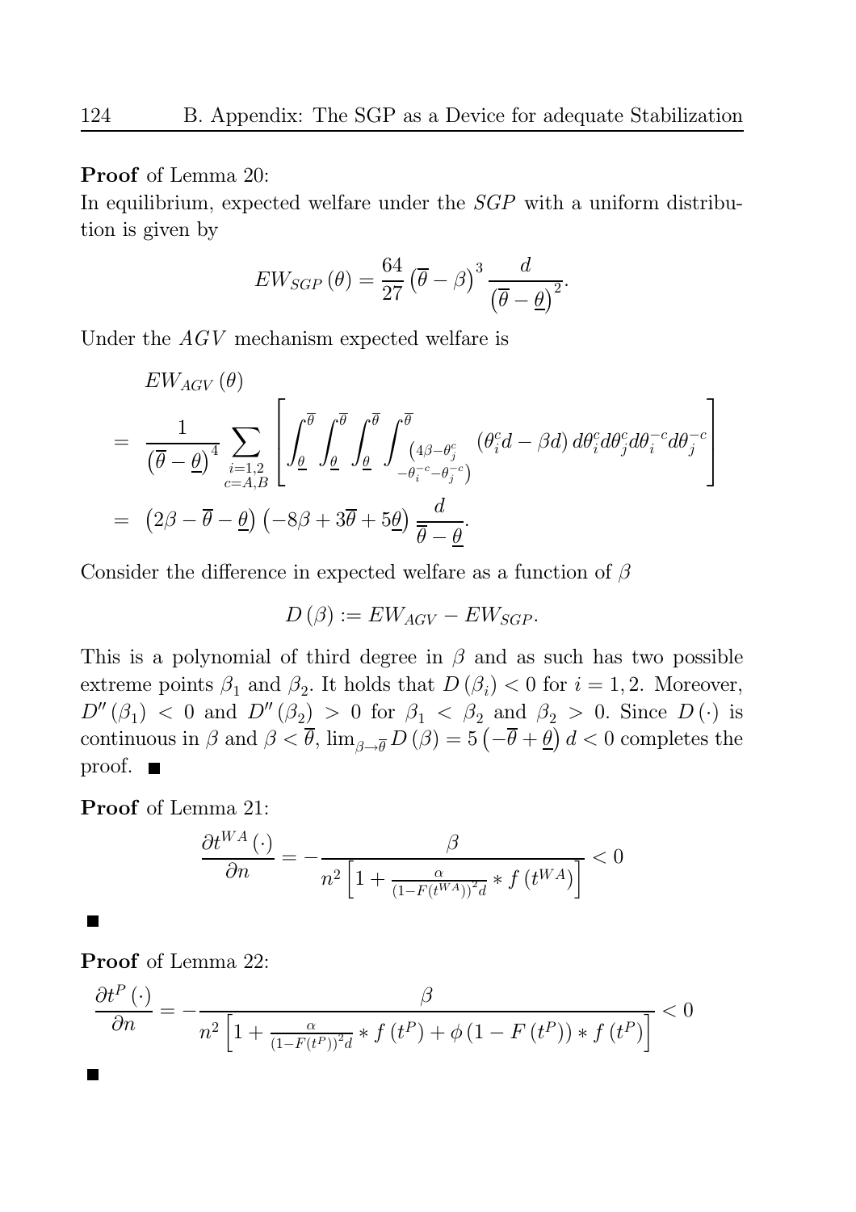**Proof** of Lemma 20:

In equilibrium, expected welfare under the *SGP* with a uniform distribution is given by

$$EW_{SGP}(\theta) = \frac{64}{27}\left(\overline{\theta} - \beta\right)^3 \frac{d}{\left(\overline{\theta} - \underline{\theta}\right)^2}.$$

Under the *AGV* mechanism expected welfare is

$$\begin{aligned}
& EW_{AGV}(\theta) \\
= \; & \frac{1}{\left(\overline{\theta} - \underline{\theta}\right)^4} \sum_{\substack{i=1,2 \\ c=A,B}} \left[ \int_{\underline{\theta}}^{\overline{\theta}} \int_{\underline{\theta}}^{\overline{\theta}} \int_{\underline{\theta}}^{\overline{\theta}} \int_{\substack{\left(4\beta - \theta_j^c \\ -\theta_i^{-c} - \theta_j^{-c}\right)}}^{\overline{\theta}} \left(\theta_i^c d - \beta d\right) d\theta_i^c d\theta_j^c d\theta_i^{-c} d\theta_j^{-c} \right] \\
= \; & \left(2\beta - \overline{\theta} - \underline{\theta}\right)\left(-8\beta + 3\overline{\theta} + 5\underline{\theta}\right) \frac{d}{\overline{\theta} - \underline{\theta}}.
\end{aligned}$$

Consider the difference in expected welfare as a function of $\beta$

$$D(\beta) := EW_{AGV} - EW_{SGP}.$$

This is a polynomial of third degree in $\beta$ and as such has two possible extreme points $\beta_1$ and $\beta_2$. It holds that $D(\beta_i) < 0$ for $i = 1, 2$. Moreover, $D''(\beta_1) < 0$ and $D''(\beta_2) > 0$ for $\beta_1 < \beta_2$ and $\beta_2 > 0$. Since $D(\cdot)$ is continuous in $\beta$ and $\beta < \overline{\theta}$, $\lim_{\beta \to \overline{\theta}} D(\beta) = 5\left(-\overline{\theta} + \underline{\theta}\right) d < 0$ completes the proof. ■

**Proof** of Lemma 21:

$$\frac{\partial t^{WA}(\cdot)}{\partial n} = -\frac{\beta}{n^2\left[1 + \frac{\alpha}{\left(1 - F\left(t^{WA}\right)\right)^2 d} * f\left(t^{WA}\right)\right]} < 0$$

■

**Proof** of Lemma 22:

$$\frac{\partial t^{P}(\cdot)}{\partial n} = -\frac{\beta}{n^2\left[1 + \frac{\alpha}{\left(1 - F\left(t^{P}\right)\right)^2 d} * f\left(t^{P}\right) + \phi\left(1 - F\left(t^{P}\right)\right) * f\left(t^{P}\right)\right]} < 0$$

■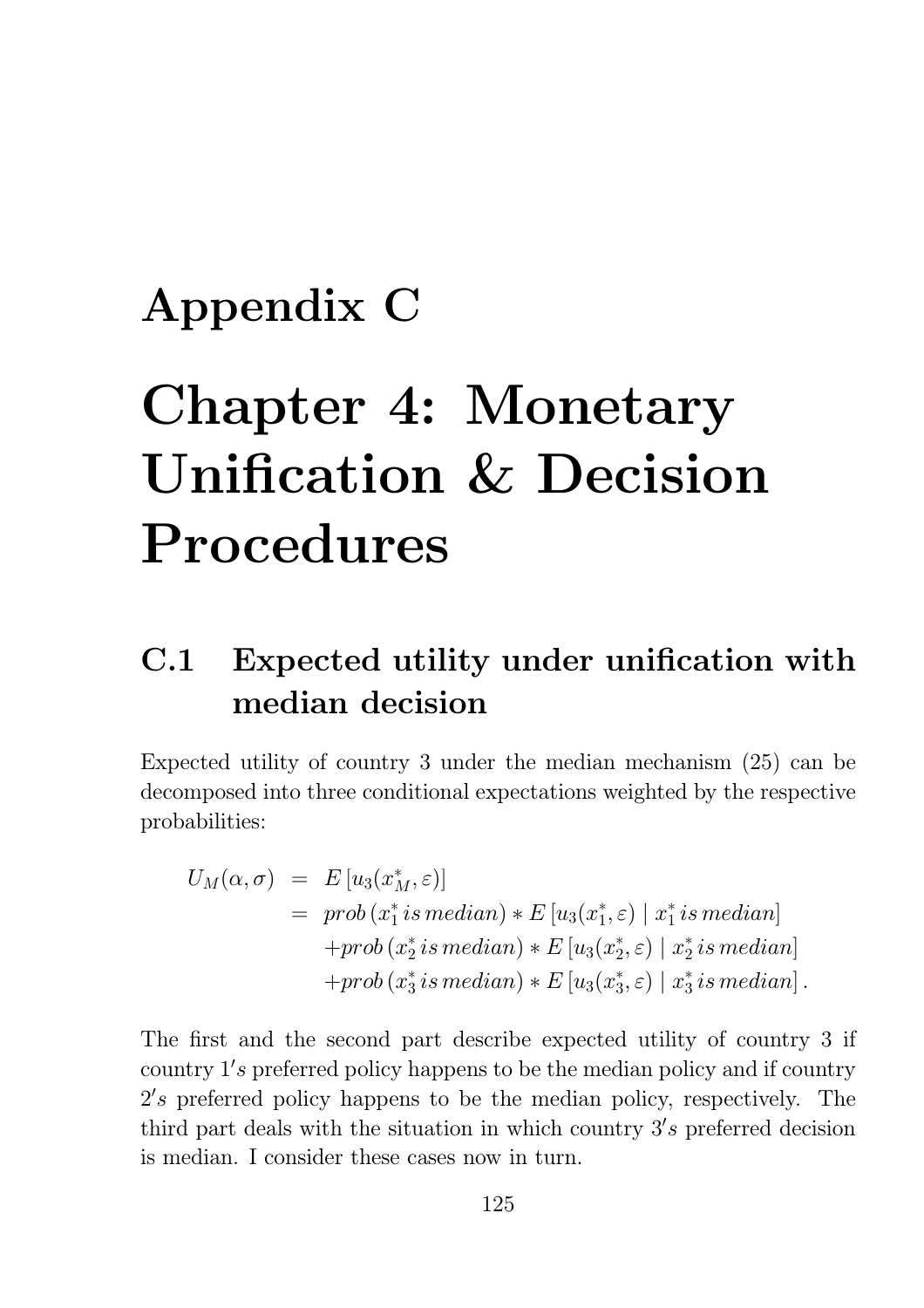# Appendix C

# Chapter 4: Monetary Unification & Decision Procedures

## C.1 Expected utility under unification with median decision

Expected utility of country 3 under the median mechanism (25) can be decomposed into three conditional expectations weighted by the respective probabilities:

$$
\begin{aligned}
U_M(\alpha, \sigma) &= E\left[u_3(x_M^*, \varepsilon)\right] \\
&= prob\left(x_1^* \, is \, median\right) * E\left[u_3(x_1^*, \varepsilon) \mid x_1^* \, is \, median\right] \\
&\quad + prob\left(x_2^* \, is \, median\right) * E\left[u_3(x_2^*, \varepsilon) \mid x_2^* \, is \, median\right] \\
&\quad + prob\left(x_3^* \, is \, median\right) * E\left[u_3(x_3^*, \varepsilon) \mid x_3^* \, is \, median\right].
\end{aligned}
$$

The first and the second part describe expected utility of country 3 if country $1's$ preferred policy happens to be the median policy and if country $2's$ preferred policy happens to be the median policy, respectively. The third part deals with the situation in which country $3's$ preferred decision is median. I consider these cases now in turn.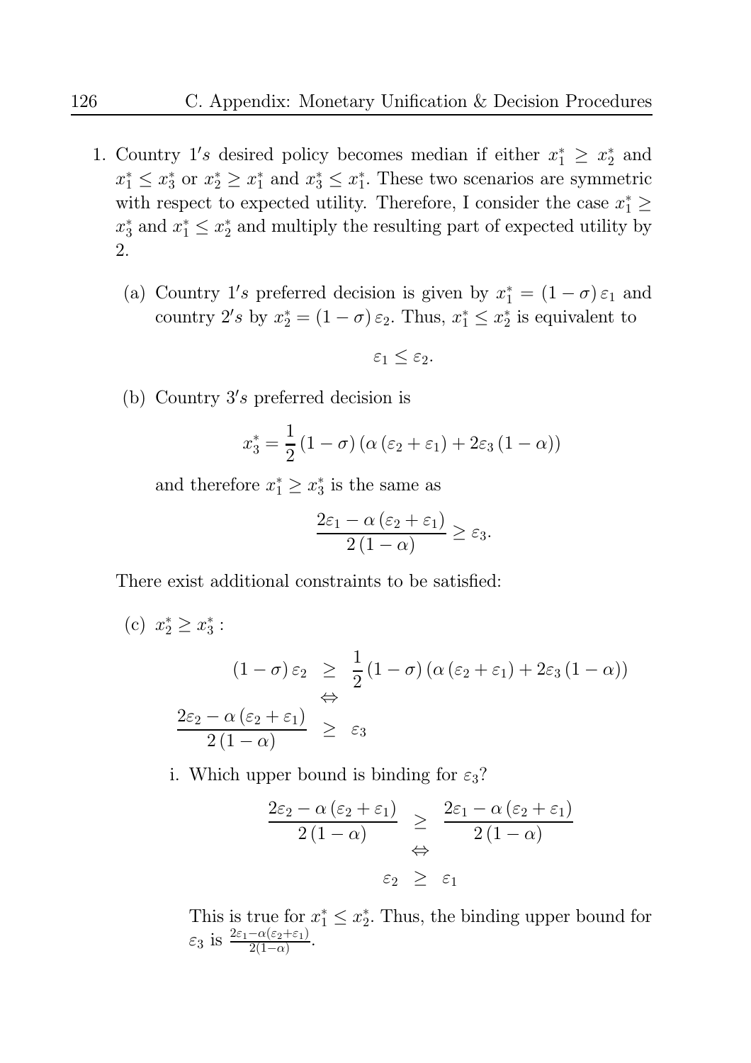1. Country $1's$ desired policy becomes median if either $x_1^* \geq x_2^*$ and $x_1^* \leq x_3^*$ or $x_2^* \geq x_1^*$ and $x_3^* \leq x_1^*$. These two scenarios are symmetric with respect to expected utility. Therefore, I consider the case $x_1^* \geq x_3^*$ and $x_1^* \leq x_2^*$ and multiply the resulting part of expected utility by 2.

   (a) Country $1's$ preferred decision is given by $x_1^* = (1-\sigma)\varepsilon_1$ and country $2's$ by $x_2^* = (1-\sigma)\varepsilon_2$. Thus, $x_1^* \leq x_2^*$ is equivalent to

   $$\varepsilon_1 \leq \varepsilon_2.$$

   (b) Country $3's$ preferred decision is

   $$x_3^* = \frac{1}{2}(1-\sigma)(\alpha(\varepsilon_2+\varepsilon_1) + 2\varepsilon_3(1-\alpha))$$

   and therefore $x_1^* \geq x_3^*$ is the same as

   $$\frac{2\varepsilon_1 - \alpha(\varepsilon_2+\varepsilon_1)}{2(1-\alpha)} \geq \varepsilon_3.$$

   There exist additional constraints to be satisfied:

   (c) $x_2^* \geq x_3^*$ :

   $$\begin{aligned} (1-\sigma)\varepsilon_2 &\geq \frac{1}{2}(1-\sigma)(\alpha(\varepsilon_2+\varepsilon_1) + 2\varepsilon_3(1-\alpha)) \\ &\Leftrightarrow \\ \frac{2\varepsilon_2 - \alpha(\varepsilon_2+\varepsilon_1)}{2(1-\alpha)} &\geq \varepsilon_3 \end{aligned}$$

      i. Which upper bound is binding for $\varepsilon_3$?

      $$\begin{aligned} \frac{2\varepsilon_2 - \alpha(\varepsilon_2+\varepsilon_1)}{2(1-\alpha)} &\geq \frac{2\varepsilon_1 - \alpha(\varepsilon_2+\varepsilon_1)}{2(1-\alpha)} \\ &\Leftrightarrow \\ \varepsilon_2 &\geq \varepsilon_1 \end{aligned}$$

      This is true for $x_1^* \leq x_2^*$. Thus, the binding upper bound for $\varepsilon_3$ is $\frac{2\varepsilon_1 - \alpha(\varepsilon_2+\varepsilon_1)}{2(1-\alpha)}$.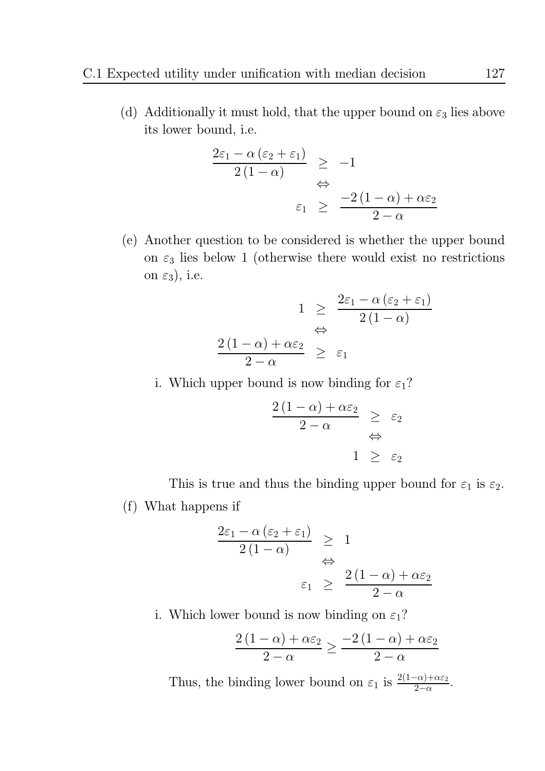(d) Additionally it must hold, that the upper bound on $\varepsilon_3$ lies above its lower bound, i.e.

$$
\begin{array}{rcl}
\dfrac{2\varepsilon_1 - \alpha(\varepsilon_2 + \varepsilon_1)}{2(1-\alpha)} & \geq & -1 \\
& \Leftrightarrow & \\
\varepsilon_1 & \geq & \dfrac{-2(1-\alpha) + \alpha\varepsilon_2}{2-\alpha}
\end{array}
$$

(e) Another question to be considered is whether the upper bound on $\varepsilon_3$ lies below 1 (otherwise there would exist no restrictions on $\varepsilon_3$), i.e.

$$
\begin{array}{rcl}
1 & \geq & \dfrac{2\varepsilon_1 - \alpha(\varepsilon_2 + \varepsilon_1)}{2(1-\alpha)} \\
& \Leftrightarrow & \\
\dfrac{2(1-\alpha) + \alpha\varepsilon_2}{2-\alpha} & \geq & \varepsilon_1
\end{array}
$$

   i. Which upper bound is now binding for $\varepsilon_1$?

$$
\begin{array}{rcl}
\dfrac{2(1-\alpha) + \alpha\varepsilon_2}{2-\alpha} & \geq & \varepsilon_2 \\
& \Leftrightarrow & \\
1 & \geq & \varepsilon_2
\end{array}
$$

   This is true and thus the binding upper bound for $\varepsilon_1$ is $\varepsilon_2$.

(f) What happens if

$$
\begin{array}{rcl}
\dfrac{2\varepsilon_1 - \alpha(\varepsilon_2 + \varepsilon_1)}{2(1-\alpha)} & \geq & 1 \\
& \Leftrightarrow & \\
\varepsilon_1 & \geq & \dfrac{2(1-\alpha) + \alpha\varepsilon_2}{2-\alpha}
\end{array}
$$

   i. Which lower bound is now binding on $\varepsilon_1$?

$$
\frac{2(1-\alpha) + \alpha\varepsilon_2}{2-\alpha} \geq \frac{-2(1-\alpha) + \alpha\varepsilon_2}{2-\alpha}
$$

   Thus, the binding lower bound on $\varepsilon_1$ is $\frac{2(1-\alpha)+\alpha\varepsilon_2}{2-\alpha}$.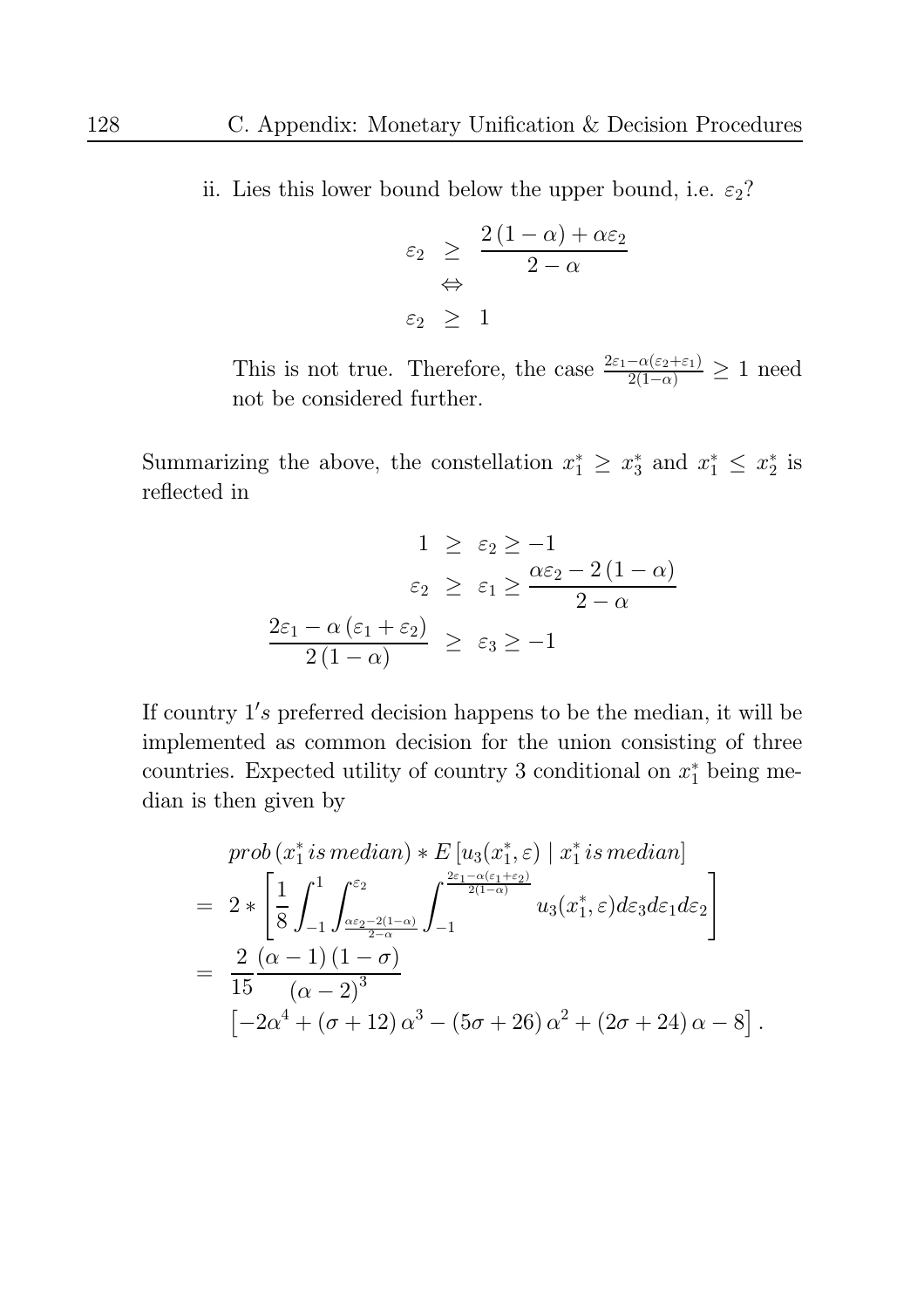ii. Lies this lower bound below the upper bound, i.e. $\varepsilon_2$?

$$
\begin{aligned}
\varepsilon_2 &\geq \frac{2(1-\alpha)+\alpha\varepsilon_2}{2-\alpha} \\
&\Leftrightarrow \\
\varepsilon_2 &\geq 1
\end{aligned}
$$

This is not true. Therefore, the case $\frac{2\varepsilon_1-\alpha(\varepsilon_2+\varepsilon_1)}{2(1-\alpha)} \geq 1$ need not be considered further.

Summarizing the above, the constellation $x_1^* \geq x_3^*$ and $x_1^* \leq x_2^*$ is reflected in

$$
\begin{aligned}
1 &\geq \varepsilon_2 \geq -1 \\
\varepsilon_2 &\geq \varepsilon_1 \geq \frac{\alpha\varepsilon_2 - 2(1-\alpha)}{2-\alpha} \\
\frac{2\varepsilon_1 - \alpha(\varepsilon_1+\varepsilon_2)}{2(1-\alpha)} &\geq \varepsilon_3 \geq -1
\end{aligned}
$$

If country $1's$ preferred decision happens to be the median, it will be implemented as common decision for the union consisting of three countries. Expected utility of country 3 conditional on $x_1^*$ being median is then given by

$$
\begin{aligned}
& prob\left(x_1^*\, is\, median\right) * E\left[u_3(x_1^*, \varepsilon) \mid x_1^*\, is\, median\right] \\
= \;& 2 * \left[\frac{1}{8}\int_{-1}^{1}\int_{\frac{\alpha\varepsilon_2-2(1-\alpha)}{2-\alpha}}^{\varepsilon_2}\int_{-1}^{\frac{2\varepsilon_1-\alpha(\varepsilon_1+\varepsilon_2)}{2(1-\alpha)}} u_3(x_1^*, \varepsilon)d\varepsilon_3 d\varepsilon_1 d\varepsilon_2\right] \\
= \;& \frac{2}{15}\frac{(\alpha-1)(1-\sigma)}{(\alpha-2)^3} \\
& \left[-2\alpha^4 + (\sigma+12)\alpha^3 - (5\sigma+26)\alpha^2 + (2\sigma+24)\alpha - 8\right].
\end{aligned}
$$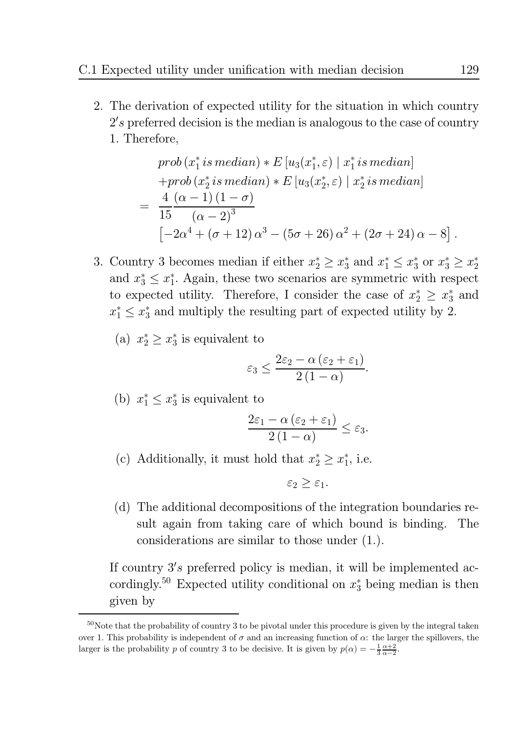2. The derivation of expected utility for the situation in which country $2's$ preferred decision is the median is analogous to the case of country 1. Therefore,

$$
\begin{aligned}
& prob\left(x_1^* \, is \, median\right) * E\left[u_3(x_1^*, \varepsilon) \mid x_1^* \, is \, median\right] \\
& + prob\left(x_2^* \, is \, median\right) * E\left[u_3(x_2^*, \varepsilon) \mid x_2^* \, is \, median\right] \\
= \; & \frac{4}{15} \frac{(\alpha - 1)(1 - \sigma)}{(\alpha - 2)^3} \\
& \left[-2\alpha^4 + (\sigma + 12)\alpha^3 - (5\sigma + 26)\alpha^2 + (2\sigma + 24)\alpha - 8\right].
\end{aligned}
$$

3. Country 3 becomes median if either $x_2^* \geq x_3^*$ and $x_1^* \leq x_3^*$ or $x_3^* \geq x_2^*$ and $x_3^* \leq x_1^*$. Again, these two scenarios are symmetric with respect to expected utility. Therefore, I consider the case of $x_2^* \geq x_3^*$ and $x_1^* \leq x_3^*$ and multiply the resulting part of expected utility by 2.

   (a) $x_2^* \geq x_3^*$ is equivalent to
   $$\varepsilon_3 \leq \frac{2\varepsilon_2 - \alpha(\varepsilon_2 + \varepsilon_1)}{2(1 - \alpha)}.$$

   (b) $x_1^* \leq x_3^*$ is equivalent to
   $$\frac{2\varepsilon_1 - \alpha(\varepsilon_2 + \varepsilon_1)}{2(1 - \alpha)} \leq \varepsilon_3.$$

   (c) Additionally, it must hold that $x_2^* \geq x_1^*$, i.e.
   $$\varepsilon_2 \geq \varepsilon_1.$$

   (d) The additional decompositions of the integration boundaries result again from taking care of which bound is binding. The considerations are similar to those under (1.).

If country $3's$ preferred policy is median, it will be implemented accordingly.[50] Expected utility conditional on $x_3^*$ being median is then given by

[50] Note that the probability of country 3 to be pivotal under this procedure is given by the integral taken over 1. This probability is independent of $\sigma$ and an increasing function of $\alpha$: the larger the spillovers, the larger is the probability $p$ of country 3 to be decisive. It is given by $p(\alpha) = -\frac{1}{3}\frac{\alpha+2}{\alpha-2}$.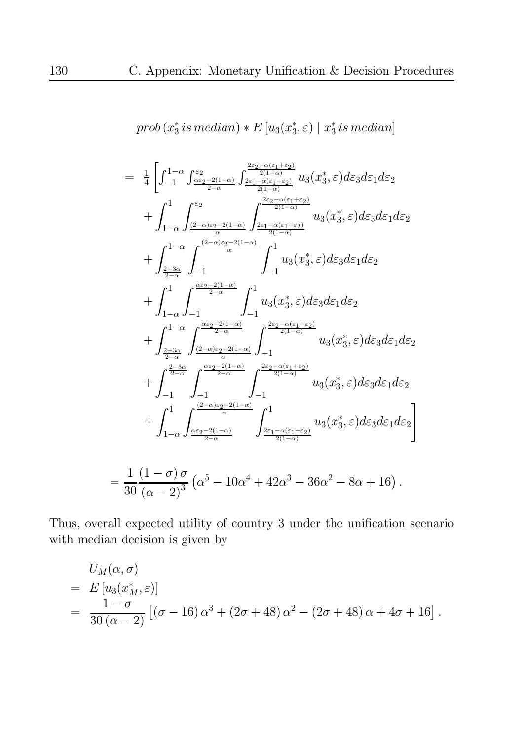$$prob\,(x_3^*\,is\,median) * E\left[u_3(x_3^*, \varepsilon) \mid x_3^*\,is\,median\right]$$

$$
\begin{aligned}
= \; & \tfrac{1}{4}\Bigg[\int_{-1}^{1-\alpha}\int_{\frac{\alpha\varepsilon_2-2(1-\alpha)}{2-\alpha}}^{\varepsilon_2}\int_{\frac{2\varepsilon_1-\alpha(\varepsilon_1+\varepsilon_2)}{2(1-\alpha)}}^{\frac{2\varepsilon_2-\alpha(\varepsilon_1+\varepsilon_2)}{2(1-\alpha)}} u_3(x_3^*, \varepsilon)d\varepsilon_3 d\varepsilon_1 d\varepsilon_2 \\
& + \int_{1-\alpha}^{1}\int_{\frac{(2-\alpha)\varepsilon_2-2(1-\alpha)}{\alpha}}^{\varepsilon_2}\int_{\frac{2\varepsilon_1-\alpha(\varepsilon_1+\varepsilon_2)}{2(1-\alpha)}}^{\frac{2\varepsilon_2-\alpha(\varepsilon_1+\varepsilon_2)}{2(1-\alpha)}} u_3(x_3^*, \varepsilon)d\varepsilon_3 d\varepsilon_1 d\varepsilon_2 \\
& + \int_{\frac{2-3\alpha}{2-\alpha}}^{1-\alpha}\int_{-1}^{\frac{(2-\alpha)\varepsilon_2-2(1-\alpha)}{\alpha}}\int_{-1}^{1} u_3(x_3^*, \varepsilon)d\varepsilon_3 d\varepsilon_1 d\varepsilon_2 \\
& + \int_{1-\alpha}^{1}\int_{-1}^{\frac{\alpha\varepsilon_2-2(1-\alpha)}{2-\alpha}}\int_{-1}^{1} u_3(x_3^*, \varepsilon)d\varepsilon_3 d\varepsilon_1 d\varepsilon_2 \\
& + \int_{\frac{2-3\alpha}{2-\alpha}}^{1-\alpha}\int_{\frac{(2-\alpha)\varepsilon_2-2(1-\alpha)}{\alpha}}^{\frac{\alpha\varepsilon_2-2(1-\alpha)}{2-\alpha}}\int_{-1}^{\frac{2\varepsilon_2-\alpha(\varepsilon_1+\varepsilon_2)}{2(1-\alpha)}} u_3(x_3^*, \varepsilon)d\varepsilon_3 d\varepsilon_1 d\varepsilon_2 \\
& + \int_{-1}^{\frac{2-3\alpha}{2-\alpha}}\int_{-1}^{\frac{\alpha\varepsilon_2-2(1-\alpha)}{2-\alpha}}\int_{-1}^{\frac{2\varepsilon_2-\alpha(\varepsilon_1+\varepsilon_2)}{2(1-\alpha)}} u_3(x_3^*, \varepsilon)d\varepsilon_3 d\varepsilon_1 d\varepsilon_2 \\
& + \int_{1-\alpha}^{1}\int_{\frac{\alpha\varepsilon_2-2(1-\alpha)}{2-\alpha}}^{\frac{(2-\alpha)\varepsilon_2-2(1-\alpha)}{\alpha}}\int_{\frac{2\varepsilon_1-\alpha(\varepsilon_1+\varepsilon_2)}{2(1-\alpha)}}^{1} u_3(x_3^*, \varepsilon)d\varepsilon_3 d\varepsilon_1 d\varepsilon_2\Bigg]
\end{aligned}
$$

$$= \frac{1}{30}\frac{(1-\sigma)\,\sigma}{(\alpha-2)^3}\left(\alpha^5 - 10\alpha^4 + 42\alpha^3 - 36\alpha^2 - 8\alpha + 16\right).$$

Thus, overall expected utility of country 3 under the unification scenario with median decision is given by

$$
\begin{aligned}
& U_M(\alpha, \sigma) \\
= \; & E\left[u_3(x_M^*, \varepsilon)\right] \\
= \; & \frac{1-\sigma}{30\,(\alpha-2)}\left[(\sigma-16)\,\alpha^3 + (2\sigma+48)\,\alpha^2 - (2\sigma+48)\,\alpha + 4\sigma + 16\right].
\end{aligned}
$$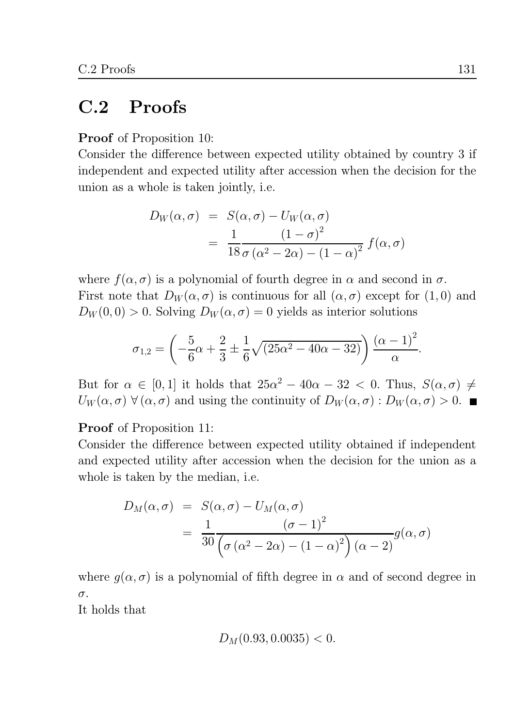## C.2 Proofs

**Proof** of Proposition 10:
Consider the difference between expected utility obtained by country 3 if independent and expected utility after accession when the decision for the union as a whole is taken jointly, i.e.

$$
\begin{aligned}
D_W(\alpha,\sigma) &= S(\alpha,\sigma) - U_W(\alpha,\sigma) \\
&= \frac{1}{18}\frac{(1-\sigma)^2}{\sigma\left(\alpha^2-2\alpha\right)-(1-\alpha)^2}\, f(\alpha,\sigma)
\end{aligned}
$$

where $f(\alpha,\sigma)$ is a polynomial of fourth degree in $\alpha$ and second in $\sigma$.
First note that $D_W(\alpha,\sigma)$ is continuous for all $(\alpha,\sigma)$ except for $(1,0)$ and $D_W(0,0) > 0$. Solving $D_W(\alpha,\sigma) = 0$ yields as interior solutions

$$
\sigma_{1,2} = \left(-\frac{5}{6}\alpha + \frac{2}{3} \pm \frac{1}{6}\sqrt{(25\alpha^2 - 40\alpha - 32)}\right)\frac{(\alpha-1)^2}{\alpha}.
$$

But for $\alpha \in [0,1]$ it holds that $25\alpha^2 - 40\alpha - 32 < 0$. Thus, $S(\alpha,\sigma) \neq U_W(\alpha,\sigma)\ \forall\,(\alpha,\sigma)$ and using the continuity of $D_W(\alpha,\sigma) : D_W(\alpha,\sigma) > 0$. ■

**Proof** of Proposition 11:
Consider the difference between expected utility obtained if independent and expected utility after accession when the decision for the union as a whole is taken by the median, i.e.

$$
\begin{aligned}
D_M(\alpha,\sigma) &= S(\alpha,\sigma) - U_M(\alpha,\sigma) \\
&= \frac{1}{30}\frac{(\sigma-1)^2}{\left(\sigma\left(\alpha^2-2\alpha\right)-(1-\alpha)^2\right)(\alpha-2)} g(\alpha,\sigma)
\end{aligned}
$$

where $g(\alpha,\sigma)$ is a polynomial of fifth degree in $\alpha$ and of second degree in $\sigma$.
It holds that

$$
D_M(0.93, 0.0035) < 0.
$$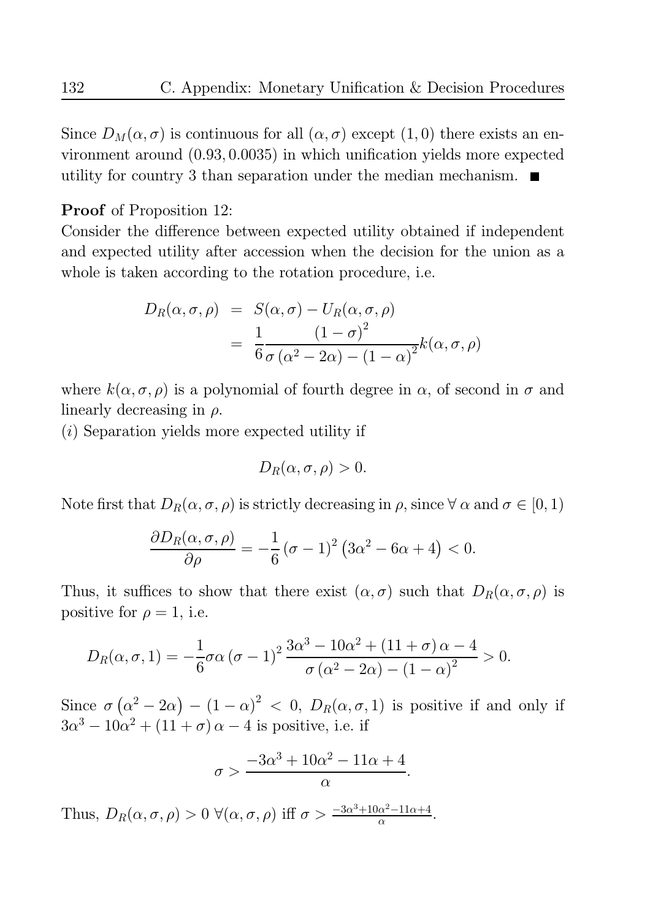Since $D_M(\alpha, \sigma)$ is continuous for all $(\alpha, \sigma)$ except $(1, 0)$ there exists an environment around $(0.93, 0.0035)$ in which unification yields more expected utility for country 3 than separation under the median mechanism. ■

**Proof** of Proposition 12:
Consider the difference between expected utility obtained if independent and expected utility after accession when the decision for the union as a whole is taken according to the rotation procedure, i.e.

$$\begin{aligned} D_R(\alpha, \sigma, \rho) &= S(\alpha, \sigma) - U_R(\alpha, \sigma, \rho) \\ &= \frac{1}{6} \frac{(1-\sigma)^2}{\sigma(\alpha^2 - 2\alpha) - (1-\alpha)^2} k(\alpha, \sigma, \rho) \end{aligned}$$

where $k(\alpha, \sigma, \rho)$ is a polynomial of fourth degree in $\alpha$, of second in $\sigma$ and linearly decreasing in $\rho$.

$(i)$ Separation yields more expected utility if

$$D_R(\alpha, \sigma, \rho) > 0.$$

Note first that $D_R(\alpha, \sigma, \rho)$ is strictly decreasing in $\rho$, since $\forall\ \alpha$ and $\sigma \in [0, 1)$

$$\frac{\partial D_R(\alpha, \sigma, \rho)}{\partial \rho} = -\frac{1}{6}(\sigma - 1)^2 \left(3\alpha^2 - 6\alpha + 4\right) < 0.$$

Thus, it suffices to show that there exist $(\alpha, \sigma)$ such that $D_R(\alpha, \sigma, \rho)$ is positive for $\rho = 1$, i.e.

$$D_R(\alpha, \sigma, 1) = -\frac{1}{6}\sigma\alpha(\sigma - 1)^2 \frac{3\alpha^3 - 10\alpha^2 + (11 + \sigma)\alpha - 4}{\sigma(\alpha^2 - 2\alpha) - (1-\alpha)^2} > 0.$$

Since $\sigma\left(\alpha^2 - 2\alpha\right) - (1-\alpha)^2 < 0$, $D_R(\alpha, \sigma, 1)$ is positive if and only if $3\alpha^3 - 10\alpha^2 + (11 + \sigma)\alpha - 4$ is positive, i.e. if

$$\sigma > \frac{-3\alpha^3 + 10\alpha^2 - 11\alpha + 4}{\alpha}.$$

Thus, $D_R(\alpha, \sigma, \rho) > 0\ \forall(\alpha, \sigma, \rho)$ iff $\sigma > \frac{-3\alpha^3 + 10\alpha^2 - 11\alpha + 4}{\alpha}$.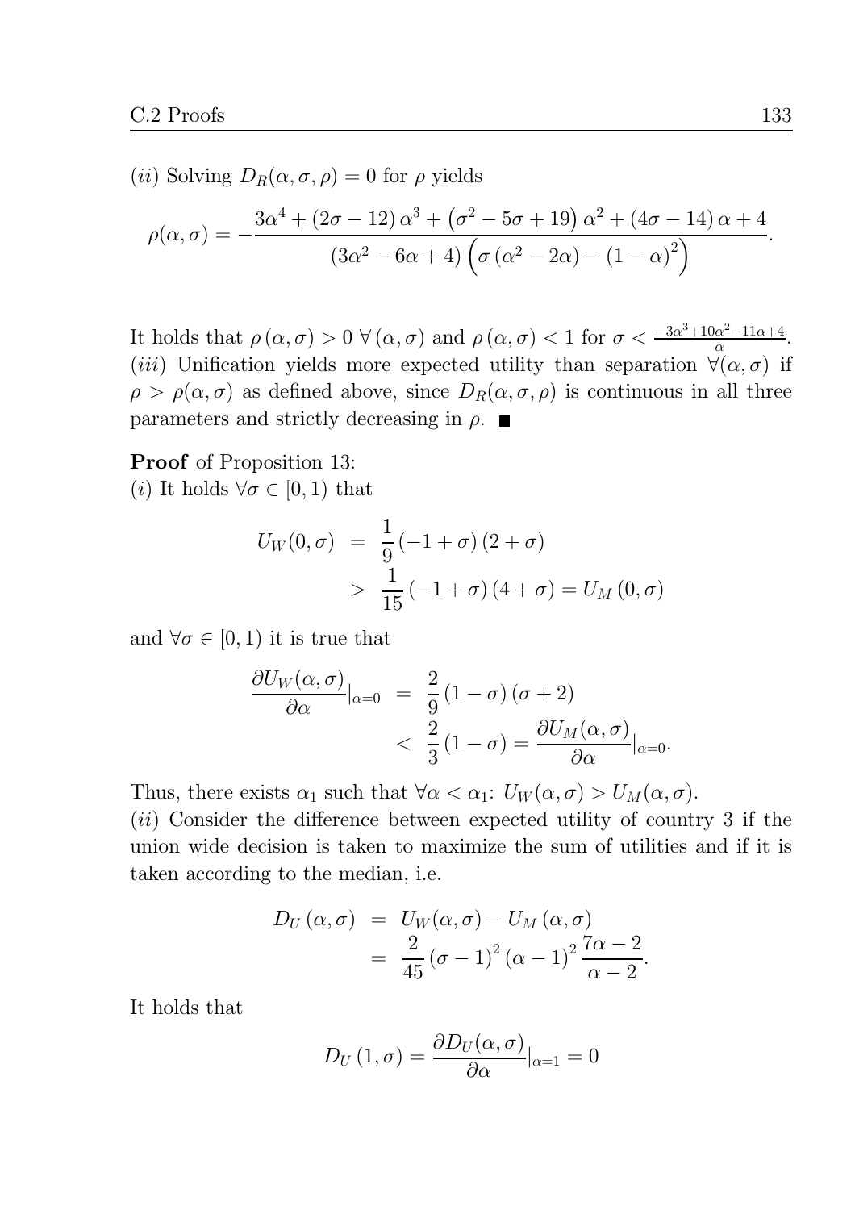(*ii*) Solving $D_R(\alpha, \sigma, \rho) = 0$ for $\rho$ yields

$$\rho(\alpha, \sigma) = -\frac{3\alpha^4 + (2\sigma - 12)\,\alpha^3 + \left(\sigma^2 - 5\sigma + 19\right)\alpha^2 + (4\sigma - 14)\,\alpha + 4}{(3\alpha^2 - 6\alpha + 4)\left(\sigma\left(\alpha^2 - 2\alpha\right) - (1-\alpha)^2\right)}.$$

It holds that $\rho\left(\alpha, \sigma\right) > 0 \ \forall \left(\alpha, \sigma\right)$ and $\rho\left(\alpha, \sigma\right) < 1$ for $\sigma < \frac{-3\alpha^3 + 10\alpha^2 - 11\alpha + 4}{\alpha}$.
(*iii*) Unification yields more expected utility than separation $\forall(\alpha, \sigma)$ if $\rho > \rho(\alpha, \sigma)$ as defined above, since $D_R(\alpha, \sigma, \rho)$ is continuous in all three parameters and strictly decreasing in $\rho$. ■

**Proof** of Proposition 13:
(*i*) It holds $\forall \sigma \in [0, 1)$ that

$$\begin{aligned} U_W(0, \sigma) &= \frac{1}{9}\left(-1 + \sigma\right)\left(2 + \sigma\right) \\ &> \frac{1}{15}\left(-1 + \sigma\right)\left(4 + \sigma\right) = U_M\left(0, \sigma\right) \end{aligned}$$

and $\forall \sigma \in [0, 1)$ it is true that

$$\begin{aligned} \frac{\partial U_W(\alpha, \sigma)}{\partial \alpha}|_{\alpha=0} &= \frac{2}{9}\left(1 - \sigma\right)\left(\sigma + 2\right) \\ &< \frac{2}{3}\left(1 - \sigma\right) = \frac{\partial U_M(\alpha, \sigma)}{\partial \alpha}|_{\alpha=0}. \end{aligned}$$

Thus, there exists $\alpha_1$ such that $\forall \alpha < \alpha_1$: $U_W(\alpha, \sigma) > U_M(\alpha, \sigma)$.
(*ii*) Consider the difference between expected utility of country 3 if the union wide decision is taken to maximize the sum of utilities and if it is taken according to the median, i.e.

$$\begin{aligned} D_U\left(\alpha, \sigma\right) &= U_W(\alpha, \sigma) - U_M\left(\alpha, \sigma\right) \\ &= \frac{2}{45}\left(\sigma - 1\right)^2\left(\alpha - 1\right)^2\frac{7\alpha - 2}{\alpha - 2}. \end{aligned}$$

It holds that

$$D_U\left(1, \sigma\right) = \frac{\partial D_U(\alpha, \sigma)}{\partial \alpha}|_{\alpha=1} = 0$$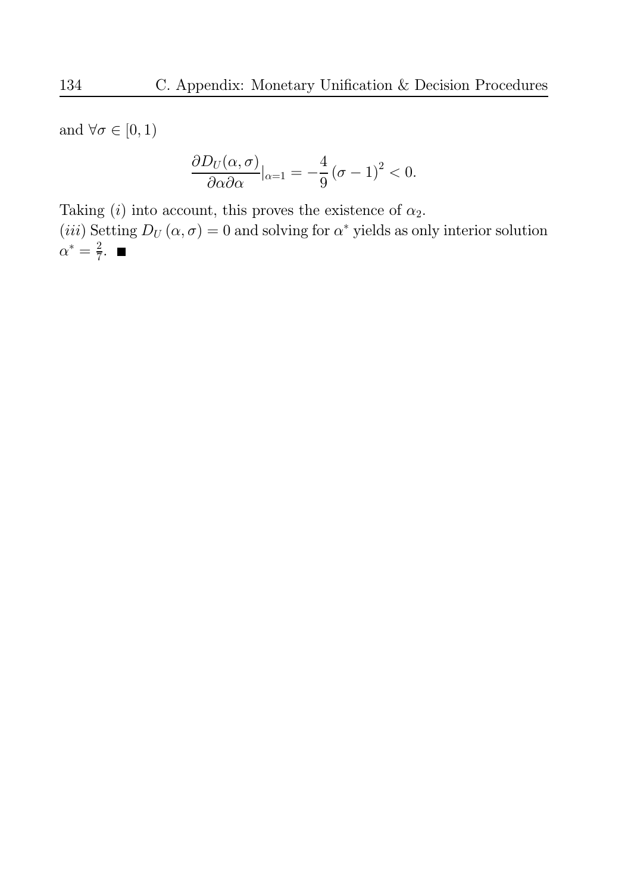and $\forall \sigma \in [0, 1)$

$$\frac{\partial D_U(\alpha, \sigma)}{\partial \alpha \partial \alpha}|_{\alpha=1} = -\frac{4}{9}(\sigma - 1)^2 < 0.$$

Taking $(i)$ into account, this proves the existence of $\alpha_2$.

$(iii)$ Setting $D_U(\alpha, \sigma) = 0$ and solving for $\alpha^*$ yields as only interior solution $\alpha^* = \frac{2}{7}$. ■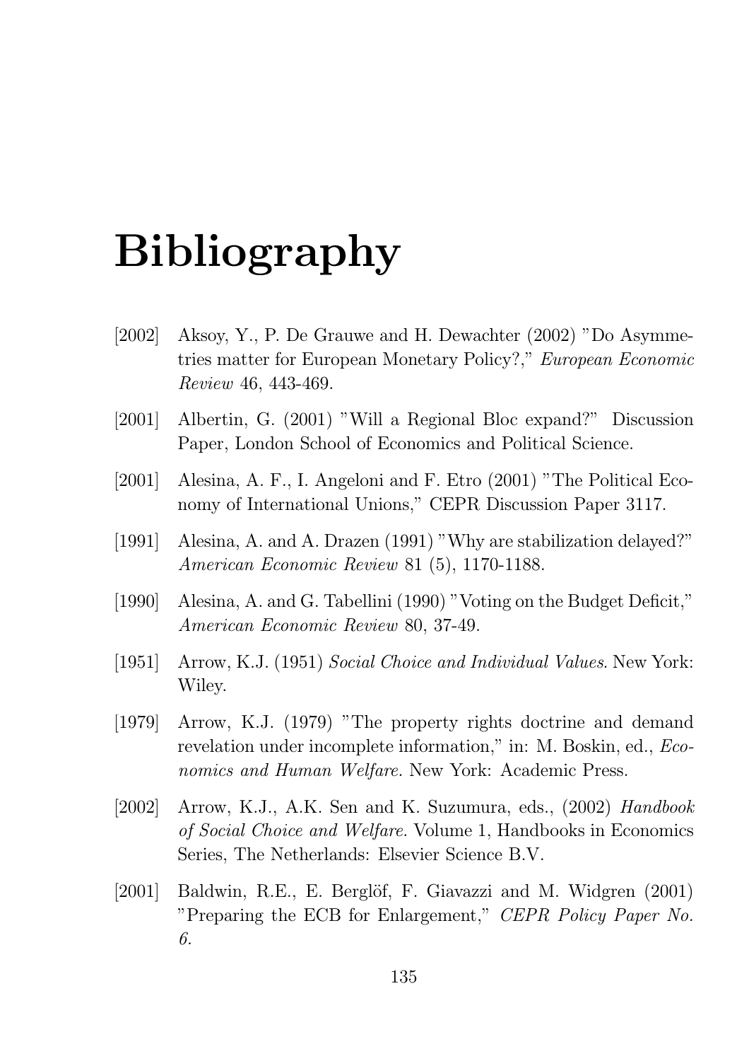# Bibliography

[2002] Aksoy, Y., P. De Grauwe and H. Dewachter (2002) "Do Asymmetries matter for European Monetary Policy?," *European Economic Review* 46, 443-469.

[2001] Albertin, G. (2001) "Will a Regional Bloc expand?" Discussion Paper, London School of Economics and Political Science.

[2001] Alesina, A. F., I. Angeloni and F. Etro (2001) "The Political Economy of International Unions," CEPR Discussion Paper 3117.

[1991] Alesina, A. and A. Drazen (1991) "Why are stabilization delayed?" *American Economic Review* 81 (5), 1170-1188.

[1990] Alesina, A. and G. Tabellini (1990) "Voting on the Budget Deficit," *American Economic Review* 80, 37-49.

[1951] Arrow, K.J. (1951) *Social Choice and Individual Values*. New York: Wiley.

[1979] Arrow, K.J. (1979) "The property rights doctrine and demand revelation under incomplete information," in: M. Boskin, ed., *Economics and Human Welfare.* New York: Academic Press.

[2002] Arrow, K.J., A.K. Sen and K. Suzumura, eds., (2002) *Handbook of Social Choice and Welfare.* Volume 1, Handbooks in Economics Series, The Netherlands: Elsevier Science B.V.

[2001] Baldwin, R.E., E. Berglöf, F. Giavazzi and M. Widgren (2001) "Preparing the ECB for Enlargement," *CEPR Policy Paper No. 6.*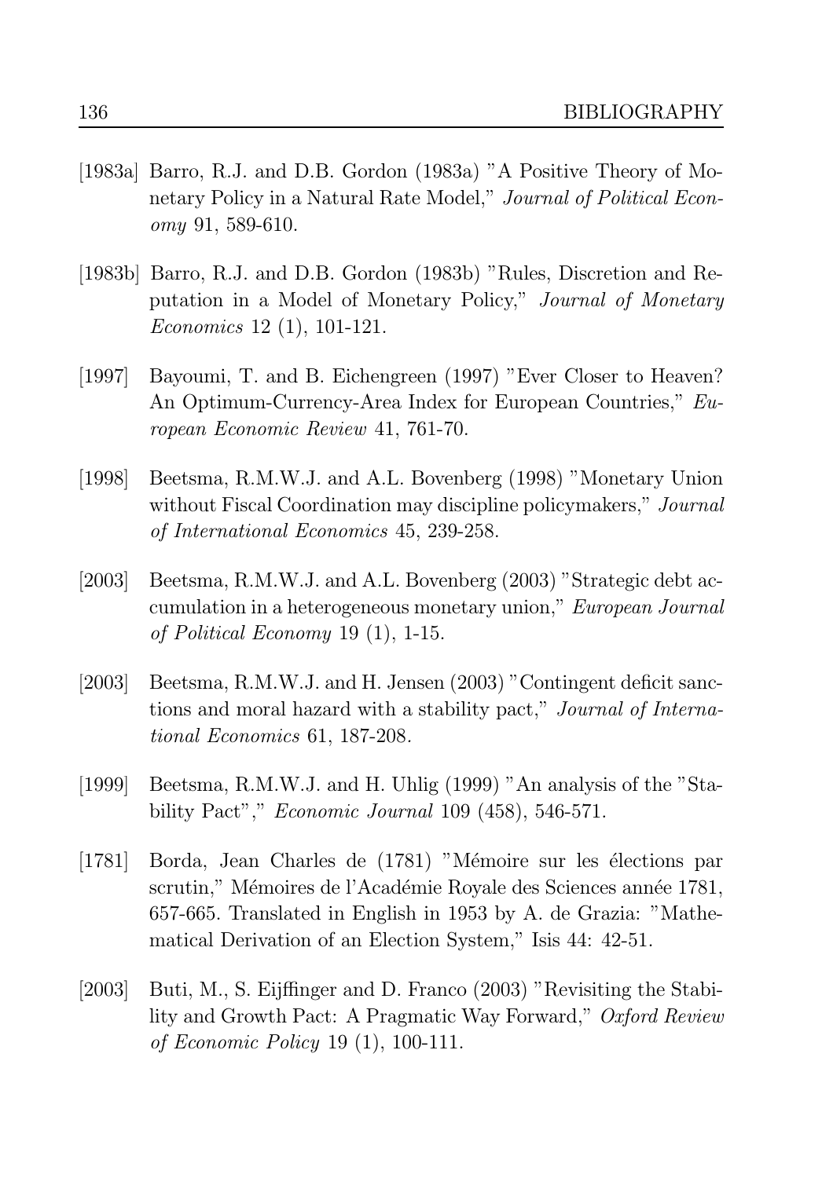[1983a] Barro, R.J. and D.B. Gordon (1983a) "A Positive Theory of Monetary Policy in a Natural Rate Model," *Journal of Political Economy* 91, 589-610.

[1983b] Barro, R.J. and D.B. Gordon (1983b) "Rules, Discretion and Reputation in a Model of Monetary Policy," *Journal of Monetary Economics* 12 (1), 101-121.

[1997] Bayoumi, T. and B. Eichengreen (1997) "Ever Closer to Heaven? An Optimum-Currency-Area Index for European Countries," *European Economic Review* 41, 761-70.

[1998] Beetsma, R.M.W.J. and A.L. Bovenberg (1998) "Monetary Union without Fiscal Coordination may discipline policymakers," *Journal of International Economics* 45, 239-258.

[2003] Beetsma, R.M.W.J. and A.L. Bovenberg (2003) "Strategic debt accumulation in a heterogeneous monetary union," *European Journal of Political Economy* 19 (1), 1-15.

[2003] Beetsma, R.M.W.J. and H. Jensen (2003) "Contingent deficit sanctions and moral hazard with a stability pact," *Journal of International Economics* 61, 187-208.

[1999] Beetsma, R.M.W.J. and H. Uhlig (1999) "An analysis of the "Stability Pact"," *Economic Journal* 109 (458), 546-571.

[1781] Borda, Jean Charles de (1781) "Mémoire sur les élections par scrutin," Mémoires de l'Académie Royale des Sciences année 1781, 657-665. Translated in English in 1953 by A. de Grazia: "Mathematical Derivation of an Election System," Isis 44: 42-51.

[2003] Buti, M., S. Eijffinger and D. Franco (2003) "Revisiting the Stability and Growth Pact: A Pragmatic Way Forward," *Oxford Review of Economic Policy* 19 (1), 100-111.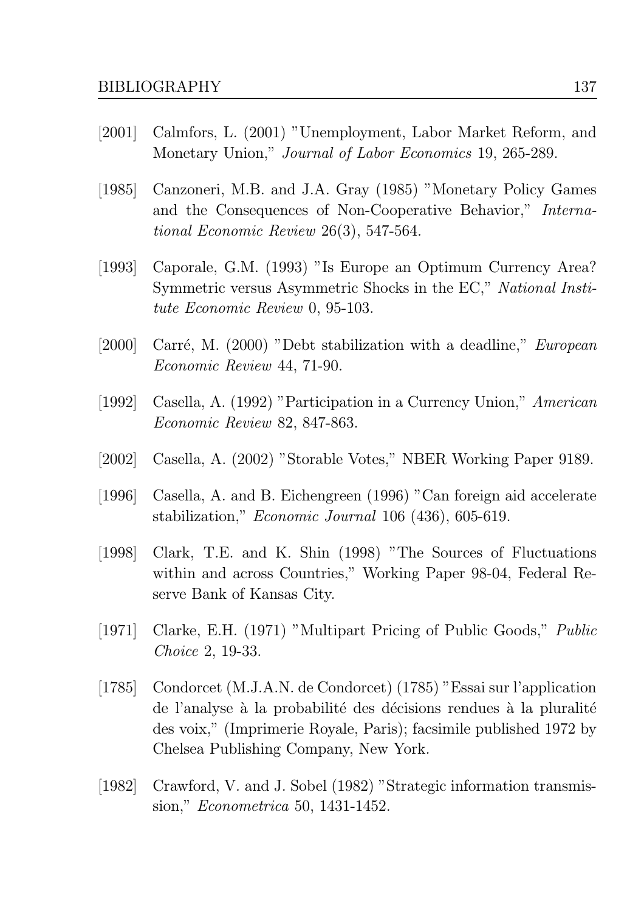[2001] Calmfors, L. (2001) "Unemployment, Labor Market Reform, and Monetary Union," *Journal of Labor Economics* 19, 265-289.

[1985] Canzoneri, M.B. and J.A. Gray (1985) "Monetary Policy Games and the Consequences of Non-Cooperative Behavior," *International Economic Review* 26(3), 547-564.

[1993] Caporale, G.M. (1993) "Is Europe an Optimum Currency Area? Symmetric versus Asymmetric Shocks in the EC," *National Institute Economic Review* 0, 95-103.

[2000] Carré, M. (2000) "Debt stabilization with a deadline," *European Economic Review* 44, 71-90.

[1992] Casella, A. (1992) "Participation in a Currency Union," *American Economic Review* 82, 847-863.

[2002] Casella, A. (2002) "Storable Votes," NBER Working Paper 9189.

[1996] Casella, A. and B. Eichengreen (1996) "Can foreign aid accelerate stabilization," *Economic Journal* 106 (436), 605-619.

[1998] Clark, T.E. and K. Shin (1998) "The Sources of Fluctuations within and across Countries," Working Paper 98-04, Federal Reserve Bank of Kansas City.

[1971] Clarke, E.H. (1971) "Multipart Pricing of Public Goods," *Public Choice* 2, 19-33.

[1785] Condorcet (M.J.A.N. de Condorcet) (1785) "Essai sur l'application de l'analyse à la probabilité des décisions rendues à la pluralité des voix," (Imprimerie Royale, Paris); facsimile published 1972 by Chelsea Publishing Company, New York.

[1982] Crawford, V. and J. Sobel (1982) "Strategic information transmission," *Econometrica* 50, 1431-1452.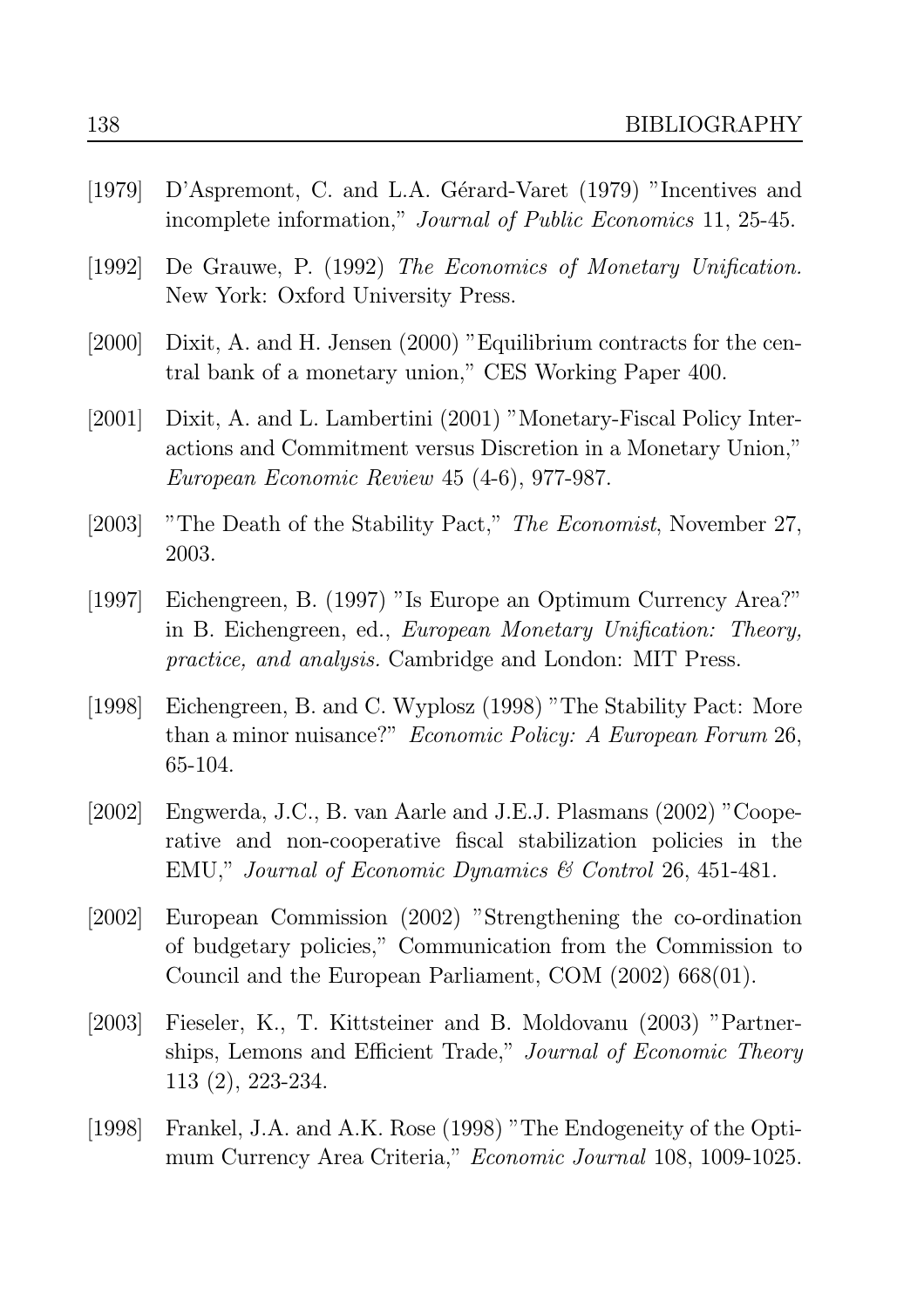[1979] D'Aspremont, C. and L.A. Gérard-Varet (1979) "Incentives and incomplete information," *Journal of Public Economics* 11, 25-45.

[1992] De Grauwe, P. (1992) *The Economics of Monetary Unification.* New York: Oxford University Press.

[2000] Dixit, A. and H. Jensen (2000) "Equilibrium contracts for the central bank of a monetary union," CES Working Paper 400.

[2001] Dixit, A. and L. Lambertini (2001) "Monetary-Fiscal Policy Interactions and Commitment versus Discretion in a Monetary Union," *European Economic Review* 45 (4-6), 977-987.

[2003] "The Death of the Stability Pact," *The Economist*, November 27, 2003.

[1997] Eichengreen, B. (1997) "Is Europe an Optimum Currency Area?" in B. Eichengreen, ed., *European Monetary Unification: Theory, practice, and analysis.* Cambridge and London: MIT Press.

[1998] Eichengreen, B. and C. Wyplosz (1998) "The Stability Pact: More than a minor nuisance?" *Economic Policy: A European Forum* 26, 65-104.

[2002] Engwerda, J.C., B. van Aarle and J.E.J. Plasmans (2002) "Cooperative and non-cooperative fiscal stabilization policies in the EMU," *Journal of Economic Dynamics & Control* 26, 451-481.

[2002] European Commission (2002) "Strengthening the co-ordination of budgetary policies," Communication from the Commission to Council and the European Parliament, COM (2002) 668(01).

[2003] Fieseler, K., T. Kittsteiner and B. Moldovanu (2003) "Partnerships, Lemons and Efficient Trade," *Journal of Economic Theory* 113 (2), 223-234.

[1998] Frankel, J.A. and A.K. Rose (1998) "The Endogeneity of the Optimum Currency Area Criteria," *Economic Journal* 108, 1009-1025.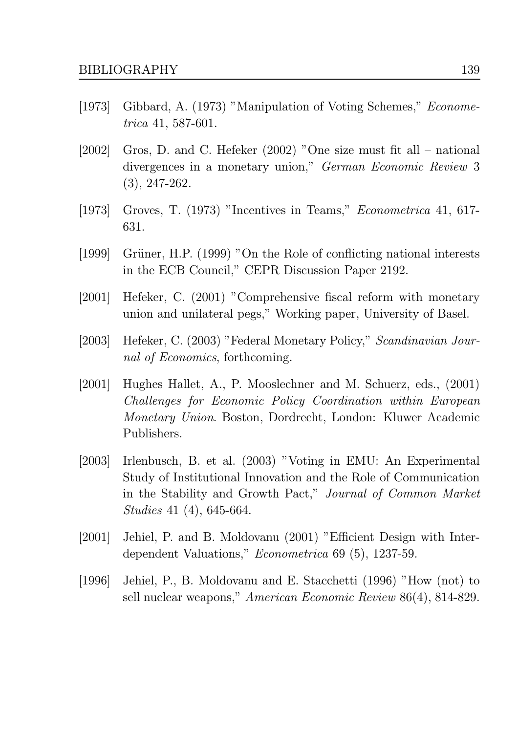[1973] Gibbard, A. (1973) "Manipulation of Voting Schemes," *Econometrica* 41, 587-601.

[2002] Gros, D. and C. Hefeker (2002) "One size must fit all – national divergences in a monetary union," *German Economic Review* 3 (3), 247-262.

[1973] Groves, T. (1973) "Incentives in Teams," *Econometrica* 41, 617-631.

[1999] Grüner, H.P. (1999) "On the Role of conflicting national interests in the ECB Council," CEPR Discussion Paper 2192.

[2001] Hefeker, C. (2001) "Comprehensive fiscal reform with monetary union and unilateral pegs," Working paper, University of Basel.

[2003] Hefeker, C. (2003) "Federal Monetary Policy," *Scandinavian Journal of Economics*, forthcoming.

[2001] Hughes Hallet, A., P. Mooslechner and M. Schuerz, eds., (2001) *Challenges for Economic Policy Coordination within European Monetary Union*. Boston, Dordrecht, London: Kluwer Academic Publishers.

[2003] Irlenbusch, B. et al. (2003) "Voting in EMU: An Experimental Study of Institutional Innovation and the Role of Communication in the Stability and Growth Pact," *Journal of Common Market Studies* 41 (4), 645-664.

[2001] Jehiel, P. and B. Moldovanu (2001) "Efficient Design with Interdependent Valuations," *Econometrica* 69 (5), 1237-59.

[1996] Jehiel, P., B. Moldovanu and E. Stacchetti (1996) "How (not) to sell nuclear weapons," *American Economic Review* 86(4), 814-829.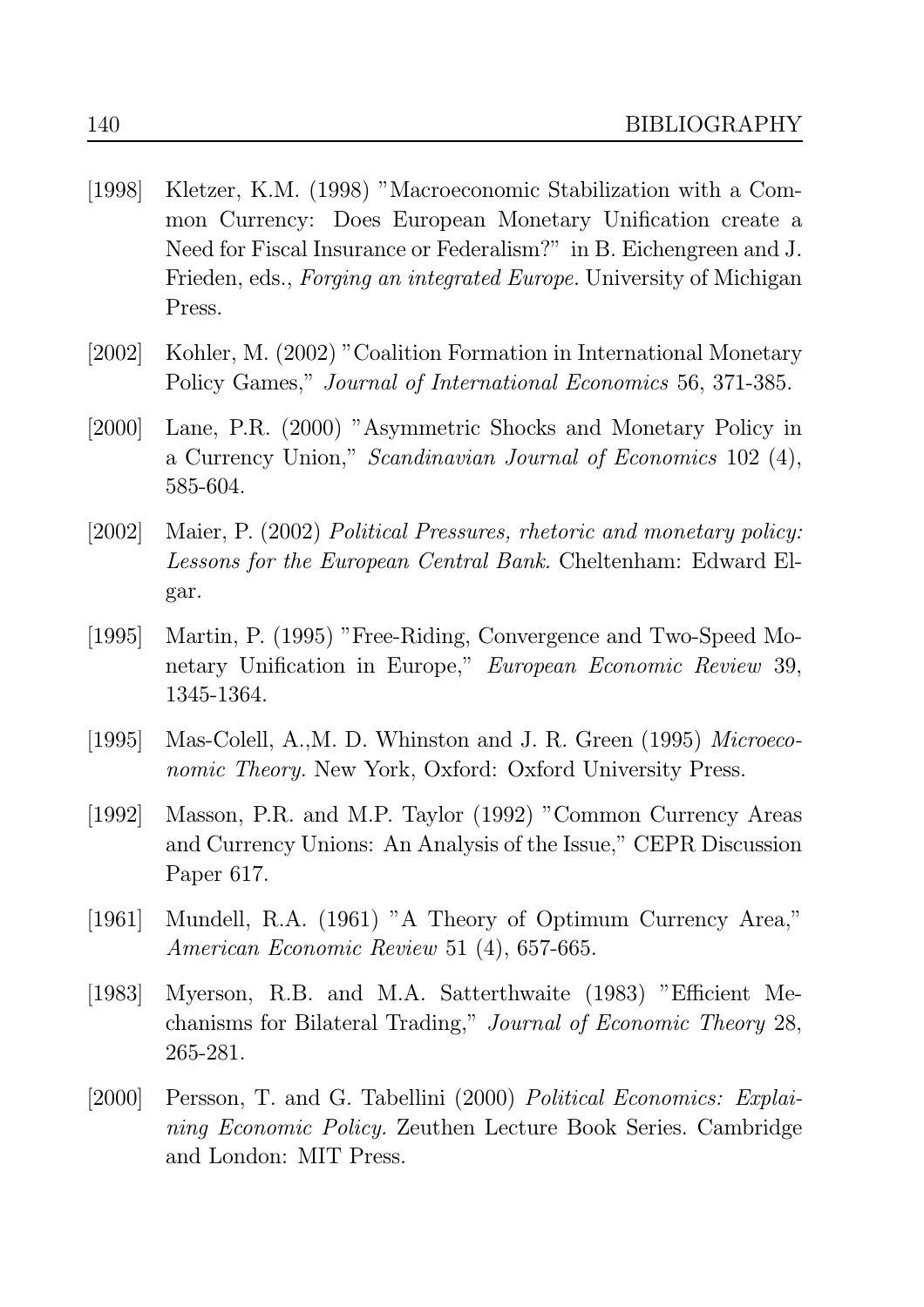[1998] Kletzer, K.M. (1998) "Macroeconomic Stabilization with a Common Currency: Does European Monetary Unification create a Need for Fiscal Insurance or Federalism?" in B. Eichengreen and J. Frieden, eds., *Forging an integrated Europe.* University of Michigan Press.

[2002] Kohler, M. (2002) "Coalition Formation in International Monetary Policy Games," *Journal of International Economics* 56, 371-385.

[2000] Lane, P.R. (2000) "Asymmetric Shocks and Monetary Policy in a Currency Union," *Scandinavian Journal of Economics* 102 (4), 585-604.

[2002] Maier, P. (2002) *Political Pressures, rhetoric and monetary policy: Lessons for the European Central Bank.* Cheltenham: Edward Elgar.

[1995] Martin, P. (1995) "Free-Riding, Convergence and Two-Speed Monetary Unification in Europe," *European Economic Review* 39, 1345-1364.

[1995] Mas-Colell, A.,M. D. Whinston and J. R. Green (1995) *Microeconomic Theory.* New York, Oxford: Oxford University Press.

[1992] Masson, P.R. and M.P. Taylor (1992) "Common Currency Areas and Currency Unions: An Analysis of the Issue," CEPR Discussion Paper 617.

[1961] Mundell, R.A. (1961) "A Theory of Optimum Currency Area," *American Economic Review* 51 (4), 657-665.

[1983] Myerson, R.B. and M.A. Satterthwaite (1983) "Efficient Mechanisms for Bilateral Trading," *Journal of Economic Theory* 28, 265-281.

[2000] Persson, T. and G. Tabellini (2000) *Political Economics: Explaining Economic Policy.* Zeuthen Lecture Book Series. Cambridge and London: MIT Press.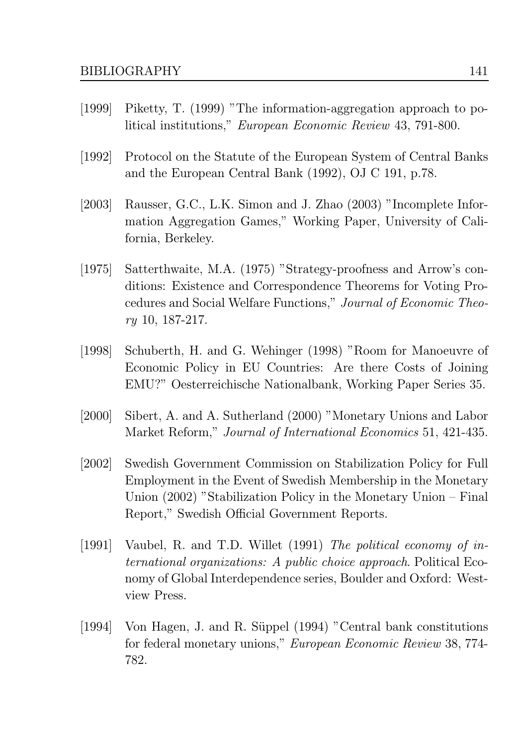[1999] Piketty, T. (1999) "The information-aggregation approach to political institutions," *European Economic Review* 43, 791-800.

[1992] Protocol on the Statute of the European System of Central Banks and the European Central Bank (1992), OJ C 191, p.78.

[2003] Rausser, G.C., L.K. Simon and J. Zhao (2003) "Incomplete Information Aggregation Games," Working Paper, University of California, Berkeley.

[1975] Satterthwaite, M.A. (1975) "Strategy-proofness and Arrow's conditions: Existence and Correspondence Theorems for Voting Procedures and Social Welfare Functions," *Journal of Economic Theory* 10, 187-217.

[1998] Schuberth, H. and G. Wehinger (1998) "Room for Manoeuvre of Economic Policy in EU Countries: Are there Costs of Joining EMU?" Oesterreichische Nationalbank, Working Paper Series 35.

[2000] Sibert, A. and A. Sutherland (2000) "Monetary Unions and Labor Market Reform," *Journal of International Economics* 51, 421-435.

[2002] Swedish Government Commission on Stabilization Policy for Full Employment in the Event of Swedish Membership in the Monetary Union (2002) "Stabilization Policy in the Monetary Union – Final Report," Swedish Official Government Reports.

[1991] Vaubel, R. and T.D. Willet (1991) *The political economy of international organizations: A public choice approach*. Political Economy of Global Interdependence series, Boulder and Oxford: Westview Press.

[1994] Von Hagen, J. and R. Süppel (1994) "Central bank constitutions for federal monetary unions," *European Economic Review* 38, 774-782.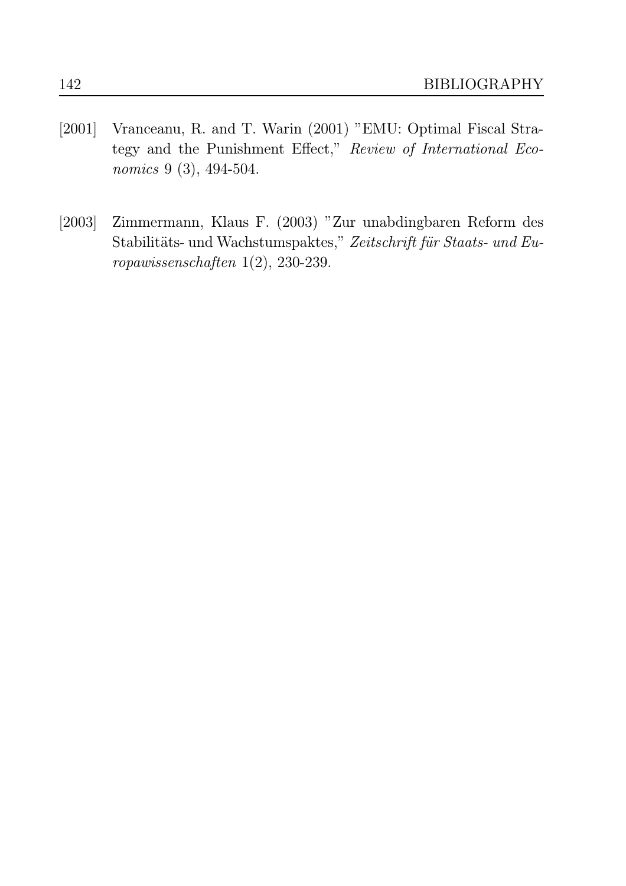[2001] Vranceanu, R. and T. Warin (2001) "EMU: Optimal Fiscal Strategy and the Punishment Effect," *Review of International Economics* 9 (3), 494-504.

[2003] Zimmermann, Klaus F. (2003) "Zur unabdingbaren Reform des Stabilitäts- und Wachstumspaktes," *Zeitschrift für Staats- und Europawissenschaften* 1(2), 230-239.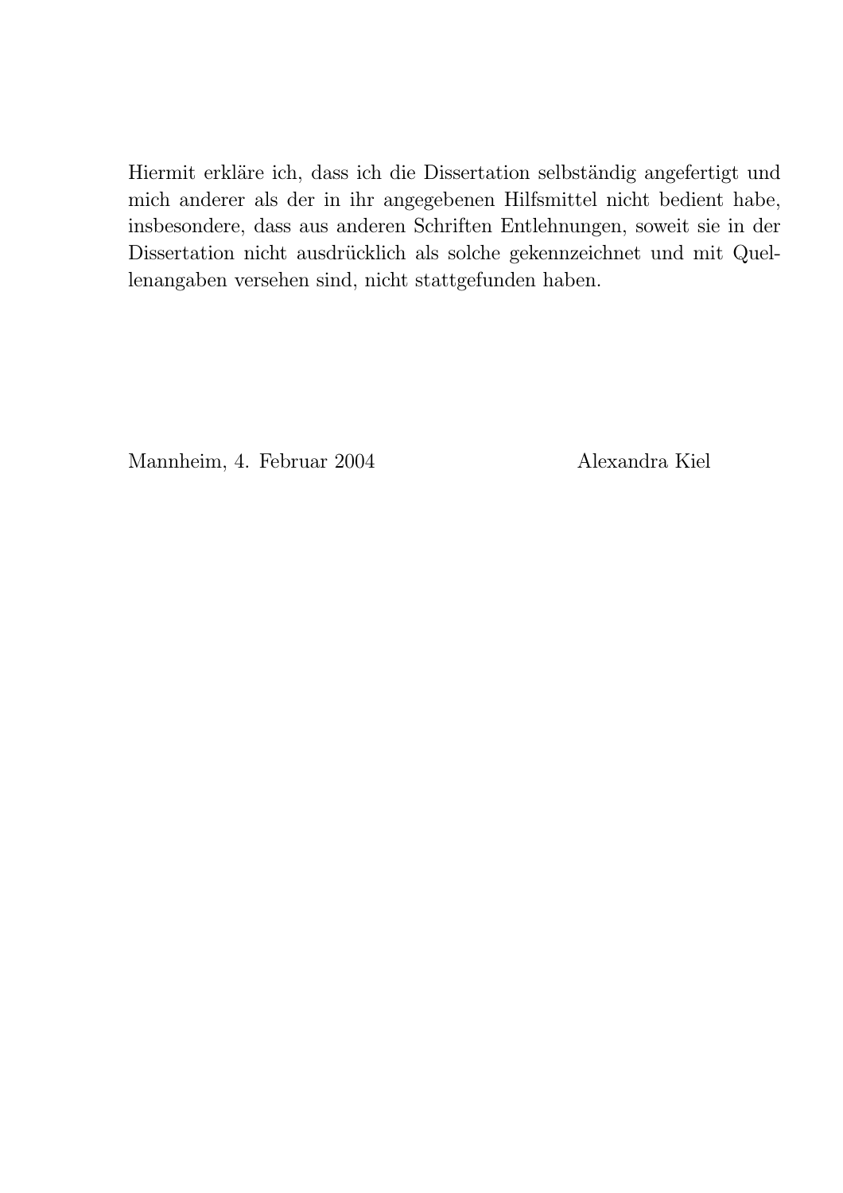Hiermit erkläre ich, dass ich die Dissertation selbständig angefertigt und mich anderer als der in ihr angegebenen Hilfsmittel nicht bedient habe, insbesondere, dass aus anderen Schriften Entlehnungen, soweit sie in der Dissertation nicht ausdrücklich als solche gekennzeichnet und mit Quellenangaben versehen sind, nicht stattgefunden haben.

Mannheim, 4. Februar 2004 Alexandra Kiel